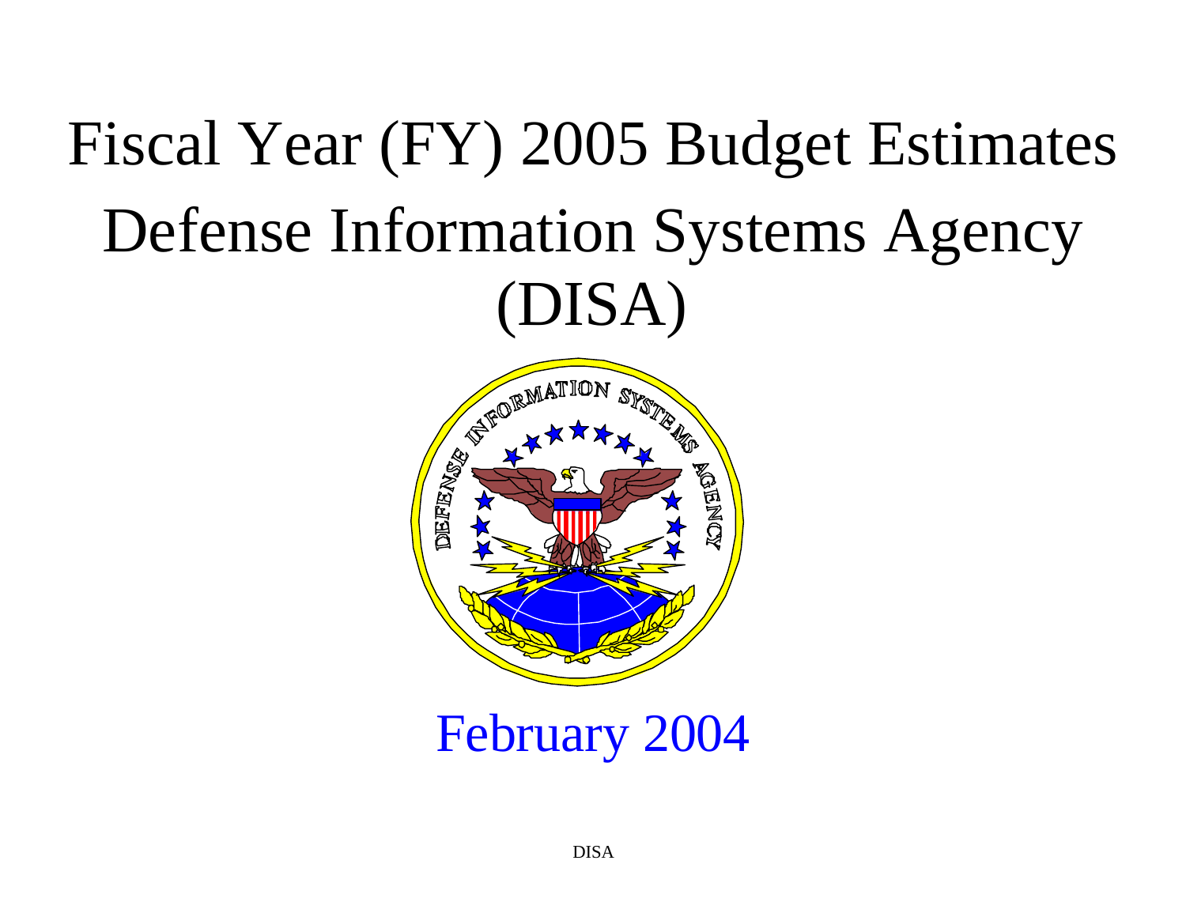# Fiscal Year (FY) 2005 Budget Estimates Defense Information Systems Agency (DISA)

February 2004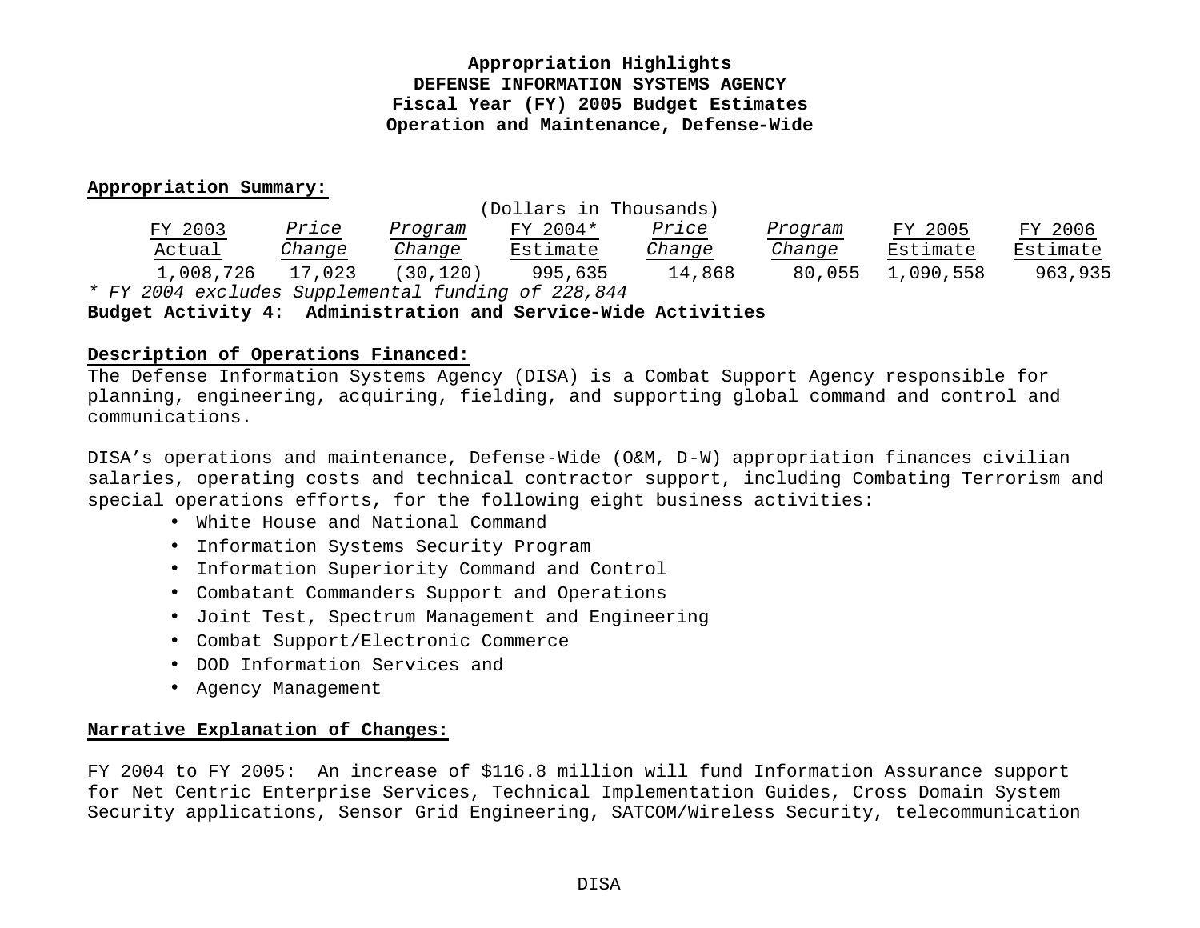**Appropriation Highlights**
**DEFENSE INFORMATION SYSTEMS AGENCY**
**Fiscal Year (FY) 2005 Budget Estimates**
**Operation and Maintenance, Defense-Wide**

**Appropriation Summary:**

(Dollars in Thousands)

| FY 2003 Actual | *Price Change* | *Program Change* | FY 2004* Estimate | *Price Change* | *Program Change* | FY 2005 Estimate | FY 2006 Estimate |
|---|---|---|---|---|---|---|---|
| 1,008,726 | 17,023 | (30,120) | 995,635 | 14,868 | 80,055 | 1,090,558 | 963,935 |

*\* FY 2004 excludes Supplemental funding of 228,844*

**Budget Activity 4: Administration and Service-Wide Activities**

**Description of Operations Financed:**

The Defense Information Systems Agency (DISA) is a Combat Support Agency responsible for planning, engineering, acquiring, fielding, and supporting global command and control and communications.

DISA's operations and maintenance, Defense-Wide (O&M, D-W) appropriation finances civilian salaries, operating costs and technical contractor support, including Combating Terrorism and special operations efforts, for the following eight business activities:

- White House and National Command
- Information Systems Security Program
- Information Superiority Command and Control
- Combatant Commanders Support and Operations
- Joint Test, Spectrum Management and Engineering
- Combat Support/Electronic Commerce
- DOD Information Services and
- Agency Management

**Narrative Explanation of Changes:**

FY 2004 to FY 2005: An increase of $116.8 million will fund Information Assurance support for Net Centric Enterprise Services, Technical Implementation Guides, Cross Domain System Security applications, Sensor Grid Engineering, SATCOM/Wireless Security, telecommunication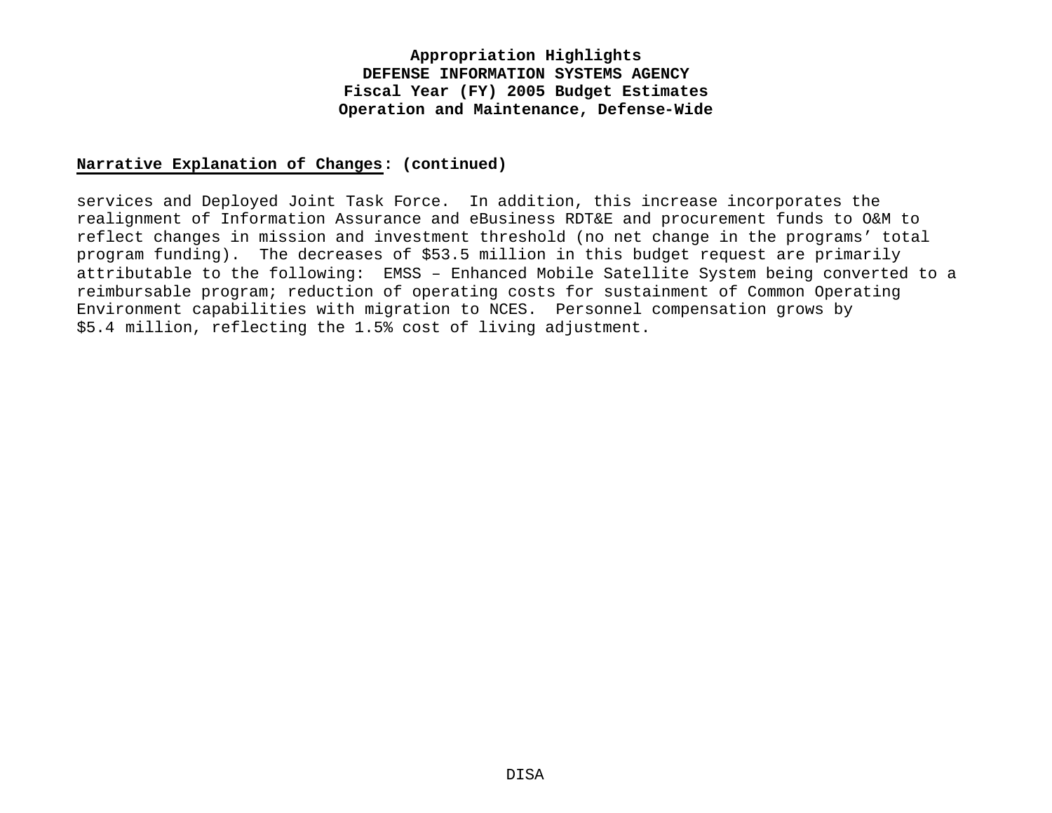**Narrative Explanation of Changes: (continued)**

services and Deployed Joint Task Force.  In addition, this increase incorporates the realignment of Information Assurance and eBusiness RDT&E and procurement funds to O&M to reflect changes in mission and investment threshold (no net change in the programs' total program funding).  The decreases of $53.5 million in this budget request are primarily attributable to the following:  EMSS – Enhanced Mobile Satellite System being converted to a reimbursable program; reduction of operating costs for sustainment of Common Operating Environment capabilities with migration to NCES.  Personnel compensation grows by $5.4 million, reflecting the 1.5% cost of living adjustment.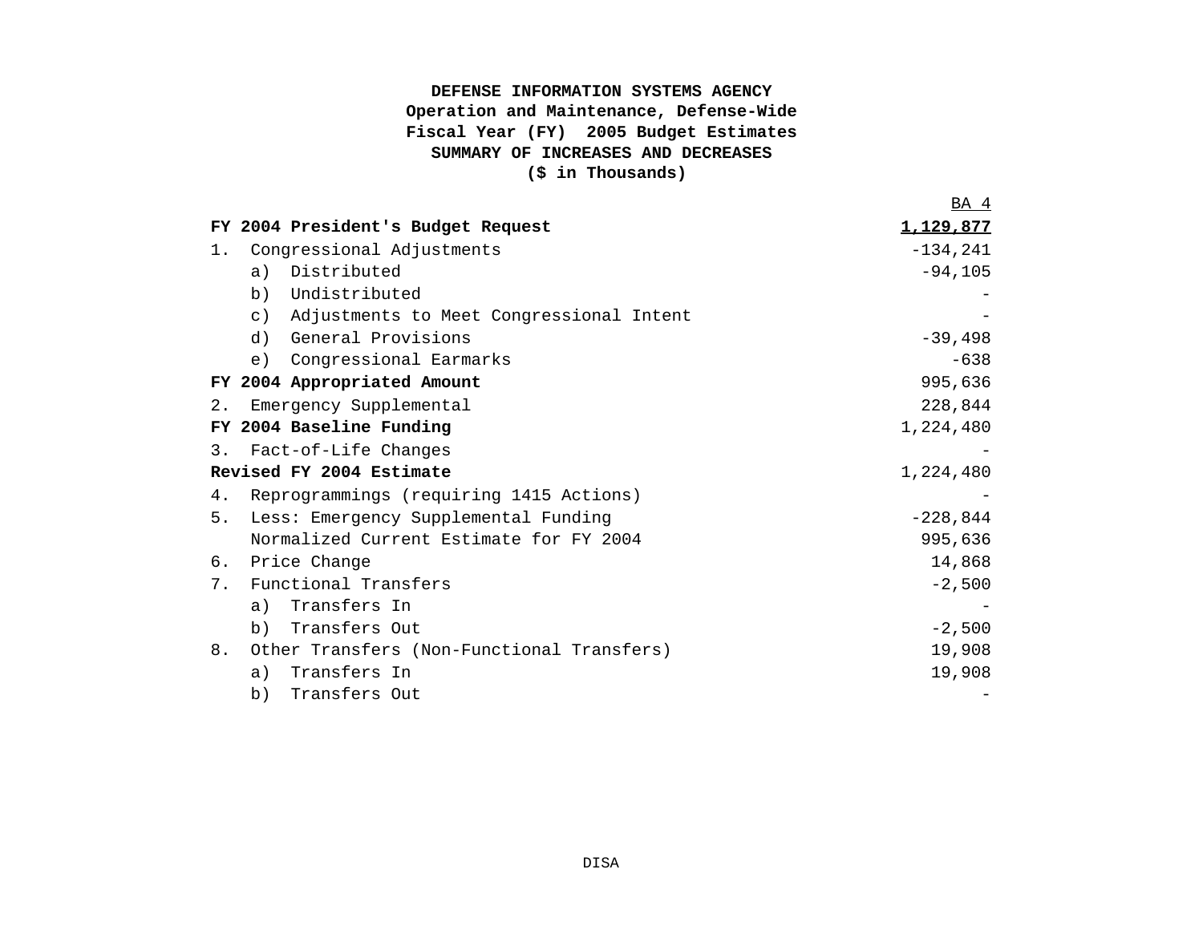**DEFENSE INFORMATION SYSTEMS AGENCY**
**Operation and Maintenance, Defense-Wide**
**Fiscal Year (FY) 2005 Budget Estimates**
**SUMMARY OF INCREASES AND DECREASES**
**($ in Thousands)**

| | BA 4 |
|---|---|
| **FY 2004 President's Budget Request** | **1,129,877** |
| 1. Congressional Adjustments | -134,241 |
| a) Distributed | -94,105 |
| b) Undistributed | - |
| c) Adjustments to Meet Congressional Intent | - |
| d) General Provisions | -39,498 |
| e) Congressional Earmarks | -638 |
| **FY 2004 Appropriated Amount** | 995,636 |
| 2. Emergency Supplemental | 228,844 |
| **FY 2004 Baseline Funding** | 1,224,480 |
| 3. Fact-of-Life Changes | - |
| **Revised FY 2004 Estimate** | 1,224,480 |
| 4. Reprogrammings (requiring 1415 Actions) | - |
| 5. Less: Emergency Supplemental Funding | -228,844 |
| Normalized Current Estimate for FY 2004 | 995,636 |
| 6. Price Change | 14,868 |
| 7. Functional Transfers | -2,500 |
| a) Transfers In | - |
| b) Transfers Out | -2,500 |
| 8. Other Transfers (Non-Functional Transfers) | 19,908 |
| a) Transfers In | 19,908 |
| b) Transfers Out | - |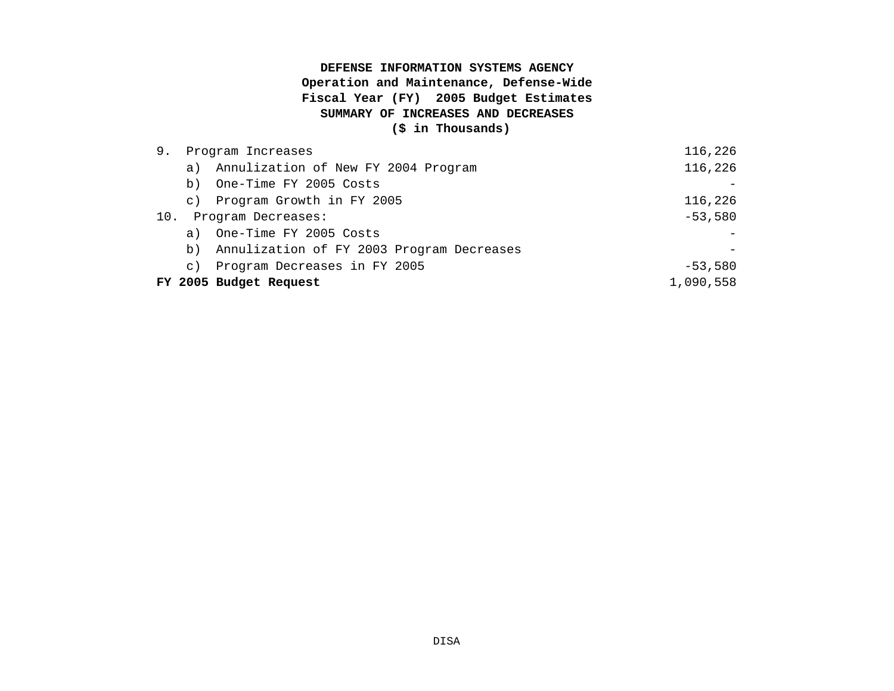**DEFENSE INFORMATION SYSTEMS AGENCY**
**Operation and Maintenance, Defense-Wide**
**Fiscal Year (FY) 2005 Budget Estimates**
**SUMMARY OF INCREASES AND DECREASES**
**($ in Thousands)**

| | |
|---|---:|
| 9. Program Increases | 116,226 |
| a) Annulization of New FY 2004 Program | 116,226 |
| b) One-Time FY 2005 Costs | - |
| c) Program Growth in FY 2005 | 116,226 |
| 10. Program Decreases: | -53,580 |
| a) One-Time FY 2005 Costs | - |
| b) Annulization of FY 2003 Program Decreases | - |
| c) Program Decreases in FY 2005 | -53,580 |
| **FY 2005 Budget Request** | 1,090,558 |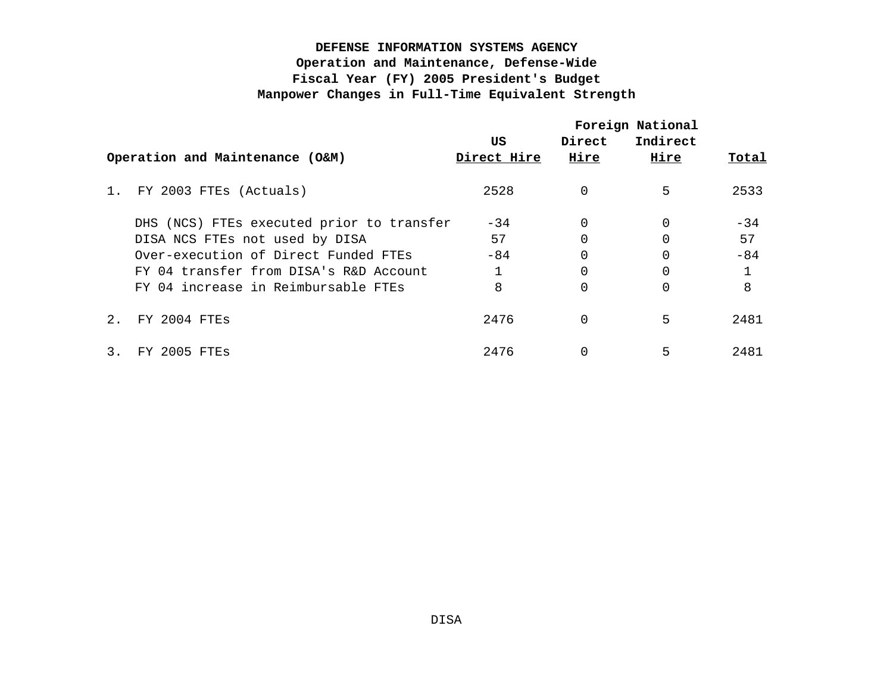**DEFENSE INFORMATION SYSTEMS AGENCY**
**Operation and Maintenance, Defense-Wide**
**Fiscal Year (FY) 2005 President's Budget**
**Manpower Changes in Full-Time Equivalent Strength**

| Operation and Maintenance (O&M) | US Direct Hire | Foreign National Direct Hire | Foreign National Indirect Hire | Total |
|---|---|---|---|---|
| 1. FY 2003 FTEs (Actuals) | 2528 | 0 | 5 | 2533 |
| DHS (NCS) FTEs executed prior to transfer | -34 | 0 | 0 | -34 |
| DISA NCS FTEs not used by DISA | 57 | 0 | 0 | 57 |
| Over-execution of Direct Funded FTEs | -84 | 0 | 0 | -84 |
| FY 04 transfer from DISA's R&D Account | 1 | 0 | 0 | 1 |
| FY 04 increase in Reimbursable FTEs | 8 | 0 | 0 | 8 |
| 2. FY 2004 FTEs | 2476 | 0 | 5 | 2481 |
| 3. FY 2005 FTEs | 2476 | 0 | 5 | 2481 |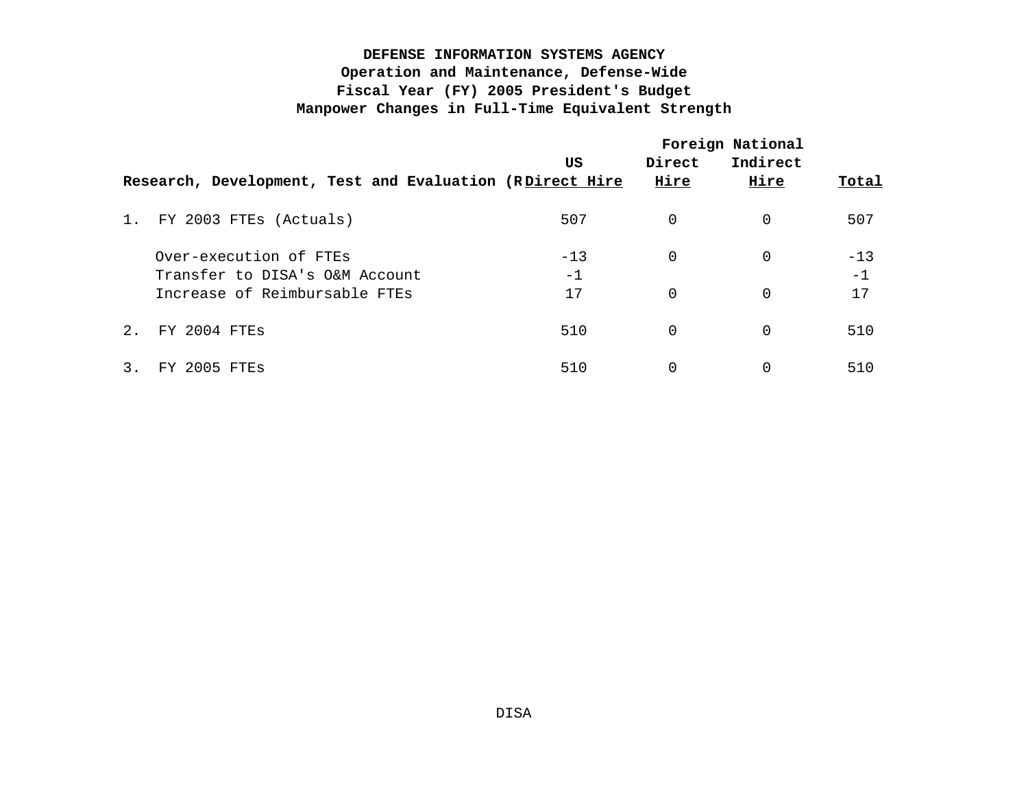**DEFENSE INFORMATION SYSTEMS AGENCY**
**Operation and Maintenance, Defense-Wide**
**Fiscal Year (FY) 2005 President's Budget**
**Manpower Changes in Full-Time Equivalent Strength**

| Research, Development, Test and Evaluation (R | US Direct Hire | Foreign National Direct Hire | Foreign National Indirect Hire | Total |
|---|---|---|---|---|
| 1. FY 2003 FTEs (Actuals) | 507 | 0 | 0 | 507 |
| Over-execution of FTEs | -13 | 0 | 0 | -13 |
| Transfer to DISA's O&M Account | -1 | | | -1 |
| Increase of Reimbursable FTEs | 17 | 0 | 0 | 17 |
| 2. FY 2004 FTEs | 510 | 0 | 0 | 510 |
| 3. FY 2005 FTEs | 510 | 0 | 0 | 510 |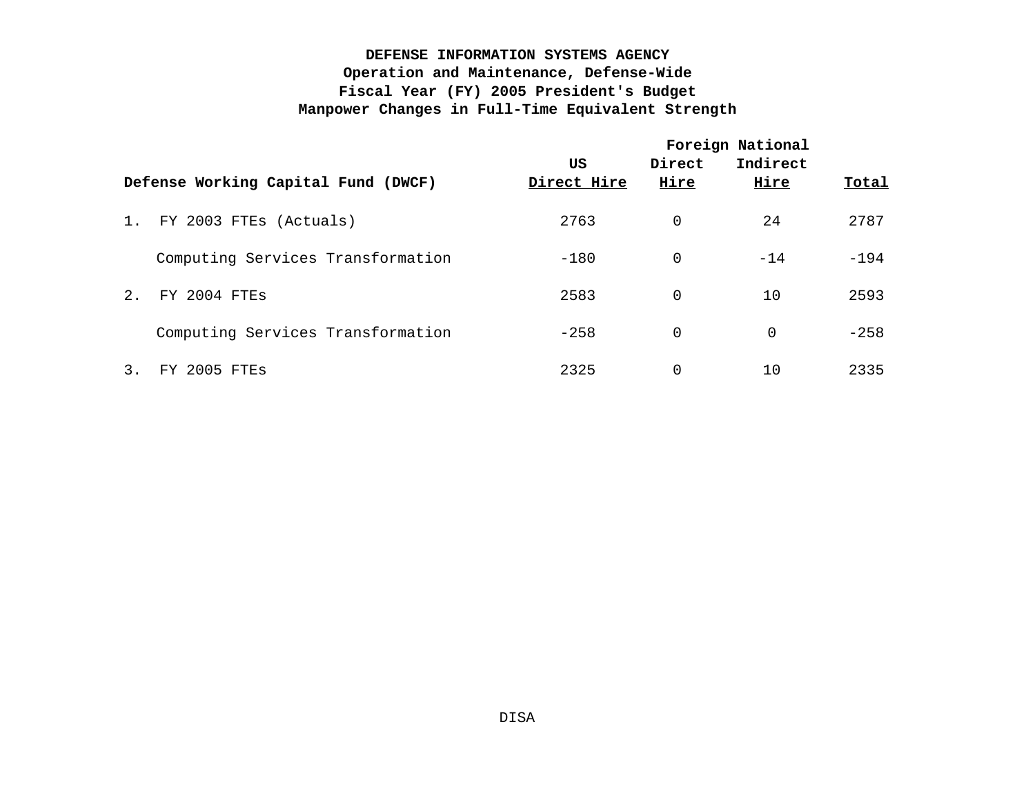**DEFENSE INFORMATION SYSTEMS AGENCY**
**Operation and Maintenance, Defense-Wide**
**Fiscal Year (FY) 2005 President's Budget**
**Manpower Changes in Full-Time Equivalent Strength**

| Defense Working Capital Fund (DWCF) | US Direct Hire | Foreign National Direct Hire | Foreign National Indirect Hire | Total |
|---|---|---|---|---|
| 1. FY 2003 FTEs (Actuals) | 2763 | 0 | 24 | 2787 |
| Computing Services Transformation | -180 | 0 | -14 | -194 |
| 2. FY 2004 FTEs | 2583 | 0 | 10 | 2593 |
| Computing Services Transformation | -258 | 0 | 0 | -258 |
| 3. FY 2005 FTEs | 2325 | 0 | 10 | 2335 |

DISA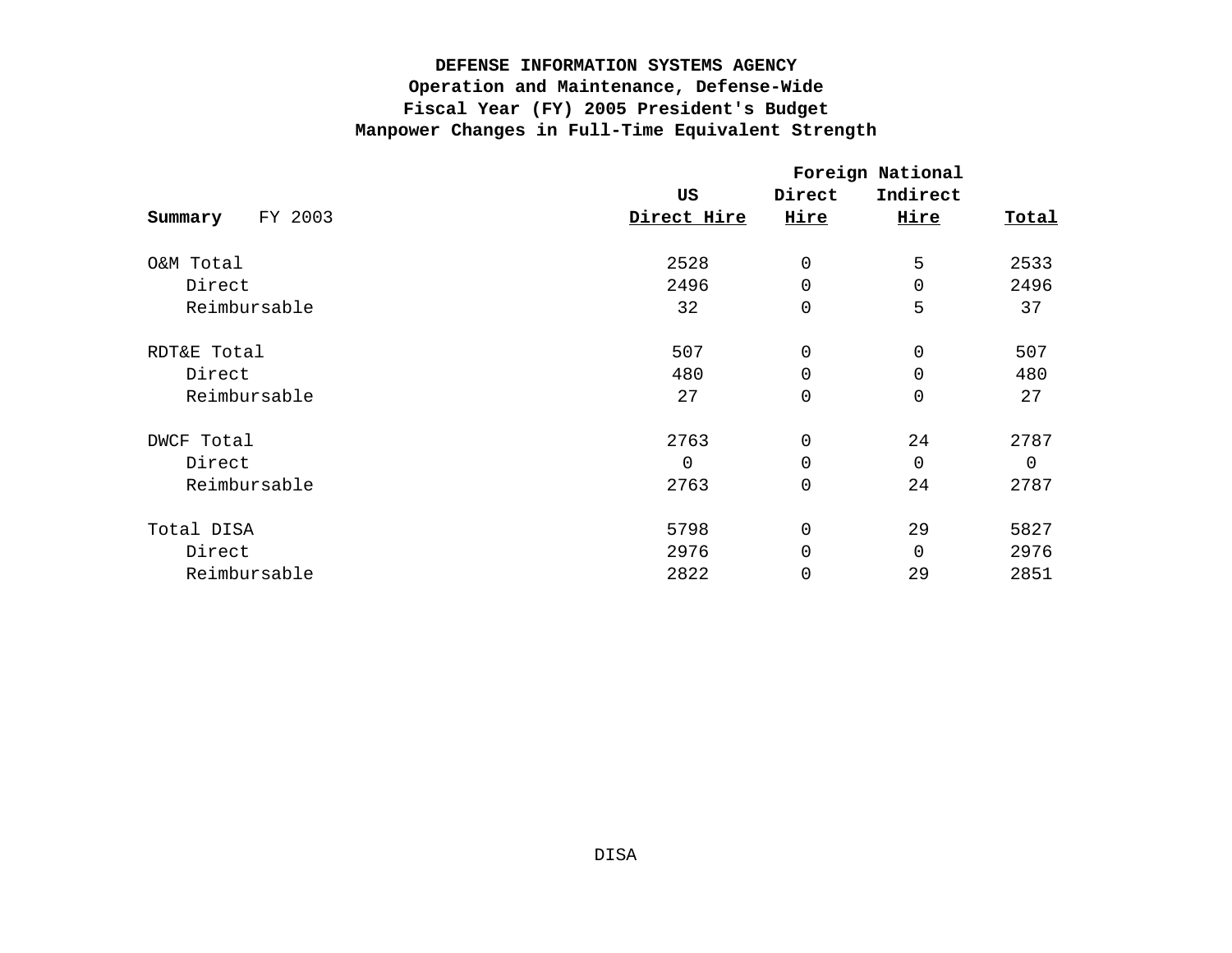# DEFENSE INFORMATION SYSTEMS AGENCY
## Operation and Maintenance, Defense-Wide
## Fiscal Year (FY) 2005 President's Budget
## Manpower Changes in Full-Time Equivalent Strength

| **Summary** FY 2003 | US Direct Hire | Foreign National Direct Hire | Foreign National Indirect Hire | Total |
|---|---|---|---|---|
| O&M Total | 2528 | 0 | 5 | 2533 |
| Direct | 2496 | 0 | 0 | 2496 |
| Reimbursable | 32 | 0 | 5 | 37 |
| RDT&E Total | 507 | 0 | 0 | 507 |
| Direct | 480 | 0 | 0 | 480 |
| Reimbursable | 27 | 0 | 0 | 27 |
| DWCF Total | 2763 | 0 | 24 | 2787 |
| Direct | 0 | 0 | 0 | 0 |
| Reimbursable | 2763 | 0 | 24 | 2787 |
| Total DISA | 5798 | 0 | 29 | 5827 |
| Direct | 2976 | 0 | 0 | 2976 |
| Reimbursable | 2822 | 0 | 29 | 2851 |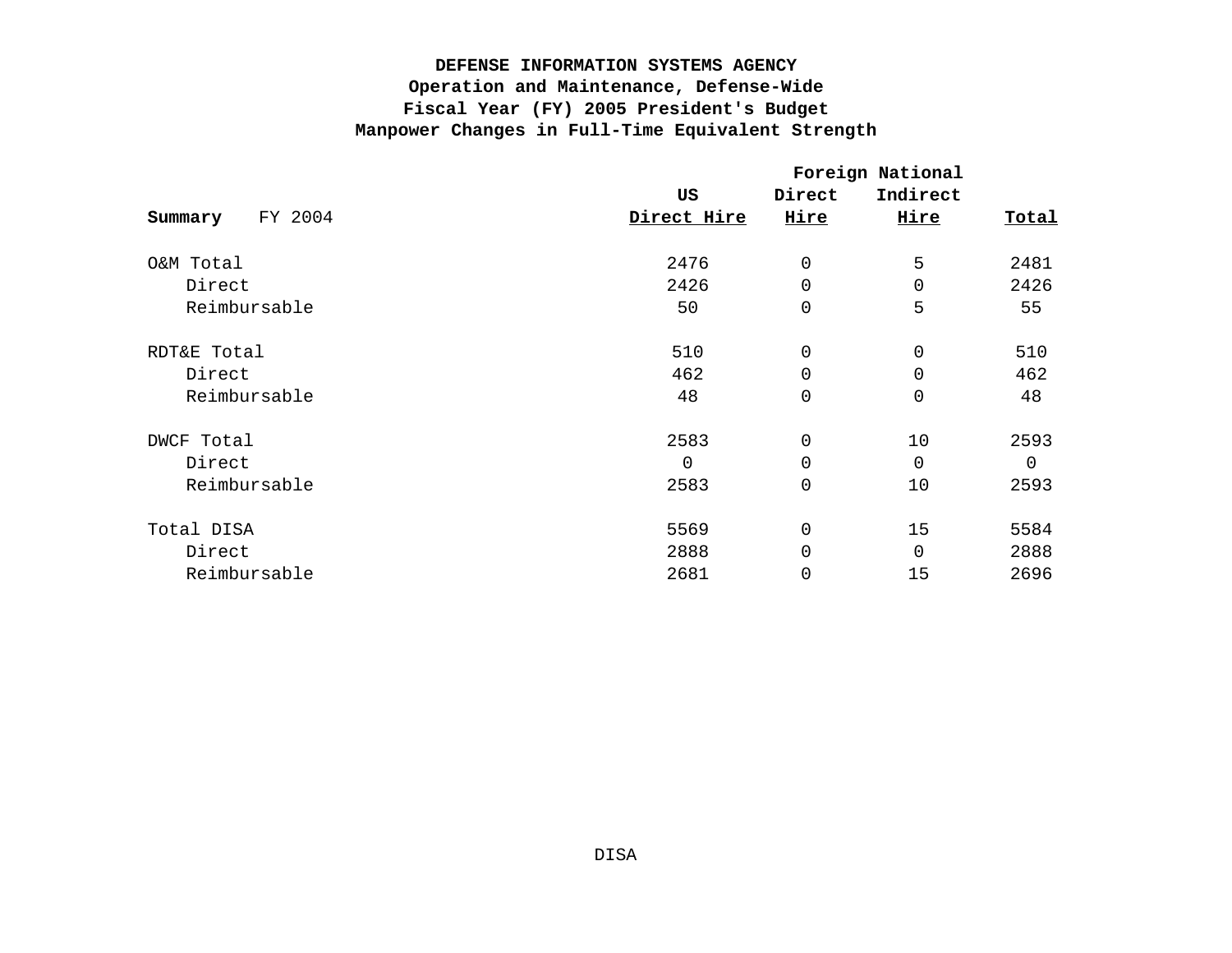**DEFENSE INFORMATION SYSTEMS AGENCY**
**Operation and Maintenance, Defense-Wide**
**Fiscal Year (FY) 2005 President's Budget**
**Manpower Changes in Full-Time Equivalent Strength**

| **Summary** FY 2004 | US | Foreign National | | |
|---|---|---|---|---|
| | **Direct Hire** | **Direct Hire** | **Indirect Hire** | **Total** |
| O&M Total | 2476 | 0 | 5 | 2481 |
| Direct | 2426 | 0 | 0 | 2426 |
| Reimbursable | 50 | 0 | 5 | 55 |
| RDT&E Total | 510 | 0 | 0 | 510 |
| Direct | 462 | 0 | 0 | 462 |
| Reimbursable | 48 | 0 | 0 | 48 |
| DWCF Total | 2583 | 0 | 10 | 2593 |
| Direct | 0 | 0 | 0 | 0 |
| Reimbursable | 2583 | 0 | 10 | 2593 |
| Total DISA | 5569 | 0 | 15 | 5584 |
| Direct | 2888 | 0 | 0 | 2888 |
| Reimbursable | 2681 | 0 | 15 | 2696 |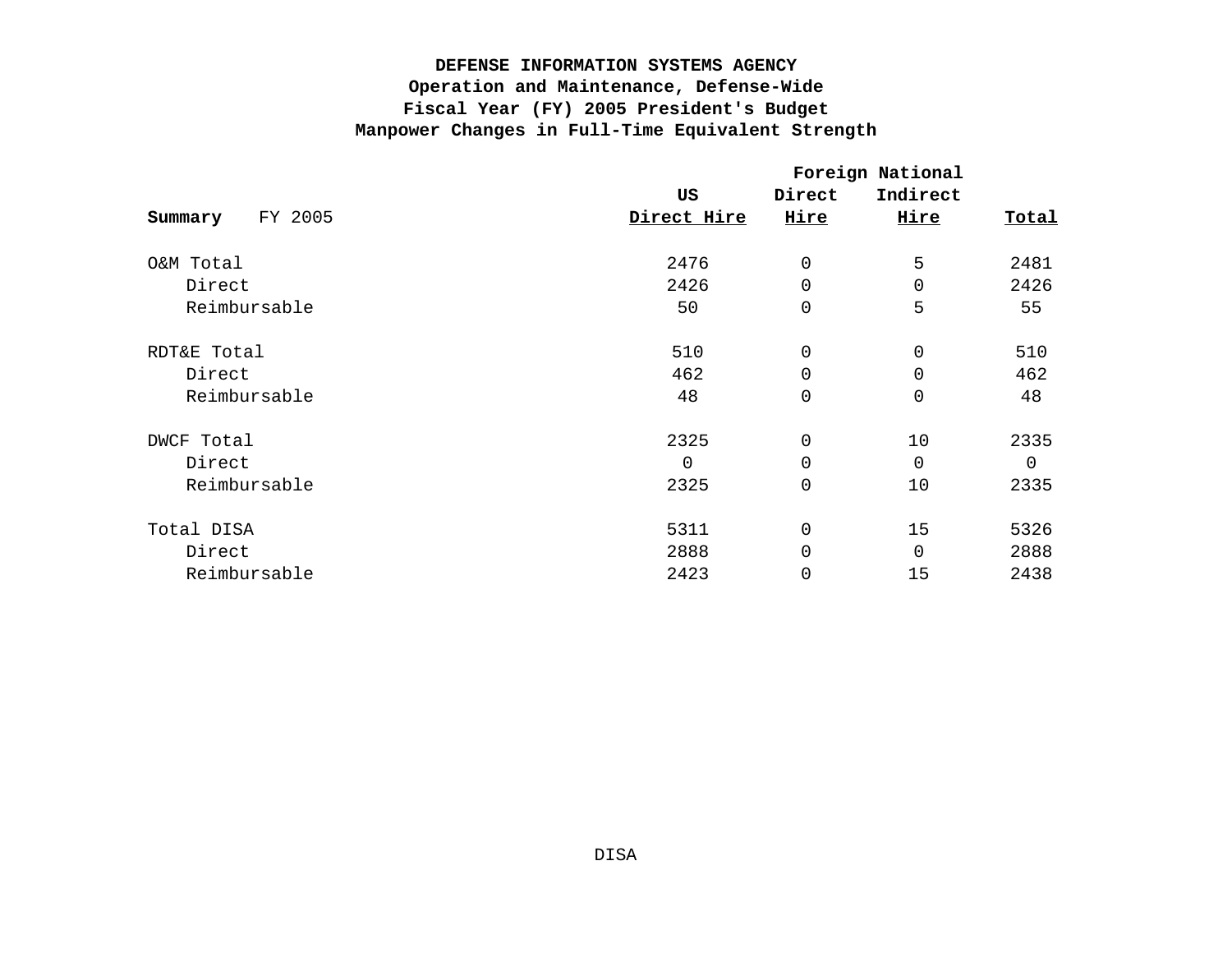# DEFENSE INFORMATION SYSTEMS AGENCY
## Operation and Maintenance, Defense-Wide
## Fiscal Year (FY) 2005 President's Budget
## Manpower Changes in Full-Time Equivalent Strength

| **Summary** FY 2005 | US Direct Hire | Foreign National Direct Hire | Foreign National Indirect Hire | Total |
|---|---|---|---|---|
| O&M Total | 2476 | 0 | 5 | 2481 |
| Direct | 2426 | 0 | 0 | 2426 |
| Reimbursable | 50 | 0 | 5 | 55 |
| RDT&E Total | 510 | 0 | 0 | 510 |
| Direct | 462 | 0 | 0 | 462 |
| Reimbursable | 48 | 0 | 0 | 48 |
| DWCF Total | 2325 | 0 | 10 | 2335 |
| Direct | 0 | 0 | 0 | 0 |
| Reimbursable | 2325 | 0 | 10 | 2335 |
| Total DISA | 5311 | 0 | 15 | 5326 |
| Direct | 2888 | 0 | 0 | 2888 |
| Reimbursable | 2423 | 0 | 15 | 2438 |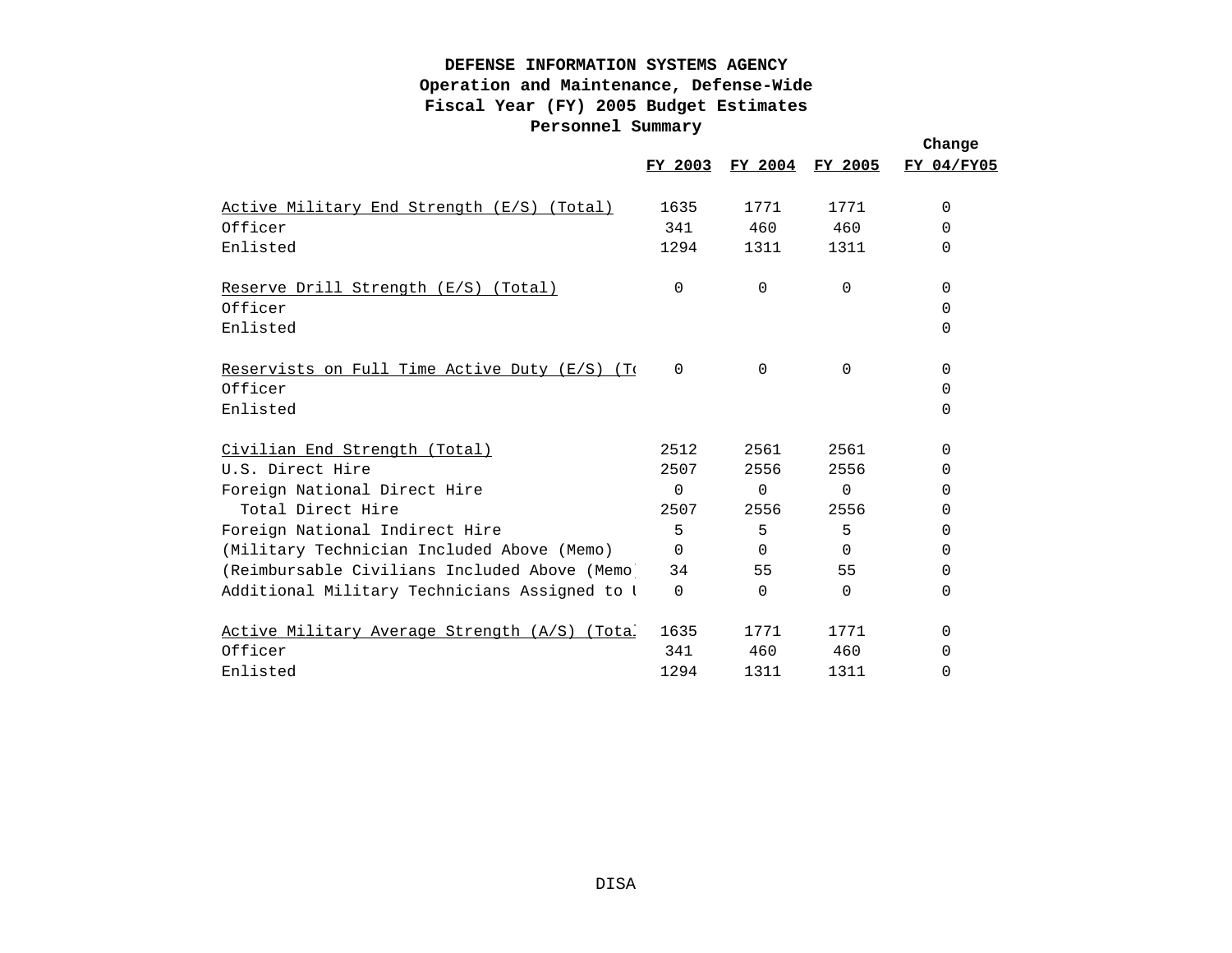**DEFENSE INFORMATION SYSTEMS AGENCY**
**Operation and Maintenance, Defense-Wide**
**Fiscal Year (FY) 2005 Budget Estimates**
**Personnel Summary**

| | FY 2003 | FY 2004 | FY 2005 | Change FY 04/FY05 |
|---|---|---|---|---|
| Active Military End Strength (E/S) (Total) | 1635 | 1771 | 1771 | 0 |
| Officer | 341 | 460 | 460 | 0 |
| Enlisted | 1294 | 1311 | 1311 | 0 |
| | | | | |
| Reserve Drill Strength (E/S) (Total) | 0 | 0 | 0 | 0 |
| Officer | | | | 0 |
| Enlisted | | | | 0 |
| | | | | |
| Reservists on Full Time Active Duty (E/S) (To | 0 | 0 | 0 | 0 |
| Officer | | | | 0 |
| Enlisted | | | | 0 |
| | | | | |
| Civilian End Strength (Total) | 2512 | 2561 | 2561 | 0 |
| U.S. Direct Hire | 2507 | 2556 | 2556 | 0 |
| Foreign National Direct Hire | 0 | 0 | 0 | 0 |
| Total Direct Hire | 2507 | 2556 | 2556 | 0 |
| Foreign National Indirect Hire | 5 | 5 | 5 | 0 |
| (Military Technician Included Above (Memo) | 0 | 0 | 0 | 0 |
| (Reimbursable Civilians Included Above (Memo) | 34 | 55 | 55 | 0 |
| Additional Military Technicians Assigned to U | 0 | 0 | 0 | 0 |
| | | | | |
| Active Military Average Strength (A/S) (Total | 1635 | 1771 | 1771 | 0 |
| Officer | 341 | 460 | 460 | 0 |
| Enlisted | 1294 | 1311 | 1311 | 0 |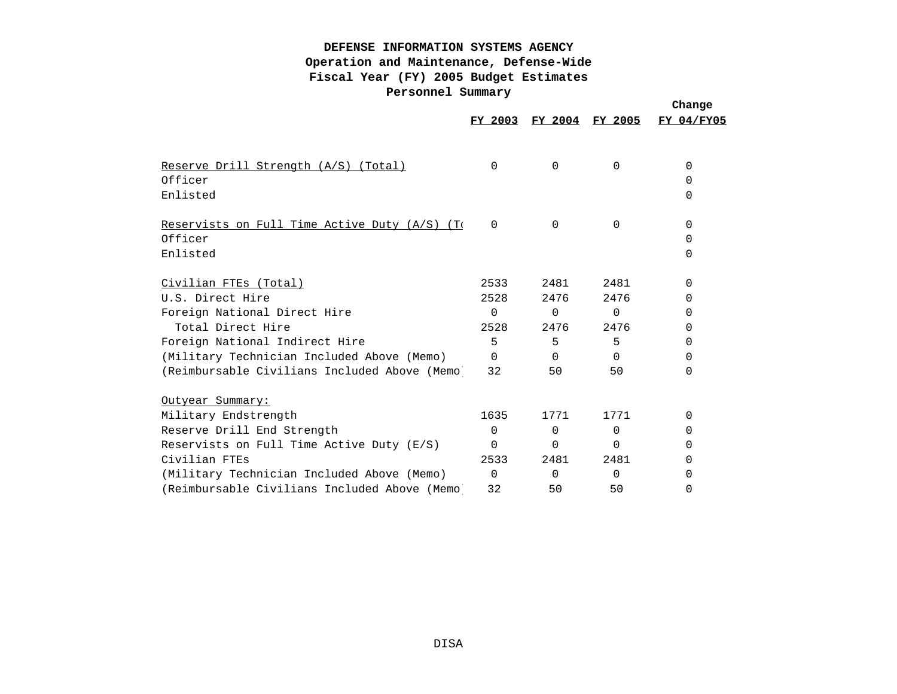**DEFENSE INFORMATION SYSTEMS AGENCY**
**Operation and Maintenance, Defense-Wide**
**Fiscal Year (FY) 2005 Budget Estimates**
**Personnel Summary**

| | FY 2003 | FY 2004 | FY 2005 | Change FY 04/FY05 |
|---|---|---|---|---|
| Reserve Drill Strength (A/S) (Total) | 0 | 0 | 0 | 0 |
| Officer | | | | 0 |
| Enlisted | | | | 0 |
| | | | | |
| Reservists on Full Time Active Duty (A/S) (To | 0 | 0 | 0 | 0 |
| Officer | | | | 0 |
| Enlisted | | | | 0 |
| | | | | |
| Civilian FTEs (Total) | 2533 | 2481 | 2481 | 0 |
| U.S. Direct Hire | 2528 | 2476 | 2476 | 0 |
| Foreign National Direct Hire | 0 | 0 | 0 | 0 |
| Total Direct Hire | 2528 | 2476 | 2476 | 0 |
| Foreign National Indirect Hire | 5 | 5 | 5 | 0 |
| (Military Technician Included Above (Memo) | 0 | 0 | 0 | 0 |
| (Reimbursable Civilians Included Above (Memo) | 32 | 50 | 50 | 0 |
| | | | | |
| Outyear Summary: | | | | |
| Military Endstrength | 1635 | 1771 | 1771 | 0 |
| Reserve Drill End Strength | 0 | 0 | 0 | 0 |
| Reservists on Full Time Active Duty (E/S) | 0 | 0 | 0 | 0 |
| Civilian FTEs | 2533 | 2481 | 2481 | 0 |
| (Military Technician Included Above (Memo) | 0 | 0 | 0 | 0 |
| (Reimbursable Civilians Included Above (Memo) | 32 | 50 | 50 | 0 |

DISA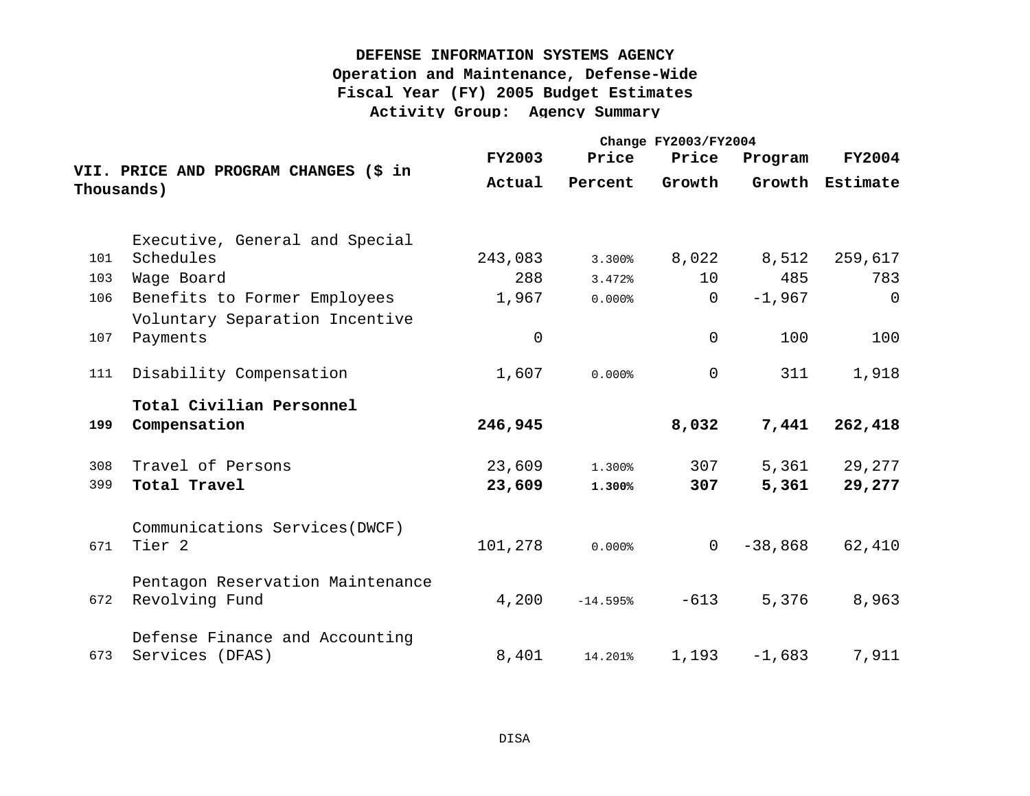# DEFENSE INFORMATION SYSTEMS AGENCY
## Operation and Maintenance, Defense-Wide
## Fiscal Year (FY) 2005 Budget Estimates
## Activity Group: Agency Summary

| | VII. PRICE AND PROGRAM CHANGES ($ in Thousands) | FY2003 Actual | Change FY2003/FY2004 Price Percent | Price Growth | Program Growth | FY2004 Estimate |
|---|---|---|---|---|---|---|
| 101 | Executive, General and Special Schedules | 243,083 | 3.300% | 8,022 | 8,512 | 259,617 |
| 103 | Wage Board | 288 | 3.472% | 10 | 485 | 783 |
| 106 | Benefits to Former Employees | 1,967 | 0.000% | 0 | -1,967 | 0 |
| 107 | Voluntary Separation Incentive Payments | 0 | | 0 | 100 | 100 |
| 111 | Disability Compensation | 1,607 | 0.000% | 0 | 311 | 1,918 |
| **199** | **Total Civilian Personnel Compensation** | **246,945** | | **8,032** | **7,441** | **262,418** |
| 308 | Travel of Persons | 23,609 | 1.300% | 307 | 5,361 | 29,277 |
| 399 | **Total Travel** | **23,609** | **1.300%** | **307** | **5,361** | **29,277** |
| 671 | Communications Services(DWCF) Tier 2 | 101,278 | 0.000% | 0 | -38,868 | 62,410 |
| 672 | Pentagon Reservation Maintenance Revolving Fund | 4,200 | -14.595% | -613 | 5,376 | 8,963 |
| 673 | Defense Finance and Accounting Services (DFAS) | 8,401 | 14.201% | 1,193 | -1,683 | 7,911 |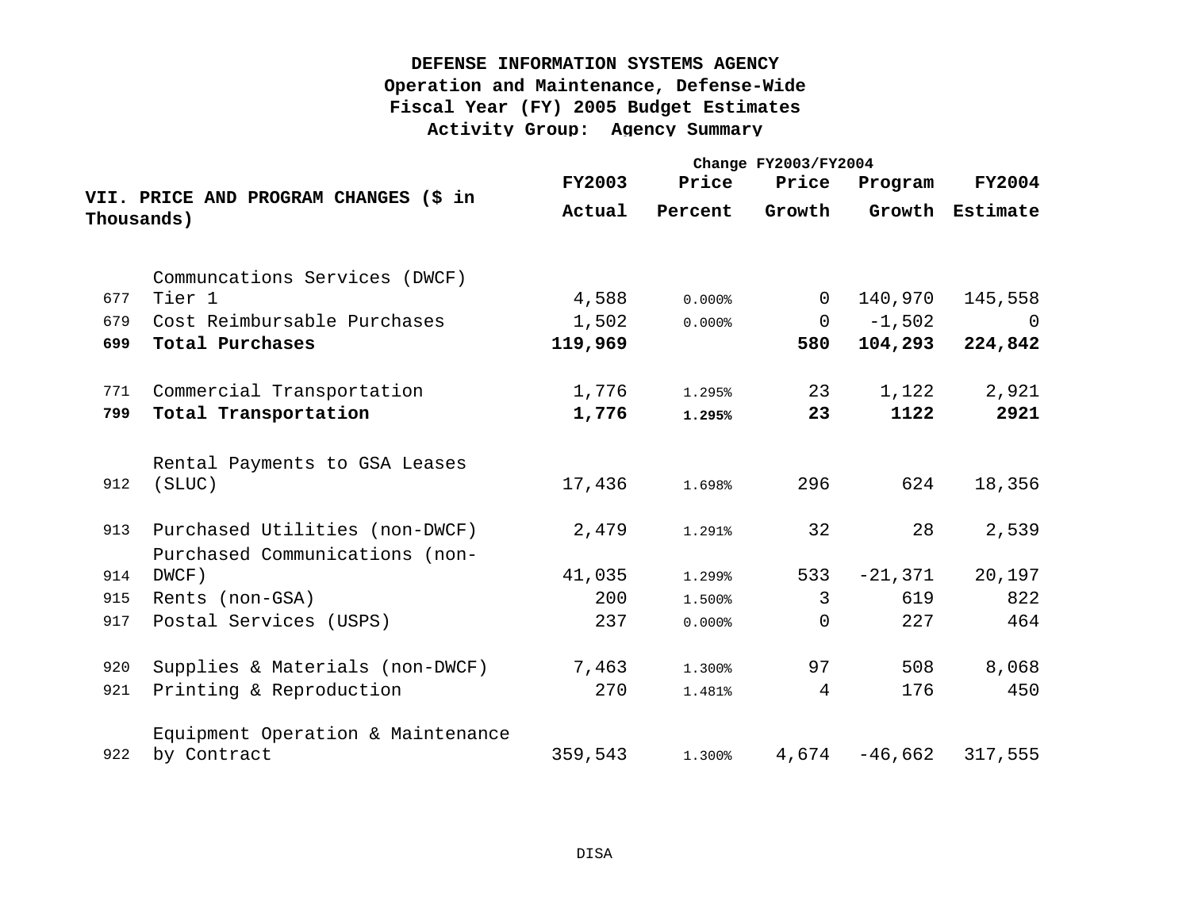**DEFENSE INFORMATION SYSTEMS AGENCY**
**Operation and Maintenance, Defense-Wide**
**Fiscal Year (FY) 2005 Budget Estimates**
**Activity Group: Agency Summary**

| VII. PRICE AND PROGRAM CHANGES ($ in Thousands) | | FY2003 | Change FY2003/FY2004 | | | FY2004 |
|---|---|---|---|---|---|---|
| | | | Price | Price | Program | |
| | | Actual | Percent | Growth | Growth | Estimate |
| | Communcations Services (DWCF) | | | | | |
| 677 | Tier 1 | 4,588 | 0.000% | 0 | 140,970 | 145,558 |
| 679 | Cost Reimbursable Purchases | 1,502 | 0.000% | 0 | -1,502 | 0 |
| **699** | **Total Purchases** | **119,969** | | **580** | **104,293** | **224,842** |
| 771 | Commercial Transportation | 1,776 | 1.295% | 23 | 1,122 | 2,921 |
| **799** | **Total Transportation** | **1,776** | **1.295%** | **23** | **1122** | **2921** |
| 912 | Rental Payments to GSA Leases (SLUC) | 17,436 | 1.698% | 296 | 624 | 18,356 |
| 913 | Purchased Utilities (non-DWCF) | 2,479 | 1.291% | 32 | 28 | 2,539 |
| 914 | Purchased Communications (non-DWCF) | 41,035 | 1.299% | 533 | -21,371 | 20,197 |
| 915 | Rents (non-GSA) | 200 | 1.500% | 3 | 619 | 822 |
| 917 | Postal Services (USPS) | 237 | 0.000% | 0 | 227 | 464 |
| 920 | Supplies & Materials (non-DWCF) | 7,463 | 1.300% | 97 | 508 | 8,068 |
| 921 | Printing & Reproduction | 270 | 1.481% | 4 | 176 | 450 |
| 922 | Equipment Operation & Maintenance by Contract | 359,543 | 1.300% | 4,674 | -46,662 | 317,555 |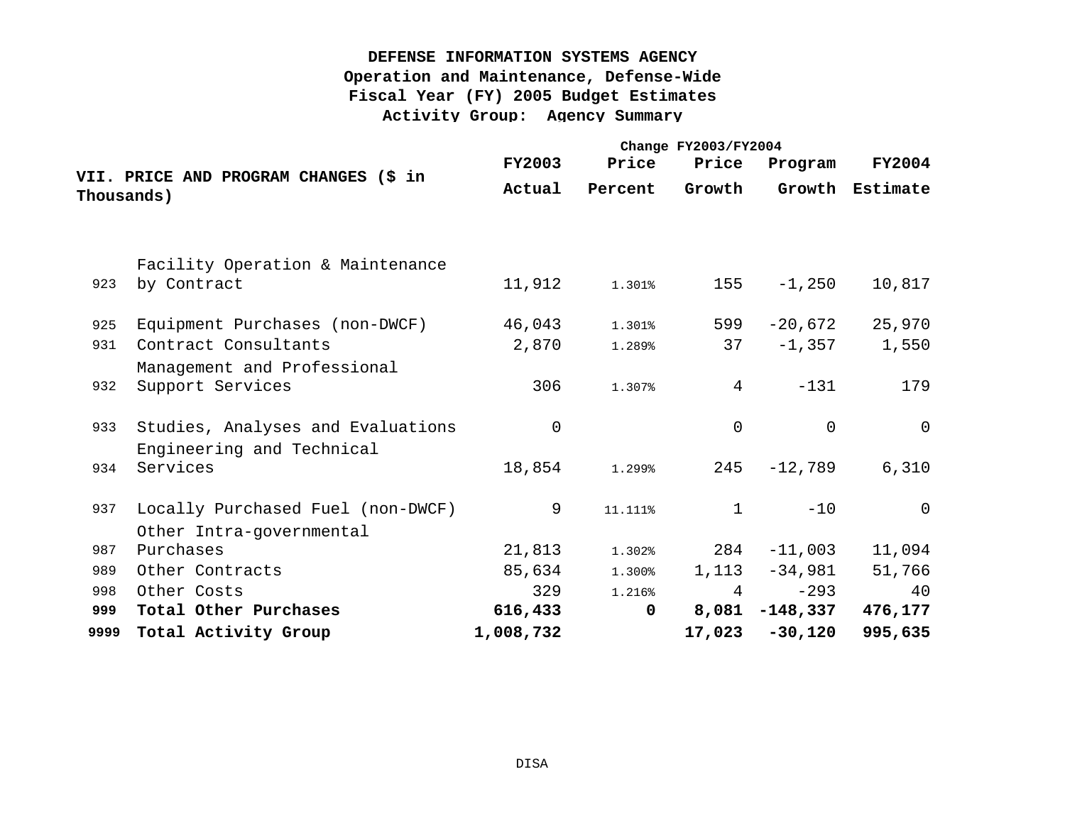# DEFENSE INFORMATION SYSTEMS AGENCY
## Operation and Maintenance, Defense-Wide
## Fiscal Year (FY) 2005 Budget Estimates
## Activity Group: Agency Summary

| VII. PRICE AND PROGRAM CHANGES ($ in Thousands) | | FY2003 Actual | Change FY2003/FY2004 Price Percent | Price Growth | Program Growth | FY2004 Estimate |
|---|---|---|---|---|---|---|
| 923 | Facility Operation & Maintenance by Contract | 11,912 | 1.301% | 155 | -1,250 | 10,817 |
| 925 | Equipment Purchases (non-DWCF) | 46,043 | 1.301% | 599 | -20,672 | 25,970 |
| 931 | Contract Consultants | 2,870 | 1.289% | 37 | -1,357 | 1,550 |
| 932 | Management and Professional Support Services | 306 | 1.307% | 4 | -131 | 179 |
| 933 | Studies, Analyses and Evaluations | 0 | | 0 | 0 | 0 |
| 934 | Engineering and Technical Services | 18,854 | 1.299% | 245 | -12,789 | 6,310 |
| 937 | Locally Purchased Fuel (non-DWCF) | 9 | 11.111% | 1 | -10 | 0 |
| 987 | Other Intra-governmental Purchases | 21,813 | 1.302% | 284 | -11,003 | 11,094 |
| 989 | Other Contracts | 85,634 | 1.300% | 1,113 | -34,981 | 51,766 |
| 998 | Other Costs | 329 | 1.216% | 4 | -293 | 40 |
| **999** | **Total Other Purchases** | **616,433** | **0** | **8,081** | **-148,337** | **476,177** |
| **9999** | **Total Activity Group** | **1,008,732** | | **17,023** | **-30,120** | **995,635** |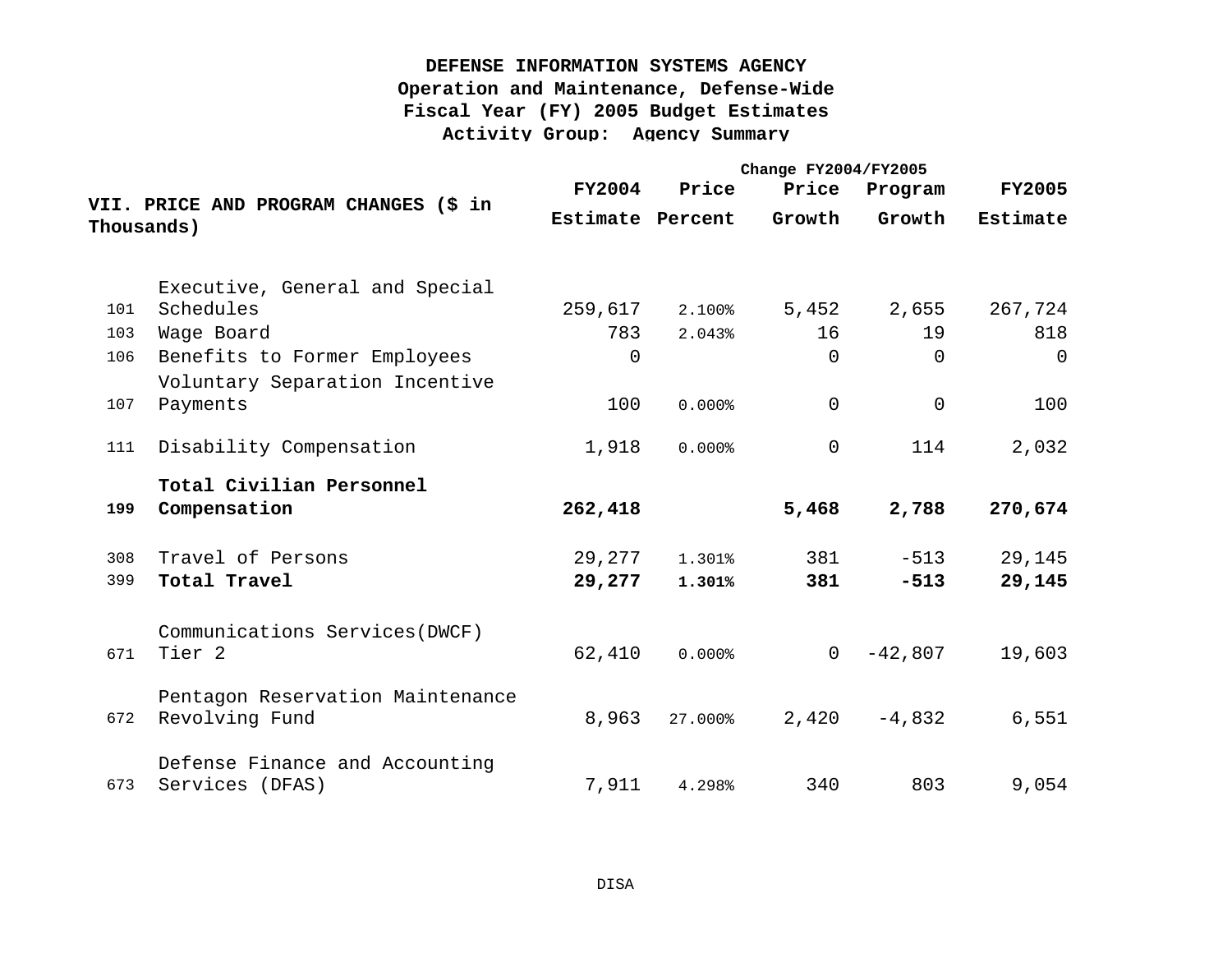**DEFENSE INFORMATION SYSTEMS AGENCY**
**Operation and Maintenance, Defense-Wide**
**Fiscal Year (FY) 2005 Budget Estimates**
**Activity Group: Agency Summary**

| | **VII. PRICE AND PROGRAM CHANGES ($ in Thousands)** | **FY2004 Estimate** | **Price Percent** | **Change FY2004/FY2005 Price Growth** | **Program Growth** | **FY2005 Estimate** |
|---|---|---|---|---|---|---|
| 101 | Executive, General and Special Schedules | 259,617 | 2.100% | 5,452 | 2,655 | 267,724 |
| 103 | Wage Board | 783 | 2.043% | 16 | 19 | 818 |
| 106 | Benefits to Former Employees | 0 | | 0 | 0 | 0 |
| 107 | Voluntary Separation Incentive Payments | 100 | 0.000% | 0 | 0 | 100 |
| 111 | Disability Compensation | 1,918 | 0.000% | 0 | 114 | 2,032 |
| **199** | **Total Civilian Personnel Compensation** | **262,418** | | **5,468** | **2,788** | **270,674** |
| 308 | Travel of Persons | 29,277 | 1.301% | 381 | -513 | 29,145 |
| 399 | **Total Travel** | **29,277** | **1.301%** | **381** | **-513** | **29,145** |
| 671 | Communications Services(DWCF) Tier 2 | 62,410 | 0.000% | 0 | -42,807 | 19,603 |
| 672 | Pentagon Reservation Maintenance Revolving Fund | 8,963 | 27.000% | 2,420 | -4,832 | 6,551 |
| 673 | Defense Finance and Accounting Services (DFAS) | 7,911 | 4.298% | 340 | 803 | 9,054 |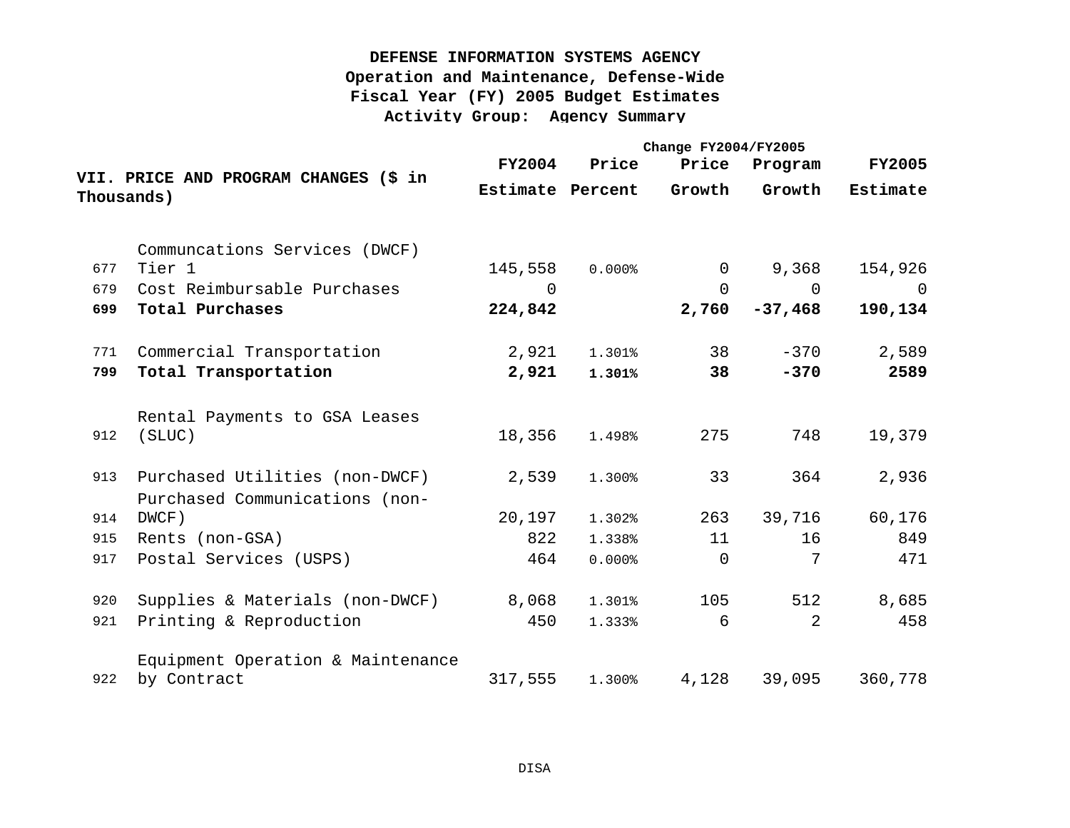**DEFENSE INFORMATION SYSTEMS AGENCY**
**Operation and Maintenance, Defense-Wide**
**Fiscal Year (FY) 2005 Budget Estimates**
**Activity Group: Agency Summary**

| | VII. PRICE AND PROGRAM CHANGES ($ in Thousands) | FY2004 Estimate | Price Percent | Change FY2004/FY2005 Price Growth | Change FY2004/FY2005 Program Growth | FY2005 Estimate |
|---|---|---|---|---|---|---|
| 677 | Communcations Services (DWCF) Tier 1 | 145,558 | 0.000% | 0 | 9,368 | 154,926 |
| 679 | Cost Reimbursable Purchases | 0 | | 0 | 0 | 0 |
| **699** | **Total Purchases** | **224,842** | | **2,760** | **-37,468** | **190,134** |
| 771 | Commercial Transportation | 2,921 | 1.301% | 38 | -370 | 2,589 |
| **799** | **Total Transportation** | **2,921** | **1.301%** | **38** | **-370** | **2589** |
| 912 | Rental Payments to GSA Leases (SLUC) | 18,356 | 1.498% | 275 | 748 | 19,379 |
| 913 | Purchased Utilities (non-DWCF) | 2,539 | 1.300% | 33 | 364 | 2,936 |
| 914 | Purchased Communications (non-DWCF) | 20,197 | 1.302% | 263 | 39,716 | 60,176 |
| 915 | Rents (non-GSA) | 822 | 1.338% | 11 | 16 | 849 |
| 917 | Postal Services (USPS) | 464 | 0.000% | 0 | 7 | 471 |
| 920 | Supplies & Materials (non-DWCF) | 8,068 | 1.301% | 105 | 512 | 8,685 |
| 921 | Printing & Reproduction | 450 | 1.333% | 6 | 2 | 458 |
| 922 | Equipment Operation & Maintenance by Contract | 317,555 | 1.300% | 4,128 | 39,095 | 360,778 |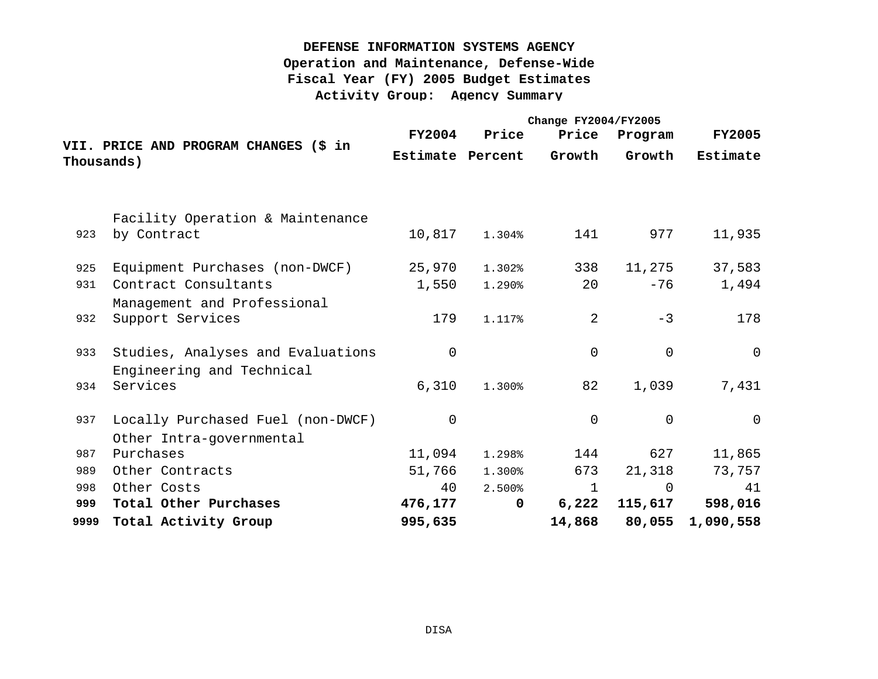**DEFENSE INFORMATION SYSTEMS AGENCY**
**Operation and Maintenance, Defense-Wide**
**Fiscal Year (FY) 2005 Budget Estimates**
**Activity Group: Agency Summary**

| | **VII. PRICE AND PROGRAM CHANGES ($ in Thousands)** | **FY2004 Estimate** | **Price Percent** | **Change FY2004/FY2005 Price Growth** | **Change FY2004/FY2005 Program Growth** | **FY2005 Estimate** |
|---|---|---|---|---|---|---|
| 923 | Facility Operation & Maintenance by Contract | 10,817 | 1.304% | 141 | 977 | 11,935 |
| 925 | Equipment Purchases (non-DWCF) | 25,970 | 1.302% | 338 | 11,275 | 37,583 |
| 931 | Contract Consultants | 1,550 | 1.290% | 20 | -76 | 1,494 |
| 932 | Management and Professional Support Services | 179 | 1.117% | 2 | -3 | 178 |
| 933 | Studies, Analyses and Evaluations | 0 | | 0 | 0 | 0 |
| 934 | Engineering and Technical Services | 6,310 | 1.300% | 82 | 1,039 | 7,431 |
| 937 | Locally Purchased Fuel (non-DWCF) | 0 | | 0 | 0 | 0 |
| 987 | Other Intra-governmental Purchases | 11,094 | 1.298% | 144 | 627 | 11,865 |
| 989 | Other Contracts | 51,766 | 1.300% | 673 | 21,318 | 73,757 |
| 998 | Other Costs | 40 | 2.500% | 1 | 0 | 41 |
| **999** | **Total Other Purchases** | **476,177** | **0** | **6,222** | **115,617** | **598,016** |
| **9999** | **Total Activity Group** | **995,635** | | **14,868** | **80,055** | **1,090,558** |

DISA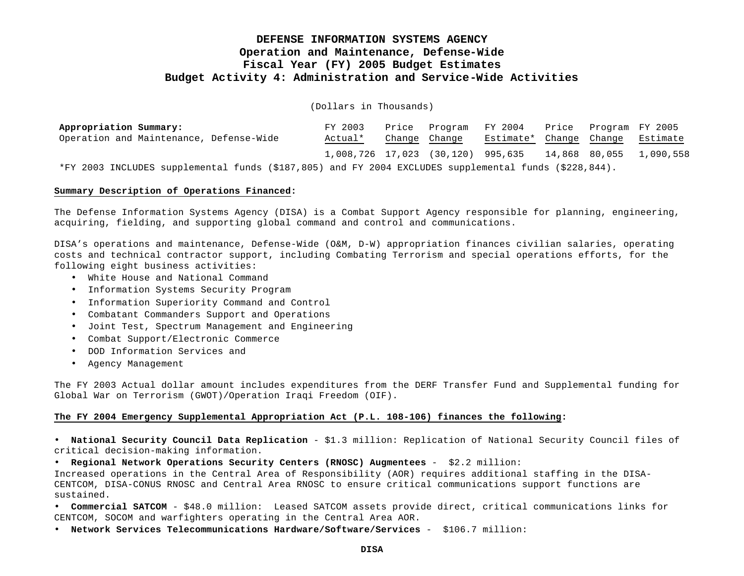# DEFENSE INFORMATION SYSTEMS AGENCY
## Operation and Maintenance, Defense-Wide
## Fiscal Year (FY) 2005 Budget Estimates
## Budget Activity 4: Administration and Service-Wide Activities

(Dollars in Thousands)

| **Appropriation Summary:** Operation and Maintenance, Defense-Wide | FY 2003 Actual* | Price Change | Program Change | FY 2004 Estimate* | Price Change | Program Change | FY 2005 Estimate |
|---|---|---|---|---|---|---|---|
| | 1,008,726 | 17,023 | (30,120) | 995,635 | 14,868 | 80,055 | 1,090,558 |

*FY 2003 INCLUDES supplemental funds ($187,805) and FY 2004 EXCLUDES supplemental funds ($228,844).

**Summary Description of Operations Financed:**

The Defense Information Systems Agency (DISA) is a Combat Support Agency responsible for planning, engineering, acquiring, fielding, and supporting global command and control and communications.

DISA's operations and maintenance, Defense-Wide (O&M, D-W) appropriation finances civilian salaries, operating costs and technical contractor support, including Combating Terrorism and special operations efforts, for the following eight business activities:

- White House and National Command
- Information Systems Security Program
- Information Superiority Command and Control
- Combatant Commanders Support and Operations
- Joint Test, Spectrum Management and Engineering
- Combat Support/Electronic Commerce
- DOD Information Services and
- Agency Management

The FY 2003 Actual dollar amount includes expenditures from the DERF Transfer Fund and Supplemental funding for Global War on Terrorism (GWOT)/Operation Iraqi Freedom (OIF).

**The FY 2004 Emergency Supplemental Appropriation Act (P.L. 108-106) finances the following:**

- **National Security Council Data Replication** - $1.3 million: Replication of National Security Council files of critical decision-making information.
- **Regional Network Operations Security Centers (RNOSC) Augmentees** - $2.2 million: Increased operations in the Central Area of Responsibility (AOR) requires additional staffing in the DISA-CENTCOM, DISA-CONUS RNOSC and Central Area RNOSC to ensure critical communications support functions are sustained.
- **Commercial SATCOM** - $48.0 million: Leased SATCOM assets provide direct, critical communications links for CENTCOM, SOCOM and warfighters operating in the Central Area AOR.
- **Network Services Telecommunications Hardware/Software/Services** - $106.7 million: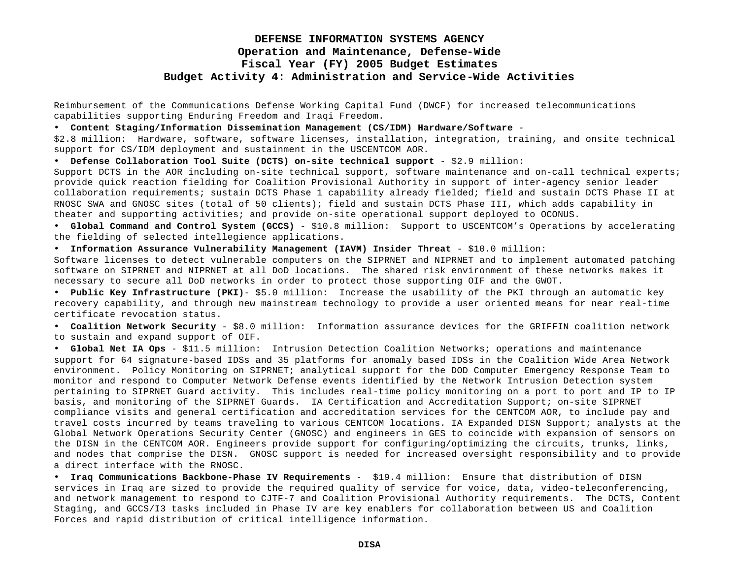# DEFENSE INFORMATION SYSTEMS AGENCY
## Operation and Maintenance, Defense-Wide
## Fiscal Year (FY) 2005 Budget Estimates
## Budget Activity 4: Administration and Service-Wide Activities

Reimbursement of the Communications Defense Working Capital Fund (DWCF) for increased telecommunications capabilities supporting Enduring Freedom and Iraqi Freedom.

- **Content Staging/Information Dissemination Management (CS/IDM) Hardware/Software** - $2.8 million: Hardware, software, software licenses, installation, integration, training, and onsite technical support for CS/IDM deployment and sustainment in the USCENTCOM AOR.
- **Defense Collaboration Tool Suite (DCTS) on-site technical support** - $2.9 million: Support DCTS in the AOR including on-site technical support, software maintenance and on-call technical experts; provide quick reaction fielding for Coalition Provisional Authority in support of inter-agency senior leader collaboration requirements; sustain DCTS Phase 1 capability already fielded; field and sustain DCTS Phase II at RNOSC SWA and GNOSC sites (total of 50 clients); field and sustain DCTS Phase III, which adds capability in theater and supporting activities; and provide on-site operational support deployed to OCONUS.
- **Global Command and Control System (GCCS)** - $10.8 million: Support to USCENTCOM's Operations by accelerating the fielding of selected intelligence applications.
- **Information Assurance Vulnerability Management (IAVM) Insider Threat** - $10.0 million: Software licenses to detect vulnerable computers on the SIPRNET and NIPRNET and to implement automated patching software on SIPRNET and NIPRNET at all DoD locations. The shared risk environment of these networks makes it necessary to secure all DoD networks in order to protect those supporting OIF and the GWOT.
- **Public Key Infrastructure (PKI)**- $5.0 million: Increase the usability of the PKI through an automatic key recovery capability, and through new mainstream technology to provide a user oriented means for near real-time certificate revocation status.
- **Coalition Network Security** - $8.0 million: Information assurance devices for the GRIFFIN coalition network to sustain and expand support of OIF.
- **Global Net IA Ops** - $11.5 million: Intrusion Detection Coalition Networks; operations and maintenance support for 64 signature-based IDSs and 35 platforms for anomaly based IDSs in the Coalition Wide Area Network environment. Policy Monitoring on SIPRNET; analytical support for the DOD Computer Emergency Response Team to monitor and respond to Computer Network Defense events identified by the Network Intrusion Detection system pertaining to SIPRNET Guard activity. This includes real-time policy monitoring on a port to port and IP to IP basis, and monitoring of the SIPRNET Guards. IA Certification and Accreditation Support; on-site SIPRNET compliance visits and general certification and accreditation services for the CENTCOM AOR, to include pay and travel costs incurred by teams traveling to various CENTCOM locations. IA Expanded DISN Support; analysts at the Global Network Operations Security Center (GNOSC) and engineers in GES to coincide with expansion of sensors on the DISN in the CENTCOM AOR. Engineers provide support for configuring/optimizing the circuits, trunks, links, and nodes that comprise the DISN. GNOSC support is needed for increased oversight responsibility and to provide a direct interface with the RNOSC.
- **Iraq Communications Backbone-Phase IV Requirements** - $19.4 million: Ensure that distribution of DISN services in Iraq are sized to provide the required quality of service for voice, data, video-teleconferencing, and network management to respond to CJTF-7 and Coalition Provisional Authority requirements. The DCTS, Content Staging, and GCCS/I3 tasks included in Phase IV are key enablers for collaboration between US and Coalition Forces and rapid distribution of critical intelligence information.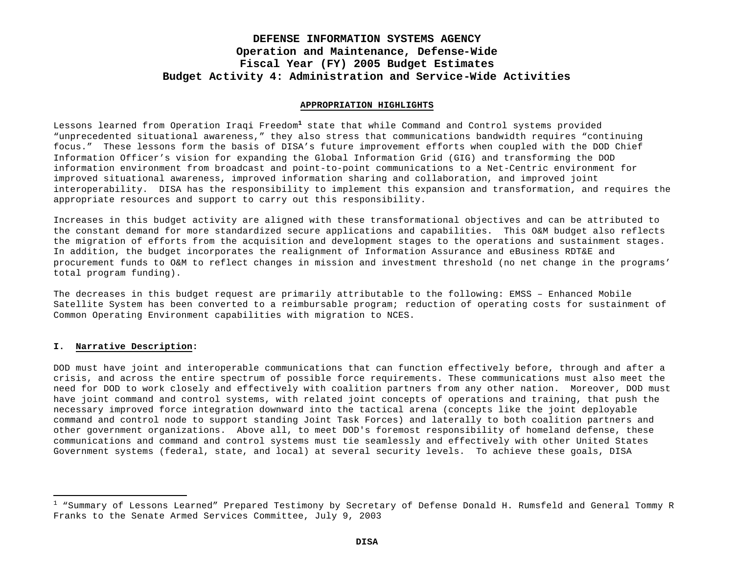**DEFENSE INFORMATION SYSTEMS AGENCY**
**Operation and Maintenance, Defense-Wide**
**Fiscal Year (FY) 2005 Budget Estimates**
**Budget Activity 4: Administration and Service-Wide Activities**

## APPROPRIATION HIGHLIGHTS

Lessons learned from Operation Iraqi Freedom[1] state that while Command and Control systems provided "unprecedented situational awareness," they also stress that communications bandwidth requires "continuing focus." These lessons form the basis of DISA's future improvement efforts when coupled with the DOD Chief Information Officer's vision for expanding the Global Information Grid (GIG) and transforming the DOD information environment from broadcast and point-to-point communications to a Net-Centric environment for improved situational awareness, improved information sharing and collaboration, and improved joint interoperability. DISA has the responsibility to implement this expansion and transformation, and requires the appropriate resources and support to carry out this responsibility.

Increases in this budget activity are aligned with these transformational objectives and can be attributed to the constant demand for more standardized secure applications and capabilities. This O&M budget also reflects the migration of efforts from the acquisition and development stages to the operations and sustainment stages. In addition, the budget incorporates the realignment of Information Assurance and eBusiness RDT&E and procurement funds to O&M to reflect changes in mission and investment threshold (no net change in the programs' total program funding).

The decreases in this budget request are primarily attributable to the following: EMSS – Enhanced Mobile Satellite System has been converted to a reimbursable program; reduction of operating costs for sustainment of Common Operating Environment capabilities with migration to NCES.

## I. Narrative Description:

DOD must have joint and interoperable communications that can function effectively before, through and after a crisis, and across the entire spectrum of possible force requirements. These communications must also meet the need for DOD to work closely and effectively with coalition partners from any other nation. Moreover, DOD must have joint command and control systems, with related joint concepts of operations and training, that push the necessary improved force integration downward into the tactical arena (concepts like the joint deployable command and control node to support standing Joint Task Forces) and laterally to both coalition partners and other government organizations. Above all, to meet DOD's foremost responsibility of homeland defense, these communications and command and control systems must tie seamlessly and effectively with other United States Government systems (federal, state, and local) at several security levels. To achieve these goals, DISA

---

[1] "Summary of Lessons Learned" Prepared Testimony by Secretary of Defense Donald H. Rumsfeld and General Tommy R Franks to the Senate Armed Services Committee, July 9, 2003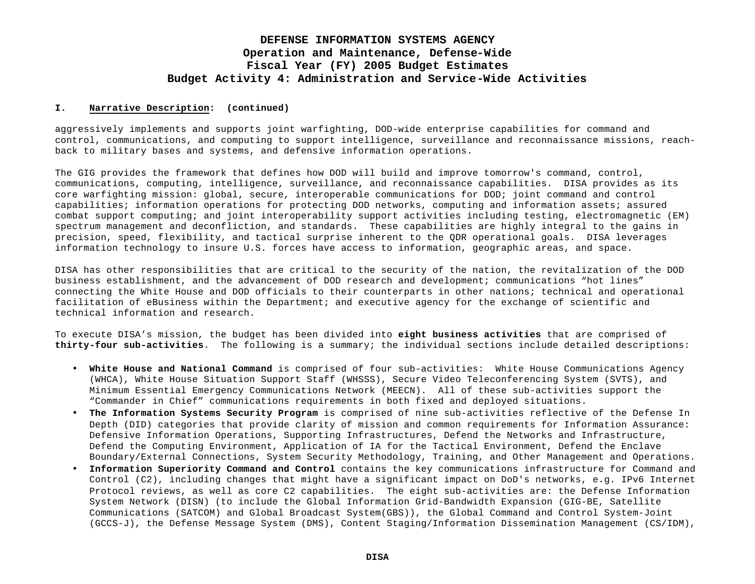**I. Narrative Description: (continued)**

aggressively implements and supports joint warfighting, DOD-wide enterprise capabilities for command and control, communications, and computing to support intelligence, surveillance and reconnaissance missions, reach-back to military bases and systems, and defensive information operations.

The GIG provides the framework that defines how DOD will build and improve tomorrow's command, control, communications, computing, intelligence, surveillance, and reconnaissance capabilities. DISA provides as its core warfighting mission: global, secure, interoperable communications for DOD; joint command and control capabilities; information operations for protecting DOD networks, computing and information assets; assured combat support computing; and joint interoperability support activities including testing, electromagnetic (EM) spectrum management and deconfliction, and standards. These capabilities are highly integral to the gains in precision, speed, flexibility, and tactical surprise inherent to the QDR operational goals. DISA leverages information technology to insure U.S. forces have access to information, geographic areas, and space.

DISA has other responsibilities that are critical to the security of the nation, the revitalization of the DOD business establishment, and the advancement of DOD research and development; communications "hot lines" connecting the White House and DOD officials to their counterparts in other nations; technical and operational facilitation of eBusiness within the Department; and executive agency for the exchange of scientific and technical information and research.

To execute DISA's mission, the budget has been divided into **eight business activities** that are comprised of **thirty-four sub-activities**. The following is a summary; the individual sections include detailed descriptions:

- **White House and National Command** is comprised of four sub-activities: White House Communications Agency (WHCA), White House Situation Support Staff (WHSSS), Secure Video Teleconferencing System (SVTS), and Minimum Essential Emergency Communications Network (MEECN). All of these sub-activities support the "Commander in Chief" communications requirements in both fixed and deployed situations.
- **The Information Systems Security Program** is comprised of nine sub-activities reflective of the Defense In Depth (DID) categories that provide clarity of mission and common requirements for Information Assurance: Defensive Information Operations, Supporting Infrastructures, Defend the Networks and Infrastructure, Defend the Computing Environment, Application of IA for the Tactical Environment, Defend the Enclave Boundary/External Connections, System Security Methodology, Training, and Other Management and Operations.
- **Information Superiority Command and Control** contains the key communications infrastructure for Command and Control (C2), including changes that might have a significant impact on DoD's networks, e.g. IPv6 Internet Protocol reviews, as well as core C2 capabilities. The eight sub-activities are: the Defense Information System Network (DISN) (to include the Global Information Grid-Bandwidth Expansion (GIG-BE, Satellite Communications (SATCOM) and Global Broadcast System(GBS)), the Global Command and Control System-Joint (GCCS-J), the Defense Message System (DMS), Content Staging/Information Dissemination Management (CS/IDM),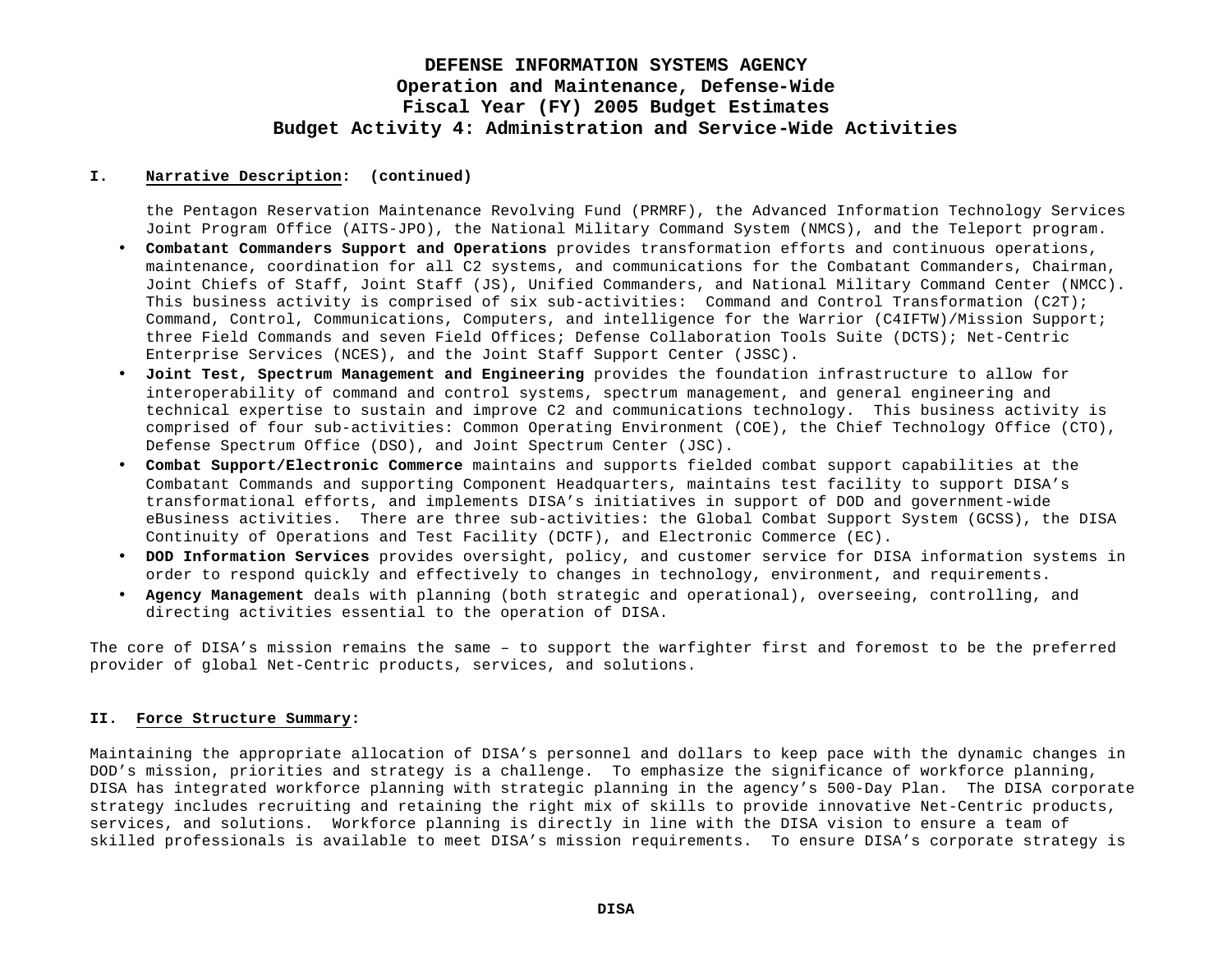**I. Narrative Description: (continued)**

the Pentagon Reservation Maintenance Revolving Fund (PRMRF), the Advanced Information Technology Services Joint Program Office (AITS-JPO), the National Military Command System (NMCS), and the Teleport program.

- **Combatant Commanders Support and Operations** provides transformation efforts and continuous operations, maintenance, coordination for all C2 systems, and communications for the Combatant Commanders, Chairman, Joint Chiefs of Staff, Joint Staff (JS), Unified Commanders, and National Military Command Center (NMCC). This business activity is comprised of six sub-activities: Command and Control Transformation (C2T); Command, Control, Communications, Computers, and intelligence for the Warrior (C4IFTW)/Mission Support; three Field Commands and seven Field Offices; Defense Collaboration Tools Suite (DCTS); Net-Centric Enterprise Services (NCES), and the Joint Staff Support Center (JSSC).
- **Joint Test, Spectrum Management and Engineering** provides the foundation infrastructure to allow for interoperability of command and control systems, spectrum management, and general engineering and technical expertise to sustain and improve C2 and communications technology. This business activity is comprised of four sub-activities: Common Operating Environment (COE), the Chief Technology Office (CTO), Defense Spectrum Office (DSO), and Joint Spectrum Center (JSC).
- **Combat Support/Electronic Commerce** maintains and supports fielded combat support capabilities at the Combatant Commands and supporting Component Headquarters, maintains test facility to support DISA's transformational efforts, and implements DISA's initiatives in support of DOD and government-wide eBusiness activities. There are three sub-activities: the Global Combat Support System (GCSS), the DISA Continuity of Operations and Test Facility (DCTF), and Electronic Commerce (EC).
- **DOD Information Services** provides oversight, policy, and customer service for DISA information systems in order to respond quickly and effectively to changes in technology, environment, and requirements.
- **Agency Management** deals with planning (both strategic and operational), overseeing, controlling, and directing activities essential to the operation of DISA.

The core of DISA's mission remains the same – to support the warfighter first and foremost to be the preferred provider of global Net-Centric products, services, and solutions.

**II. Force Structure Summary:**

Maintaining the appropriate allocation of DISA's personnel and dollars to keep pace with the dynamic changes in DOD's mission, priorities and strategy is a challenge. To emphasize the significance of workforce planning, DISA has integrated workforce planning with strategic planning in the agency's 500-Day Plan. The DISA corporate strategy includes recruiting and retaining the right mix of skills to provide innovative Net-Centric products, services, and solutions. Workforce planning is directly in line with the DISA vision to ensure a team of skilled professionals is available to meet DISA's mission requirements. To ensure DISA's corporate strategy is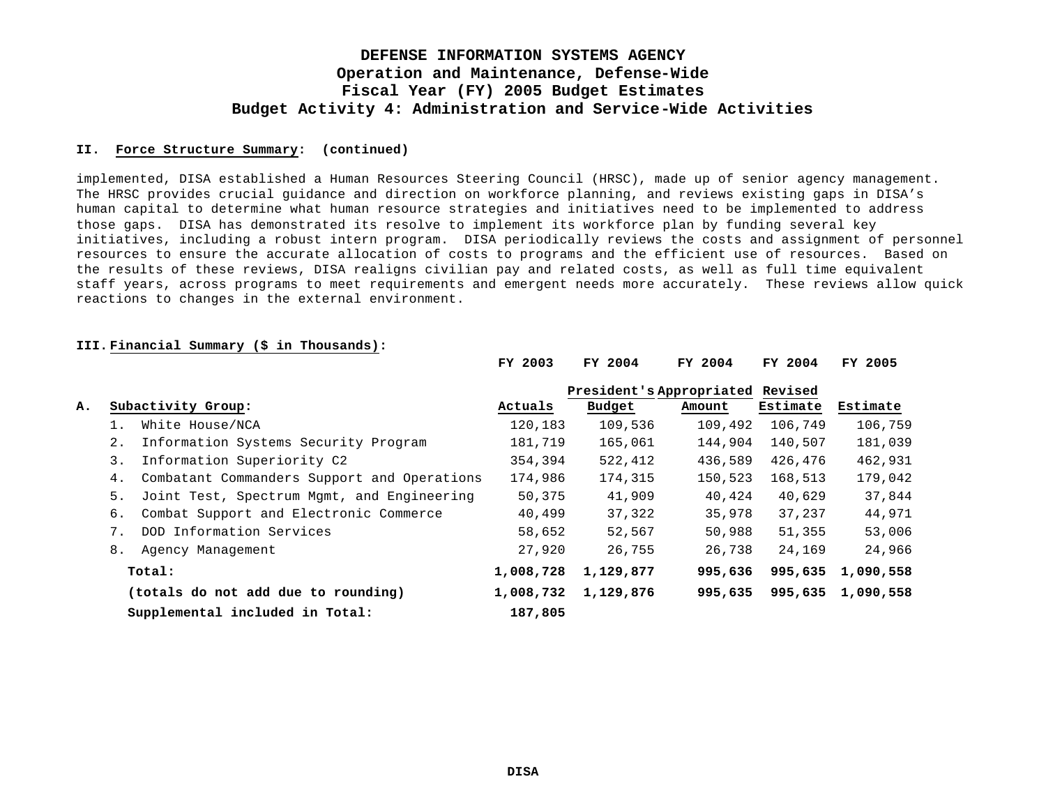# DEFENSE INFORMATION SYSTEMS AGENCY
## Operation and Maintenance, Defense-Wide
## Fiscal Year (FY) 2005 Budget Estimates
## Budget Activity 4: Administration and Service-Wide Activities

**II. Force Structure Summary: (continued)**

implemented, DISA established a Human Resources Steering Council (HRSC), made up of senior agency management. The HRSC provides crucial guidance and direction on workforce planning, and reviews existing gaps in DISA's human capital to determine what human resource strategies and initiatives need to be implemented to address those gaps. DISA has demonstrated its resolve to implement its workforce plan by funding several key initiatives, including a robust intern program. DISA periodically reviews the costs and assignment of personnel resources to ensure the accurate allocation of costs to programs and the efficient use of resources. Based on the results of these reviews, DISA realigns civilian pay and related costs, as well as full time equivalent staff years, across programs to meet requirements and emergent needs more accurately. These reviews allow quick reactions to changes in the external environment.

**III. Financial Summary ($ in Thousands):**

| A. Subactivity Group: | FY 2003 Actuals | FY 2004 President's Budget | FY 2004 Appropriated Amount | FY 2004 Revised Estimate | FY 2005 Estimate |
|---|---|---|---|---|---|
| 1. White House/NCA | 120,183 | 109,536 | 109,492 | 106,749 | 106,759 |
| 2. Information Systems Security Program | 181,719 | 165,061 | 144,904 | 140,507 | 181,039 |
| 3. Information Superiority C2 | 354,394 | 522,412 | 436,589 | 426,476 | 462,931 |
| 4. Combatant Commanders Support and Operations | 174,986 | 174,315 | 150,523 | 168,513 | 179,042 |
| 5. Joint Test, Spectrum Mgmt, and Engineering | 50,375 | 41,909 | 40,424 | 40,629 | 37,844 |
| 6. Combat Support and Electronic Commerce | 40,499 | 37,322 | 35,978 | 37,237 | 44,971 |
| 7. DOD Information Services | 58,652 | 52,567 | 50,988 | 51,355 | 53,006 |
| 8. Agency Management | 27,920 | 26,755 | 26,738 | 24,169 | 24,966 |
| **Total:** | **1,008,728** | **1,129,877** | **995,636** | **995,635** | **1,090,558** |
| **(totals do not add due to rounding)** | **1,008,732** | **1,129,876** | **995,635** | **995,635** | **1,090,558** |
| **Supplemental included in Total:** | **187,805** | | | | |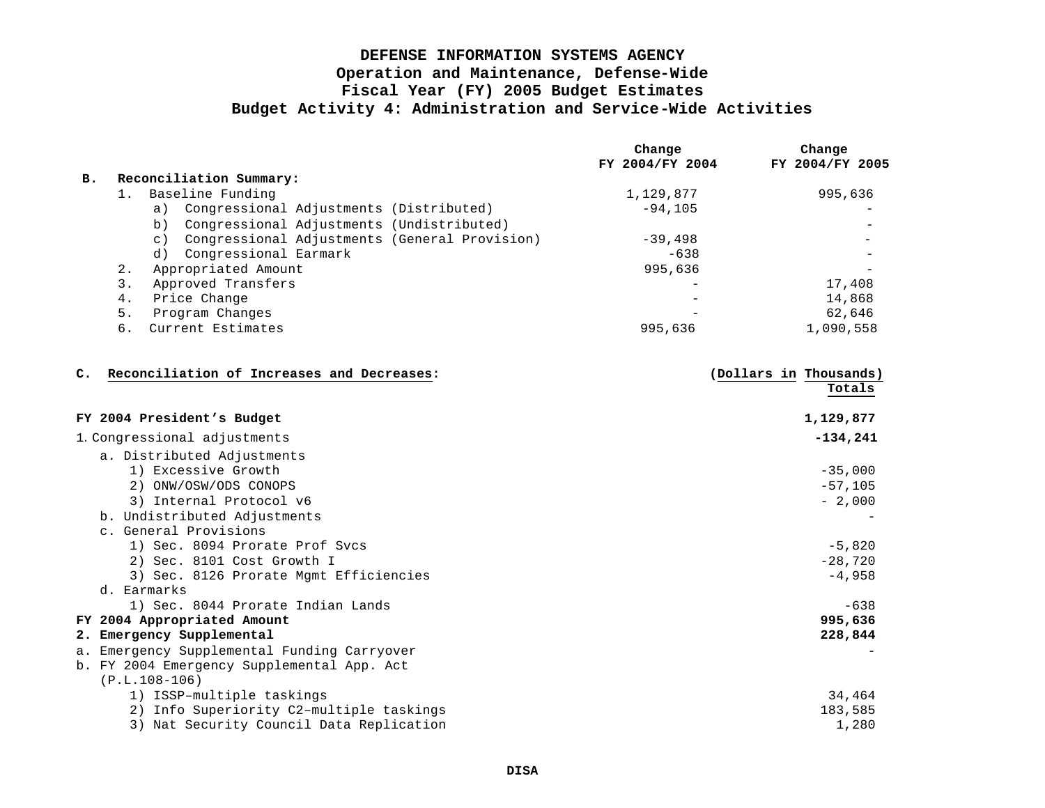# DEFENSE INFORMATION SYSTEMS AGENCY
## Operation and Maintenance, Defense-Wide
## Fiscal Year (FY) 2005 Budget Estimates
## Budget Activity 4: Administration and Service-Wide Activities

| **B. Reconciliation Summary:** | **Change FY 2004/FY 2004** | **Change FY 2004/FY 2005** |
|---|---|---|
| 1. Baseline Funding | 1,129,877 | 995,636 |
| a) Congressional Adjustments (Distributed) | -94,105 | - |
| b) Congressional Adjustments (Undistributed) | | - |
| c) Congressional Adjustments (General Provision) | -39,498 | - |
| d) Congressional Earmark | -638 | - |
| 2. Appropriated Amount | 995,636 | - |
| 3. Approved Transfers | - | 17,408 |
| 4. Price Change | - | 14,868 |
| 5. Program Changes | - | 62,646 |
| 6. Current Estimates | 995,636 | 1,090,558 |

**C. Reconciliation of Increases and Decreases:**

| | (Dollars in Thousands) Totals |
|---|---|
| **FY 2004 President's Budget** | **1,129,877** |
| 1. Congressional adjustments | **-134,241** |
| a. Distributed Adjustments | |
| 1) Excessive Growth | -35,000 |
| 2) ONW/OSW/ODS CONOPS | -57,105 |
| 3) Internal Protocol v6 | - 2,000 |
| b. Undistributed Adjustments | - |
| c. General Provisions | |
| 1) Sec. 8094 Prorate Prof Svcs | -5,820 |
| 2) Sec. 8101 Cost Growth I | -28,720 |
| 3) Sec. 8126 Prorate Mgmt Efficiencies | -4,958 |
| d. Earmarks | |
| 1) Sec. 8044 Prorate Indian Lands | -638 |
| **FY 2004 Appropriated Amount** | **995,636** |
| **2. Emergency Supplemental** | **228,844** |
| a. Emergency Supplemental Funding Carryover | - |
| b. FY 2004 Emergency Supplemental App. Act (P.L.108-106) | |
| 1) ISSP–multiple taskings | 34,464 |
| 2) Info Superiority C2–multiple taskings | 183,585 |
| 3) Nat Security Council Data Replication | 1,280 |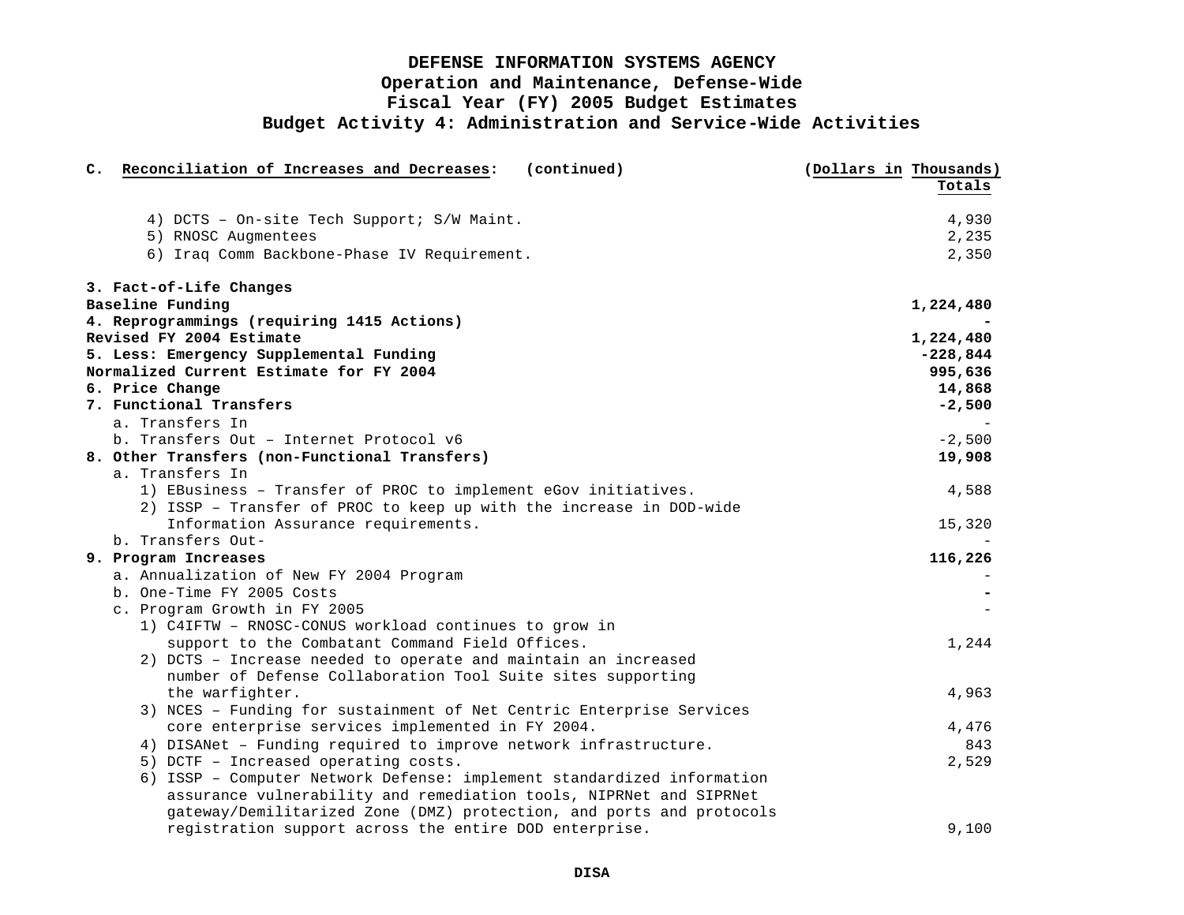**DEFENSE INFORMATION SYSTEMS AGENCY**
**Operation and Maintenance, Defense-Wide**
**Fiscal Year (FY) 2005 Budget Estimates**
**Budget Activity 4: Administration and Service-Wide Activities**

| C. Reconciliation of Increases and Decreases: (continued) | (Dollars in Thousands) Totals |
|---|---|
| 4) DCTS – On-site Tech Support; S/W Maint. | 4,930 |
| 5) RNOSC Augmentees | 2,235 |
| 6) Iraq Comm Backbone-Phase IV Requirement. | 2,350 |
| **3. Fact-of-Life Changes** | |
| **Baseline Funding** | **1,224,480** |
| **4. Reprogrammings (requiring 1415 Actions)** | **-** |
| **Revised FY 2004 Estimate** | **1,224,480** |
| **5. Less: Emergency Supplemental Funding** | **-228,844** |
| **Normalized Current Estimate for FY 2004** | **995,636** |
| **6. Price Change** | **14,868** |
| **7. Functional Transfers** | **-2,500** |
| a. Transfers In | - |
| b. Transfers Out – Internet Protocol v6 | -2,500 |
| **8. Other Transfers (non-Functional Transfers)** | **19,908** |
| a. Transfers In | |
| 1) EBusiness – Transfer of PROC to implement eGov initiatives. | 4,588 |
| 2) ISSP – Transfer of PROC to keep up with the increase in DOD-wide Information Assurance requirements. | 15,320 |
| b. Transfers Out- | - |
| **9. Program Increases** | **116,226** |
| a. Annualization of New FY 2004 Program | - |
| b. One-Time FY 2005 Costs | - |
| c. Program Growth in FY 2005 | - |
| 1) C4IFTW – RNOSC-CONUS workload continues to grow in support to the Combatant Command Field Offices. | 1,244 |
| 2) DCTS – Increase needed to operate and maintain an increased number of Defense Collaboration Tool Suite sites supporting the warfighter. | 4,963 |
| 3) NCES – Funding for sustainment of Net Centric Enterprise Services core enterprise services implemented in FY 2004. | 4,476 |
| 4) DISANet – Funding required to improve network infrastructure. | 843 |
| 5) DCTF – Increased operating costs. | 2,529 |
| 6) ISSP – Computer Network Defense: implement standardized information assurance vulnerability and remediation tools, NIPRNet and SIPRNet gateway/Demilitarized Zone (DMZ) protection, and ports and protocols registration support across the entire DOD enterprise. | 9,100 |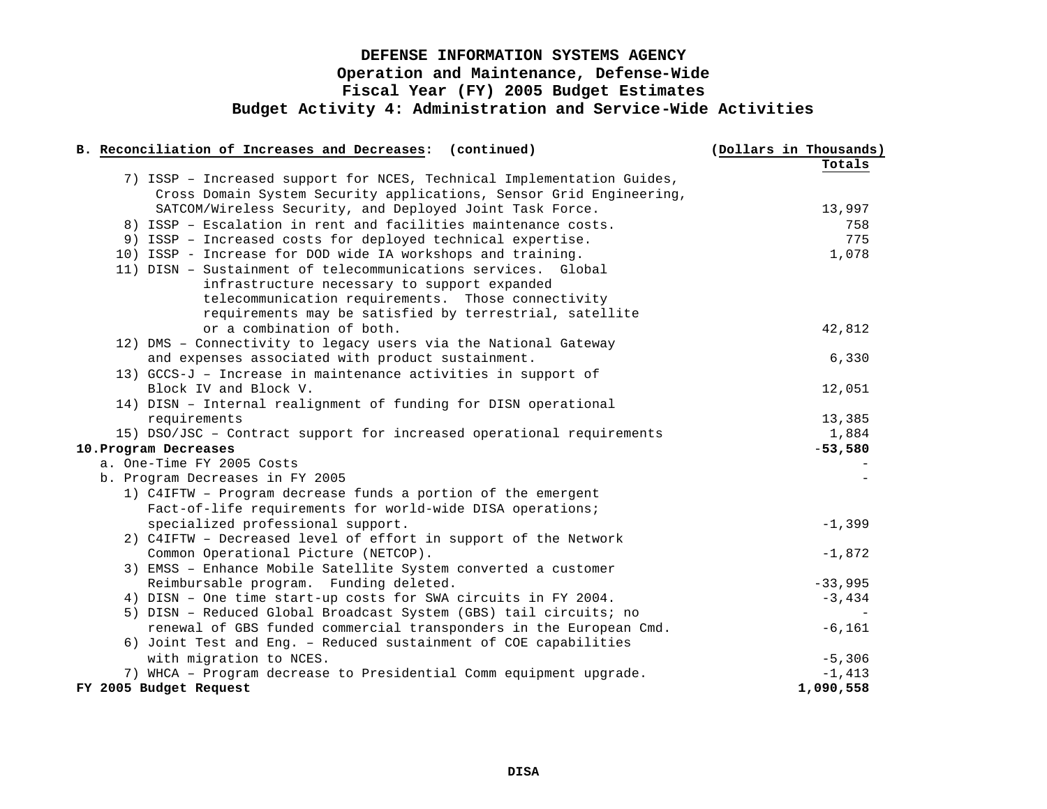# DEFENSE INFORMATION SYSTEMS AGENCY
## Operation and Maintenance, Defense-Wide
## Fiscal Year (FY) 2005 Budget Estimates
## Budget Activity 4: Administration and Service-Wide Activities

| **B. Reconciliation of Increases and Decreases: (continued)** | **(Dollars in Thousands) Totals** |
|---|---|
| 7) ISSP – Increased support for NCES, Technical Implementation Guides, Cross Domain System Security applications, Sensor Grid Engineering, SATCOM/Wireless Security, and Deployed Joint Task Force. | 13,997 |
| 8) ISSP – Escalation in rent and facilities maintenance costs. | 758 |
| 9) ISSP – Increased costs for deployed technical expertise. | 775 |
| 10) ISSP - Increase for DOD wide IA workshops and training. | 1,078 |
| 11) DISN – Sustainment of telecommunications services. Global infrastructure necessary to support expanded telecommunication requirements. Those connectivity requirements may be satisfied by terrestrial, satellite or a combination of both. | 42,812 |
| 12) DMS – Connectivity to legacy users via the National Gateway and expenses associated with product sustainment. | 6,330 |
| 13) GCCS-J – Increase in maintenance activities in support of Block IV and Block V. | 12,051 |
| 14) DISN – Internal realignment of funding for DISN operational requirements | 13,385 |
| 15) DSO/JSC – Contract support for increased operational requirements | 1,884 |
| **10. Program Decreases** | **-53,580** |
| a. One-Time FY 2005 Costs | - |
| b. Program Decreases in FY 2005 | - |
| 1) C4IFTW – Program decrease funds a portion of the emergent Fact-of-life requirements for world-wide DISA operations; specialized professional support. | -1,399 |
| 2) C4IFTW – Decreased level of effort in support of the Network Common Operational Picture (NETCOP). | -1,872 |
| 3) EMSS – Enhance Mobile Satellite System converted a customer Reimbursable program. Funding deleted. | -33,995 |
| 4) DISN – One time start-up costs for SWA circuits in FY 2004. | -3,434 |
| 5) DISN – Reduced Global Broadcast System (GBS) tail circuits; no renewal of GBS funded commercial transponders in the European Cmd. | -6,161 |
| 6) Joint Test and Eng. – Reduced sustainment of COE capabilities with migration to NCES. | -5,306 |
| 7) WHCA – Program decrease to Presidential Comm equipment upgrade. | -1,413 |
| **FY 2005 Budget Request** | **1,090,558** |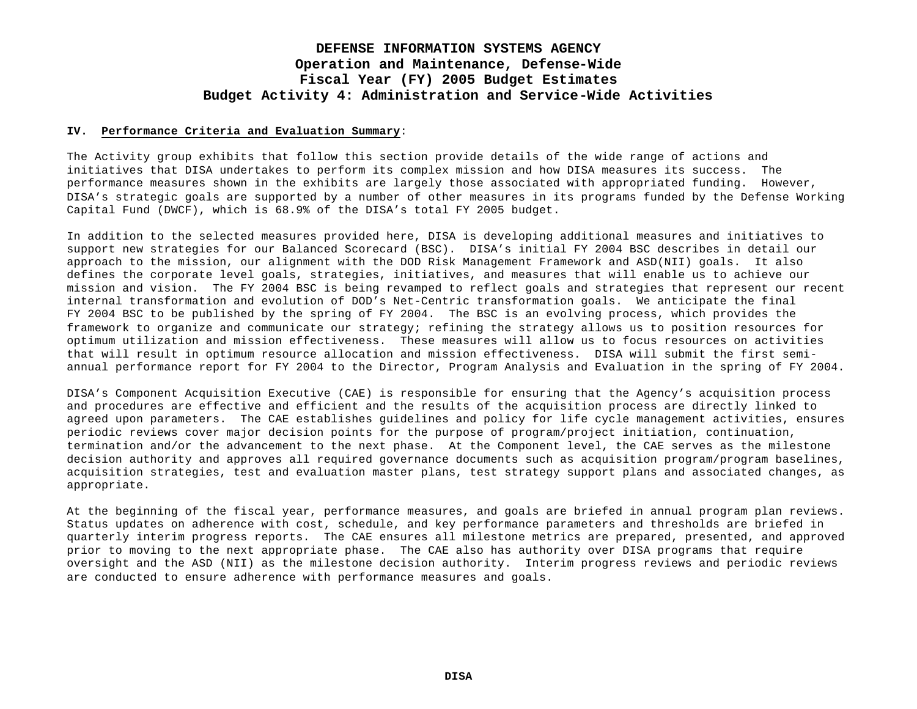# DEFENSE INFORMATION SYSTEMS AGENCY
## Operation and Maintenance, Defense-Wide
## Fiscal Year (FY) 2005 Budget Estimates
## Budget Activity 4: Administration and Service-Wide Activities

**IV. Performance Criteria and Evaluation Summary:**

The Activity group exhibits that follow this section provide details of the wide range of actions and initiatives that DISA undertakes to perform its complex mission and how DISA measures its success. The performance measures shown in the exhibits are largely those associated with appropriated funding. However, DISA's strategic goals are supported by a number of other measures in its programs funded by the Defense Working Capital Fund (DWCF), which is 68.9% of the DISA's total FY 2005 budget.

In addition to the selected measures provided here, DISA is developing additional measures and initiatives to support new strategies for our Balanced Scorecard (BSC). DISA's initial FY 2004 BSC describes in detail our approach to the mission, our alignment with the DOD Risk Management Framework and ASD(NII) goals. It also defines the corporate level goals, strategies, initiatives, and measures that will enable us to achieve our mission and vision. The FY 2004 BSC is being revamped to reflect goals and strategies that represent our recent internal transformation and evolution of DOD's Net-Centric transformation goals. We anticipate the final FY 2004 BSC to be published by the spring of FY 2004. The BSC is an evolving process, which provides the framework to organize and communicate our strategy; refining the strategy allows us to position resources for optimum utilization and mission effectiveness. These measures will allow us to focus resources on activities that will result in optimum resource allocation and mission effectiveness. DISA will submit the first semi-annual performance report for FY 2004 to the Director, Program Analysis and Evaluation in the spring of FY 2004.

DISA's Component Acquisition Executive (CAE) is responsible for ensuring that the Agency's acquisition process and procedures are effective and efficient and the results of the acquisition process are directly linked to agreed upon parameters. The CAE establishes guidelines and policy for life cycle management activities, ensures periodic reviews cover major decision points for the purpose of program/project initiation, continuation, termination and/or the advancement to the next phase. At the Component level, the CAE serves as the milestone decision authority and approves all required governance documents such as acquisition program/program baselines, acquisition strategies, test and evaluation master plans, test strategy support plans and associated changes, as appropriate.

At the beginning of the fiscal year, performance measures, and goals are briefed in annual program plan reviews. Status updates on adherence with cost, schedule, and key performance parameters and thresholds are briefed in quarterly interim progress reports. The CAE ensures all milestone metrics are prepared, presented, and approved prior to moving to the next appropriate phase. The CAE also has authority over DISA programs that require oversight and the ASD (NII) as the milestone decision authority. Interim progress reviews and periodic reviews are conducted to ensure adherence with performance measures and goals.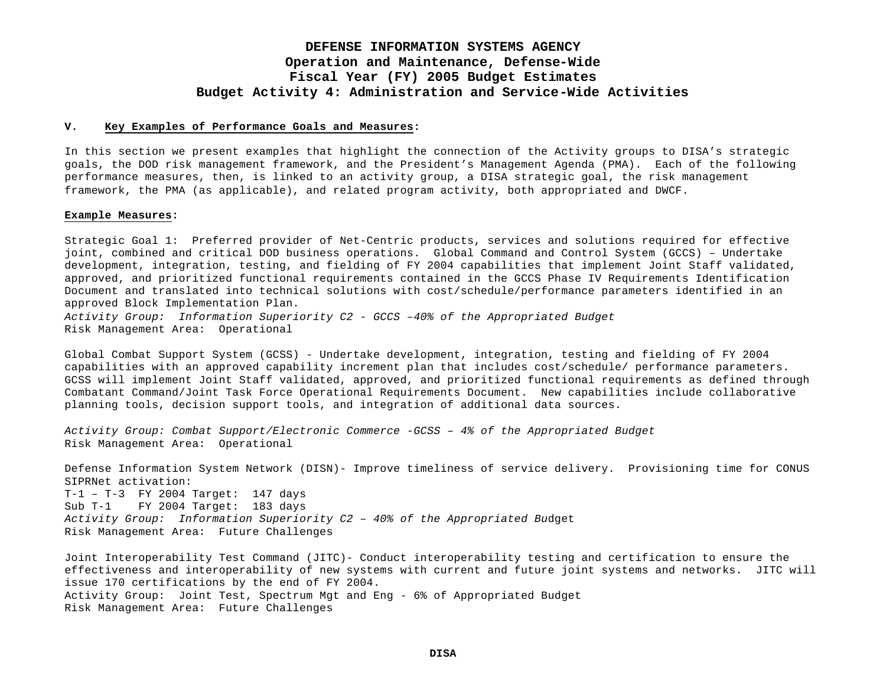**DEFENSE INFORMATION SYSTEMS AGENCY**
**Operation and Maintenance, Defense-Wide**
**Fiscal Year (FY) 2005 Budget Estimates**
**Budget Activity 4: Administration and Service-Wide Activities**

## V. Key Examples of Performance Goals and Measures:

In this section we present examples that highlight the connection of the Activity groups to DISA's strategic goals, the DOD risk management framework, and the President's Management Agenda (PMA). Each of the following performance measures, then, is linked to an activity group, a DISA strategic goal, the risk management framework, the PMA (as applicable), and related program activity, both appropriated and DWCF.

**Example Measures:**

Strategic Goal 1: Preferred provider of Net-Centric products, services and solutions required for effective joint, combined and critical DOD business operations. Global Command and Control System (GCCS) – Undertake development, integration, testing, and fielding of FY 2004 capabilities that implement Joint Staff validated, approved, and prioritized functional requirements contained in the GCCS Phase IV Requirements Identification Document and translated into technical solutions with cost/schedule/performance parameters identified in an approved Block Implementation Plan.
*Activity Group: Information Superiority C2 - GCCS –40% of the Appropriated Budget*
Risk Management Area: Operational

Global Combat Support System (GCSS) - Undertake development, integration, testing and fielding of FY 2004 capabilities with an approved capability increment plan that includes cost/schedule/ performance parameters. GCSS will implement Joint Staff validated, approved, and prioritized functional requirements as defined through Combatant Command/Joint Task Force Operational Requirements Document. New capabilities include collaborative planning tools, decision support tools, and integration of additional data sources.

*Activity Group: Combat Support/Electronic Commerce -GCSS – 4% of the Appropriated Budget*
Risk Management Area: Operational

Defense Information System Network (DISN)- Improve timeliness of service delivery. Provisioning time for CONUS SIPRNet activation:
T-1 – T-3 FY 2004 Target: 147 days
Sub T-1 FY 2004 Target: 183 days
*Activity Group: Information Superiority C2 – 40% of the Appropriated Bu*dget
Risk Management Area: Future Challenges

Joint Interoperability Test Command (JITC)- Conduct interoperability testing and certification to ensure the effectiveness and interoperability of new systems with current and future joint systems and networks. JITC will issue 170 certifications by the end of FY 2004.
Activity Group: Joint Test, Spectrum Mgt and Eng - 6% of Appropriated Budget
Risk Management Area: Future Challenges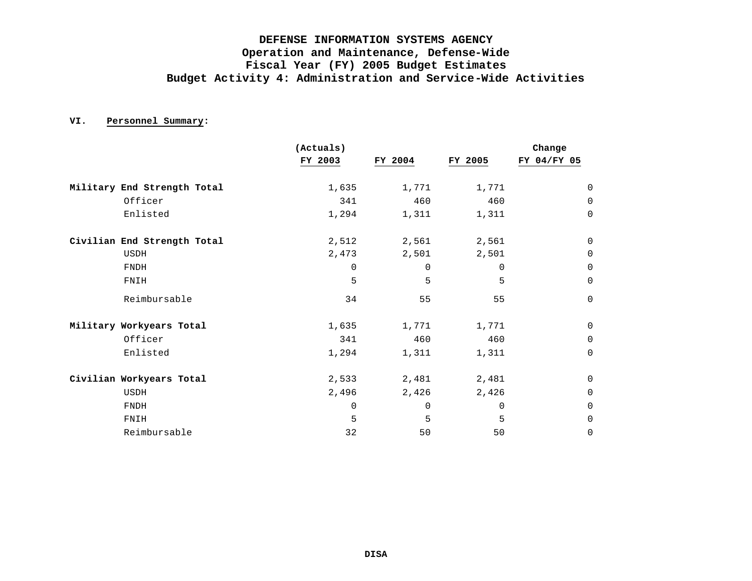**DEFENSE INFORMATION SYSTEMS AGENCY**
**Operation and Maintenance, Defense-Wide**
**Fiscal Year (FY) 2005 Budget Estimates**
**Budget Activity 4: Administration and Service-Wide Activities**

**VI. Personnel Summary:**

| | (Actuals) FY 2003 | FY 2004 | FY 2005 | Change FY 04/FY 05 |
|---|---|---|---|---|
| **Military End Strength Total** | 1,635 | 1,771 | 1,771 | 0 |
| Officer | 341 | 460 | 460 | 0 |
| Enlisted | 1,294 | 1,311 | 1,311 | 0 |
| **Civilian End Strength Total** | 2,512 | 2,561 | 2,561 | 0 |
| USDH | 2,473 | 2,501 | 2,501 | 0 |
| FNDH | 0 | 0 | 0 | 0 |
| FNIH | 5 | 5 | 5 | 0 |
| Reimbursable | 34 | 55 | 55 | 0 |
| **Military Workyears Total** | 1,635 | 1,771 | 1,771 | 0 |
| Officer | 341 | 460 | 460 | 0 |
| Enlisted | 1,294 | 1,311 | 1,311 | 0 |
| **Civilian Workyears Total** | 2,533 | 2,481 | 2,481 | 0 |
| USDH | 2,496 | 2,426 | 2,426 | 0 |
| FNDH | 0 | 0 | 0 | 0 |
| FNIH | 5 | 5 | 5 | 0 |
| Reimbursable | 32 | 50 | 50 | 0 |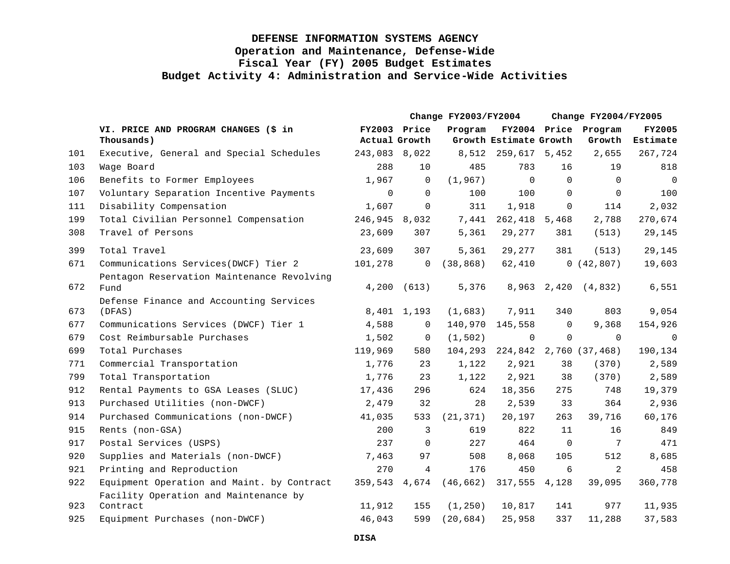# DEFENSE INFORMATION SYSTEMS AGENCY
## Operation and Maintenance, Defense-Wide
## Fiscal Year (FY) 2005 Budget Estimates
## Budget Activity 4: Administration and Service-Wide Activities

| | | | Change FY2003/FY2004 | | | Change FY2004/FY2005 | | |
|---|---|---|---|---|---|---|---|---|
| | **VI. PRICE AND PROGRAM CHANGES ($ in Thousands)** | **FY2003 Actual** | **Price Growth** | **Program Growth** | **FY2004 Estimate** | **Price Growth** | **Program Growth** | **FY2005 Estimate** |
| 101 | Executive, General and Special Schedules | 243,083 | 8,022 | 8,512 | 259,617 | 5,452 | 2,655 | 267,724 |
| 103 | Wage Board | 288 | 10 | 485 | 783 | 16 | 19 | 818 |
| 106 | Benefits to Former Employees | 1,967 | 0 | (1,967) | 0 | 0 | 0 | 0 |
| 107 | Voluntary Separation Incentive Payments | 0 | 0 | 100 | 100 | 0 | 0 | 100 |
| 111 | Disability Compensation | 1,607 | 0 | 311 | 1,918 | 0 | 114 | 2,032 |
| 199 | Total Civilian Personnel Compensation | 246,945 | 8,032 | 7,441 | 262,418 | 5,468 | 2,788 | 270,674 |
| 308 | Travel of Persons | 23,609 | 307 | 5,361 | 29,277 | 381 | (513) | 29,145 |
| 399 | Total Travel | 23,609 | 307 | 5,361 | 29,277 | 381 | (513) | 29,145 |
| 671 | Communications Services(DWCF) Tier 2 | 101,278 | 0 | (38,868) | 62,410 | 0 | (42,807) | 19,603 |
| 672 | Pentagon Reservation Maintenance Revolving Fund | 4,200 | (613) | 5,376 | 8,963 | 2,420 | (4,832) | 6,551 |
| 673 | Defense Finance and Accounting Services (DFAS) | 8,401 | 1,193 | (1,683) | 7,911 | 340 | 803 | 9,054 |
| 677 | Communications Services (DWCF) Tier 1 | 4,588 | 0 | 140,970 | 145,558 | 0 | 9,368 | 154,926 |
| 679 | Cost Reimbursable Purchases | 1,502 | 0 | (1,502) | 0 | 0 | 0 | 0 |
| 699 | Total Purchases | 119,969 | 580 | 104,293 | 224,842 | 2,760 | (37,468) | 190,134 |
| 771 | Commercial Transportation | 1,776 | 23 | 1,122 | 2,921 | 38 | (370) | 2,589 |
| 799 | Total Transportation | 1,776 | 23 | 1,122 | 2,921 | 38 | (370) | 2,589 |
| 912 | Rental Payments to GSA Leases (SLUC) | 17,436 | 296 | 624 | 18,356 | 275 | 748 | 19,379 |
| 913 | Purchased Utilities (non-DWCF) | 2,479 | 32 | 28 | 2,539 | 33 | 364 | 2,936 |
| 914 | Purchased Communications (non-DWCF) | 41,035 | 533 | (21,371) | 20,197 | 263 | 39,716 | 60,176 |
| 915 | Rents (non-GSA) | 200 | 3 | 619 | 822 | 11 | 16 | 849 |
| 917 | Postal Services (USPS) | 237 | 0 | 227 | 464 | 0 | 7 | 471 |
| 920 | Supplies and Materials (non-DWCF) | 7,463 | 97 | 508 | 8,068 | 105 | 512 | 8,685 |
| 921 | Printing and Reproduction | 270 | 4 | 176 | 450 | 6 | 2 | 458 |
| 922 | Equipment Operation and Maint. by Contract | 359,543 | 4,674 | (46,662) | 317,555 | 4,128 | 39,095 | 360,778 |
| 923 | Facility Operation and Maintenance by Contract | 11,912 | 155 | (1,250) | 10,817 | 141 | 977 | 11,935 |
| 925 | Equipment Purchases (non-DWCF) | 46,043 | 599 | (20,684) | 25,958 | 337 | 11,288 | 37,583 |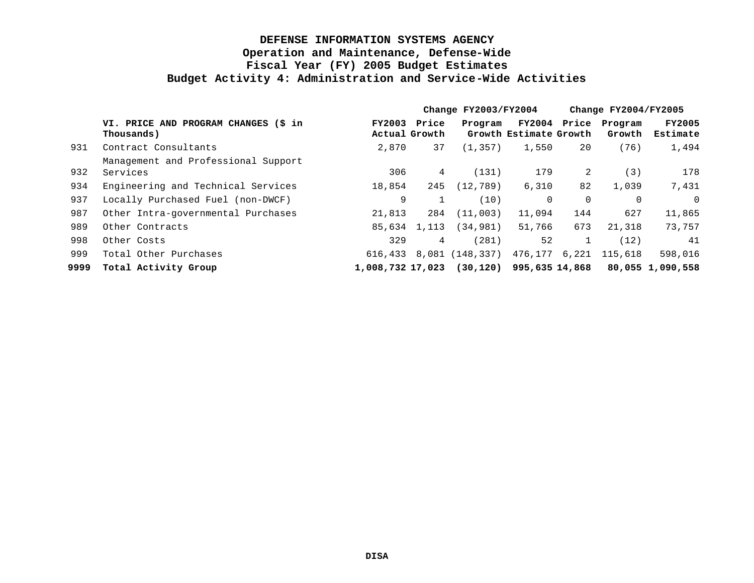# DEFENSE INFORMATION SYSTEMS AGENCY
## Operation and Maintenance, Defense-Wide
## Fiscal Year (FY) 2005 Budget Estimates
## Budget Activity 4: Administration and Service-Wide Activities

| | | | Change FY2003/FY2004 | | | Change FY2004/FY2005 | | |
|---|---|---|---|---|---|---|---|---|
| | **VI. PRICE AND PROGRAM CHANGES ($ in Thousands)** | **FY2003 Actual** | **Price Growth** | **Program Growth** | **FY2004 Estimate** | **Price Growth** | **Program Growth** | **FY2005 Estimate** |
| 931 | Contract Consultants | 2,870 | 37 | (1,357) | 1,550 | 20 | (76) | 1,494 |
| 932 | Management and Professional Support Services | 306 | 4 | (131) | 179 | 2 | (3) | 178 |
| 934 | Engineering and Technical Services | 18,854 | 245 | (12,789) | 6,310 | 82 | 1,039 | 7,431 |
| 937 | Locally Purchased Fuel (non-DWCF) | 9 | 1 | (10) | 0 | 0 | 0 | 0 |
| 987 | Other Intra-governmental Purchases | 21,813 | 284 | (11,003) | 11,094 | 144 | 627 | 11,865 |
| 989 | Other Contracts | 85,634 | 1,113 | (34,981) | 51,766 | 673 | 21,318 | 73,757 |
| 998 | Other Costs | 329 | 4 | (281) | 52 | 1 | (12) | 41 |
| 999 | Total Other Purchases | 616,433 | 8,081 | (148,337) | 476,177 | 6,221 | 115,618 | 598,016 |
| **9999** | **Total Activity Group** | **1,008,732** | **17,023** | **(30,120)** | **995,635** | **14,868** | **80,055** | **1,090,558** |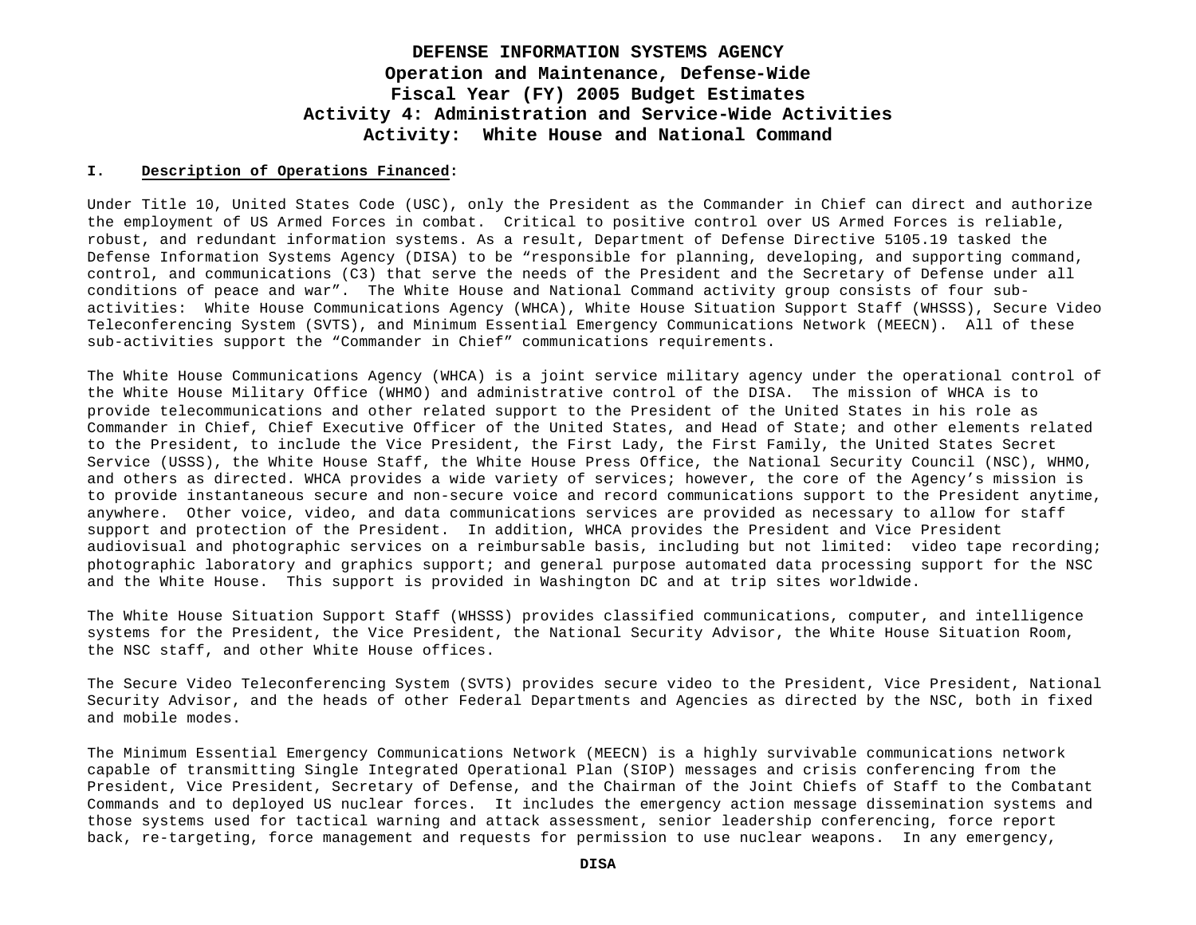**DEFENSE INFORMATION SYSTEMS AGENCY**
**Operation and Maintenance, Defense-Wide**
**Fiscal Year (FY) 2005 Budget Estimates**
**Activity 4: Administration and Service-Wide Activities**
**Activity: White House and National Command**

**I. Description of Operations Financed:**

Under Title 10, United States Code (USC), only the President as the Commander in Chief can direct and authorize the employment of US Armed Forces in combat. Critical to positive control over US Armed Forces is reliable, robust, and redundant information systems. As a result, Department of Defense Directive 5105.19 tasked the Defense Information Systems Agency (DISA) to be "responsible for planning, developing, and supporting command, control, and communications (C3) that serve the needs of the President and the Secretary of Defense under all conditions of peace and war". The White House and National Command activity group consists of four sub-activities: White House Communications Agency (WHCA), White House Situation Support Staff (WHSSS), Secure Video Teleconferencing System (SVTS), and Minimum Essential Emergency Communications Network (MEECN). All of these sub-activities support the "Commander in Chief" communications requirements.

The White House Communications Agency (WHCA) is a joint service military agency under the operational control of the White House Military Office (WHMO) and administrative control of the DISA. The mission of WHCA is to provide telecommunications and other related support to the President of the United States in his role as Commander in Chief, Chief Executive Officer of the United States, and Head of State; and other elements related to the President, to include the Vice President, the First Lady, the First Family, the United States Secret Service (USSS), the White House Staff, the White House Press Office, the National Security Council (NSC), WHMO, and others as directed. WHCA provides a wide variety of services; however, the core of the Agency's mission is to provide instantaneous secure and non-secure voice and record communications support to the President anytime, anywhere. Other voice, video, and data communications services are provided as necessary to allow for staff support and protection of the President. In addition, WHCA provides the President and Vice President audiovisual and photographic services on a reimbursable basis, including but not limited: video tape recording; photographic laboratory and graphics support; and general purpose automated data processing support for the NSC and the White House. This support is provided in Washington DC and at trip sites worldwide.

The White House Situation Support Staff (WHSSS) provides classified communications, computer, and intelligence systems for the President, the Vice President, the National Security Advisor, the White House Situation Room, the NSC staff, and other White House offices.

The Secure Video Teleconferencing System (SVTS) provides secure video to the President, Vice President, National Security Advisor, and the heads of other Federal Departments and Agencies as directed by the NSC, both in fixed and mobile modes.

The Minimum Essential Emergency Communications Network (MEECN) is a highly survivable communications network capable of transmitting Single Integrated Operational Plan (SIOP) messages and crisis conferencing from the President, Vice President, Secretary of Defense, and the Chairman of the Joint Chiefs of Staff to the Combatant Commands and to deployed US nuclear forces. It includes the emergency action message dissemination systems and those systems used for tactical warning and attack assessment, senior leadership conferencing, force report back, re-targeting, force management and requests for permission to use nuclear weapons. In any emergency,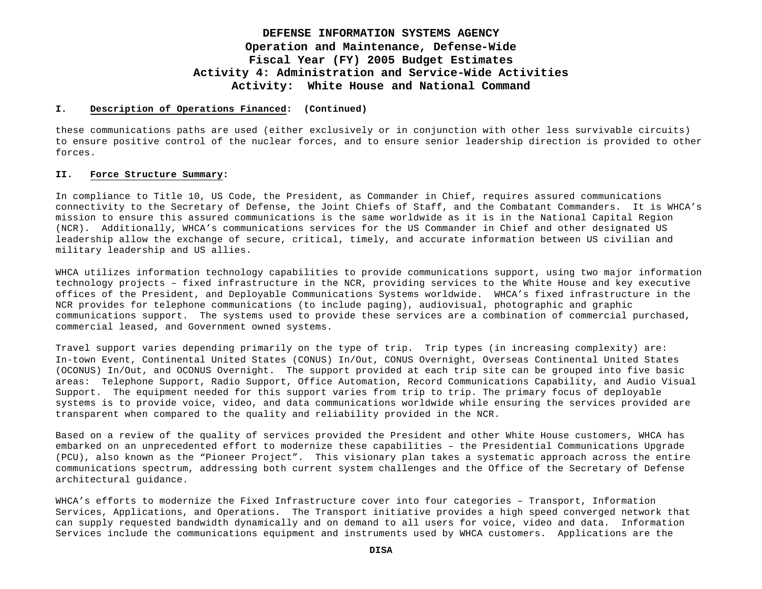# DEFENSE INFORMATION SYSTEMS AGENCY
## Operation and Maintenance, Defense-Wide
## Fiscal Year (FY) 2005 Budget Estimates
## Activity 4: Administration and Service-Wide Activities
## Activity: White House and National Command

**I. Description of Operations Financed: (Continued)**

these communications paths are used (either exclusively or in conjunction with other less survivable circuits) to ensure positive control of the nuclear forces, and to ensure senior leadership direction is provided to other forces.

**II. Force Structure Summary:**

In compliance to Title 10, US Code, the President, as Commander in Chief, requires assured communications connectivity to the Secretary of Defense, the Joint Chiefs of Staff, and the Combatant Commanders. It is WHCA's mission to ensure this assured communications is the same worldwide as it is in the National Capital Region (NCR). Additionally, WHCA's communications services for the US Commander in Chief and other designated US leadership allow the exchange of secure, critical, timely, and accurate information between US civilian and military leadership and US allies.

WHCA utilizes information technology capabilities to provide communications support, using two major information technology projects – fixed infrastructure in the NCR, providing services to the White House and key executive offices of the President, and Deployable Communications Systems worldwide. WHCA's fixed infrastructure in the NCR provides for telephone communications (to include paging), audiovisual, photographic and graphic communications support. The systems used to provide these services are a combination of commercial purchased, commercial leased, and Government owned systems.

Travel support varies depending primarily on the type of trip. Trip types (in increasing complexity) are: In-town Event, Continental United States (CONUS) In/Out, CONUS Overnight, Overseas Continental United States (OCONUS) In/Out, and OCONUS Overnight. The support provided at each trip site can be grouped into five basic areas: Telephone Support, Radio Support, Office Automation, Record Communications Capability, and Audio Visual Support. The equipment needed for this support varies from trip to trip. The primary focus of deployable systems is to provide voice, video, and data communications worldwide while ensuring the services provided are transparent when compared to the quality and reliability provided in the NCR.

Based on a review of the quality of services provided the President and other White House customers, WHCA has embarked on an unprecedented effort to modernize these capabilities – the Presidential Communications Upgrade (PCU), also known as the "Pioneer Project". This visionary plan takes a systematic approach across the entire communications spectrum, addressing both current system challenges and the Office of the Secretary of Defense architectural guidance.

WHCA's efforts to modernize the Fixed Infrastructure cover into four categories – Transport, Information Services, Applications, and Operations. The Transport initiative provides a high speed converged network that can supply requested bandwidth dynamically and on demand to all users for voice, video and data. Information Services include the communications equipment and instruments used by WHCA customers. Applications are the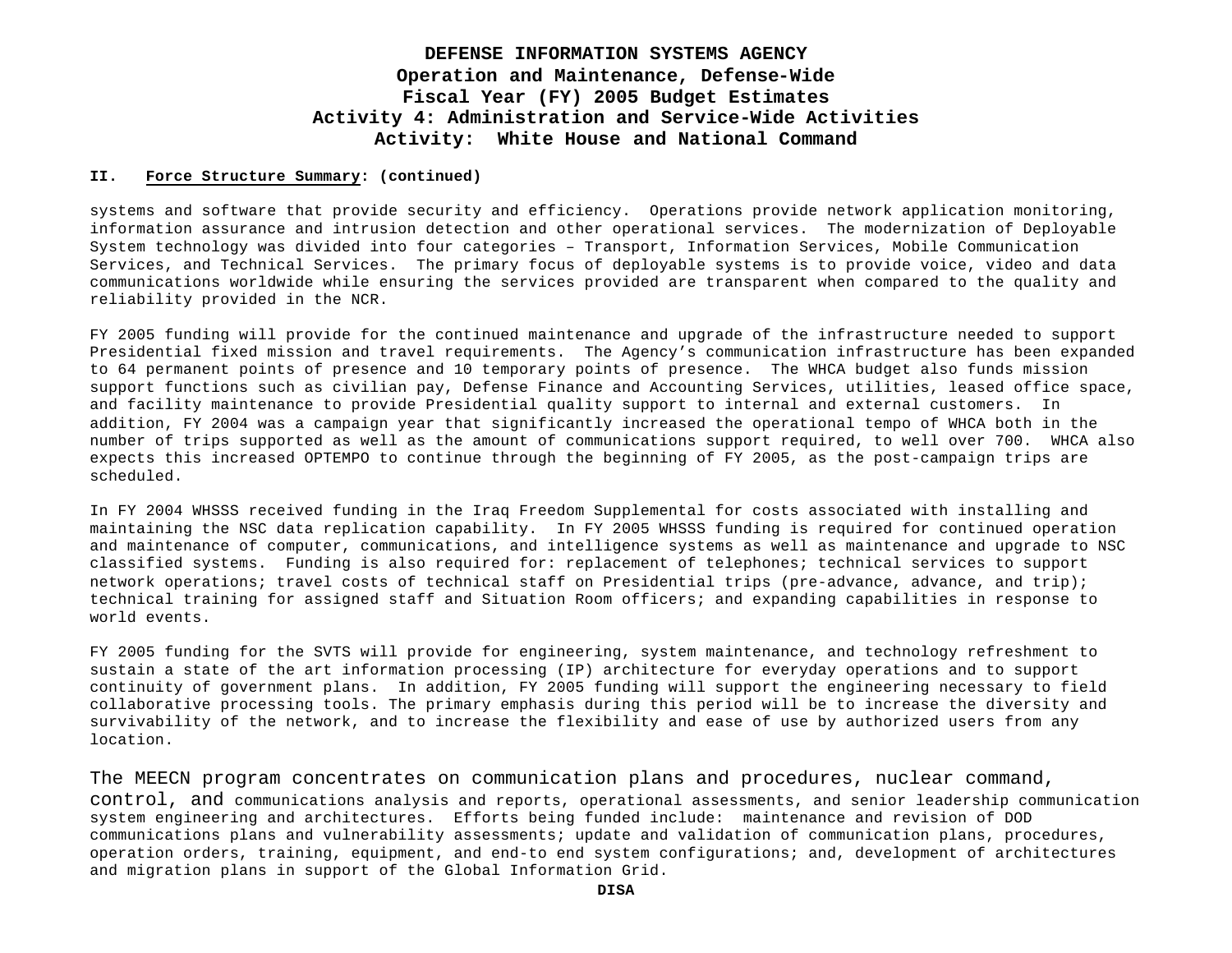# DEFENSE INFORMATION SYSTEMS AGENCY
## Operation and Maintenance, Defense-Wide
## Fiscal Year (FY) 2005 Budget Estimates
## Activity 4: Administration and Service-Wide Activities
## Activity: White House and National Command

**II. Force Structure Summary: (continued)**

systems and software that provide security and efficiency. Operations provide network application monitoring, information assurance and intrusion detection and other operational services. The modernization of Deployable System technology was divided into four categories – Transport, Information Services, Mobile Communication Services, and Technical Services. The primary focus of deployable systems is to provide voice, video and data communications worldwide while ensuring the services provided are transparent when compared to the quality and reliability provided in the NCR.

FY 2005 funding will provide for the continued maintenance and upgrade of the infrastructure needed to support Presidential fixed mission and travel requirements. The Agency's communication infrastructure has been expanded to 64 permanent points of presence and 10 temporary points of presence. The WHCA budget also funds mission support functions such as civilian pay, Defense Finance and Accounting Services, utilities, leased office space, and facility maintenance to provide Presidential quality support to internal and external customers. In addition, FY 2004 was a campaign year that significantly increased the operational tempo of WHCA both in the number of trips supported as well as the amount of communications support required, to well over 700. WHCA also expects this increased OPTEMPO to continue through the beginning of FY 2005, as the post-campaign trips are scheduled.

In FY 2004 WHSSS received funding in the Iraq Freedom Supplemental for costs associated with installing and maintaining the NSC data replication capability. In FY 2005 WHSSS funding is required for continued operation and maintenance of computer, communications, and intelligence systems as well as maintenance and upgrade to NSC classified systems. Funding is also required for: replacement of telephones; technical services to support network operations; travel costs of technical staff on Presidential trips (pre-advance, advance, and trip); technical training for assigned staff and Situation Room officers; and expanding capabilities in response to world events.

FY 2005 funding for the SVTS will provide for engineering, system maintenance, and technology refreshment to sustain a state of the art information processing (IP) architecture for everyday operations and to support continuity of government plans. In addition, FY 2005 funding will support the engineering necessary to field collaborative processing tools. The primary emphasis during this period will be to increase the diversity and survivability of the network, and to increase the flexibility and ease of use by authorized users from any location.

The MEECN program concentrates on communication plans and procedures, nuclear command, control, and communications analysis and reports, operational assessments, and senior leadership communication system engineering and architectures. Efforts being funded include: maintenance and revision of DOD communications plans and vulnerability assessments; update and validation of communication plans, procedures, operation orders, training, equipment, and end-to end system configurations; and, development of architectures and migration plans in support of the Global Information Grid.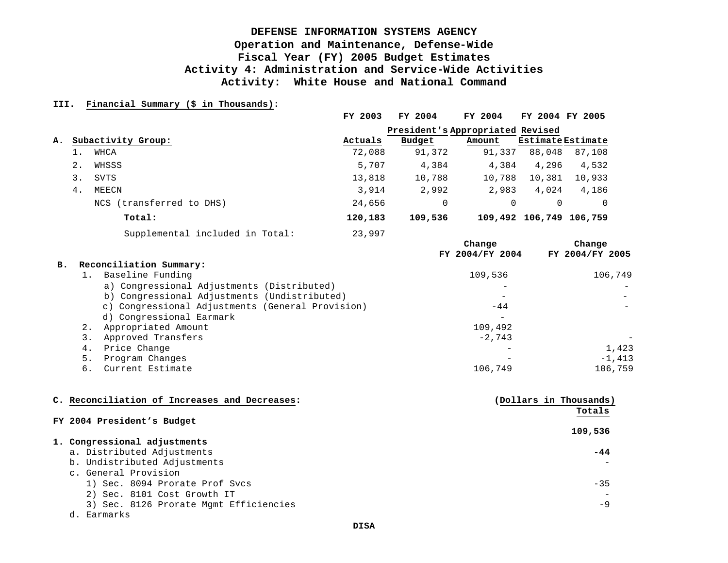# DEFENSE INFORMATION SYSTEMS AGENCY
## Operation and Maintenance, Defense-Wide
## Fiscal Year (FY) 2005 Budget Estimates
## Activity 4: Administration and Service-Wide Activities
## Activity: White House and National Command

**III. Financial Summary ($ in Thousands):**

| A. Subactivity Group: | FY 2003 Actuals | FY 2004 President's Budget | FY 2004 Appropriated Amount | FY 2004 Revised Estimate | FY 2005 Estimate |
|---|---|---|---|---|---|
| 1. WHCA | 72,088 | 91,372 | 91,337 | 88,048 | 87,108 |
| 2. WHSSS | 5,707 | 4,384 | 4,384 | 4,296 | 4,532 |
| 3. SVTS | 13,818 | 10,788 | 10,788 | 10,381 | 10,933 |
| 4. MEECN | 3,914 | 2,992 | 2,983 | 4,024 | 4,186 |
| NCS (transferred to DHS) | 24,656 | 0 | 0 | 0 | 0 |
| **Total:** | **120,183** | **109,536** | **109,492** | **106,749** | **106,759** |
| Supplemental included in Total: | 23,997 | | | | |

| B. Reconciliation Summary: | Change FY 2004/FY 2004 | Change FY 2004/FY 2005 |
|---|---|---|
| 1. Baseline Funding | 109,536 | 106,749 |
| a) Congressional Adjustments (Distributed) | - | - |
| b) Congressional Adjustments (Undistributed) | - | - |
| c) Congressional Adjustments (General Provision) | -44 | - |
| d) Congressional Earmark | - | |
| 2. Appropriated Amount | 109,492 | |
| 3. Approved Transfers | -2,743 | - |
| 4. Price Change | - | 1,423 |
| 5. Program Changes | - | -1,413 |
| 6. Current Estimate | 106,749 | 106,759 |

**C. Reconciliation of Increases and Decreases:**

| | (Dollars in Thousands) Totals |
|---|---|
| **FY 2004 President's Budget** | **109,536** |
| **1. Congressional adjustments** | |
| a. Distributed Adjustments | **-44** |
| b. Undistributed Adjustments | - |
| c. General Provision | |
| 1) Sec. 8094 Prorate Prof Svcs | -35 |
| 2) Sec. 8101 Cost Growth IT | - |
| 3) Sec. 8126 Prorate Mgmt Efficiencies | -9 |
| d. Earmarks | |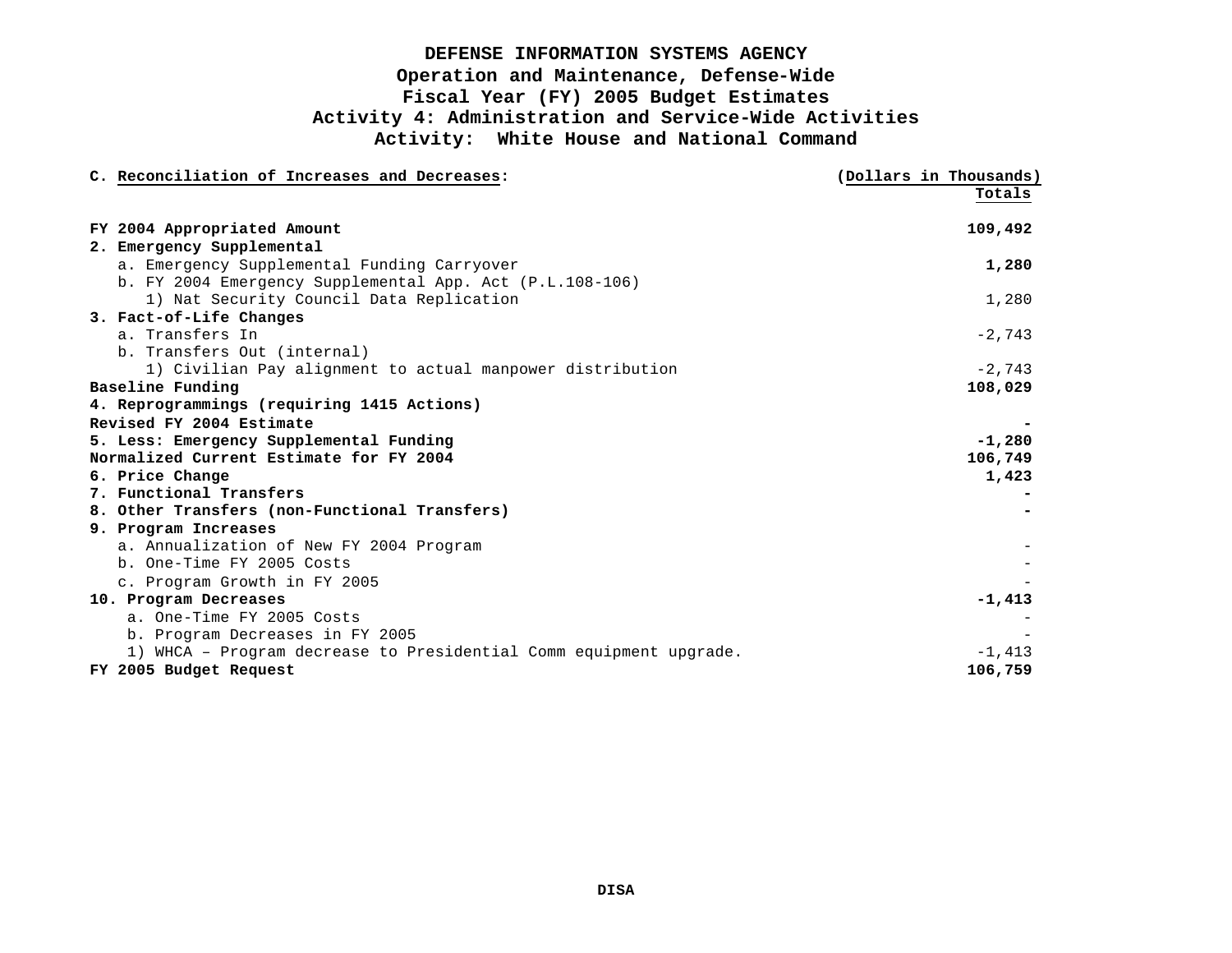# DEFENSE INFORMATION SYSTEMS AGENCY
## Operation and Maintenance, Defense-Wide
## Fiscal Year (FY) 2005 Budget Estimates
## Activity 4: Administration and Service-Wide Activities
## Activity: White House and National Command

| C. Reconciliation of Increases and Decreases: | (Dollars in Thousands) Totals |
|---|---|
| **FY 2004 Appropriated Amount** | **109,492** |
| **2. Emergency Supplemental** | |
| a. Emergency Supplemental Funding Carryover | **1,280** |
| b. FY 2004 Emergency Supplemental App. Act (P.L.108-106) | |
| 1) Nat Security Council Data Replication | 1,280 |
| **3. Fact-of-Life Changes** | |
| a. Transfers In | -2,743 |
| b. Transfers Out (internal) | |
| 1) Civilian Pay alignment to actual manpower distribution | -2,743 |
| **Baseline Funding** | **108,029** |
| **4. Reprogrammings (requiring 1415 Actions)** | |
| **Revised FY 2004 Estimate** | **-** |
| **5. Less: Emergency Supplemental Funding** | **-1,280** |
| **Normalized Current Estimate for FY 2004** | **106,749** |
| **6. Price Change** | **1,423** |
| **7. Functional Transfers** | **-** |
| **8. Other Transfers (non-Functional Transfers)** | **-** |
| **9. Program Increases** | |
| a. Annualization of New FY 2004 Program | - |
| b. One-Time FY 2005 Costs | - |
| c. Program Growth in FY 2005 | - |
| **10. Program Decreases** | **-1,413** |
| a. One-Time FY 2005 Costs | - |
| b. Program Decreases in FY 2005 | - |
| 1) WHCA – Program decrease to Presidential Comm equipment upgrade. | -1,413 |
| **FY 2005 Budget Request** | **106,759** |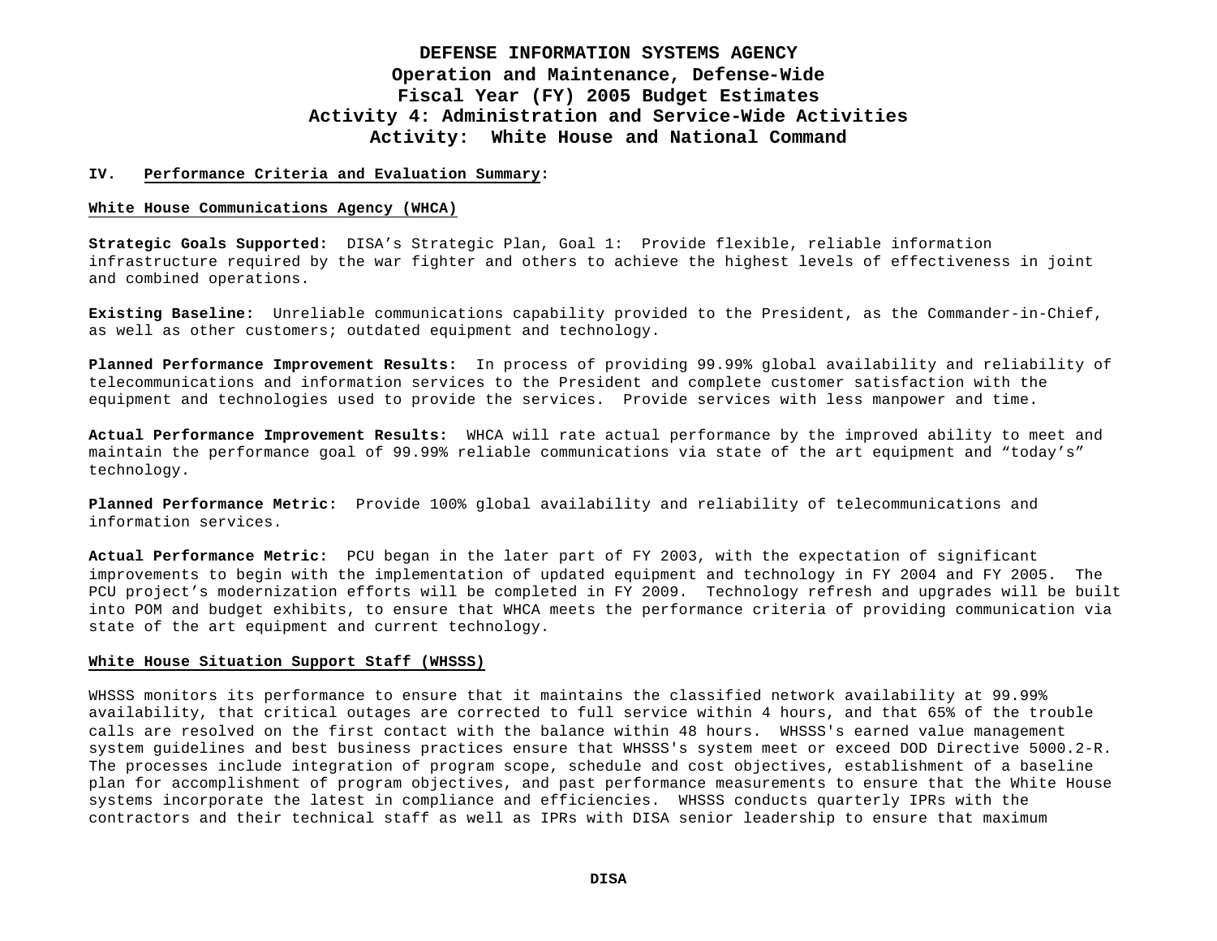# DEFENSE INFORMATION SYSTEMS AGENCY
## Operation and Maintenance, Defense-Wide
## Fiscal Year (FY) 2005 Budget Estimates
## Activity 4: Administration and Service-Wide Activities
## Activity: White House and National Command

### IV. Performance Criteria and Evaluation Summary:

#### White House Communications Agency (WHCA)

**Strategic Goals Supported:** DISA's Strategic Plan, Goal 1: Provide flexible, reliable information infrastructure required by the war fighter and others to achieve the highest levels of effectiveness in joint and combined operations.

**Existing Baseline:** Unreliable communications capability provided to the President, as the Commander-in-Chief, as well as other customers; outdated equipment and technology.

**Planned Performance Improvement Results:** In process of providing 99.99% global availability and reliability of telecommunications and information services to the President and complete customer satisfaction with the equipment and technologies used to provide the services. Provide services with less manpower and time.

**Actual Performance Improvement Results:** WHCA will rate actual performance by the improved ability to meet and maintain the performance goal of 99.99% reliable communications via state of the art equipment and "today's" technology.

**Planned Performance Metric:** Provide 100% global availability and reliability of telecommunications and information services.

**Actual Performance Metric:** PCU began in the later part of FY 2003, with the expectation of significant improvements to begin with the implementation of updated equipment and technology in FY 2004 and FY 2005. The PCU project's modernization efforts will be completed in FY 2009. Technology refresh and upgrades will be built into POM and budget exhibits, to ensure that WHCA meets the performance criteria of providing communication via state of the art equipment and current technology.

#### White House Situation Support Staff (WHSSS)

WHSSS monitors its performance to ensure that it maintains the classified network availability at 99.99% availability, that critical outages are corrected to full service within 4 hours, and that 65% of the trouble calls are resolved on the first contact with the balance within 48 hours. WHSSS's earned value management system guidelines and best business practices ensure that WHSSS's system meet or exceed DOD Directive 5000.2-R. The processes include integration of program scope, schedule and cost objectives, establishment of a baseline plan for accomplishment of program objectives, and past performance measurements to ensure that the White House systems incorporate the latest in compliance and efficiencies. WHSSS conducts quarterly IPRs with the contractors and their technical staff as well as IPRs with DISA senior leadership to ensure that maximum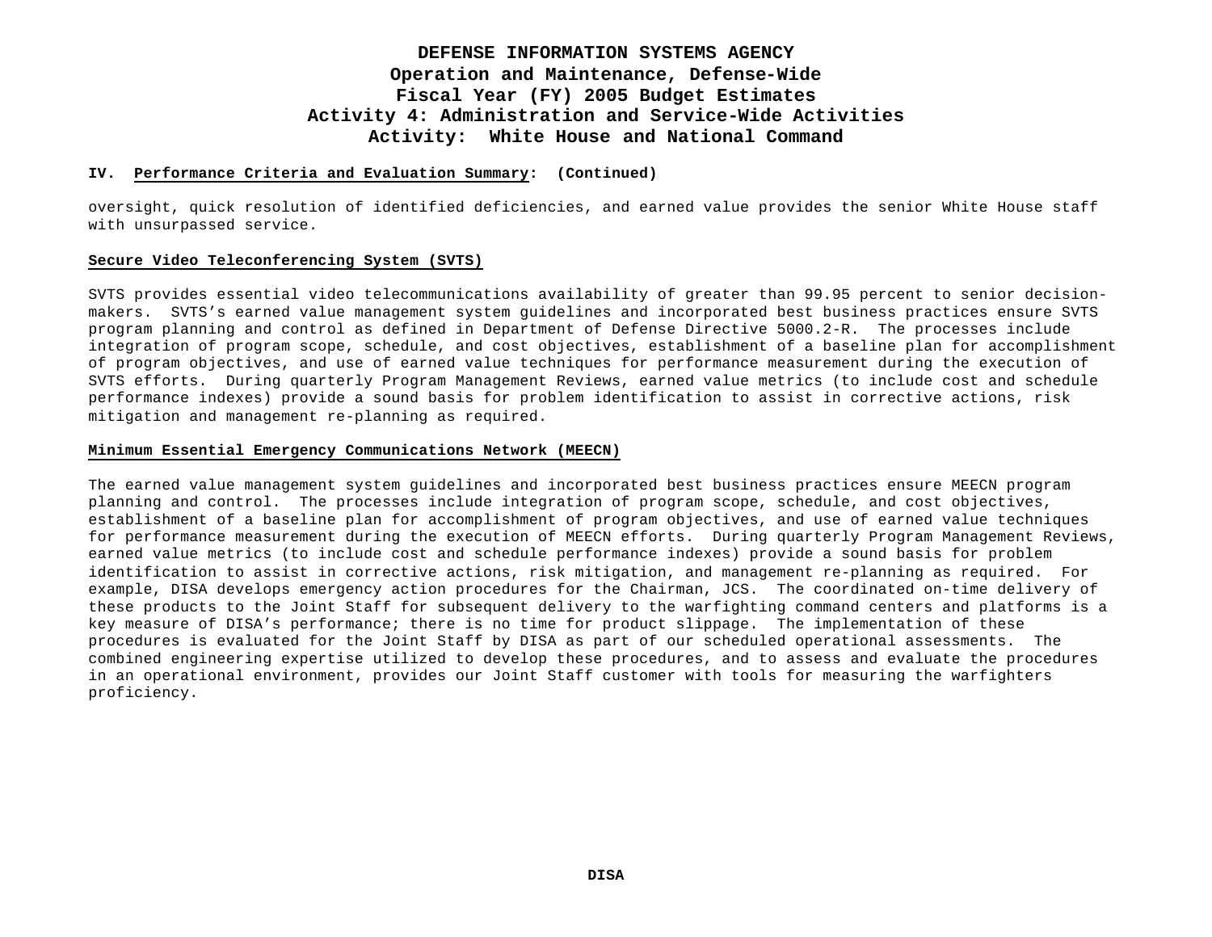**IV. Performance Criteria and Evaluation Summary: (Continued)**

oversight, quick resolution of identified deficiencies, and earned value provides the senior White House staff with unsurpassed service.

**Secure Video Teleconferencing System (SVTS)**

SVTS provides essential video telecommunications availability of greater than 99.95 percent to senior decision-makers. SVTS's earned value management system guidelines and incorporated best business practices ensure SVTS program planning and control as defined in Department of Defense Directive 5000.2-R. The processes include integration of program scope, schedule, and cost objectives, establishment of a baseline plan for accomplishment of program objectives, and use of earned value techniques for performance measurement during the execution of SVTS efforts. During quarterly Program Management Reviews, earned value metrics (to include cost and schedule performance indexes) provide a sound basis for problem identification to assist in corrective actions, risk mitigation and management re-planning as required.

**Minimum Essential Emergency Communications Network (MEECN)**

The earned value management system guidelines and incorporated best business practices ensure MEECN program planning and control. The processes include integration of program scope, schedule, and cost objectives, establishment of a baseline plan for accomplishment of program objectives, and use of earned value techniques for performance measurement during the execution of MEECN efforts. During quarterly Program Management Reviews, earned value metrics (to include cost and schedule performance indexes) provide a sound basis for problem identification to assist in corrective actions, risk mitigation, and management re-planning as required. For example, DISA develops emergency action procedures for the Chairman, JCS. The coordinated on-time delivery of these products to the Joint Staff for subsequent delivery to the warfighting command centers and platforms is a key measure of DISA's performance; there is no time for product slippage. The implementation of these procedures is evaluated for the Joint Staff by DISA as part of our scheduled operational assessments. The combined engineering expertise utilized to develop these procedures, and to assess and evaluate the procedures in an operational environment, provides our Joint Staff customer with tools for measuring the warfighters proficiency.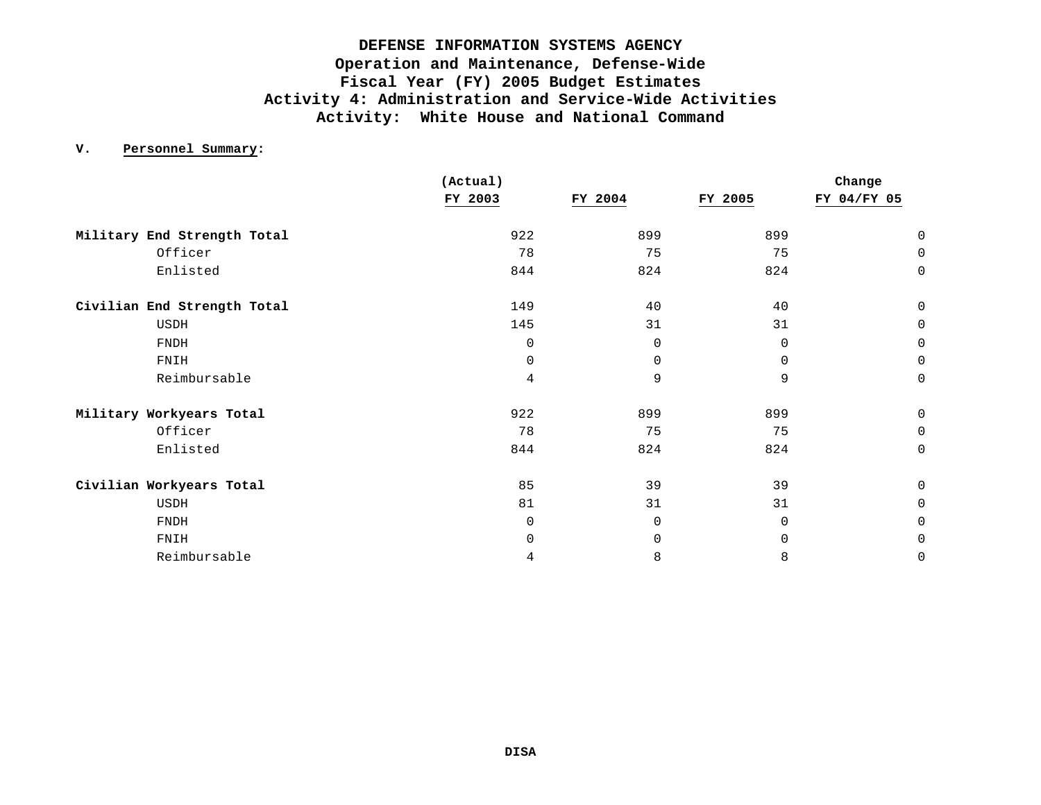# DEFENSE INFORMATION SYSTEMS AGENCY
## Operation and Maintenance, Defense-Wide
## Fiscal Year (FY) 2005 Budget Estimates
## Activity 4: Administration and Service-Wide Activities
## Activity: White House and National Command

**V. Personnel Summary:**

| | (Actual) FY 2003 | FY 2004 | FY 2005 | Change FY 04/FY 05 |
|---|---|---|---|---|
| **Military End Strength Total** | 922 | 899 | 899 | 0 |
| Officer | 78 | 75 | 75 | 0 |
| Enlisted | 844 | 824 | 824 | 0 |
| **Civilian End Strength Total** | 149 | 40 | 40 | 0 |
| USDH | 145 | 31 | 31 | 0 |
| FNDH | 0 | 0 | 0 | 0 |
| FNIH | 0 | 0 | 0 | 0 |
| Reimbursable | 4 | 9 | 9 | 0 |
| **Military Workyears Total** | 922 | 899 | 899 | 0 |
| Officer | 78 | 75 | 75 | 0 |
| Enlisted | 844 | 824 | 824 | 0 |
| **Civilian Workyears Total** | 85 | 39 | 39 | 0 |
| USDH | 81 | 31 | 31 | 0 |
| FNDH | 0 | 0 | 0 | 0 |
| FNIH | 0 | 0 | 0 | 0 |
| Reimbursable | 4 | 8 | 8 | 0 |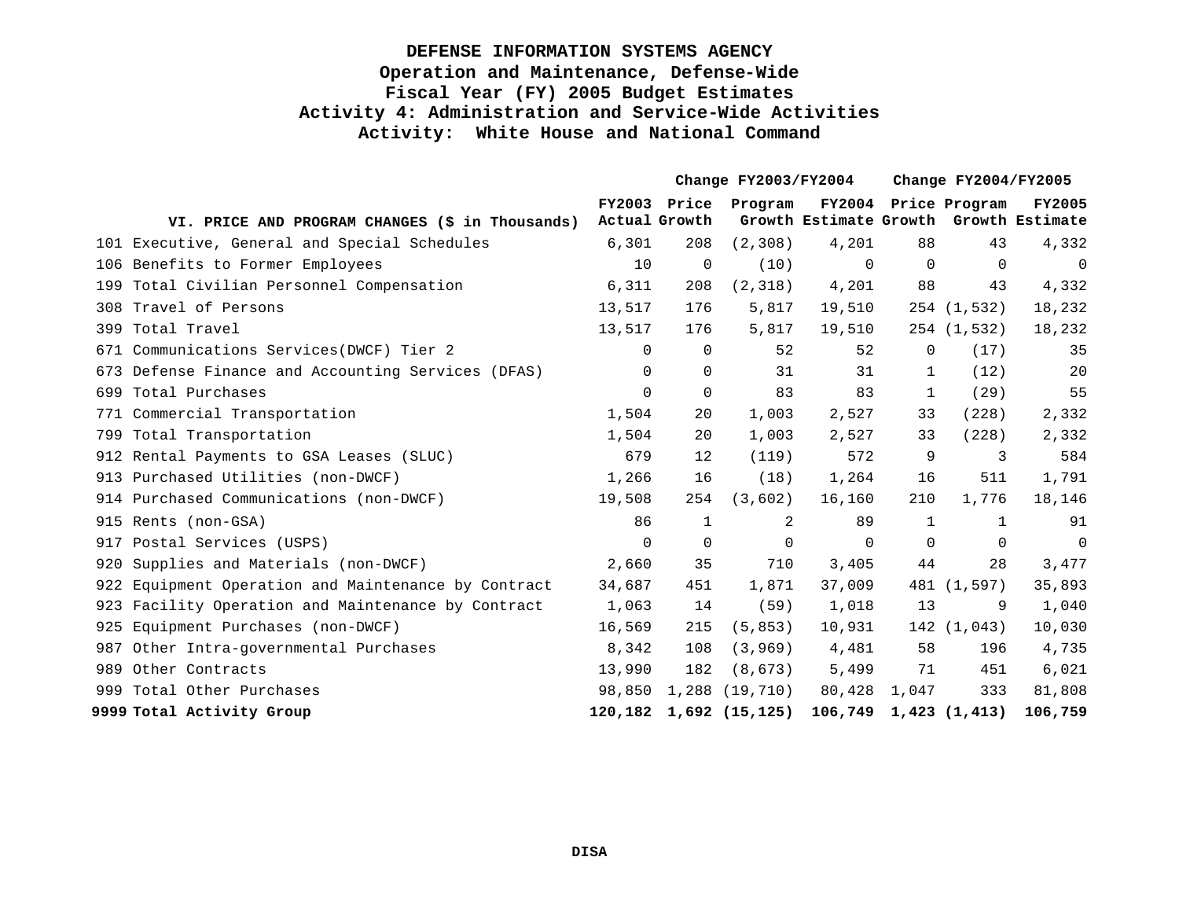# DEFENSE INFORMATION SYSTEMS AGENCY
## Operation and Maintenance, Defense-Wide
## Fiscal Year (FY) 2005 Budget Estimates
## Activity 4: Administration and Service-Wide Activities
## Activity: White House and National Command

| VI. PRICE AND PROGRAM CHANGES ($ in Thousands) | FY2003 Actual | Change FY2003/FY2004 Price Growth | Program Growth | FY2004 Estimate | Change FY2004/FY2005 Price Growth | Program Growth | FY2005 Estimate |
|---|---|---|---|---|---|---|---|
| 101 Executive, General and Special Schedules | 6,301 | 208 | (2,308) | 4,201 | 88 | 43 | 4,332 |
| 106 Benefits to Former Employees | 10 | 0 | (10) | 0 | 0 | 0 | 0 |
| 199 Total Civilian Personnel Compensation | 6,311 | 208 | (2,318) | 4,201 | 88 | 43 | 4,332 |
| 308 Travel of Persons | 13,517 | 176 | 5,817 | 19,510 | 254 | (1,532) | 18,232 |
| 399 Total Travel | 13,517 | 176 | 5,817 | 19,510 | 254 | (1,532) | 18,232 |
| 671 Communications Services(DWCF) Tier 2 | 0 | 0 | 52 | 52 | 0 | (17) | 35 |
| 673 Defense Finance and Accounting Services (DFAS) | 0 | 0 | 31 | 31 | 1 | (12) | 20 |
| 699 Total Purchases | 0 | 0 | 83 | 83 | 1 | (29) | 55 |
| 771 Commercial Transportation | 1,504 | 20 | 1,003 | 2,527 | 33 | (228) | 2,332 |
| 799 Total Transportation | 1,504 | 20 | 1,003 | 2,527 | 33 | (228) | 2,332 |
| 912 Rental Payments to GSA Leases (SLUC) | 679 | 12 | (119) | 572 | 9 | 3 | 584 |
| 913 Purchased Utilities (non-DWCF) | 1,266 | 16 | (18) | 1,264 | 16 | 511 | 1,791 |
| 914 Purchased Communications (non-DWCF) | 19,508 | 254 | (3,602) | 16,160 | 210 | 1,776 | 18,146 |
| 915 Rents (non-GSA) | 86 | 1 | 2 | 89 | 1 | 1 | 91 |
| 917 Postal Services (USPS) | 0 | 0 | 0 | 0 | 0 | 0 | 0 |
| 920 Supplies and Materials (non-DWCF) | 2,660 | 35 | 710 | 3,405 | 44 | 28 | 3,477 |
| 922 Equipment Operation and Maintenance by Contract | 34,687 | 451 | 1,871 | 37,009 | 481 | (1,597) | 35,893 |
| 923 Facility Operation and Maintenance by Contract | 1,063 | 14 | (59) | 1,018 | 13 | 9 | 1,040 |
| 925 Equipment Purchases (non-DWCF) | 16,569 | 215 | (5,853) | 10,931 | 142 | (1,043) | 10,030 |
| 987 Other Intra-governmental Purchases | 8,342 | 108 | (3,969) | 4,481 | 58 | 196 | 4,735 |
| 989 Other Contracts | 13,990 | 182 | (8,673) | 5,499 | 71 | 451 | 6,021 |
| 999 Total Other Purchases | 98,850 | 1,288 | (19,710) | 80,428 | 1,047 | 333 | 81,808 |
| **9999 Total Activity Group** | **120,182** | **1,692** | **(15,125)** | **106,749** | **1,423** | **(1,413)** | **106,759** |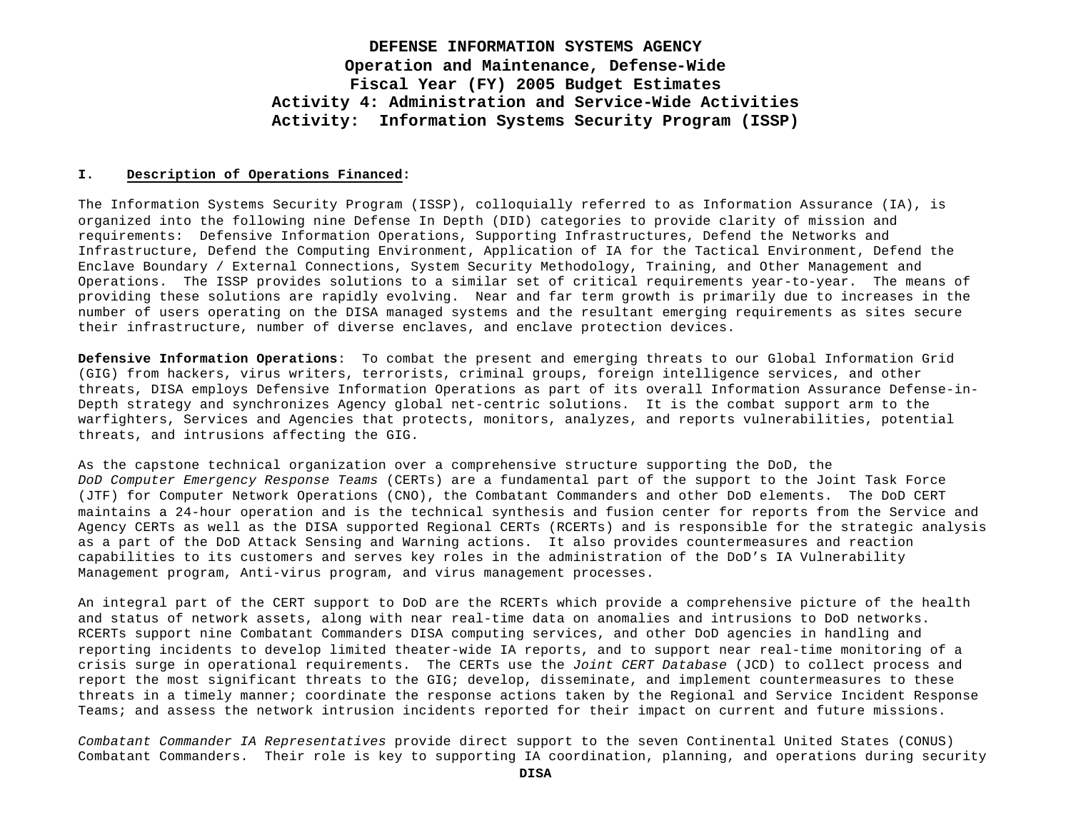# DEFENSE INFORMATION SYSTEMS AGENCY
## Operation and Maintenance, Defense-Wide
## Fiscal Year (FY) 2005 Budget Estimates
## Activity 4: Administration and Service-Wide Activities
## Activity: Information Systems Security Program (ISSP)

### I. Description of Operations Financed:

The Information Systems Security Program (ISSP), colloquially referred to as Information Assurance (IA), is organized into the following nine Defense In Depth (DID) categories to provide clarity of mission and requirements: Defensive Information Operations, Supporting Infrastructures, Defend the Networks and Infrastructure, Defend the Computing Environment, Application of IA for the Tactical Environment, Defend the Enclave Boundary / External Connections, System Security Methodology, Training, and Other Management and Operations. The ISSP provides solutions to a similar set of critical requirements year-to-year. The means of providing these solutions are rapidly evolving. Near and far term growth is primarily due to increases in the number of users operating on the DISA managed systems and the resultant emerging requirements as sites secure their infrastructure, number of diverse enclaves, and enclave protection devices.

**Defensive Information Operations**: To combat the present and emerging threats to our Global Information Grid (GIG) from hackers, virus writers, terrorists, criminal groups, foreign intelligence services, and other threats, DISA employs Defensive Information Operations as part of its overall Information Assurance Defense-in-Depth strategy and synchronizes Agency global net-centric solutions. It is the combat support arm to the warfighters, Services and Agencies that protects, monitors, analyzes, and reports vulnerabilities, potential threats, and intrusions affecting the GIG.

As the capstone technical organization over a comprehensive structure supporting the DoD, the *DoD Computer Emergency Response Teams* (CERTs) are a fundamental part of the support to the Joint Task Force (JTF) for Computer Network Operations (CNO), the Combatant Commanders and other DoD elements. The DoD CERT maintains a 24-hour operation and is the technical synthesis and fusion center for reports from the Service and Agency CERTs as well as the DISA supported Regional CERTs (RCERTs) and is responsible for the strategic analysis as a part of the DoD Attack Sensing and Warning actions. It also provides countermeasures and reaction capabilities to its customers and serves key roles in the administration of the DoD's IA Vulnerability Management program, Anti-virus program, and virus management processes.

An integral part of the CERT support to DoD are the RCERTs which provide a comprehensive picture of the health and status of network assets, along with near real-time data on anomalies and intrusions to DoD networks. RCERTs support nine Combatant Commanders DISA computing services, and other DoD agencies in handling and reporting incidents to develop limited theater-wide IA reports, and to support near real-time monitoring of a crisis surge in operational requirements. The CERTs use the *Joint CERT Database* (JCD) to collect process and report the most significant threats to the GIG; develop, disseminate, and implement countermeasures to these threats in a timely manner; coordinate the response actions taken by the Regional and Service Incident Response Teams; and assess the network intrusion incidents reported for their impact on current and future missions.

*Combatant Commander IA Representatives* provide direct support to the seven Continental United States (CONUS) Combatant Commanders. Their role is key to supporting IA coordination, planning, and operations during security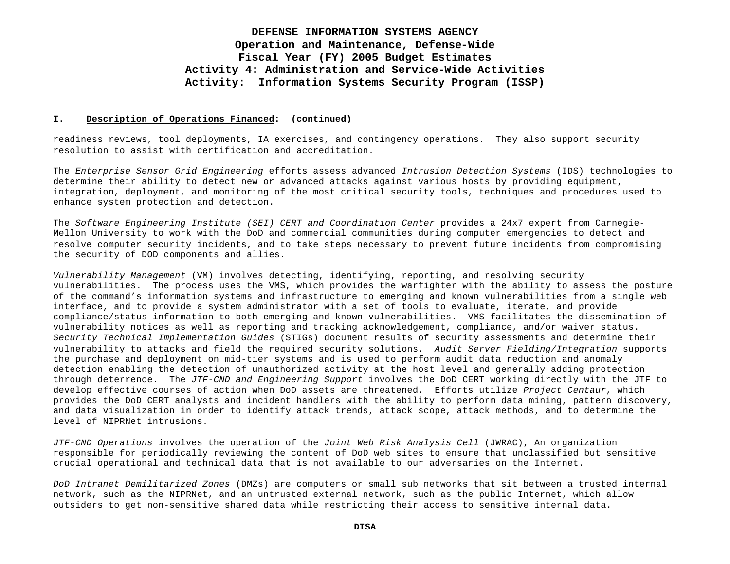**I. Description of Operations Financed: (continued)**

readiness reviews, tool deployments, IA exercises, and contingency operations. They also support security resolution to assist with certification and accreditation.

The *Enterprise Sensor Grid Engineering* efforts assess advanced *Intrusion Detection Systems* (IDS) technologies to determine their ability to detect new or advanced attacks against various hosts by providing equipment, integration, deployment, and monitoring of the most critical security tools, techniques and procedures used to enhance system protection and detection.

The *Software Engineering Institute (SEI) CERT and Coordination Center* provides a 24x7 expert from Carnegie-Mellon University to work with the DoD and commercial communities during computer emergencies to detect and resolve computer security incidents, and to take steps necessary to prevent future incidents from compromising the security of DOD components and allies.

*Vulnerability Management* (VM) involves detecting, identifying, reporting, and resolving security vulnerabilities. The process uses the VMS, which provides the warfighter with the ability to assess the posture of the command's information systems and infrastructure to emerging and known vulnerabilities from a single web interface, and to provide a system administrator with a set of tools to evaluate, iterate, and provide compliance/status information to both emerging and known vulnerabilities. VMS facilitates the dissemination of vulnerability notices as well as reporting and tracking acknowledgement, compliance, and/or waiver status. *Security Technical Implementation Guides* (STIGs) document results of security assessments and determine their vulnerability to attacks and field the required security solutions. *Audit Server Fielding/Integration* supports the purchase and deployment on mid-tier systems and is used to perform audit data reduction and anomaly detection enabling the detection of unauthorized activity at the host level and generally adding protection through deterrence. The *JTF-CND and Engineering Support* involves the DoD CERT working directly with the JTF to develop effective courses of action when DoD assets are threatened. Efforts utilize *Project Centaur*, which provides the DoD CERT analysts and incident handlers with the ability to perform data mining, pattern discovery, and data visualization in order to identify attack trends, attack scope, attack methods, and to determine the level of NIPRNet intrusions.

*JTF-CND Operations* involves the operation of the *Joint Web Risk Analysis Cell* (JWRAC), An organization responsible for periodically reviewing the content of DoD web sites to ensure that unclassified but sensitive crucial operational and technical data that is not available to our adversaries on the Internet.

*DoD Intranet Demilitarized Zones* (DMZs) are computers or small sub networks that sit between a trusted internal network, such as the NIPRNet, and an untrusted external network, such as the public Internet, which allow outsiders to get non-sensitive shared data while restricting their access to sensitive internal data.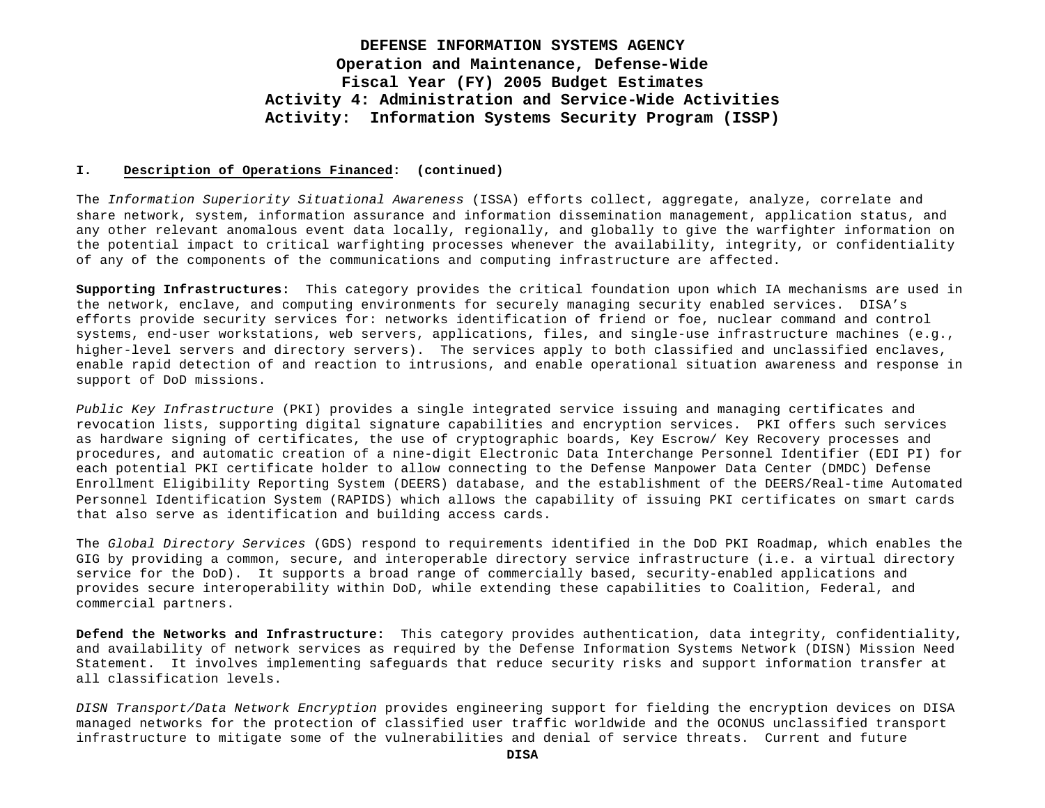# DEFENSE INFORMATION SYSTEMS AGENCY
## Operation and Maintenance, Defense-Wide
## Fiscal Year (FY) 2005 Budget Estimates
## Activity 4: Administration and Service-Wide Activities
## Activity: Information Systems Security Program (ISSP)

**I. <u>Description of Operations Financed</u>: (continued)**

The *Information Superiority Situational Awareness* (ISSA) efforts collect, aggregate, analyze, correlate and share network, system, information assurance and information dissemination management, application status, and any other relevant anomalous event data locally, regionally, and globally to give the warfighter information on the potential impact to critical warfighting processes whenever the availability, integrity, or confidentiality of any of the components of the communications and computing infrastructure are affected.

**Supporting Infrastructures:** This category provides the critical foundation upon which IA mechanisms are used in the network, enclave, and computing environments for securely managing security enabled services. DISA's efforts provide security services for: networks identification of friend or foe, nuclear command and control systems, end-user workstations, web servers, applications, files, and single-use infrastructure machines (e.g., higher-level servers and directory servers). The services apply to both classified and unclassified enclaves, enable rapid detection of and reaction to intrusions, and enable operational situation awareness and response in support of DoD missions.

*Public Key Infrastructure* (PKI) provides a single integrated service issuing and managing certificates and revocation lists, supporting digital signature capabilities and encryption services. PKI offers such services as hardware signing of certificates, the use of cryptographic boards, Key Escrow/ Key Recovery processes and procedures, and automatic creation of a nine-digit Electronic Data Interchange Personnel Identifier (EDI PI) for each potential PKI certificate holder to allow connecting to the Defense Manpower Data Center (DMDC) Defense Enrollment Eligibility Reporting System (DEERS) database, and the establishment of the DEERS/Real-time Automated Personnel Identification System (RAPIDS) which allows the capability of issuing PKI certificates on smart cards that also serve as identification and building access cards.

The *Global Directory Services* (GDS) respond to requirements identified in the DoD PKI Roadmap, which enables the GIG by providing a common, secure, and interoperable directory service infrastructure (i.e. a virtual directory service for the DoD). It supports a broad range of commercially based, security-enabled applications and provides secure interoperability within DoD, while extending these capabilities to Coalition, Federal, and commercial partners.

**Defend the Networks and Infrastructure:** This category provides authentication, data integrity, confidentiality, and availability of network services as required by the Defense Information Systems Network (DISN) Mission Need Statement. It involves implementing safeguards that reduce security risks and support information transfer at all classification levels.

*DISN Transport/Data Network Encryption* provides engineering support for fielding the encryption devices on DISA managed networks for the protection of classified user traffic worldwide and the OCONUS unclassified transport infrastructure to mitigate some of the vulnerabilities and denial of service threats. Current and future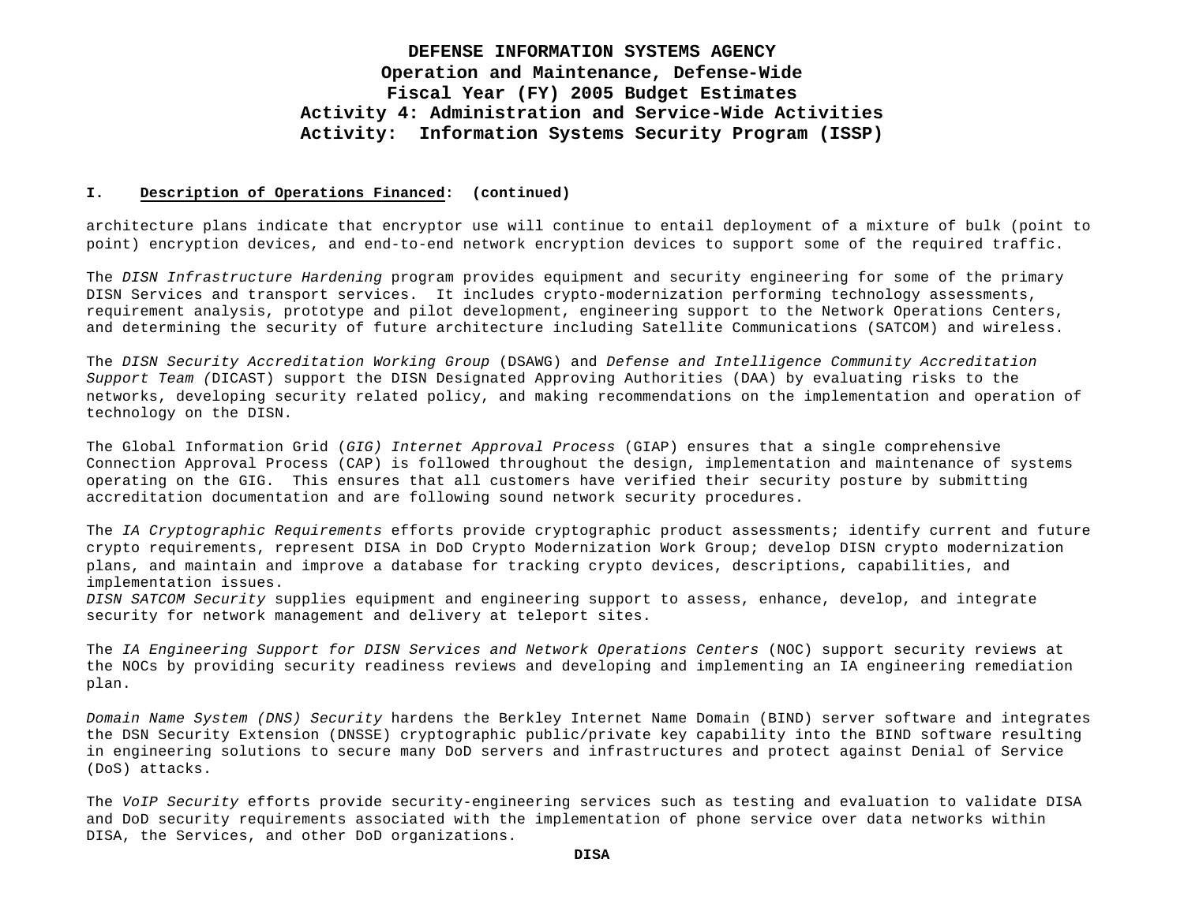**DEFENSE INFORMATION SYSTEMS AGENCY**
**Operation and Maintenance, Defense-Wide**
**Fiscal Year (FY) 2005 Budget Estimates**
**Activity 4: Administration and Service-Wide Activities**
**Activity: Information Systems Security Program (ISSP)**

**I. Description of Operations Financed: (continued)**

architecture plans indicate that encryptor use will continue to entail deployment of a mixture of bulk (point to point) encryption devices, and end-to-end network encryption devices to support some of the required traffic.

The *DISN Infrastructure Hardening* program provides equipment and security engineering for some of the primary DISN Services and transport services. It includes crypto-modernization performing technology assessments, requirement analysis, prototype and pilot development, engineering support to the Network Operations Centers, and determining the security of future architecture including Satellite Communications (SATCOM) and wireless.

The *DISN Security Accreditation Working Group* (DSAWG) and *Defense and Intelligence Community Accreditation Support Team (*DICAST) support the DISN Designated Approving Authorities (DAA) by evaluating risks to the networks, developing security related policy, and making recommendations on the implementation and operation of technology on the DISN.

The Global Information Grid (*GIG) Internet Approval Process* (GIAP) ensures that a single comprehensive Connection Approval Process (CAP) is followed throughout the design, implementation and maintenance of systems operating on the GIG. This ensures that all customers have verified their security posture by submitting accreditation documentation and are following sound network security procedures.

The *IA Cryptographic Requirements* efforts provide cryptographic product assessments; identify current and future crypto requirements, represent DISA in DoD Crypto Modernization Work Group; develop DISN crypto modernization plans, and maintain and improve a database for tracking crypto devices, descriptions, capabilities, and implementation issues.
*DISN SATCOM Security* supplies equipment and engineering support to assess, enhance, develop, and integrate security for network management and delivery at teleport sites.

The *IA Engineering Support for DISN Services and Network Operations Centers* (NOC) support security reviews at the NOCs by providing security readiness reviews and developing and implementing an IA engineering remediation plan.

*Domain Name System (DNS) Security* hardens the Berkley Internet Name Domain (BIND) server software and integrates the DSN Security Extension (DNSSE) cryptographic public/private key capability into the BIND software resulting in engineering solutions to secure many DoD servers and infrastructures and protect against Denial of Service (DoS) attacks.

The *VoIP Security* efforts provide security-engineering services such as testing and evaluation to validate DISA and DoD security requirements associated with the implementation of phone service over data networks within DISA, the Services, and other DoD organizations.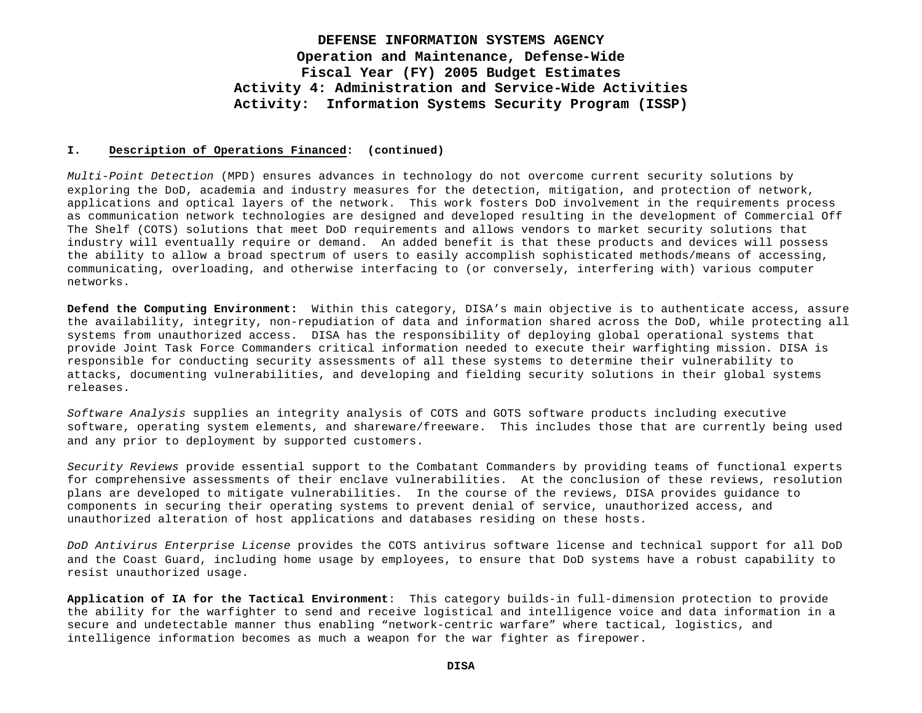# DEFENSE INFORMATION SYSTEMS AGENCY
## Operation and Maintenance, Defense-Wide
## Fiscal Year (FY) 2005 Budget Estimates
## Activity 4: Administration and Service-Wide Activities
## Activity: Information Systems Security Program (ISSP)

**I. Description of Operations Financed: (continued)**

*Multi-Point Detection* (MPD) ensures advances in technology do not overcome current security solutions by exploring the DoD, academia and industry measures for the detection, mitigation, and protection of network, applications and optical layers of the network. This work fosters DoD involvement in the requirements process as communication network technologies are designed and developed resulting in the development of Commercial Off The Shelf (COTS) solutions that meet DoD requirements and allows vendors to market security solutions that industry will eventually require or demand. An added benefit is that these products and devices will possess the ability to allow a broad spectrum of users to easily accomplish sophisticated methods/means of accessing, communicating, overloading, and otherwise interfacing to (or conversely, interfering with) various computer networks.

**Defend the Computing Environment:** Within this category, DISA's main objective is to authenticate access, assure the availability, integrity, non-repudiation of data and information shared across the DoD, while protecting all systems from unauthorized access. DISA has the responsibility of deploying global operational systems that provide Joint Task Force Commanders critical information needed to execute their warfighting mission. DISA is responsible for conducting security assessments of all these systems to determine their vulnerability to attacks, documenting vulnerabilities, and developing and fielding security solutions in their global systems releases.

*Software Analysis* supplies an integrity analysis of COTS and GOTS software products including executive software, operating system elements, and shareware/freeware. This includes those that are currently being used and any prior to deployment by supported customers.

*Security Reviews* provide essential support to the Combatant Commanders by providing teams of functional experts for comprehensive assessments of their enclave vulnerabilities. At the conclusion of these reviews, resolution plans are developed to mitigate vulnerabilities. In the course of the reviews, DISA provides guidance to components in securing their operating systems to prevent denial of service, unauthorized access, and unauthorized alteration of host applications and databases residing on these hosts.

*DoD Antivirus Enterprise License* provides the COTS antivirus software license and technical support for all DoD and the Coast Guard, including home usage by employees, to ensure that DoD systems have a robust capability to resist unauthorized usage.

**Application of IA for the Tactical Environment**: This category builds-in full-dimension protection to provide the ability for the warfighter to send and receive logistical and intelligence voice and data information in a secure and undetectable manner thus enabling "network-centric warfare" where tactical, logistics, and intelligence information becomes as much a weapon for the war fighter as firepower.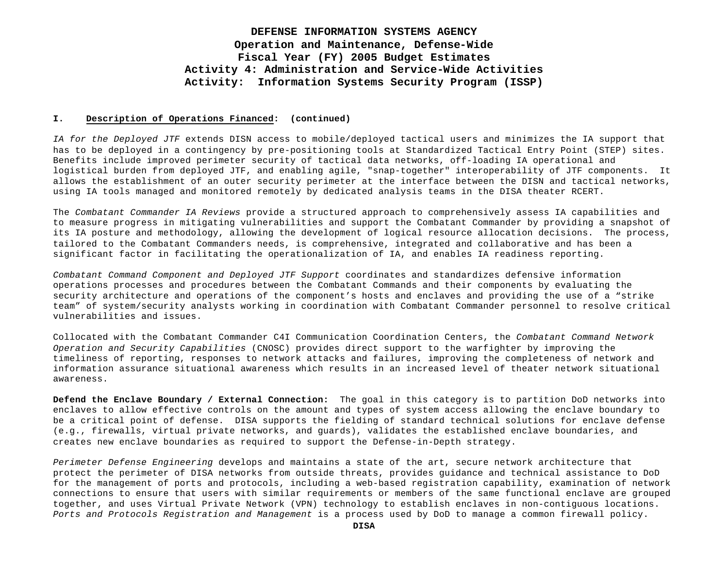**DEFENSE INFORMATION SYSTEMS AGENCY**
**Operation and Maintenance, Defense-Wide**
**Fiscal Year (FY) 2005 Budget Estimates**
**Activity 4: Administration and Service-Wide Activities**
**Activity: Information Systems Security Program (ISSP)**

**I. Description of Operations Financed: (continued)**

*IA for the Deployed JTF* extends DISN access to mobile/deployed tactical users and minimizes the IA support that has to be deployed in a contingency by pre-positioning tools at Standardized Tactical Entry Point (STEP) sites. Benefits include improved perimeter security of tactical data networks, off-loading IA operational and logistical burden from deployed JTF, and enabling agile, "snap-together" interoperability of JTF components. It allows the establishment of an outer security perimeter at the interface between the DISN and tactical networks, using IA tools managed and monitored remotely by dedicated analysis teams in the DISA theater RCERT.

The *Combatant Commander IA Reviews* provide a structured approach to comprehensively assess IA capabilities and to measure progress in mitigating vulnerabilities and support the Combatant Commander by providing a snapshot of its IA posture and methodology, allowing the development of logical resource allocation decisions. The process, tailored to the Combatant Commanders needs, is comprehensive, integrated and collaborative and has been a significant factor in facilitating the operationalization of IA, and enables IA readiness reporting.

*Combatant Command Component and Deployed JTF Support* coordinates and standardizes defensive information operations processes and procedures between the Combatant Commands and their components by evaluating the security architecture and operations of the component's hosts and enclaves and providing the use of a "strike team" of system/security analysts working in coordination with Combatant Commander personnel to resolve critical vulnerabilities and issues.

Collocated with the Combatant Commander C4I Communication Coordination Centers, the *Combatant Command Network Operation and Security Capabilities* (CNOSC) provides direct support to the warfighter by improving the timeliness of reporting, responses to network attacks and failures, improving the completeness of network and information assurance situational awareness which results in an increased level of theater network situational awareness.

**Defend the Enclave Boundary / External Connection:** The goal in this category is to partition DoD networks into enclaves to allow effective controls on the amount and types of system access allowing the enclave boundary to be a critical point of defense. DISA supports the fielding of standard technical solutions for enclave defense (e.g., firewalls, virtual private networks, and guards), validates the established enclave boundaries, and creates new enclave boundaries as required to support the Defense-in-Depth strategy.

*Perimeter Defense Engineering* develops and maintains a state of the art, secure network architecture that protect the perimeter of DISA networks from outside threats, provides guidance and technical assistance to DoD for the management of ports and protocols, including a web-based registration capability, examination of network connections to ensure that users with similar requirements or members of the same functional enclave are grouped together, and uses Virtual Private Network (VPN) technology to establish enclaves in non-contiguous locations. *Ports and Protocols Registration and Management* is a process used by DoD to manage a common firewall policy.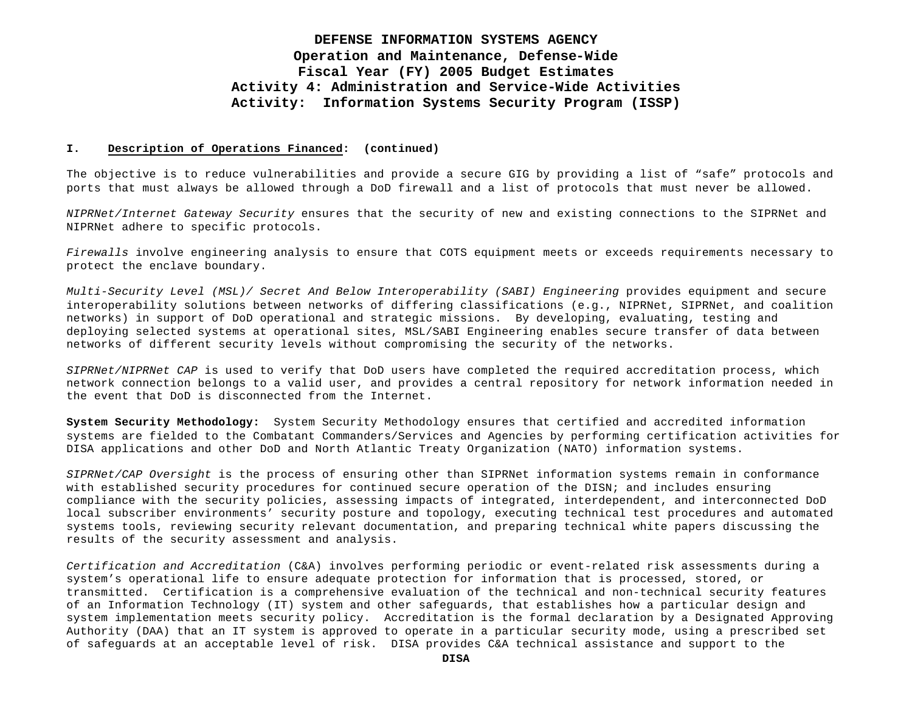**I. Description of Operations Financed: (continued)**

The objective is to reduce vulnerabilities and provide a secure GIG by providing a list of "safe" protocols and ports that must always be allowed through a DoD firewall and a list of protocols that must never be allowed.

*NIPRNet/Internet Gateway Security* ensures that the security of new and existing connections to the SIPRNet and NIPRNet adhere to specific protocols.

*Firewalls* involve engineering analysis to ensure that COTS equipment meets or exceeds requirements necessary to protect the enclave boundary.

*Multi-Security Level (MSL)/ Secret And Below Interoperability (SABI) Engineering* provides equipment and secure interoperability solutions between networks of differing classifications (e.g., NIPRNet, SIPRNet, and coalition networks) in support of DoD operational and strategic missions. By developing, evaluating, testing and deploying selected systems at operational sites, MSL/SABI Engineering enables secure transfer of data between networks of different security levels without compromising the security of the networks.

*SIPRNet/NIPRNet CAP* is used to verify that DoD users have completed the required accreditation process, which network connection belongs to a valid user, and provides a central repository for network information needed in the event that DoD is disconnected from the Internet.

**System Security Methodology:** System Security Methodology ensures that certified and accredited information systems are fielded to the Combatant Commanders/Services and Agencies by performing certification activities for DISA applications and other DoD and North Atlantic Treaty Organization (NATO) information systems.

*SIPRNet/CAP Oversight* is the process of ensuring other than SIPRNet information systems remain in conformance with established security procedures for continued secure operation of the DISN; and includes ensuring compliance with the security policies, assessing impacts of integrated, interdependent, and interconnected DoD local subscriber environments' security posture and topology, executing technical test procedures and automated systems tools, reviewing security relevant documentation, and preparing technical white papers discussing the results of the security assessment and analysis.

*Certification and Accreditation* (C&A) involves performing periodic or event-related risk assessments during a system's operational life to ensure adequate protection for information that is processed, stored, or transmitted. Certification is a comprehensive evaluation of the technical and non-technical security features of an Information Technology (IT) system and other safeguards, that establishes how a particular design and system implementation meets security policy. Accreditation is the formal declaration by a Designated Approving Authority (DAA) that an IT system is approved to operate in a particular security mode, using a prescribed set of safeguards at an acceptable level of risk. DISA provides C&A technical assistance and support to the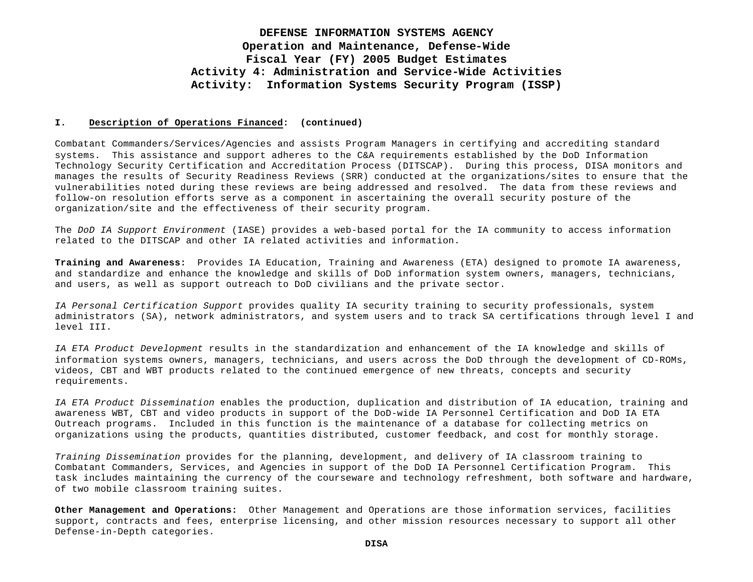**I. Description of Operations Financed: (continued)**

Combatant Commanders/Services/Agencies and assists Program Managers in certifying and accrediting standard systems. This assistance and support adheres to the C&A requirements established by the DoD Information Technology Security Certification and Accreditation Process (DITSCAP). During this process, DISA monitors and manages the results of Security Readiness Reviews (SRR) conducted at the organizations/sites to ensure that the vulnerabilities noted during these reviews are being addressed and resolved. The data from these reviews and follow-on resolution efforts serve as a component in ascertaining the overall security posture of the organization/site and the effectiveness of their security program.

The *DoD IA Support Environment* (IASE) provides a web-based portal for the IA community to access information related to the DITSCAP and other IA related activities and information.

**Training and Awareness:** Provides IA Education, Training and Awareness (ETA) designed to promote IA awareness, and standardize and enhance the knowledge and skills of DoD information system owners, managers, technicians, and users, as well as support outreach to DoD civilians and the private sector.

*IA Personal Certification Support* provides quality IA security training to security professionals, system administrators (SA), network administrators, and system users and to track SA certifications through level I and level III.

*IA ETA Product Development* results in the standardization and enhancement of the IA knowledge and skills of information systems owners, managers, technicians, and users across the DoD through the development of CD-ROMs, videos, CBT and WBT products related to the continued emergence of new threats, concepts and security requirements.

*IA ETA Product Dissemination* enables the production, duplication and distribution of IA education, training and awareness WBT, CBT and video products in support of the DoD-wide IA Personnel Certification and DoD IA ETA Outreach programs. Included in this function is the maintenance of a database for collecting metrics on organizations using the products, quantities distributed, customer feedback, and cost for monthly storage.

*Training Dissemination* provides for the planning, development, and delivery of IA classroom training to Combatant Commanders, Services, and Agencies in support of the DoD IA Personnel Certification Program. This task includes maintaining the currency of the courseware and technology refreshment, both software and hardware, of two mobile classroom training suites.

**Other Management and Operations:** Other Management and Operations are those information services, facilities support, contracts and fees, enterprise licensing, and other mission resources necessary to support all other Defense-in-Depth categories.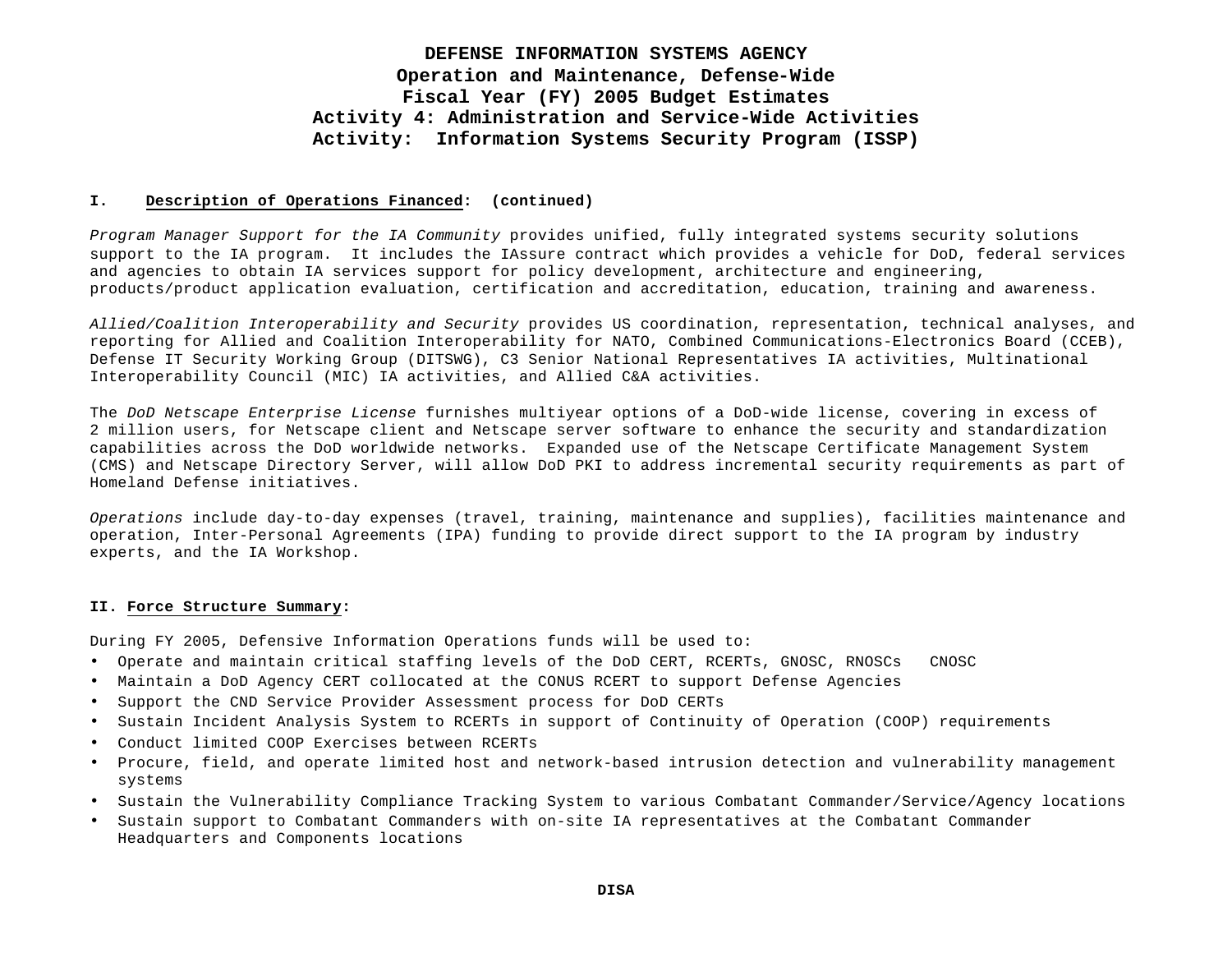# DEFENSE INFORMATION SYSTEMS AGENCY
## Operation and Maintenance, Defense-Wide
## Fiscal Year (FY) 2005 Budget Estimates
## Activity 4: Administration and Service-Wide Activities
## Activity: Information Systems Security Program (ISSP)

**I. Description of Operations Financed: (continued)**

*Program Manager Support for the IA Community* provides unified, fully integrated systems security solutions support to the IA program. It includes the IAssure contract which provides a vehicle for DoD, federal services and agencies to obtain IA services support for policy development, architecture and engineering, products/product application evaluation, certification and accreditation, education, training and awareness.

*Allied/Coalition Interoperability and Security* provides US coordination, representation, technical analyses, and reporting for Allied and Coalition Interoperability for NATO, Combined Communications-Electronics Board (CCEB), Defense IT Security Working Group (DITSWG), C3 Senior National Representatives IA activities, Multinational Interoperability Council (MIC) IA activities, and Allied C&A activities.

The *DoD Netscape Enterprise License* furnishes multiyear options of a DoD-wide license, covering in excess of 2 million users, for Netscape client and Netscape server software to enhance the security and standardization capabilities across the DoD worldwide networks. Expanded use of the Netscape Certificate Management System (CMS) and Netscape Directory Server, will allow DoD PKI to address incremental security requirements as part of Homeland Defense initiatives.

*Operations* include day-to-day expenses (travel, training, maintenance and supplies), facilities maintenance and operation, Inter-Personal Agreements (IPA) funding to provide direct support to the IA program by industry experts, and the IA Workshop.

**II. Force Structure Summary:**

During FY 2005, Defensive Information Operations funds will be used to:

- Operate and maintain critical staffing levels of the DoD CERT, RCERTs, GNOSC, RNOSCs CNOSC
- Maintain a DoD Agency CERT collocated at the CONUS RCERT to support Defense Agencies
- Support the CND Service Provider Assessment process for DoD CERTs
- Sustain Incident Analysis System to RCERTs in support of Continuity of Operation (COOP) requirements
- Conduct limited COOP Exercises between RCERTs
- Procure, field, and operate limited host and network-based intrusion detection and vulnerability management systems
- Sustain the Vulnerability Compliance Tracking System to various Combatant Commander/Service/Agency locations
- Sustain support to Combatant Commanders with on-site IA representatives at the Combatant Commander Headquarters and Components locations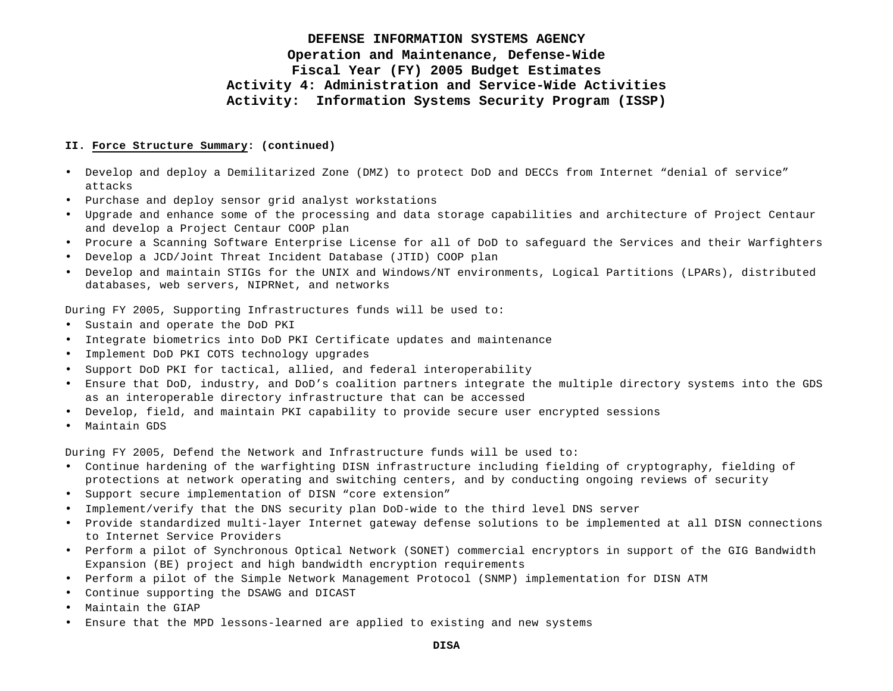**II. Force Structure Summary: (continued)**

- Develop and deploy a Demilitarized Zone (DMZ) to protect DoD and DECCs from Internet "denial of service" attacks
- Purchase and deploy sensor grid analyst workstations
- Upgrade and enhance some of the processing and data storage capabilities and architecture of Project Centaur and develop a Project Centaur COOP plan
- Procure a Scanning Software Enterprise License for all of DoD to safeguard the Services and their Warfighters
- Develop a JCD/Joint Threat Incident Database (JTID) COOP plan
- Develop and maintain STIGs for the UNIX and Windows/NT environments, Logical Partitions (LPARs), distributed databases, web servers, NIPRNet, and networks

During FY 2005, Supporting Infrastructures funds will be used to:

- Sustain and operate the DoD PKI
- Integrate biometrics into DoD PKI Certificate updates and maintenance
- Implement DoD PKI COTS technology upgrades
- Support DoD PKI for tactical, allied, and federal interoperability
- Ensure that DoD, industry, and DoD's coalition partners integrate the multiple directory systems into the GDS as an interoperable directory infrastructure that can be accessed
- Develop, field, and maintain PKI capability to provide secure user encrypted sessions
- Maintain GDS

During FY 2005, Defend the Network and Infrastructure funds will be used to:

- Continue hardening of the warfighting DISN infrastructure including fielding of cryptography, fielding of protections at network operating and switching centers, and by conducting ongoing reviews of security
- Support secure implementation of DISN "core extension"
- Implement/verify that the DNS security plan DoD-wide to the third level DNS server
- Provide standardized multi-layer Internet gateway defense solutions to be implemented at all DISN connections to Internet Service Providers
- Perform a pilot of Synchronous Optical Network (SONET) commercial encryptors in support of the GIG Bandwidth Expansion (BE) project and high bandwidth encryption requirements
- Perform a pilot of the Simple Network Management Protocol (SNMP) implementation for DISN ATM
- Continue supporting the DSAWG and DICAST
- Maintain the GIAP
- Ensure that the MPD lessons-learned are applied to existing and new systems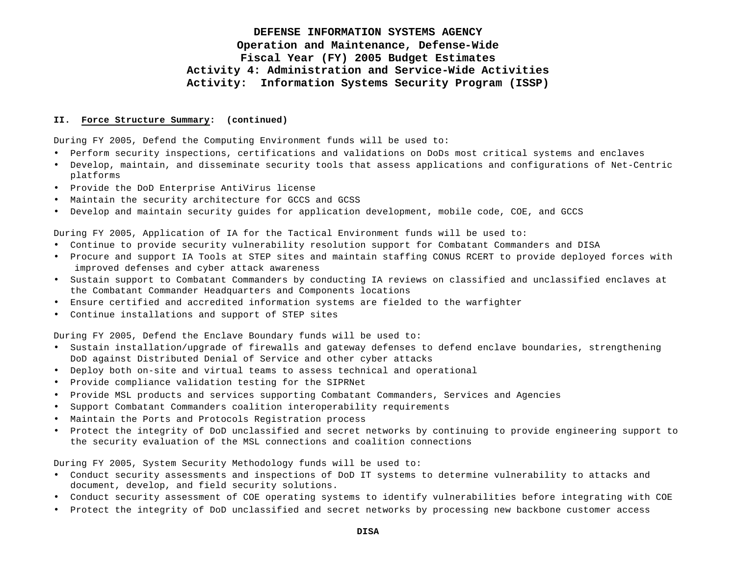**DEFENSE INFORMATION SYSTEMS AGENCY**
**Operation and Maintenance, Defense-Wide**
**Fiscal Year (FY) 2005 Budget Estimates**
**Activity 4: Administration and Service-Wide Activities**
**Activity: Information Systems Security Program (ISSP)**

**II. Force Structure Summary: (continued)**

During FY 2005, Defend the Computing Environment funds will be used to:

- Perform security inspections, certifications and validations on DoDs most critical systems and enclaves
- Develop, maintain, and disseminate security tools that assess applications and configurations of Net-Centric platforms
- Provide the DoD Enterprise AntiVirus license
- Maintain the security architecture for GCCS and GCSS
- Develop and maintain security guides for application development, mobile code, COE, and GCCS

During FY 2005, Application of IA for the Tactical Environment funds will be used to:

- Continue to provide security vulnerability resolution support for Combatant Commanders and DISA
- Procure and support IA Tools at STEP sites and maintain staffing CONUS RCERT to provide deployed forces with improved defenses and cyber attack awareness
- Sustain support to Combatant Commanders by conducting IA reviews on classified and unclassified enclaves at the Combatant Commander Headquarters and Components locations
- Ensure certified and accredited information systems are fielded to the warfighter
- Continue installations and support of STEP sites

During FY 2005, Defend the Enclave Boundary funds will be used to:

- Sustain installation/upgrade of firewalls and gateway defenses to defend enclave boundaries, strengthening DoD against Distributed Denial of Service and other cyber attacks
- Deploy both on-site and virtual teams to assess technical and operational
- Provide compliance validation testing for the SIPRNet
- Provide MSL products and services supporting Combatant Commanders, Services and Agencies
- Support Combatant Commanders coalition interoperability requirements
- Maintain the Ports and Protocols Registration process
- Protect the integrity of DoD unclassified and secret networks by continuing to provide engineering support to the security evaluation of the MSL connections and coalition connections

During FY 2005, System Security Methodology funds will be used to:

- Conduct security assessments and inspections of DoD IT systems to determine vulnerability to attacks and document, develop, and field security solutions.
- Conduct security assessment of COE operating systems to identify vulnerabilities before integrating with COE
- Protect the integrity of DoD unclassified and secret networks by processing new backbone customer access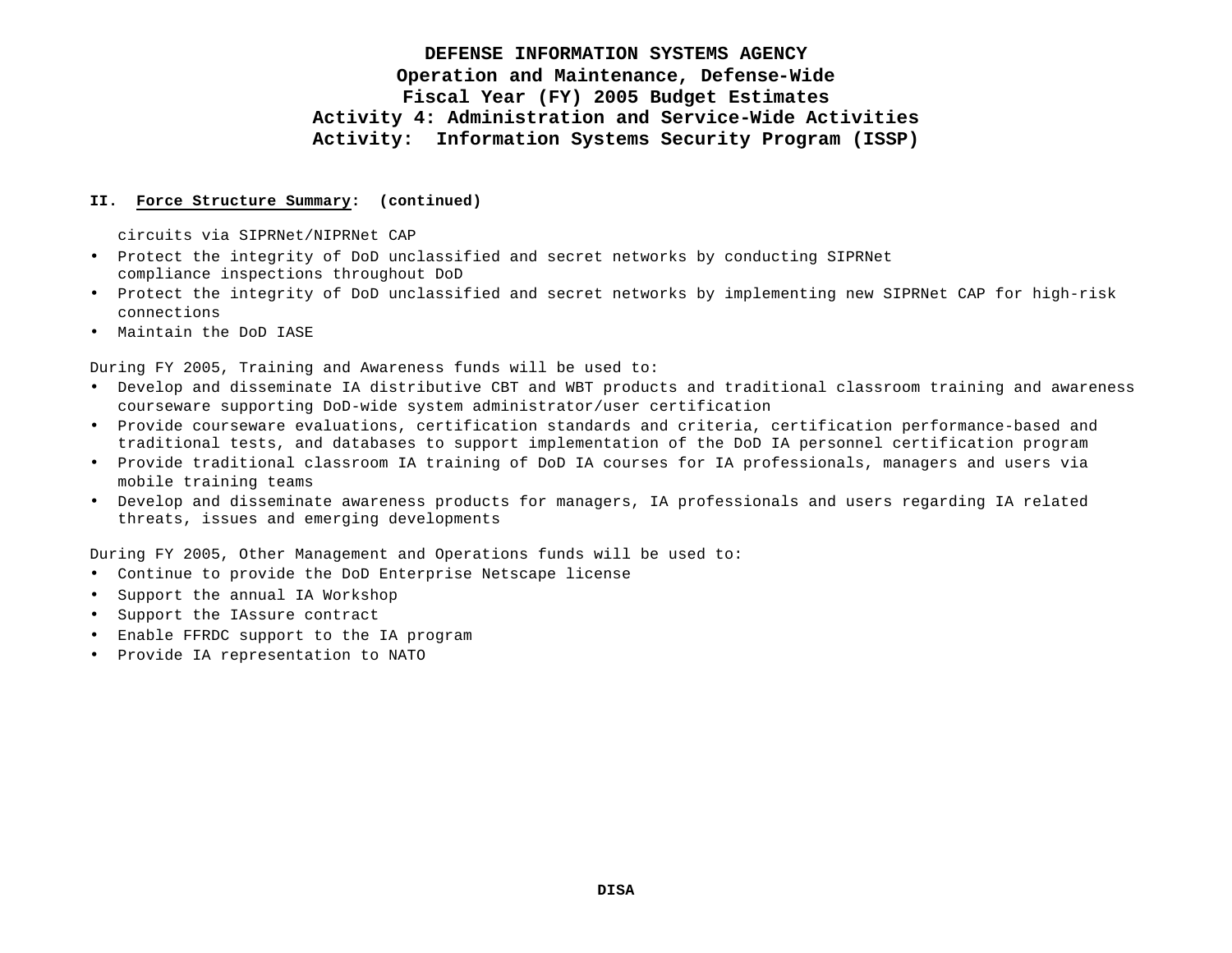**II. Force Structure Summary: (continued)**

circuits via SIPRNet/NIPRNet CAP

- Protect the integrity of DoD unclassified and secret networks by conducting SIPRNet compliance inspections throughout DoD
- Protect the integrity of DoD unclassified and secret networks by implementing new SIPRNet CAP for high-risk connections
- Maintain the DoD IASE

During FY 2005, Training and Awareness funds will be used to:

- Develop and disseminate IA distributive CBT and WBT products and traditional classroom training and awareness courseware supporting DoD-wide system administrator/user certification
- Provide courseware evaluations, certification standards and criteria, certification performance-based and traditional tests, and databases to support implementation of the DoD IA personnel certification program
- Provide traditional classroom IA training of DoD IA courses for IA professionals, managers and users via mobile training teams
- Develop and disseminate awareness products for managers, IA professionals and users regarding IA related threats, issues and emerging developments

During FY 2005, Other Management and Operations funds will be used to:

- Continue to provide the DoD Enterprise Netscape license
- Support the annual IA Workshop
- Support the IAssure contract
- Enable FFRDC support to the IA program
- Provide IA representation to NATO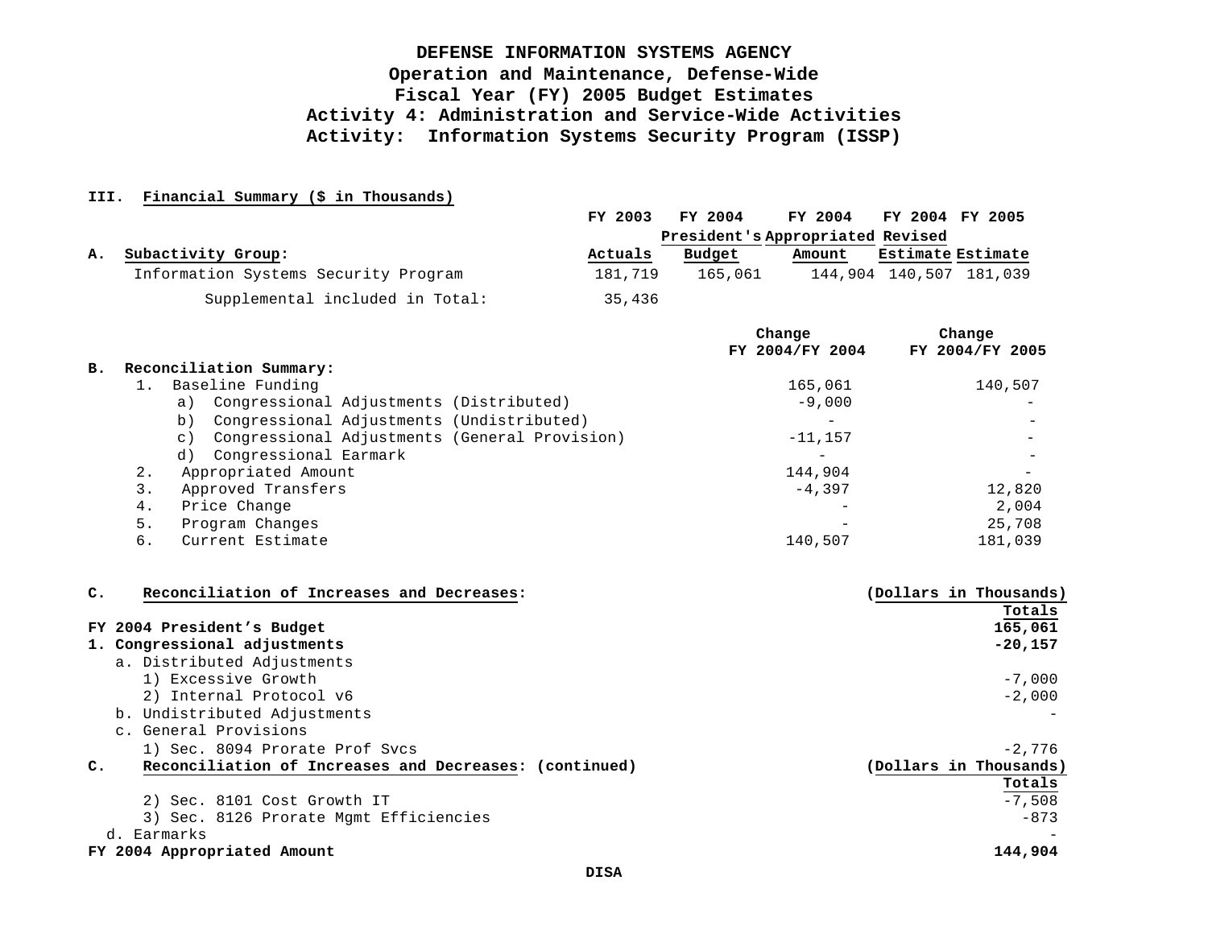# DEFENSE INFORMATION SYSTEMS AGENCY
## Operation and Maintenance, Defense-Wide
## Fiscal Year (FY) 2005 Budget Estimates
## Activity 4: Administration and Service-Wide Activities
## Activity: Information Systems Security Program (ISSP)

**III. Financial Summary ($ in Thousands)**

| **A. Subactivity Group:** | FY 2003 Actuals | FY 2004 President's Budget | FY 2004 Appropriated Amount | FY 2004 Revised Estimate | FY 2005 Estimate |
|---|---|---|---|---|---|
| Information Systems Security Program | 181,719 | 165,061 | 144,904 | 140,507 | 181,039 |
| Supplemental included in Total: | 35,436 | | | | |

| **B. Reconciliation Summary:** | Change FY 2004/FY 2004 | Change FY 2004/FY 2005 |
|---|---|---|
| 1. Baseline Funding | 165,061 | 140,507 |
| a) Congressional Adjustments (Distributed) | -9,000 | - |
| b) Congressional Adjustments (Undistributed) | - | - |
| c) Congressional Adjustments (General Provision) | -11,157 | - |
| d) Congressional Earmark | - | - |
| 2. Appropriated Amount | 144,904 | - |
| 3. Approved Transfers | -4,397 | 12,820 |
| 4. Price Change | - | 2,004 |
| 5. Program Changes | - | 25,708 |
| 6. Current Estimate | 140,507 | 181,039 |

| **C. Reconciliation of Increases and Decreases:** | (Dollars in Thousands) Totals |
|---|---|
| **FY 2004 President's Budget** | **165,061** |
| **1. Congressional adjustments** | **-20,157** |
| a. Distributed Adjustments | |
| 1) Excessive Growth | -7,000 |
| 2) Internal Protocol v6 | -2,000 |
| b. Undistributed Adjustments | - |
| c. General Provisions | |
| 1) Sec. 8094 Prorate Prof Svcs | -2,776 |
| 2) Sec. 8101 Cost Growth IT | -7,508 |
| 3) Sec. 8126 Prorate Mgmt Efficiencies | -873 |
| d. Earmarks | - |
| **FY 2004 Appropriated Amount** | **144,904** |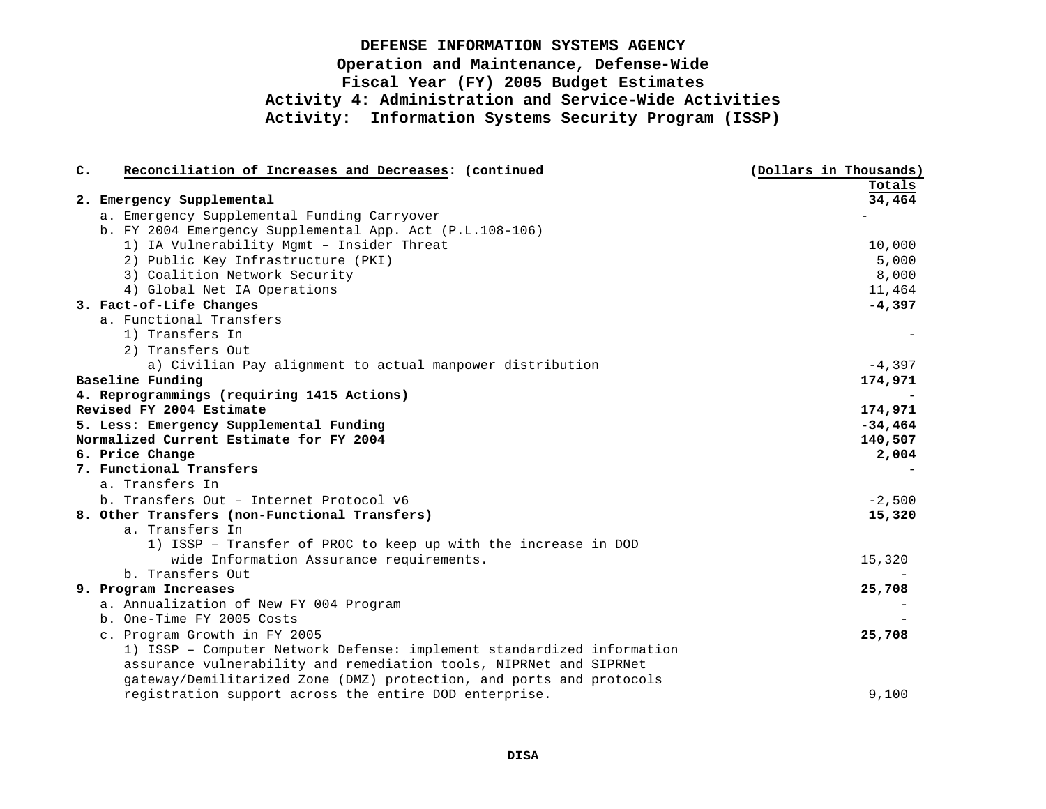# DEFENSE INFORMATION SYSTEMS AGENCY
## Operation and Maintenance, Defense-Wide
## Fiscal Year (FY) 2005 Budget Estimates
## Activity 4: Administration and Service-Wide Activities
## Activity: Information Systems Security Program (ISSP)

**C. Reconciliation of Increases and Decreases: (continued**

| | (Dollars in Thousands) Totals |
|---|---|
| **2. Emergency Supplemental** | **34,464** |
| a. Emergency Supplemental Funding Carryover | - |
| b. FY 2004 Emergency Supplemental App. Act (P.L.108-106) | |
| 1) IA Vulnerability Mgmt – Insider Threat | 10,000 |
| 2) Public Key Infrastructure (PKI) | 5,000 |
| 3) Coalition Network Security | 8,000 |
| 4) Global Net IA Operations | 11,464 |
| **3. Fact-of-Life Changes** | **-4,397** |
| a. Functional Transfers | |
| 1) Transfers In | - |
| 2) Transfers Out | |
| a) Civilian Pay alignment to actual manpower distribution | -4,397 |
| **Baseline Funding** | **174,971** |
| **4. Reprogrammings (requiring 1415 Actions)** | **-** |
| **Revised FY 2004 Estimate** | **174,971** |
| **5. Less: Emergency Supplemental Funding** | **-34,464** |
| **Normalized Current Estimate for FY 2004** | **140,507** |
| **6. Price Change** | **2,004** |
| **7. Functional Transfers** | **-** |
| a. Transfers In | |
| b. Transfers Out – Internet Protocol v6 | -2,500 |
| **8. Other Transfers (non-Functional Transfers)** | **15,320** |
| a. Transfers In | |
| 1) ISSP – Transfer of PROC to keep up with the increase in DOD wide Information Assurance requirements. | 15,320 |
| b. Transfers Out | - |
| **9. Program Increases** | **25,708** |
| a. Annualization of New FY 004 Program | - |
| b. One-Time FY 2005 Costs | - |
| c. Program Growth in FY 2005 | **25,708** |
| 1) ISSP – Computer Network Defense: implement standardized information assurance vulnerability and remediation tools, NIPRNet and SIPRNet gateway/Demilitarized Zone (DMZ) protection, and ports and protocols registration support across the entire DOD enterprise. | 9,100 |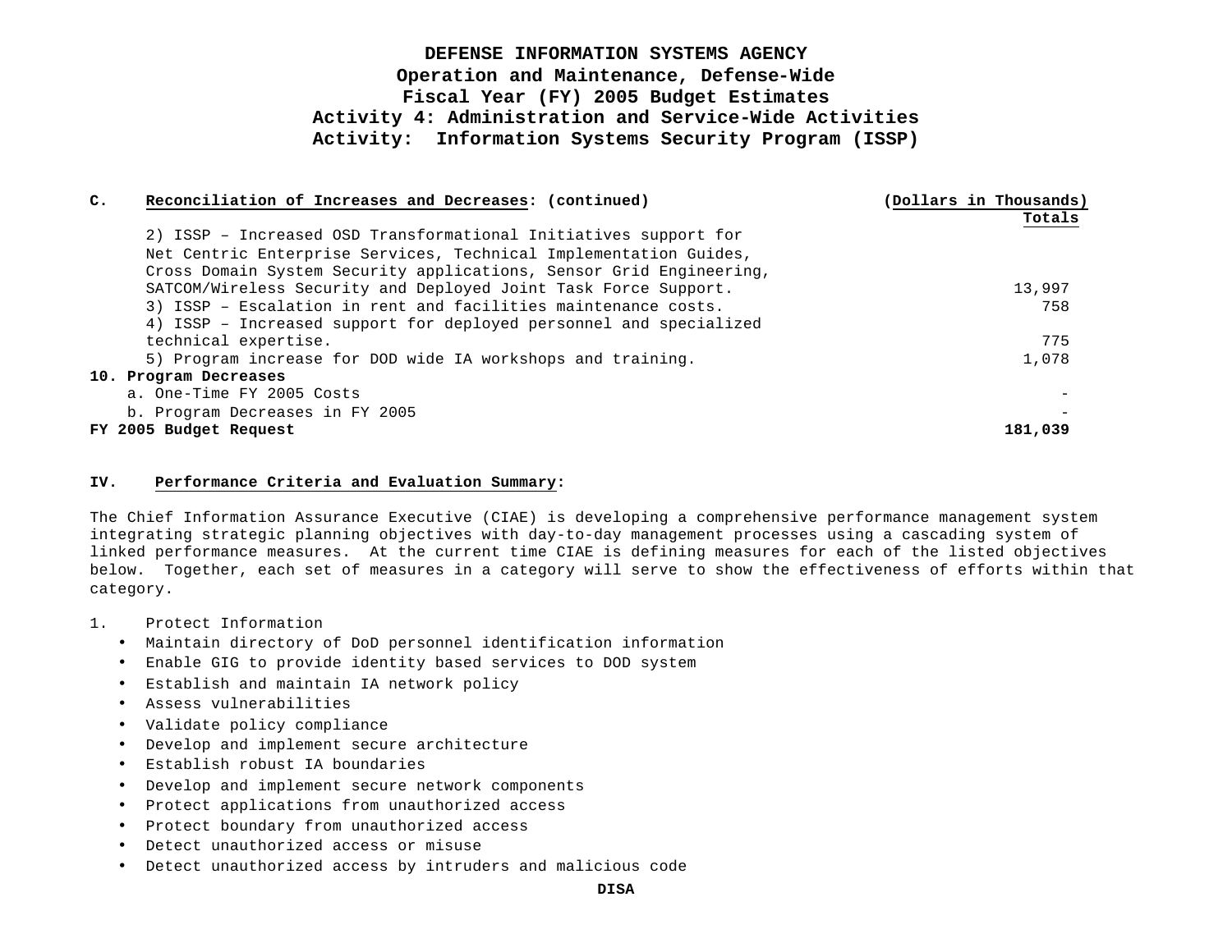**DEFENSE INFORMATION SYSTEMS AGENCY**
**Operation and Maintenance, Defense-Wide**
**Fiscal Year (FY) 2005 Budget Estimates**
**Activity 4: Administration and Service-Wide Activities**
**Activity: Information Systems Security Program (ISSP)**

**C. Reconciliation of Increases and Decreases: (continued)**

| | (Dollars in Thousands) Totals |
|---|---|
| 2) ISSP – Increased OSD Transformational Initiatives support for Net Centric Enterprise Services, Technical Implementation Guides, Cross Domain System Security applications, Sensor Grid Engineering, SATCOM/Wireless Security and Deployed Joint Task Force Support. | 13,997 |
| 3) ISSP – Escalation in rent and facilities maintenance costs. | 758 |
| 4) ISSP – Increased support for deployed personnel and specialized technical expertise. | 775 |
| 5) Program increase for DOD wide IA workshops and training. | 1,078 |
| **10. Program Decreases** | |
| a. One-Time FY 2005 Costs | - |
| b. Program Decreases in FY 2005 | - |
| **FY 2005 Budget Request** | **181,039** |

**IV. Performance Criteria and Evaluation Summary:**

The Chief Information Assurance Executive (CIAE) is developing a comprehensive performance management system integrating strategic planning objectives with day-to-day management processes using a cascading system of linked performance measures. At the current time CIAE is defining measures for each of the listed objectives below. Together, each set of measures in a category will serve to show the effectiveness of efforts within that category.

1. Protect Information
   - Maintain directory of DoD personnel identification information
   - Enable GIG to provide identity based services to DOD system
   - Establish and maintain IA network policy
   - Assess vulnerabilities
   - Validate policy compliance
   - Develop and implement secure architecture
   - Establish robust IA boundaries
   - Develop and implement secure network components
   - Protect applications from unauthorized access
   - Protect boundary from unauthorized access
   - Detect unauthorized access or misuse
   - Detect unauthorized access by intruders and malicious code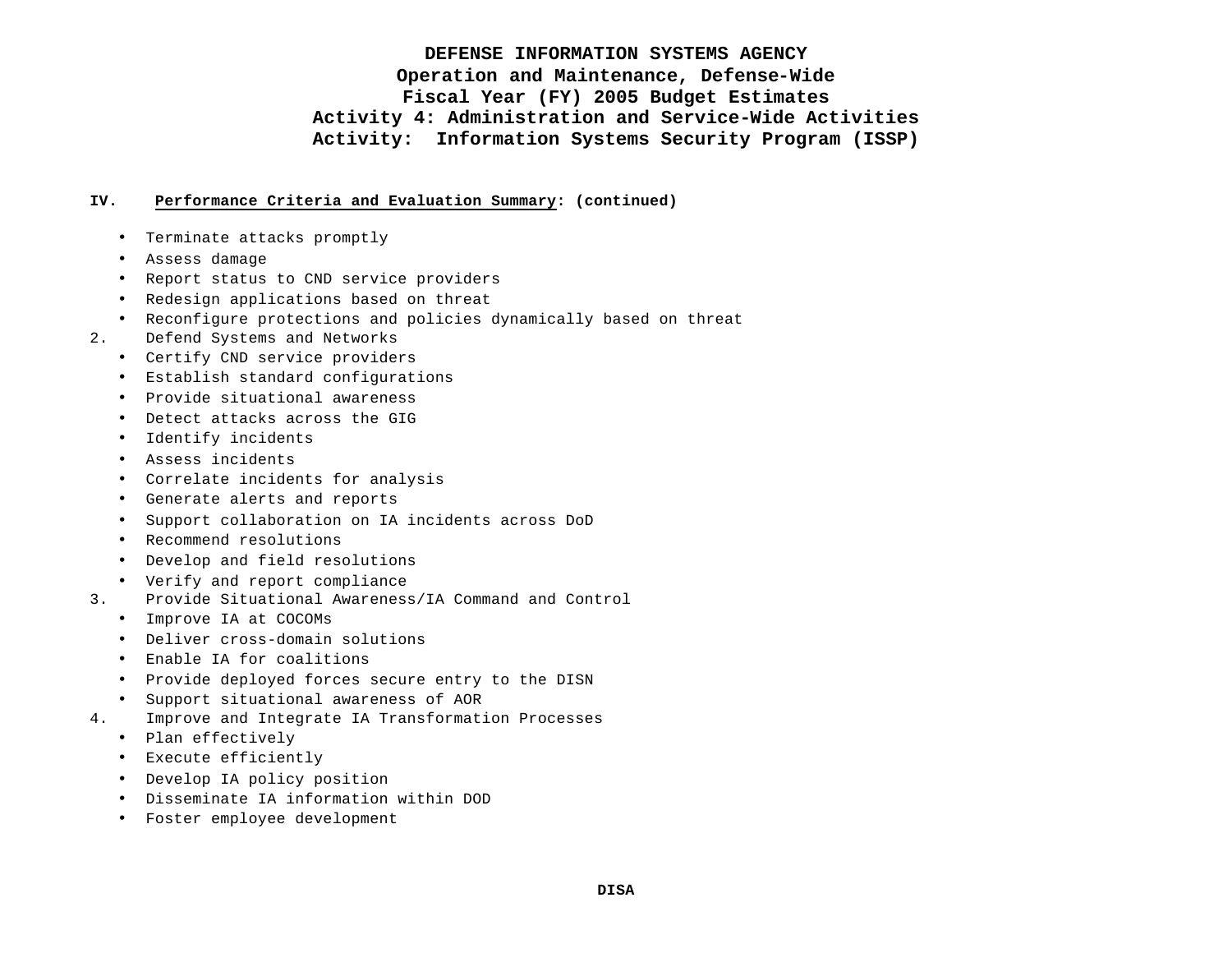# DEFENSE INFORMATION SYSTEMS AGENCY
## Operation and Maintenance, Defense-Wide
## Fiscal Year (FY) 2005 Budget Estimates
## Activity 4: Administration and Service-Wide Activities
## Activity: Information Systems Security Program (ISSP)

**IV. Performance Criteria and Evaluation Summary: (continued)**

- Terminate attacks promptly
- Assess damage
- Report status to CND service providers
- Redesign applications based on threat
- Reconfigure protections and policies dynamically based on threat

2. Defend Systems and Networks
   - Certify CND service providers
   - Establish standard configurations
   - Provide situational awareness
   - Detect attacks across the GIG
   - Identify incidents
   - Assess incidents
   - Correlate incidents for analysis
   - Generate alerts and reports
   - Support collaboration on IA incidents across DoD
   - Recommend resolutions
   - Develop and field resolutions
   - Verify and report compliance
3. Provide Situational Awareness/IA Command and Control
   - Improve IA at COCOMs
   - Deliver cross-domain solutions
   - Enable IA for coalitions
   - Provide deployed forces secure entry to the DISN
   - Support situational awareness of AOR
4. Improve and Integrate IA Transformation Processes
   - Plan effectively
   - Execute efficiently
   - Develop IA policy position
   - Disseminate IA information within DOD
   - Foster employee development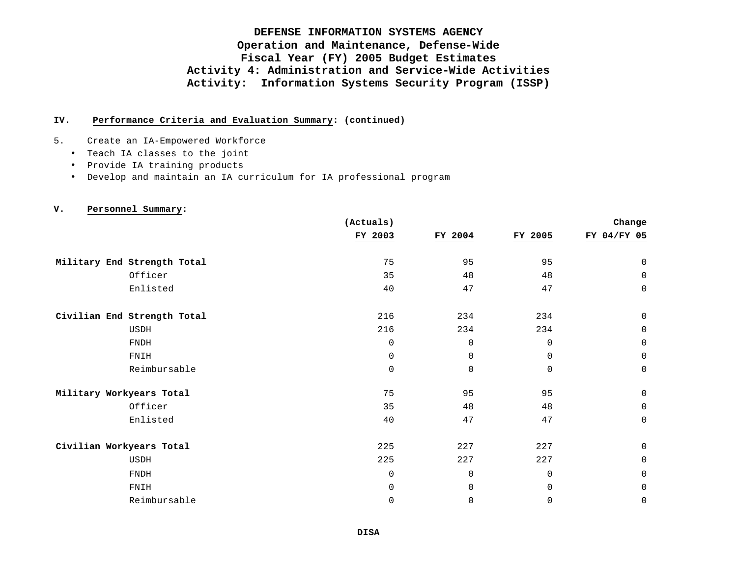# DEFENSE INFORMATION SYSTEMS AGENCY
## Operation and Maintenance, Defense-Wide
## Fiscal Year (FY) 2005 Budget Estimates
## Activity 4: Administration and Service-Wide Activities
## Activity: Information Systems Security Program (ISSP)

**IV. Performance Criteria and Evaluation Summary: (continued)**

5. Create an IA-Empowered Workforce
   - Teach IA classes to the joint
   - Provide IA training products
   - Develop and maintain an IA curriculum for IA professional program

**V. Personnel Summary:**

| | (Actuals) FY 2003 | FY 2004 | FY 2005 | Change FY 04/FY 05 |
|---|---|---|---|---|
| **Military End Strength Total** | 75 | 95 | 95 | 0 |
| Officer | 35 | 48 | 48 | 0 |
| Enlisted | 40 | 47 | 47 | 0 |
| **Civilian End Strength Total** | 216 | 234 | 234 | 0 |
| USDH | 216 | 234 | 234 | 0 |
| FNDH | 0 | 0 | 0 | 0 |
| FNIH | 0 | 0 | 0 | 0 |
| Reimbursable | 0 | 0 | 0 | 0 |
| **Military Workyears Total** | 75 | 95 | 95 | 0 |
| Officer | 35 | 48 | 48 | 0 |
| Enlisted | 40 | 47 | 47 | 0 |
| **Civilian Workyears Total** | 225 | 227 | 227 | 0 |
| USDH | 225 | 227 | 227 | 0 |
| FNDH | 0 | 0 | 0 | 0 |
| FNIH | 0 | 0 | 0 | 0 |
| Reimbursable | 0 | 0 | 0 | 0 |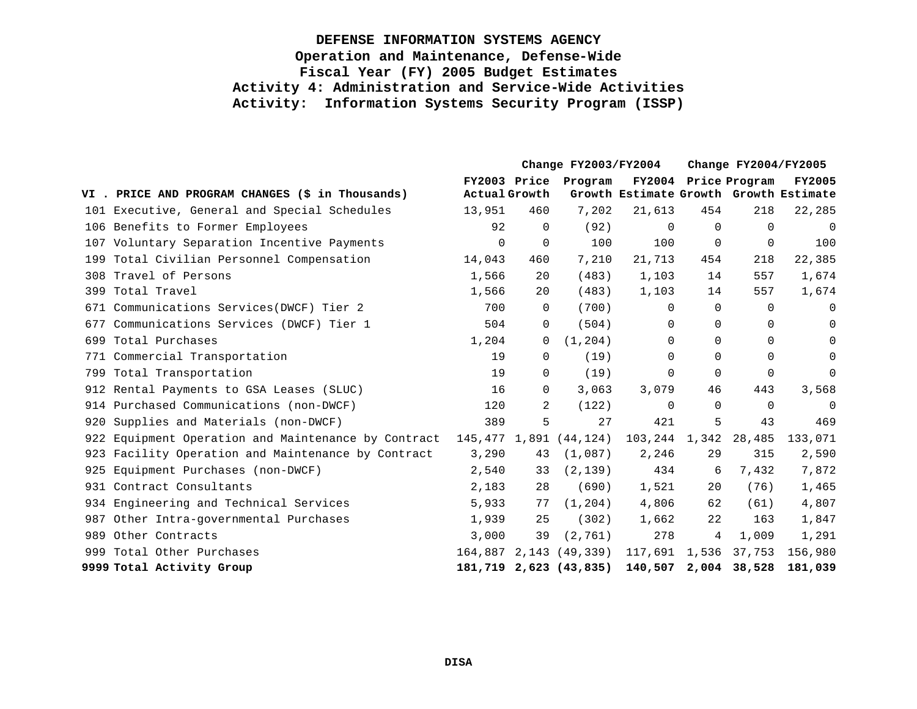# DEFENSE INFORMATION SYSTEMS AGENCY
## Operation and Maintenance, Defense-Wide
## Fiscal Year (FY) 2005 Budget Estimates
## Activity 4: Administration and Service-Wide Activities
## Activity: Information Systems Security Program (ISSP)

| VI . PRICE AND PROGRAM CHANGES ($ in Thousands) | FY2003 Actual | Change FY2003/FY2004 Price Growth | Change FY2003/FY2004 Program Growth | FY2004 Estimate | Change FY2004/FY2005 Price Growth | Change FY2004/FY2005 Program Growth | FY2005 Estimate |
|---|---|---|---|---|---|---|---|
| 101 Executive, General and Special Schedules | 13,951 | 460 | 7,202 | 21,613 | 454 | 218 | 22,285 |
| 106 Benefits to Former Employees | 92 | 0 | (92) | 0 | 0 | 0 | 0 |
| 107 Voluntary Separation Incentive Payments | 0 | 0 | 100 | 100 | 0 | 0 | 100 |
| 199 Total Civilian Personnel Compensation | 14,043 | 460 | 7,210 | 21,713 | 454 | 218 | 22,385 |
| 308 Travel of Persons | 1,566 | 20 | (483) | 1,103 | 14 | 557 | 1,674 |
| 399 Total Travel | 1,566 | 20 | (483) | 1,103 | 14 | 557 | 1,674 |
| 671 Communications Services(DWCF) Tier 2 | 700 | 0 | (700) | 0 | 0 | 0 | 0 |
| 677 Communications Services (DWCF) Tier 1 | 504 | 0 | (504) | 0 | 0 | 0 | 0 |
| 699 Total Purchases | 1,204 | 0 | (1,204) | 0 | 0 | 0 | 0 |
| 771 Commercial Transportation | 19 | 0 | (19) | 0 | 0 | 0 | 0 |
| 799 Total Transportation | 19 | 0 | (19) | 0 | 0 | 0 | 0 |
| 912 Rental Payments to GSA Leases (SLUC) | 16 | 0 | 3,063 | 3,079 | 46 | 443 | 3,568 |
| 914 Purchased Communications (non-DWCF) | 120 | 2 | (122) | 0 | 0 | 0 | 0 |
| 920 Supplies and Materials (non-DWCF) | 389 | 5 | 27 | 421 | 5 | 43 | 469 |
| 922 Equipment Operation and Maintenance by Contract | 145,477 | 1,891 | (44,124) | 103,244 | 1,342 | 28,485 | 133,071 |
| 923 Facility Operation and Maintenance by Contract | 3,290 | 43 | (1,087) | 2,246 | 29 | 315 | 2,590 |
| 925 Equipment Purchases (non-DWCF) | 2,540 | 33 | (2,139) | 434 | 6 | 7,432 | 7,872 |
| 931 Contract Consultants | 2,183 | 28 | (690) | 1,521 | 20 | (76) | 1,465 |
| 934 Engineering and Technical Services | 5,933 | 77 | (1,204) | 4,806 | 62 | (61) | 4,807 |
| 987 Other Intra-governmental Purchases | 1,939 | 25 | (302) | 1,662 | 22 | 163 | 1,847 |
| 989 Other Contracts | 3,000 | 39 | (2,761) | 278 | 4 | 1,009 | 1,291 |
| 999 Total Other Purchases | 164,887 | 2,143 | (49,339) | 117,691 | 1,536 | 37,753 | 156,980 |
| **9999 Total Activity Group** | **181,719** | **2,623** | **(43,835)** | **140,507** | **2,004** | **38,528** | **181,039** |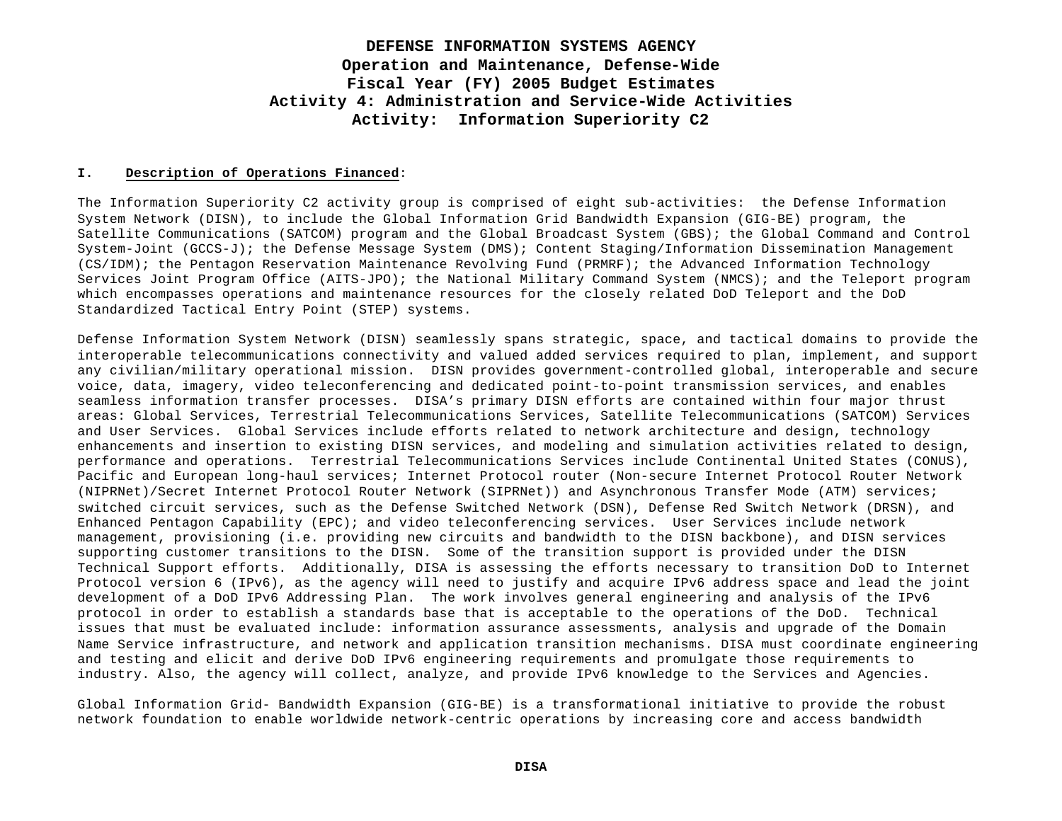# DEFENSE INFORMATION SYSTEMS AGENCY
## Operation and Maintenance, Defense-Wide
## Fiscal Year (FY) 2005 Budget Estimates
## Activity 4: Administration and Service-Wide Activities
## Activity: Information Superiority C2

**I. Description of Operations Financed**:

The Information Superiority C2 activity group is comprised of eight sub-activities: the Defense Information System Network (DISN), to include the Global Information Grid Bandwidth Expansion (GIG-BE) program, the Satellite Communications (SATCOM) program and the Global Broadcast System (GBS); the Global Command and Control System-Joint (GCCS-J); the Defense Message System (DMS); Content Staging/Information Dissemination Management (CS/IDM); the Pentagon Reservation Maintenance Revolving Fund (PRMRF); the Advanced Information Technology Services Joint Program Office (AITS-JPO); the National Military Command System (NMCS); and the Teleport program which encompasses operations and maintenance resources for the closely related DoD Teleport and the DoD Standardized Tactical Entry Point (STEP) systems.

Defense Information System Network (DISN) seamlessly spans strategic, space, and tactical domains to provide the interoperable telecommunications connectivity and valued added services required to plan, implement, and support any civilian/military operational mission. DISN provides government-controlled global, interoperable and secure voice, data, imagery, video teleconferencing and dedicated point-to-point transmission services, and enables seamless information transfer processes. DISA's primary DISN efforts are contained within four major thrust areas: Global Services, Terrestrial Telecommunications Services, Satellite Telecommunications (SATCOM) Services and User Services. Global Services include efforts related to network architecture and design, technology enhancements and insertion to existing DISN services, and modeling and simulation activities related to design, performance and operations. Terrestrial Telecommunications Services include Continental United States (CONUS), Pacific and European long-haul services; Internet Protocol router (Non-secure Internet Protocol Router Network (NIPRNet)/Secret Internet Protocol Router Network (SIPRNet)) and Asynchronous Transfer Mode (ATM) services; switched circuit services, such as the Defense Switched Network (DSN), Defense Red Switch Network (DRSN), and Enhanced Pentagon Capability (EPC); and video teleconferencing services. User Services include network management, provisioning (i.e. providing new circuits and bandwidth to the DISN backbone), and DISN services supporting customer transitions to the DISN. Some of the transition support is provided under the DISN Technical Support efforts. Additionally, DISA is assessing the efforts necessary to transition DoD to Internet Protocol version 6 (IPv6), as the agency will need to justify and acquire IPv6 address space and lead the joint development of a DoD IPv6 Addressing Plan. The work involves general engineering and analysis of the IPv6 protocol in order to establish a standards base that is acceptable to the operations of the DoD. Technical issues that must be evaluated include: information assurance assessments, analysis and upgrade of the Domain Name Service infrastructure, and network and application transition mechanisms. DISA must coordinate engineering and testing and elicit and derive DoD IPv6 engineering requirements and promulgate those requirements to industry. Also, the agency will collect, analyze, and provide IPv6 knowledge to the Services and Agencies.

Global Information Grid- Bandwidth Expansion (GIG-BE) is a transformational initiative to provide the robust network foundation to enable worldwide network-centric operations by increasing core and access bandwidth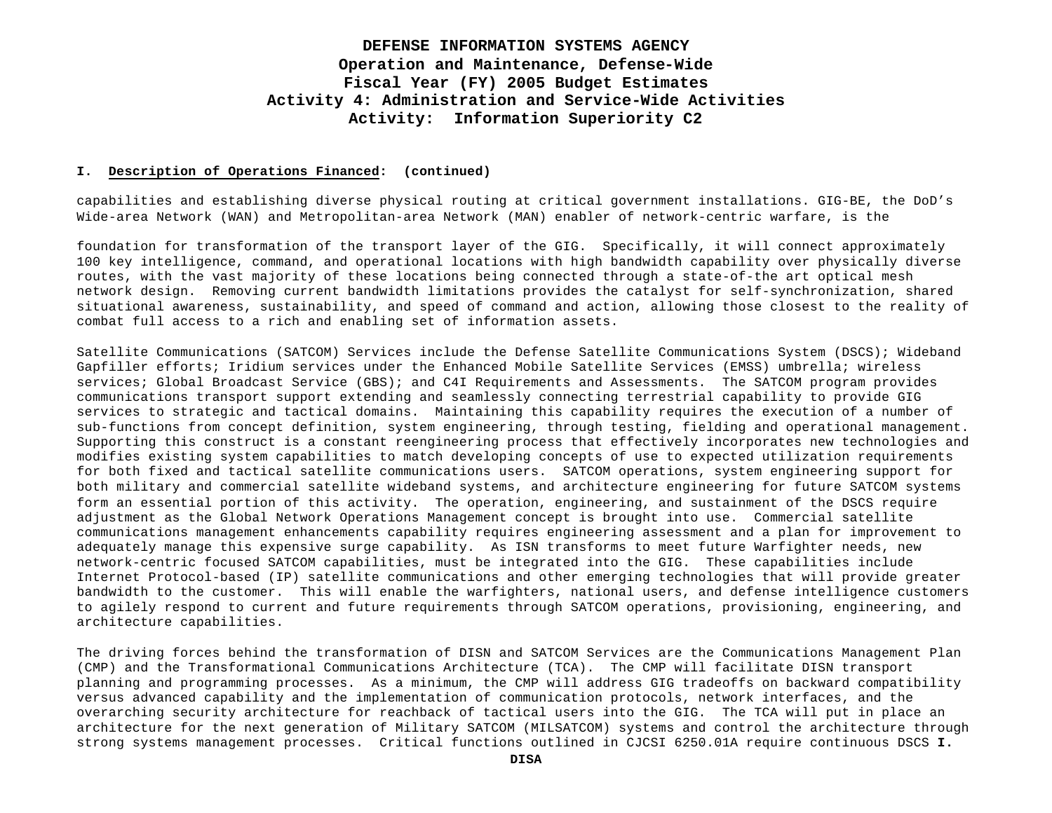**I. Description of Operations Financed: (continued)**

capabilities and establishing diverse physical routing at critical government installations. GIG-BE, the DoD's Wide-area Network (WAN) and Metropolitan-area Network (MAN) enabler of network-centric warfare, is the

foundation for transformation of the transport layer of the GIG. Specifically, it will connect approximately 100 key intelligence, command, and operational locations with high bandwidth capability over physically diverse routes, with the vast majority of these locations being connected through a state-of-the art optical mesh network design. Removing current bandwidth limitations provides the catalyst for self-synchronization, shared situational awareness, sustainability, and speed of command and action, allowing those closest to the reality of combat full access to a rich and enabling set of information assets.

Satellite Communications (SATCOM) Services include the Defense Satellite Communications System (DSCS); Wideband Gapfiller efforts; Iridium services under the Enhanced Mobile Satellite Services (EMSS) umbrella; wireless services; Global Broadcast Service (GBS); and C4I Requirements and Assessments. The SATCOM program provides communications transport support extending and seamlessly connecting terrestrial capability to provide GIG services to strategic and tactical domains. Maintaining this capability requires the execution of a number of sub-functions from concept definition, system engineering, through testing, fielding and operational management. Supporting this construct is a constant reengineering process that effectively incorporates new technologies and modifies existing system capabilities to match developing concepts of use to expected utilization requirements for both fixed and tactical satellite communications users. SATCOM operations, system engineering support for both military and commercial satellite wideband systems, and architecture engineering for future SATCOM systems form an essential portion of this activity. The operation, engineering, and sustainment of the DSCS require adjustment as the Global Network Operations Management concept is brought into use. Commercial satellite communications management enhancements capability requires engineering assessment and a plan for improvement to adequately manage this expensive surge capability. As ISN transforms to meet future Warfighter needs, new network-centric focused SATCOM capabilities, must be integrated into the GIG. These capabilities include Internet Protocol-based (IP) satellite communications and other emerging technologies that will provide greater bandwidth to the customer. This will enable the warfighters, national users, and defense intelligence customers to agilely respond to current and future requirements through SATCOM operations, provisioning, engineering, and architecture capabilities.

The driving forces behind the transformation of DISN and SATCOM Services are the Communications Management Plan (CMP) and the Transformational Communications Architecture (TCA). The CMP will facilitate DISN transport planning and programming processes. As a minimum, the CMP will address GIG tradeoffs on backward compatibility versus advanced capability and the implementation of communication protocols, network interfaces, and the overarching security architecture for reachback of tactical users into the GIG. The TCA will put in place an architecture for the next generation of Military SATCOM (MILSATCOM) systems and control the architecture through strong systems management processes. Critical functions outlined in CJCSI 6250.01A require continuous DSCS **I.**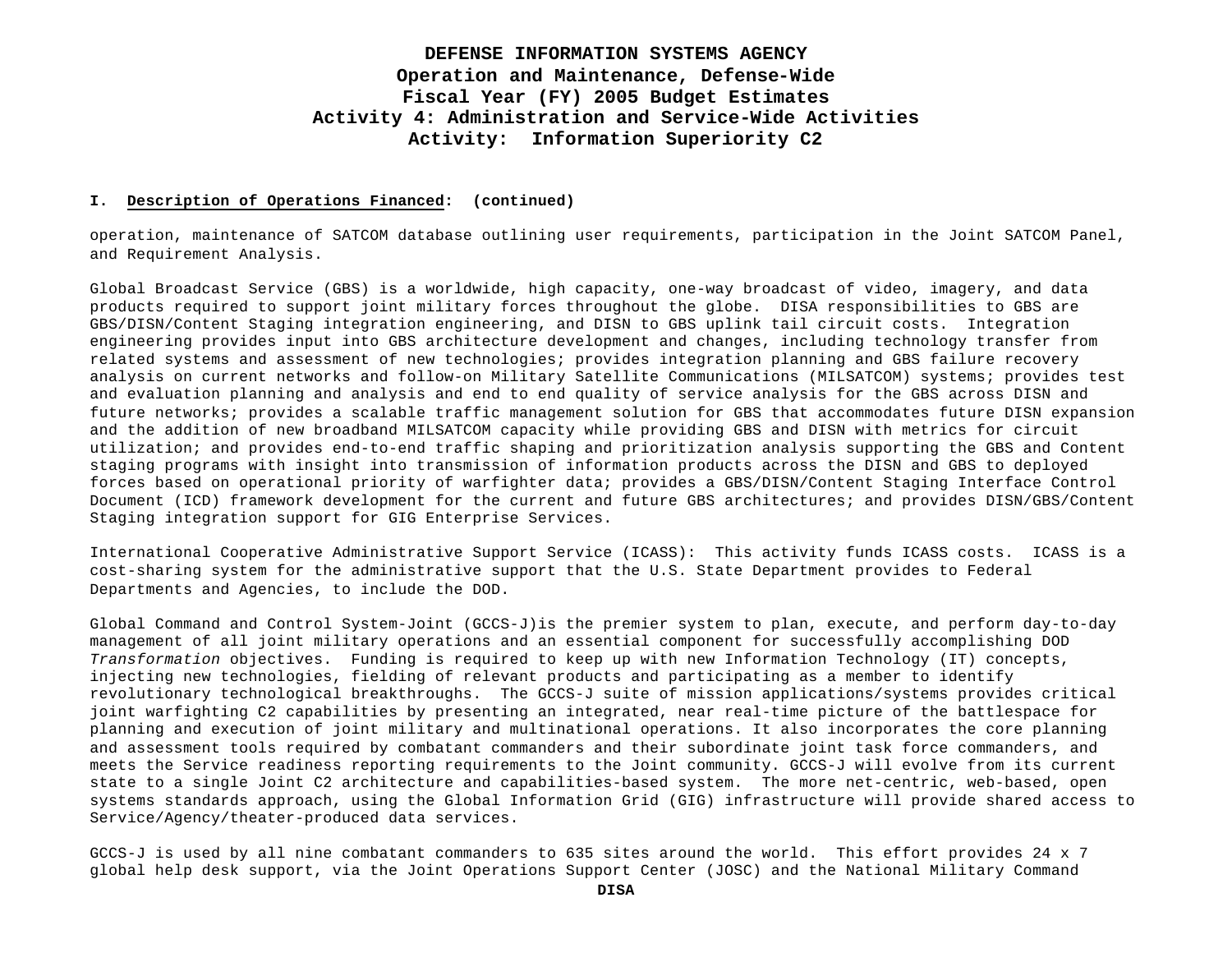# DEFENSE INFORMATION SYSTEMS AGENCY
## Operation and Maintenance, Defense-Wide
## Fiscal Year (FY) 2005 Budget Estimates
## Activity 4: Administration and Service-Wide Activities
## Activity: Information Superiority C2

**I. Description of Operations Financed: (continued)**

operation, maintenance of SATCOM database outlining user requirements, participation in the Joint SATCOM Panel, and Requirement Analysis.

Global Broadcast Service (GBS) is a worldwide, high capacity, one-way broadcast of video, imagery, and data products required to support joint military forces throughout the globe. DISA responsibilities to GBS are GBS/DISN/Content Staging integration engineering, and DISN to GBS uplink tail circuit costs. Integration engineering provides input into GBS architecture development and changes, including technology transfer from related systems and assessment of new technologies; provides integration planning and GBS failure recovery analysis on current networks and follow-on Military Satellite Communications (MILSATCOM) systems; provides test and evaluation planning and analysis and end to end quality of service analysis for the GBS across DISN and future networks; provides a scalable traffic management solution for GBS that accommodates future DISN expansion and the addition of new broadband MILSATCOM capacity while providing GBS and DISN with metrics for circuit utilization; and provides end-to-end traffic shaping and prioritization analysis supporting the GBS and Content staging programs with insight into transmission of information products across the DISN and GBS to deployed forces based on operational priority of warfighter data; provides a GBS/DISN/Content Staging Interface Control Document (ICD) framework development for the current and future GBS architectures; and provides DISN/GBS/Content Staging integration support for GIG Enterprise Services.

International Cooperative Administrative Support Service (ICASS): This activity funds ICASS costs. ICASS is a cost-sharing system for the administrative support that the U.S. State Department provides to Federal Departments and Agencies, to include the DOD.

Global Command and Control System-Joint (GCCS-J)is the premier system to plan, execute, and perform day-to-day management of all joint military operations and an essential component for successfully accomplishing DOD *Transformation* objectives. Funding is required to keep up with new Information Technology (IT) concepts, injecting new technologies, fielding of relevant products and participating as a member to identify revolutionary technological breakthroughs. The GCCS-J suite of mission applications/systems provides critical joint warfighting C2 capabilities by presenting an integrated, near real-time picture of the battlespace for planning and execution of joint military and multinational operations. It also incorporates the core planning and assessment tools required by combatant commanders and their subordinate joint task force commanders, and meets the Service readiness reporting requirements to the Joint community. GCCS-J will evolve from its current state to a single Joint C2 architecture and capabilities-based system. The more net-centric, web-based, open systems standards approach, using the Global Information Grid (GIG) infrastructure will provide shared access to Service/Agency/theater-produced data services.

GCCS-J is used by all nine combatant commanders to 635 sites around the world. This effort provides 24 x 7 global help desk support, via the Joint Operations Support Center (JOSC) and the National Military Command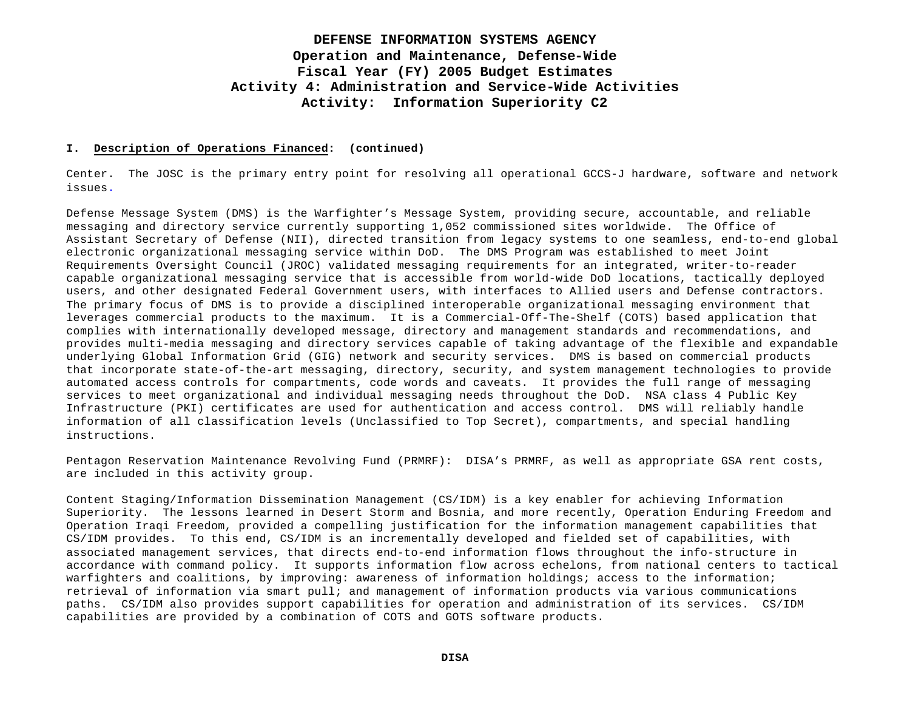**I. Description of Operations Financed: (continued)**

Center. The JOSC is the primary entry point for resolving all operational GCCS-J hardware, software and network issues.

Defense Message System (DMS) is the Warfighter's Message System, providing secure, accountable, and reliable messaging and directory service currently supporting 1,052 commissioned sites worldwide. The Office of Assistant Secretary of Defense (NII), directed transition from legacy systems to one seamless, end-to-end global electronic organizational messaging service within DoD. The DMS Program was established to meet Joint Requirements Oversight Council (JROC) validated messaging requirements for an integrated, writer-to-reader capable organizational messaging service that is accessible from world-wide DoD locations, tactically deployed users, and other designated Federal Government users, with interfaces to Allied users and Defense contractors. The primary focus of DMS is to provide a disciplined interoperable organizational messaging environment that leverages commercial products to the maximum. It is a Commercial-Off-The-Shelf (COTS) based application that complies with internationally developed message, directory and management standards and recommendations, and provides multi-media messaging and directory services capable of taking advantage of the flexible and expandable underlying Global Information Grid (GIG) network and security services. DMS is based on commercial products that incorporate state-of-the-art messaging, directory, security, and system management technologies to provide automated access controls for compartments, code words and caveats. It provides the full range of messaging services to meet organizational and individual messaging needs throughout the DoD. NSA class 4 Public Key Infrastructure (PKI) certificates are used for authentication and access control. DMS will reliably handle information of all classification levels (Unclassified to Top Secret), compartments, and special handling instructions.

Pentagon Reservation Maintenance Revolving Fund (PRMRF): DISA's PRMRF, as well as appropriate GSA rent costs, are included in this activity group.

Content Staging/Information Dissemination Management (CS/IDM) is a key enabler for achieving Information Superiority. The lessons learned in Desert Storm and Bosnia, and more recently, Operation Enduring Freedom and Operation Iraqi Freedom, provided a compelling justification for the information management capabilities that CS/IDM provides. To this end, CS/IDM is an incrementally developed and fielded set of capabilities, with associated management services, that directs end-to-end information flows throughout the info-structure in accordance with command policy. It supports information flow across echelons, from national centers to tactical warfighters and coalitions, by improving: awareness of information holdings; access to the information; retrieval of information via smart pull; and management of information products via various communications paths. CS/IDM also provides support capabilities for operation and administration of its services. CS/IDM capabilities are provided by a combination of COTS and GOTS software products.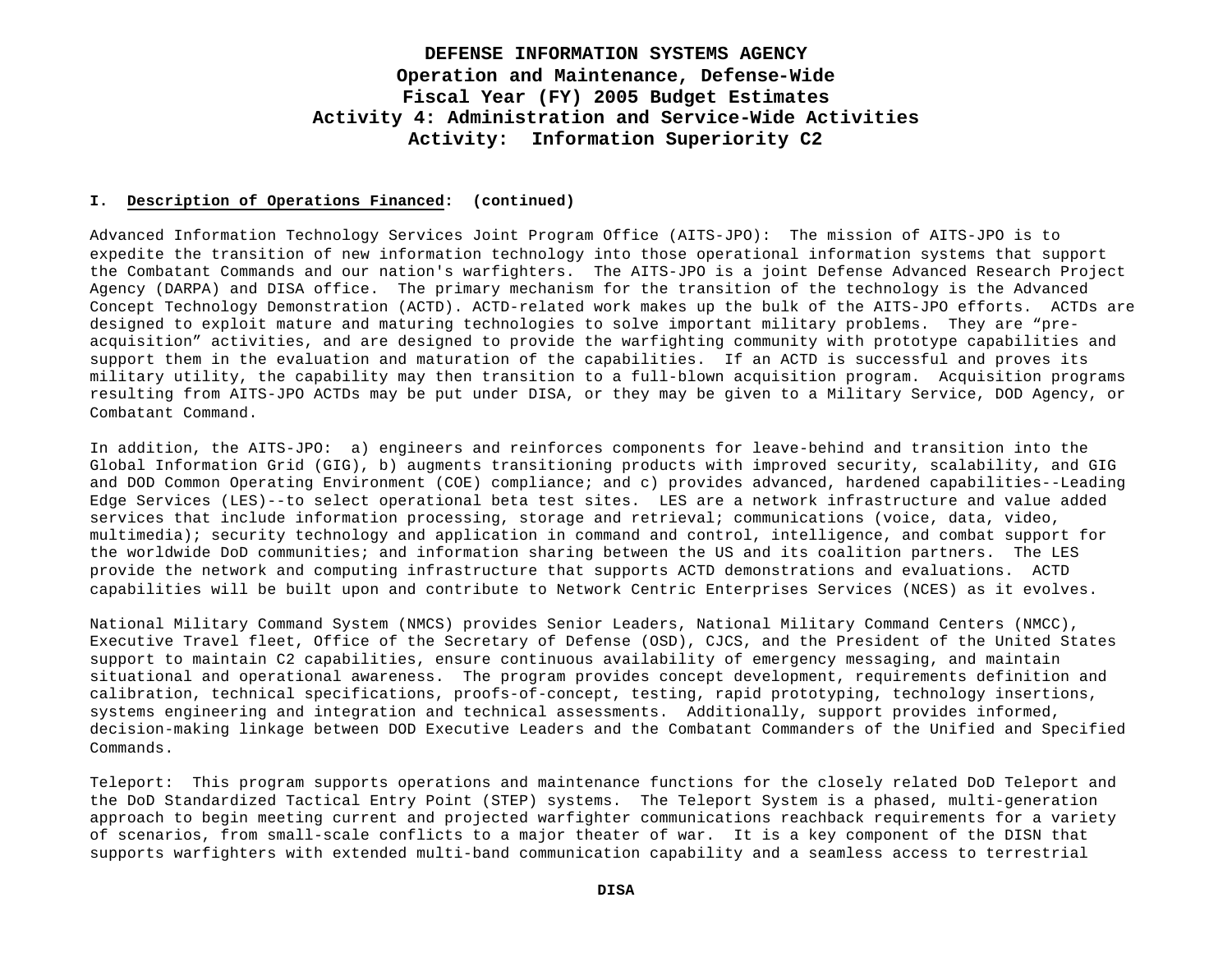# DEFENSE INFORMATION SYSTEMS AGENCY
## Operation and Maintenance, Defense-Wide
## Fiscal Year (FY) 2005 Budget Estimates
## Activity 4: Administration and Service-Wide Activities
## Activity: Information Superiority C2

**I. <u>Description of Operations Financed</u>: (continued)**

Advanced Information Technology Services Joint Program Office (AITS-JPO): The mission of AITS-JPO is to expedite the transition of new information technology into those operational information systems that support the Combatant Commands and our nation's warfighters. The AITS-JPO is a joint Defense Advanced Research Project Agency (DARPA) and DISA office. The primary mechanism for the transition of the technology is the Advanced Concept Technology Demonstration (ACTD). ACTD-related work makes up the bulk of the AITS-JPO efforts. ACTDs are designed to exploit mature and maturing technologies to solve important military problems. They are "pre-acquisition" activities, and are designed to provide the warfighting community with prototype capabilities and support them in the evaluation and maturation of the capabilities. If an ACTD is successful and proves its military utility, the capability may then transition to a full-blown acquisition program. Acquisition programs resulting from AITS-JPO ACTDs may be put under DISA, or they may be given to a Military Service, DOD Agency, or Combatant Command.

In addition, the AITS-JPO: a) engineers and reinforces components for leave-behind and transition into the Global Information Grid (GIG), b) augments transitioning products with improved security, scalability, and GIG and DOD Common Operating Environment (COE) compliance; and c) provides advanced, hardened capabilities--Leading Edge Services (LES)--to select operational beta test sites. LES are a network infrastructure and value added services that include information processing, storage and retrieval; communications (voice, data, video, multimedia); security technology and application in command and control, intelligence, and combat support for the worldwide DoD communities; and information sharing between the US and its coalition partners. The LES provide the network and computing infrastructure that supports ACTD demonstrations and evaluations. ACTD capabilities will be built upon and contribute to Network Centric Enterprises Services (NCES) as it evolves.

National Military Command System (NMCS) provides Senior Leaders, National Military Command Centers (NMCC), Executive Travel fleet, Office of the Secretary of Defense (OSD), CJCS, and the President of the United States support to maintain C2 capabilities, ensure continuous availability of emergency messaging, and maintain situational and operational awareness. The program provides concept development, requirements definition and calibration, technical specifications, proofs-of-concept, testing, rapid prototyping, technology insertions, systems engineering and integration and technical assessments. Additionally, support provides informed, decision-making linkage between DOD Executive Leaders and the Combatant Commanders of the Unified and Specified Commands.

Teleport: This program supports operations and maintenance functions for the closely related DoD Teleport and the DoD Standardized Tactical Entry Point (STEP) systems. The Teleport System is a phased, multi-generation approach to begin meeting current and projected warfighter communications reachback requirements for a variety of scenarios, from small-scale conflicts to a major theater of war. It is a key component of the DISN that supports warfighters with extended multi-band communication capability and a seamless access to terrestrial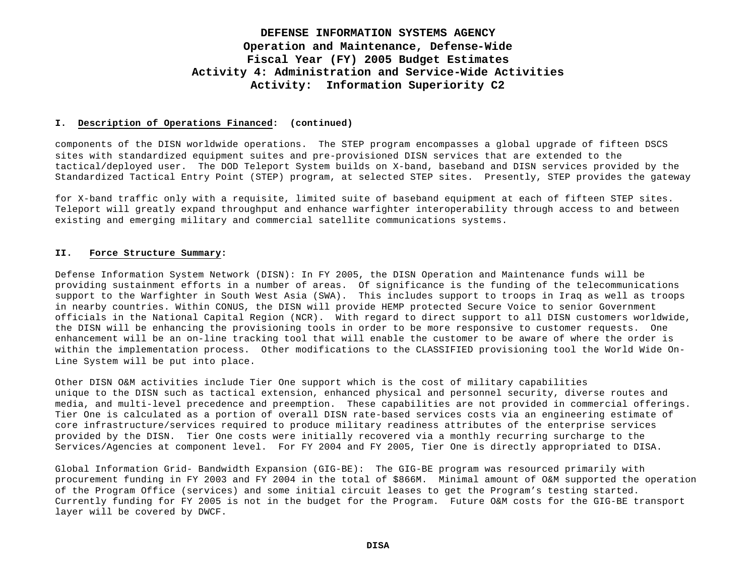**DEFENSE INFORMATION SYSTEMS AGENCY**
**Operation and Maintenance, Defense-Wide**
**Fiscal Year (FY) 2005 Budget Estimates**
**Activity 4: Administration and Service-Wide Activities**
**Activity: Information Superiority C2**

**I. Description of Operations Financed: (continued)**

components of the DISN worldwide operations. The STEP program encompasses a global upgrade of fifteen DSCS sites with standardized equipment suites and pre-provisioned DISN services that are extended to the tactical/deployed user. The DOD Teleport System builds on X-band, baseband and DISN services provided by the Standardized Tactical Entry Point (STEP) program, at selected STEP sites. Presently, STEP provides the gateway

for X-band traffic only with a requisite, limited suite of baseband equipment at each of fifteen STEP sites. Teleport will greatly expand throughput and enhance warfighter interoperability through access to and between existing and emerging military and commercial satellite communications systems.

**II. Force Structure Summary:**

Defense Information System Network (DISN): In FY 2005, the DISN Operation and Maintenance funds will be providing sustainment efforts in a number of areas. Of significance is the funding of the telecommunications support to the Warfighter in South West Asia (SWA). This includes support to troops in Iraq as well as troops in nearby countries. Within CONUS, the DISN will provide HEMP protected Secure Voice to senior Government officials in the National Capital Region (NCR). With regard to direct support to all DISN customers worldwide, the DISN will be enhancing the provisioning tools in order to be more responsive to customer requests. One enhancement will be an on-line tracking tool that will enable the customer to be aware of where the order is within the implementation process. Other modifications to the CLASSIFIED provisioning tool the World Wide On-Line System will be put into place.

Other DISN O&M activities include Tier One support which is the cost of military capabilities unique to the DISN such as tactical extension, enhanced physical and personnel security, diverse routes and media, and multi-level precedence and preemption. These capabilities are not provided in commercial offerings. Tier One is calculated as a portion of overall DISN rate-based services costs via an engineering estimate of core infrastructure/services required to produce military readiness attributes of the enterprise services provided by the DISN. Tier One costs were initially recovered via a monthly recurring surcharge to the Services/Agencies at component level. For FY 2004 and FY 2005, Tier One is directly appropriated to DISA.

Global Information Grid- Bandwidth Expansion (GIG-BE): The GIG-BE program was resourced primarily with procurement funding in FY 2003 and FY 2004 in the total of $866M. Minimal amount of O&M supported the operation of the Program Office (services) and some initial circuit leases to get the Program's testing started. Currently funding for FY 2005 is not in the budget for the Program. Future O&M costs for the GIG-BE transport layer will be covered by DWCF.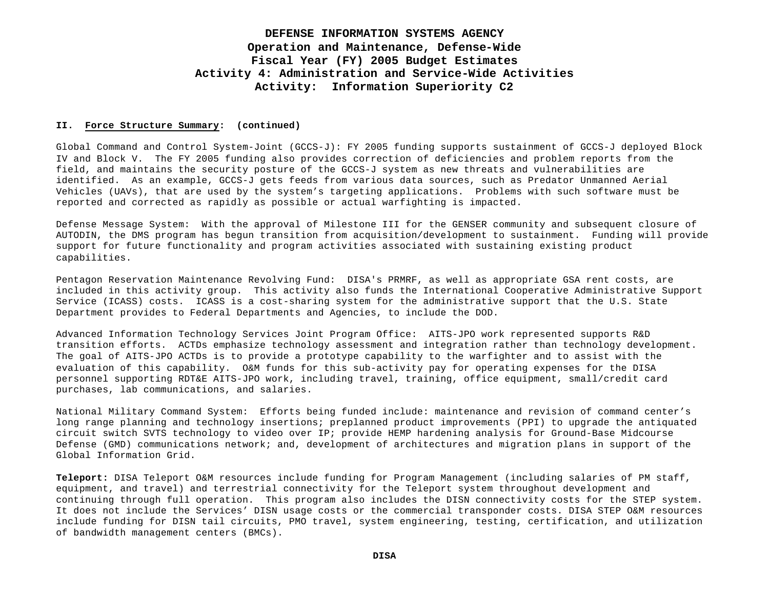# DEFENSE INFORMATION SYSTEMS AGENCY
## Operation and Maintenance, Defense-Wide
## Fiscal Year (FY) 2005 Budget Estimates
## Activity 4: Administration and Service-Wide Activities
## Activity: Information Superiority C2

**II. Force Structure Summary: (continued)**

Global Command and Control System-Joint (GCCS-J): FY 2005 funding supports sustainment of GCCS-J deployed Block IV and Block V. The FY 2005 funding also provides correction of deficiencies and problem reports from the field, and maintains the security posture of the GCCS-J system as new threats and vulnerabilities are identified. As an example, GCCS-J gets feeds from various data sources, such as Predator Unmanned Aerial Vehicles (UAVs), that are used by the system's targeting applications. Problems with such software must be reported and corrected as rapidly as possible or actual warfighting is impacted.

Defense Message System: With the approval of Milestone III for the GENSER community and subsequent closure of AUTODIN, the DMS program has begun transition from acquisition/development to sustainment. Funding will provide support for future functionality and program activities associated with sustaining existing product capabilities.

Pentagon Reservation Maintenance Revolving Fund: DISA's PRMRF, as well as appropriate GSA rent costs, are included in this activity group. This activity also funds the International Cooperative Administrative Support Service (ICASS) costs. ICASS is a cost-sharing system for the administrative support that the U.S. State Department provides to Federal Departments and Agencies, to include the DOD.

Advanced Information Technology Services Joint Program Office: AITS-JPO work represented supports R&D transition efforts. ACTDs emphasize technology assessment and integration rather than technology development. The goal of AITS-JPO ACTDs is to provide a prototype capability to the warfighter and to assist with the evaluation of this capability. O&M funds for this sub-activity pay for operating expenses for the DISA personnel supporting RDT&E AITS-JPO work, including travel, training, office equipment, small/credit card purchases, lab communications, and salaries.

National Military Command System: Efforts being funded include: maintenance and revision of command center's long range planning and technology insertions; preplanned product improvements (PPI) to upgrade the antiquated circuit switch SVTS technology to video over IP; provide HEMP hardening analysis for Ground-Base Midcourse Defense (GMD) communications network; and, development of architectures and migration plans in support of the Global Information Grid.

**Teleport:** DISA Teleport O&M resources include funding for Program Management (including salaries of PM staff, equipment, and travel) and terrestrial connectivity for the Teleport system throughout development and continuing through full operation. This program also includes the DISN connectivity costs for the STEP system. It does not include the Services' DISN usage costs or the commercial transponder costs. DISA STEP O&M resources include funding for DISN tail circuits, PMO travel, system engineering, testing, certification, and utilization of bandwidth management centers (BMCs).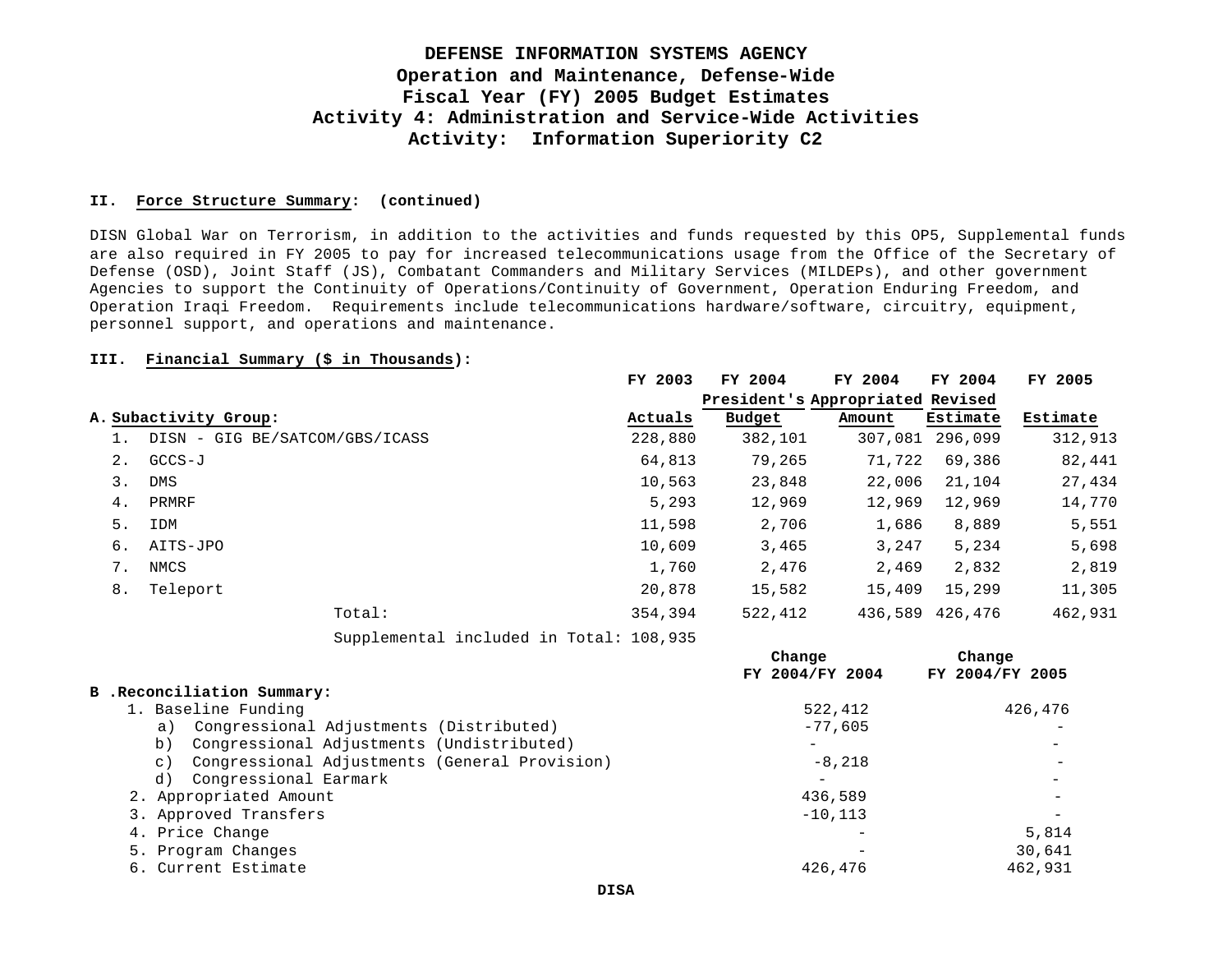# DEFENSE INFORMATION SYSTEMS AGENCY
## Operation and Maintenance, Defense-Wide
## Fiscal Year (FY) 2005 Budget Estimates
## Activity 4: Administration and Service-Wide Activities
## Activity: Information Superiority C2

**II. Force Structure Summary: (continued)**

DISN Global War on Terrorism, in addition to the activities and funds requested by this OP5, Supplemental funds are also required in FY 2005 to pay for increased telecommunications usage from the Office of the Secretary of Defense (OSD), Joint Staff (JS), Combatant Commanders and Military Services (MILDEPs), and other government Agencies to support the Continuity of Operations/Continuity of Government, Operation Enduring Freedom, and Operation Iraqi Freedom. Requirements include telecommunications hardware/software, circuitry, equipment, personnel support, and operations and maintenance.

**III. Financial Summary ($ in Thousands):**

| A. Subactivity Group: | FY 2003 Actuals | FY 2004 President's Budget | FY 2004 Appropriated Amount | FY 2004 Revised Estimate | FY 2005 Estimate |
|---|---|---|---|---|---|
| 1. DISN - GIG BE/SATCOM/GBS/ICASS | 228,880 | 382,101 | 307,081 | 296,099 | 312,913 |
| 2. GCCS-J | 64,813 | 79,265 | 71,722 | 69,386 | 82,441 |
| 3. DMS | 10,563 | 23,848 | 22,006 | 21,104 | 27,434 |
| 4. PRMRF | 5,293 | 12,969 | 12,969 | 12,969 | 14,770 |
| 5. IDM | 11,598 | 2,706 | 1,686 | 8,889 | 5,551 |
| 6. AITS-JPO | 10,609 | 3,465 | 3,247 | 5,234 | 5,698 |
| 7. NMCS | 1,760 | 2,476 | 2,469 | 2,832 | 2,819 |
| 8. Teleport | 20,878 | 15,582 | 15,409 | 15,299 | 11,305 |
| Total: | 354,394 | 522,412 | 436,589 | 426,476 | 462,931 |
| Supplemental included in Total: | 108,935 | | | | |

| B. Reconciliation Summary: | Change FY 2004/FY 2004 | Change FY 2004/FY 2005 |
|---|---|---|
| 1. Baseline Funding | 522,412 | 426,476 |
| a) Congressional Adjustments (Distributed) | -77,605 | - |
| b) Congressional Adjustments (Undistributed) | - | - |
| c) Congressional Adjustments (General Provision) | -8,218 | - |
| d) Congressional Earmark | - | - |
| 2. Appropriated Amount | 436,589 | - |
| 3. Approved Transfers | -10,113 | - |
| 4. Price Change | - | 5,814 |
| 5. Program Changes | - | 30,641 |
| 6. Current Estimate | 426,476 | 462,931 |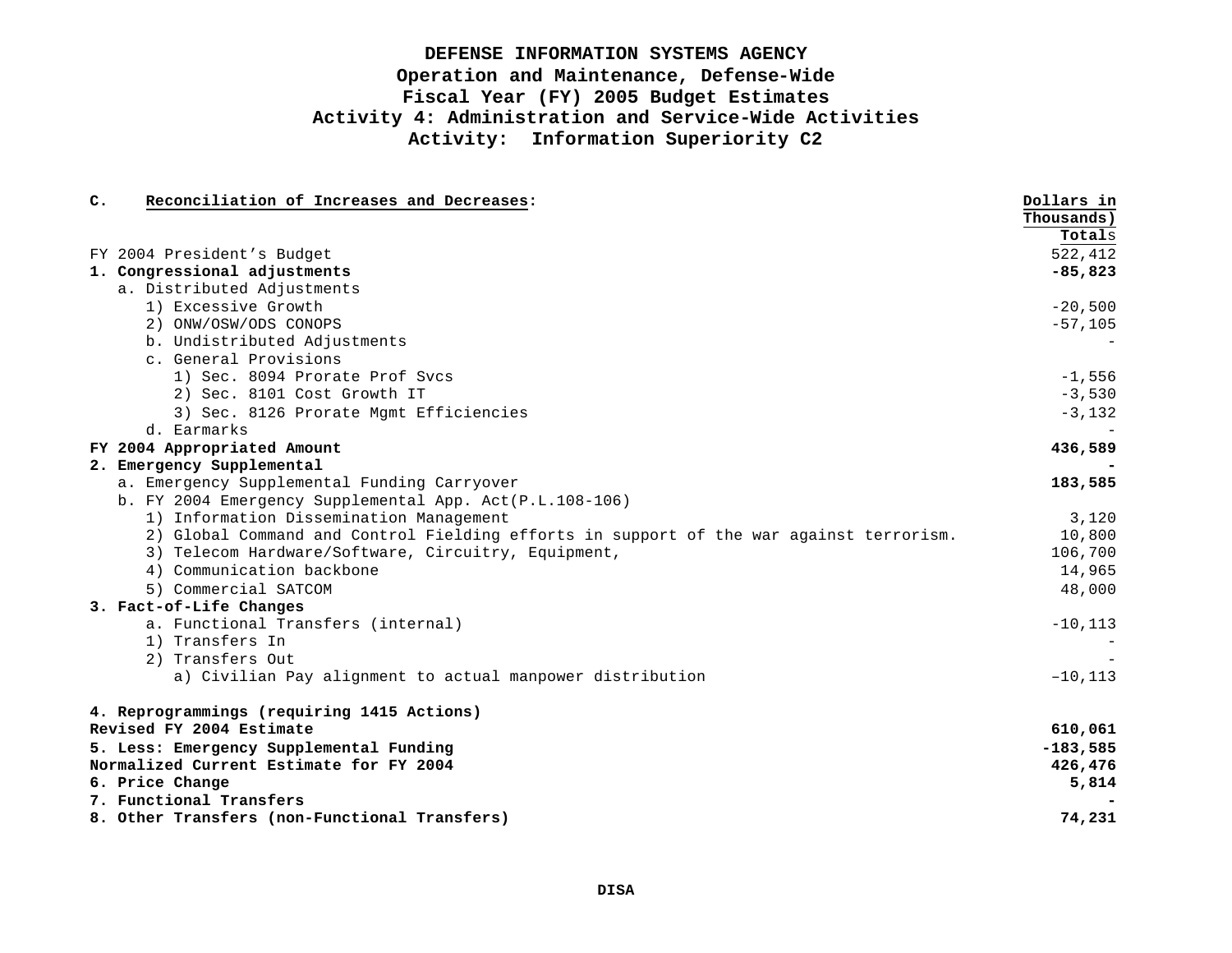# DEFENSE INFORMATION SYSTEMS AGENCY
## Operation and Maintenance, Defense-Wide
## Fiscal Year (FY) 2005 Budget Estimates
## Activity 4: Administration and Service-Wide Activities
## Activity: Information Superiority C2

| **C. Reconciliation of Increases and Decreases:** | **Dollars in Thousands) Totals** |
|---|---|
| FY 2004 President's Budget | 522,412 |
| **1. Congressional adjustments** | **-85,823** |
| a. Distributed Adjustments | |
| 1) Excessive Growth | -20,500 |
| 2) ONW/OSW/ODS CONOPS | -57,105 |
| b. Undistributed Adjustments | - |
| c. General Provisions | |
| 1) Sec. 8094 Prorate Prof Svcs | -1,556 |
| 2) Sec. 8101 Cost Growth IT | -3,530 |
| 3) Sec. 8126 Prorate Mgmt Efficiencies | -3,132 |
| d. Earmarks | - |
| **FY 2004 Appropriated Amount** | **436,589** |
| **2. Emergency Supplemental** | **-** |
| a. Emergency Supplemental Funding Carryover | **183,585** |
| b. FY 2004 Emergency Supplemental App. Act(P.L.108-106) | |
| 1) Information Dissemination Management | 3,120 |
| 2) Global Command and Control Fielding efforts in support of the war against terrorism. | 10,800 |
| 3) Telecom Hardware/Software, Circuitry, Equipment, | 106,700 |
| 4) Communication backbone | 14,965 |
| 5) Commercial SATCOM | 48,000 |
| **3. Fact-of-Life Changes** | |
| a. Functional Transfers (internal) | -10,113 |
| 1) Transfers In | - |
| 2) Transfers Out | - |
| a) Civilian Pay alignment to actual manpower distribution | –10,113 |
| **4. Reprogrammings (requiring 1415 Actions)** | |
| **Revised FY 2004 Estimate** | **610,061** |
| **5. Less: Emergency Supplemental Funding** | **-183,585** |
| **Normalized Current Estimate for FY 2004** | **426,476** |
| **6. Price Change** | **5,814** |
| **7. Functional Transfers** | **-** |
| **8. Other Transfers (non-Functional Transfers)** | **74,231** |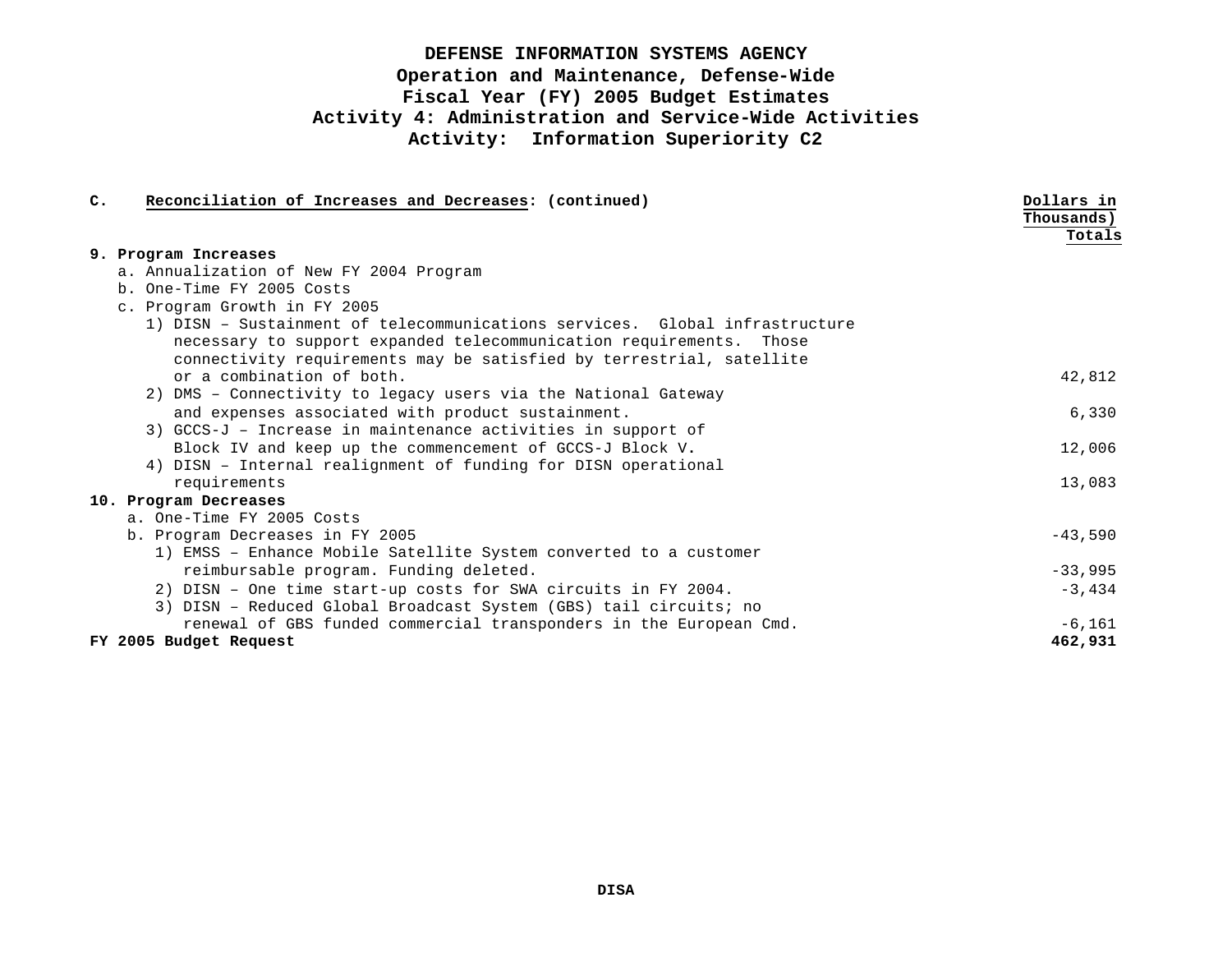# DEFENSE INFORMATION SYSTEMS AGENCY
## Operation and Maintenance, Defense-Wide
## Fiscal Year (FY) 2005 Budget Estimates
## Activity 4: Administration and Service-Wide Activities
## Activity: Information Superiority C2

| **C.** <u>Reconciliation of Increases and Decreases</u>: (continued) | <u>Dollars in Thousands)</u> <u>Totals</u> |
|---|---|
| **9. Program Increases** | |
| a. Annualization of New FY 2004 Program | |
| b. One-Time FY 2005 Costs | |
| c. Program Growth in FY 2005 | |
| 1) DISN – Sustainment of telecommunications services. Global infrastructure necessary to support expanded telecommunication requirements. Those connectivity requirements may be satisfied by terrestrial, satellite or a combination of both. | 42,812 |
| 2) DMS – Connectivity to legacy users via the National Gateway and expenses associated with product sustainment. | 6,330 |
| 3) GCCS-J – Increase in maintenance activities in support of Block IV and keep up the commencement of GCCS-J Block V. | 12,006 |
| 4) DISN – Internal realignment of funding for DISN operational requirements | 13,083 |
| **10. Program Decreases** | |
| a. One-Time FY 2005 Costs | |
| b. Program Decreases in FY 2005 | -43,590 |
| 1) EMSS – Enhance Mobile Satellite System converted to a customer reimbursable program. Funding deleted. | -33,995 |
| 2) DISN – One time start-up costs for SWA circuits in FY 2004. | -3,434 |
| 3) DISN – Reduced Global Broadcast System (GBS) tail circuits; no renewal of GBS funded commercial transponders in the European Cmd. | -6,161 |
| **FY 2005 Budget Request** | **462,931** |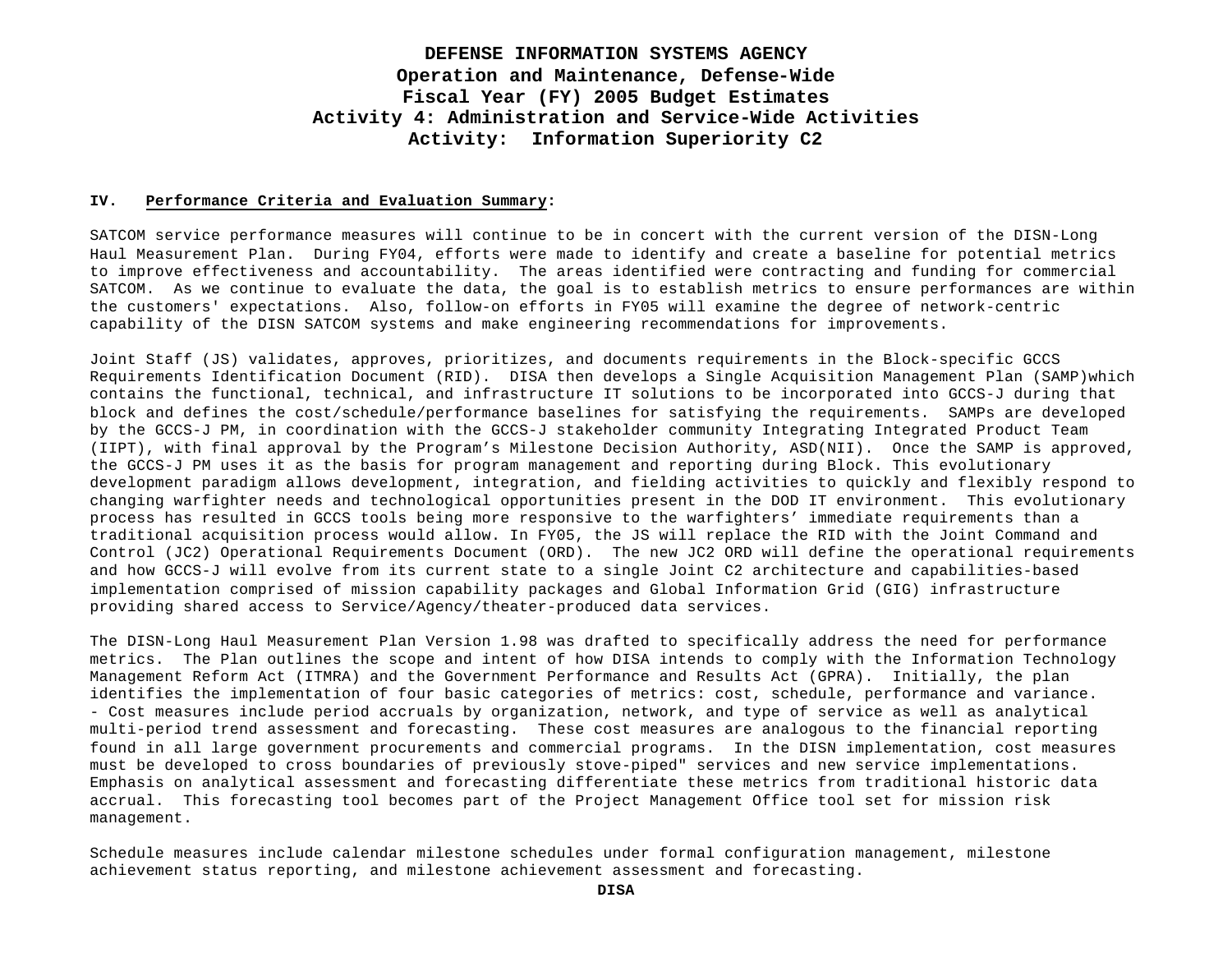# DEFENSE INFORMATION SYSTEMS AGENCY
## Operation and Maintenance, Defense-Wide
## Fiscal Year (FY) 2005 Budget Estimates
## Activity 4: Administration and Service-Wide Activities
## Activity: Information Superiority C2

**IV. Performance Criteria and Evaluation Summary:**

SATCOM service performance measures will continue to be in concert with the current version of the DISN-Long Haul Measurement Plan. During FY04, efforts were made to identify and create a baseline for potential metrics to improve effectiveness and accountability. The areas identified were contracting and funding for commercial SATCOM. As we continue to evaluate the data, the goal is to establish metrics to ensure performances are within the customers' expectations. Also, follow-on efforts in FY05 will examine the degree of network-centric capability of the DISN SATCOM systems and make engineering recommendations for improvements.

Joint Staff (JS) validates, approves, prioritizes, and documents requirements in the Block-specific GCCS Requirements Identification Document (RID). DISA then develops a Single Acquisition Management Plan (SAMP)which contains the functional, technical, and infrastructure IT solutions to be incorporated into GCCS-J during that block and defines the cost/schedule/performance baselines for satisfying the requirements. SAMPs are developed by the GCCS-J PM, in coordination with the GCCS-J stakeholder community Integrating Integrated Product Team (IIPT), with final approval by the Program's Milestone Decision Authority, ASD(NII). Once the SAMP is approved, the GCCS-J PM uses it as the basis for program management and reporting during Block. This evolutionary development paradigm allows development, integration, and fielding activities to quickly and flexibly respond to changing warfighter needs and technological opportunities present in the DOD IT environment. This evolutionary process has resulted in GCCS tools being more responsive to the warfighters' immediate requirements than a traditional acquisition process would allow. In FY05, the JS will replace the RID with the Joint Command and Control (JC2) Operational Requirements Document (ORD). The new JC2 ORD will define the operational requirements and how GCCS-J will evolve from its current state to a single Joint C2 architecture and capabilities-based implementation comprised of mission capability packages and Global Information Grid (GIG) infrastructure providing shared access to Service/Agency/theater-produced data services.

The DISN-Long Haul Measurement Plan Version 1.98 was drafted to specifically address the need for performance metrics. The Plan outlines the scope and intent of how DISA intends to comply with the Information Technology Management Reform Act (ITMRA) and the Government Performance and Results Act (GPRA). Initially, the plan identifies the implementation of four basic categories of metrics: cost, schedule, performance and variance.
- Cost measures include period accruals by organization, network, and type of service as well as analytical multi-period trend assessment and forecasting. These cost measures are analogous to the financial reporting found in all large government procurements and commercial programs. In the DISN implementation, cost measures must be developed to cross boundaries of previously stove-piped" services and new service implementations. Emphasis on analytical assessment and forecasting differentiate these metrics from traditional historic data accrual. This forecasting tool becomes part of the Project Management Office tool set for mission risk management.

Schedule measures include calendar milestone schedules under formal configuration management, milestone achievement status reporting, and milestone achievement assessment and forecasting.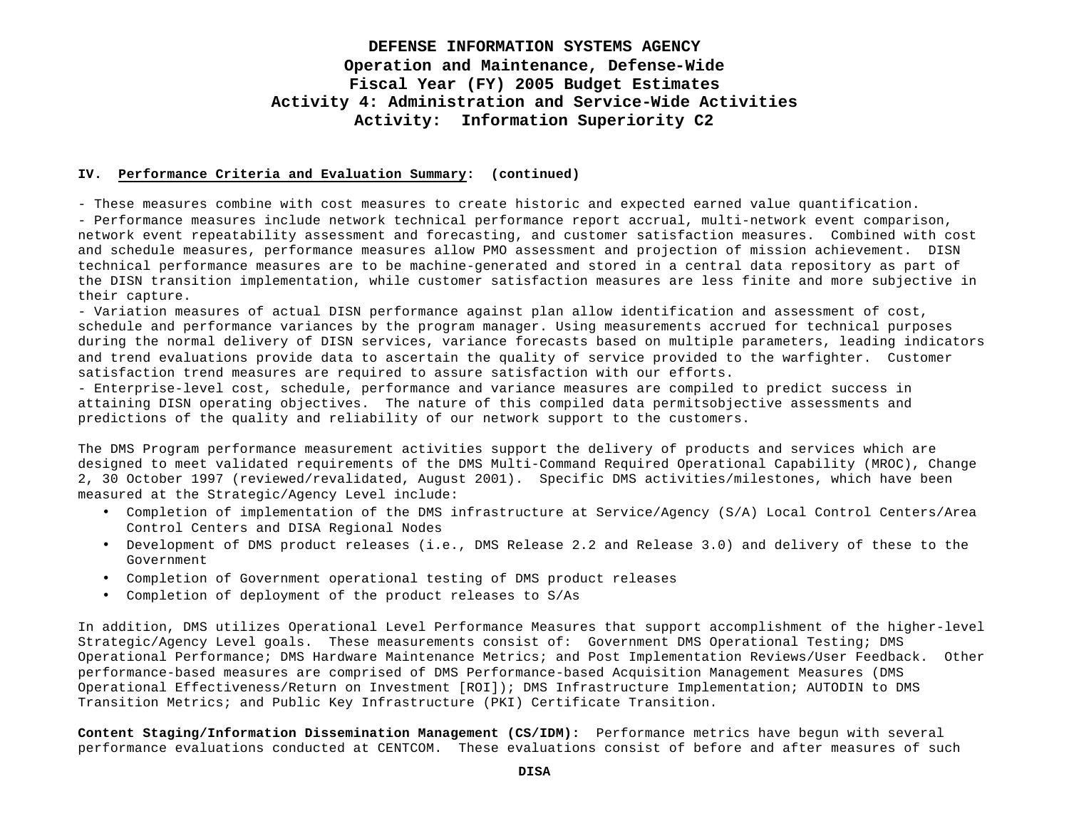**IV. Performance Criteria and Evaluation Summary: (continued)**

- These measures combine with cost measures to create historic and expected earned value quantification.
- Performance measures include network technical performance report accrual, multi-network event comparison, network event repeatability assessment and forecasting, and customer satisfaction measures. Combined with cost and schedule measures, performance measures allow PMO assessment and projection of mission achievement. DISN technical performance measures are to be machine-generated and stored in a central data repository as part of the DISN transition implementation, while customer satisfaction measures are less finite and more subjective in their capture.
- Variation measures of actual DISN performance against plan allow identification and assessment of cost, schedule and performance variances by the program manager. Using measurements accrued for technical purposes during the normal delivery of DISN services, variance forecasts based on multiple parameters, leading indicators and trend evaluations provide data to ascertain the quality of service provided to the warfighter. Customer satisfaction trend measures are required to assure satisfaction with our efforts.
- Enterprise-level cost, schedule, performance and variance measures are compiled to predict success in attaining DISN operating objectives. The nature of this compiled data permitsobjective assessments and predictions of the quality and reliability of our network support to the customers.

The DMS Program performance measurement activities support the delivery of products and services which are designed to meet validated requirements of the DMS Multi-Command Required Operational Capability (MROC), Change 2, 30 October 1997 (reviewed/revalidated, August 2001). Specific DMS activities/milestones, which have been measured at the Strategic/Agency Level include:

- Completion of implementation of the DMS infrastructure at Service/Agency (S/A) Local Control Centers/Area Control Centers and DISA Regional Nodes
- Development of DMS product releases (i.e., DMS Release 2.2 and Release 3.0) and delivery of these to the Government
- Completion of Government operational testing of DMS product releases
- Completion of deployment of the product releases to S/As

In addition, DMS utilizes Operational Level Performance Measures that support accomplishment of the higher-level Strategic/Agency Level goals. These measurements consist of: Government DMS Operational Testing; DMS Operational Performance; DMS Hardware Maintenance Metrics; and Post Implementation Reviews/User Feedback. Other performance-based measures are comprised of DMS Performance-based Acquisition Management Measures (DMS Operational Effectiveness/Return on Investment [ROI]); DMS Infrastructure Implementation; AUTODIN to DMS Transition Metrics; and Public Key Infrastructure (PKI) Certificate Transition.

**Content Staging/Information Dissemination Management (CS/IDM):** Performance metrics have begun with several performance evaluations conducted at CENTCOM. These evaluations consist of before and after measures of such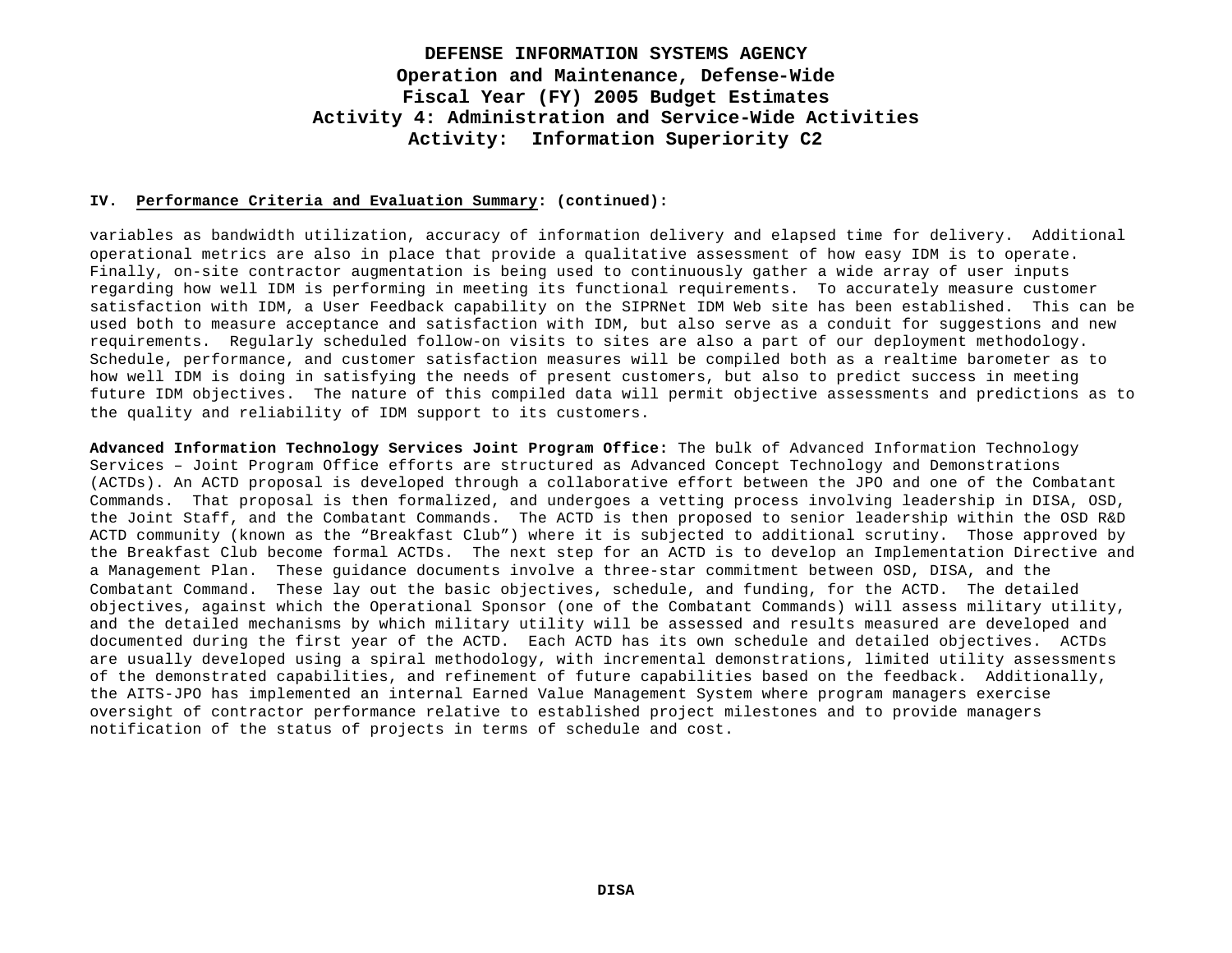**IV. Performance Criteria and Evaluation Summary: (continued):**

variables as bandwidth utilization, accuracy of information delivery and elapsed time for delivery. Additional operational metrics are also in place that provide a qualitative assessment of how easy IDM is to operate. Finally, on-site contractor augmentation is being used to continuously gather a wide array of user inputs regarding how well IDM is performing in meeting its functional requirements. To accurately measure customer satisfaction with IDM, a User Feedback capability on the SIPRNet IDM Web site has been established. This can be used both to measure acceptance and satisfaction with IDM, but also serve as a conduit for suggestions and new requirements. Regularly scheduled follow-on visits to sites are also a part of our deployment methodology. Schedule, performance, and customer satisfaction measures will be compiled both as a realtime barometer as to how well IDM is doing in satisfying the needs of present customers, but also to predict success in meeting future IDM objectives. The nature of this compiled data will permit objective assessments and predictions as to the quality and reliability of IDM support to its customers.

**Advanced Information Technology Services Joint Program Office:** The bulk of Advanced Information Technology Services – Joint Program Office efforts are structured as Advanced Concept Technology and Demonstrations (ACTDs). An ACTD proposal is developed through a collaborative effort between the JPO and one of the Combatant Commands. That proposal is then formalized, and undergoes a vetting process involving leadership in DISA, OSD, the Joint Staff, and the Combatant Commands. The ACTD is then proposed to senior leadership within the OSD R&D ACTD community (known as the "Breakfast Club") where it is subjected to additional scrutiny. Those approved by the Breakfast Club become formal ACTDs. The next step for an ACTD is to develop an Implementation Directive and a Management Plan. These guidance documents involve a three-star commitment between OSD, DISA, and the Combatant Command. These lay out the basic objectives, schedule, and funding, for the ACTD. The detailed objectives, against which the Operational Sponsor (one of the Combatant Commands) will assess military utility, and the detailed mechanisms by which military utility will be assessed and results measured are developed and documented during the first year of the ACTD. Each ACTD has its own schedule and detailed objectives. ACTDs are usually developed using a spiral methodology, with incremental demonstrations, limited utility assessments of the demonstrated capabilities, and refinement of future capabilities based on the feedback. Additionally, the AITS-JPO has implemented an internal Earned Value Management System where program managers exercise oversight of contractor performance relative to established project milestones and to provide managers notification of the status of projects in terms of schedule and cost.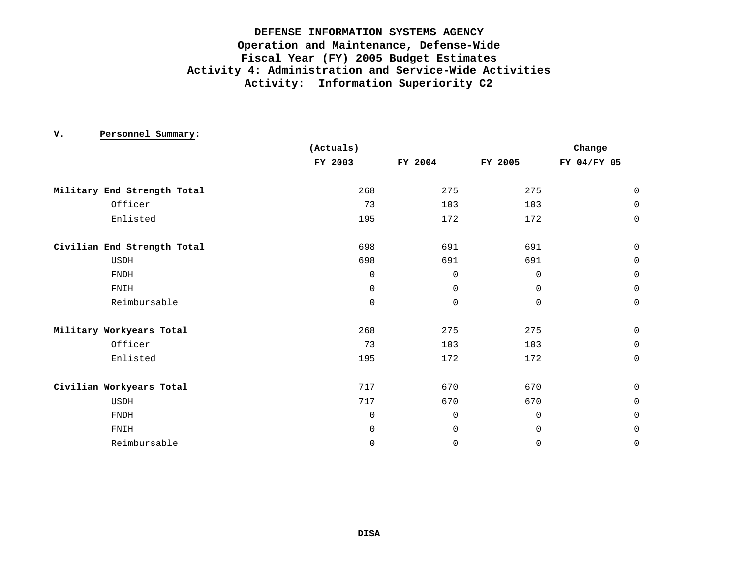# DEFENSE INFORMATION SYSTEMS AGENCY
## Operation and Maintenance, Defense-Wide
## Fiscal Year (FY) 2005 Budget Estimates
## Activity 4: Administration and Service-Wide Activities
## Activity: Information Superiority C2

**V. Personnel Summary:**

| | (Actuals) FY 2003 | FY 2004 | FY 2005 | Change FY 04/FY 05 |
|---|---|---|---|---|
| **Military End Strength Total** | 268 | 275 | 275 | 0 |
| Officer | 73 | 103 | 103 | 0 |
| Enlisted | 195 | 172 | 172 | 0 |
| **Civilian End Strength Total** | 698 | 691 | 691 | 0 |
| USDH | 698 | 691 | 691 | 0 |
| FNDH | 0 | 0 | 0 | 0 |
| FNIH | 0 | 0 | 0 | 0 |
| Reimbursable | 0 | 0 | 0 | 0 |
| **Military Workyears Total** | 268 | 275 | 275 | 0 |
| Officer | 73 | 103 | 103 | 0 |
| Enlisted | 195 | 172 | 172 | 0 |
| **Civilian Workyears Total** | 717 | 670 | 670 | 0 |
| USDH | 717 | 670 | 670 | 0 |
| FNDH | 0 | 0 | 0 | 0 |
| FNIH | 0 | 0 | 0 | 0 |
| Reimbursable | 0 | 0 | 0 | 0 |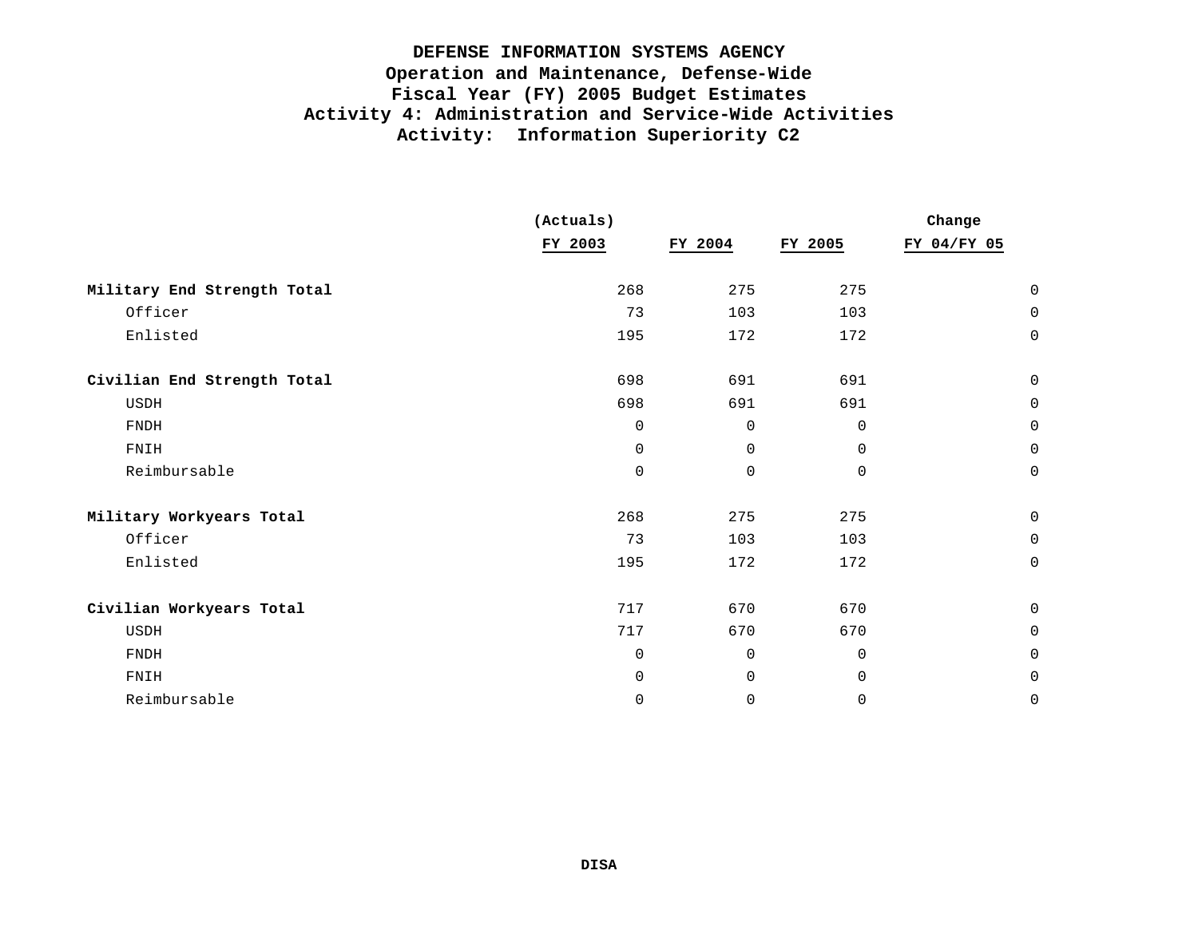# DEFENSE INFORMATION SYSTEMS AGENCY
## Operation and Maintenance, Defense-Wide
## Fiscal Year (FY) 2005 Budget Estimates
## Activity 4: Administration and Service-Wide Activities
## Activity: Information Superiority C2

| | (Actuals) FY 2003 | FY 2004 | FY 2005 | Change FY 04/FY 05 |
|---|---|---|---|---|
| **Military End Strength Total** | 268 | 275 | 275 | 0 |
| Officer | 73 | 103 | 103 | 0 |
| Enlisted | 195 | 172 | 172 | 0 |
| **Civilian End Strength Total** | 698 | 691 | 691 | 0 |
| USDH | 698 | 691 | 691 | 0 |
| FNDH | 0 | 0 | 0 | 0 |
| FNIH | 0 | 0 | 0 | 0 |
| Reimbursable | 0 | 0 | 0 | 0 |
| **Military Workyears Total** | 268 | 275 | 275 | 0 |
| Officer | 73 | 103 | 103 | 0 |
| Enlisted | 195 | 172 | 172 | 0 |
| **Civilian Workyears Total** | 717 | 670 | 670 | 0 |
| USDH | 717 | 670 | 670 | 0 |
| FNDH | 0 | 0 | 0 | 0 |
| FNIH | 0 | 0 | 0 | 0 |
| Reimbursable | 0 | 0 | 0 | 0 |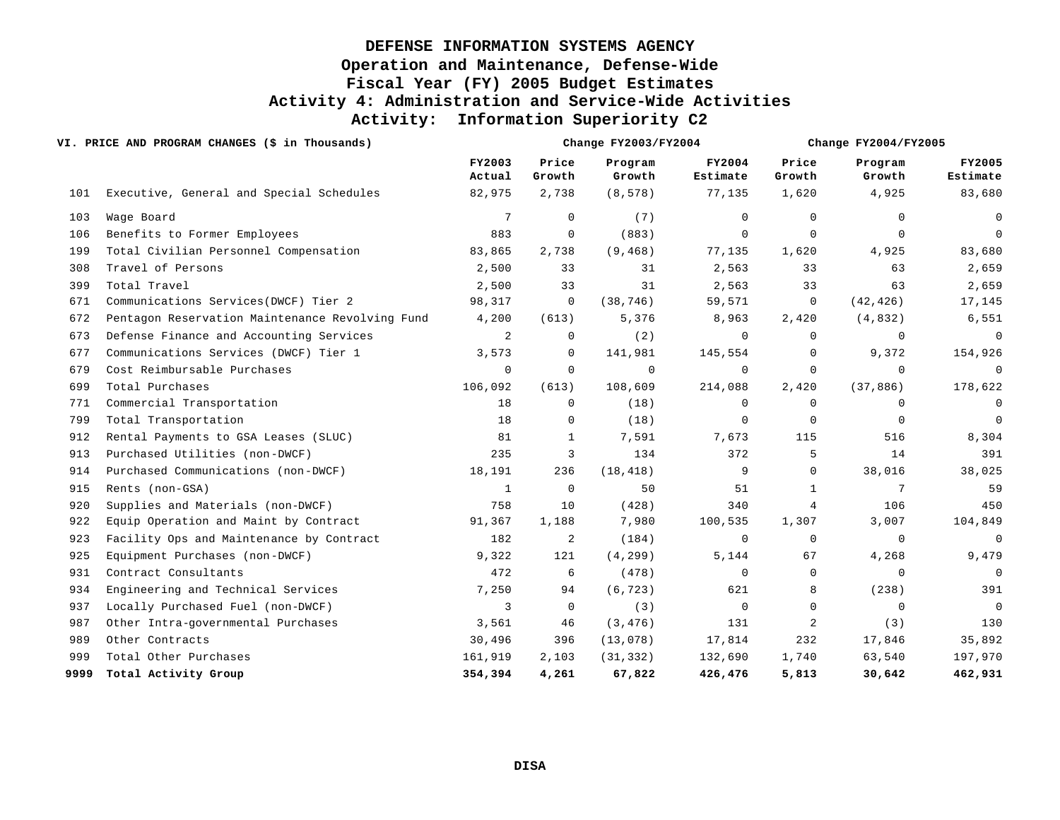# DEFENSE INFORMATION SYSTEMS AGENCY
## Operation and Maintenance, Defense-Wide
## Fiscal Year (FY) 2005 Budget Estimates
## Activity 4: Administration and Service-Wide Activities
## Activity: Information Superiority C2

**VI. PRICE AND PROGRAM CHANGES ($ in Thousands)**

| | | | Change FY2003/FY2004 | | | Change FY2004/FY2005 | | |
|---|---|---|---|---|---|---|---|---|
| | | FY2003 Actual | Price Growth | Program Growth | FY2004 Estimate | Price Growth | Program Growth | FY2005 Estimate |
| 101 | Executive, General and Special Schedules | 82,975 | 2,738 | (8,578) | 77,135 | 1,620 | 4,925 | 83,680 |
| 103 | Wage Board | 7 | 0 | (7) | 0 | 0 | 0 | 0 |
| 106 | Benefits to Former Employees | 883 | 0 | (883) | 0 | 0 | 0 | 0 |
| 199 | Total Civilian Personnel Compensation | 83,865 | 2,738 | (9,468) | 77,135 | 1,620 | 4,925 | 83,680 |
| 308 | Travel of Persons | 2,500 | 33 | 31 | 2,563 | 33 | 63 | 2,659 |
| 399 | Total Travel | 2,500 | 33 | 31 | 2,563 | 33 | 63 | 2,659 |
| 671 | Communications Services(DWCF) Tier 2 | 98,317 | 0 | (38,746) | 59,571 | 0 | (42,426) | 17,145 |
| 672 | Pentagon Reservation Maintenance Revolving Fund | 4,200 | (613) | 5,376 | 8,963 | 2,420 | (4,832) | 6,551 |
| 673 | Defense Finance and Accounting Services | 2 | 0 | (2) | 0 | 0 | 0 | 0 |
| 677 | Communications Services (DWCF) Tier 1 | 3,573 | 0 | 141,981 | 145,554 | 0 | 9,372 | 154,926 |
| 679 | Cost Reimbursable Purchases | 0 | 0 | 0 | 0 | 0 | 0 | 0 |
| 699 | Total Purchases | 106,092 | (613) | 108,609 | 214,088 | 2,420 | (37,886) | 178,622 |
| 771 | Commercial Transportation | 18 | 0 | (18) | 0 | 0 | 0 | 0 |
| 799 | Total Transportation | 18 | 0 | (18) | 0 | 0 | 0 | 0 |
| 912 | Rental Payments to GSA Leases (SLUC) | 81 | 1 | 7,591 | 7,673 | 115 | 516 | 8,304 |
| 913 | Purchased Utilities (non-DWCF) | 235 | 3 | 134 | 372 | 5 | 14 | 391 |
| 914 | Purchased Communications (non-DWCF) | 18,191 | 236 | (18,418) | 9 | 0 | 38,016 | 38,025 |
| 915 | Rents (non-GSA) | 1 | 0 | 50 | 51 | 1 | 7 | 59 |
| 920 | Supplies and Materials (non-DWCF) | 758 | 10 | (428) | 340 | 4 | 106 | 450 |
| 922 | Equip Operation and Maint by Contract | 91,367 | 1,188 | 7,980 | 100,535 | 1,307 | 3,007 | 104,849 |
| 923 | Facility Ops and Maintenance by Contract | 182 | 2 | (184) | 0 | 0 | 0 | 0 |
| 925 | Equipment Purchases (non-DWCF) | 9,322 | 121 | (4,299) | 5,144 | 67 | 4,268 | 9,479 |
| 931 | Contract Consultants | 472 | 6 | (478) | 0 | 0 | 0 | 0 |
| 934 | Engineering and Technical Services | 7,250 | 94 | (6,723) | 621 | 8 | (238) | 391 |
| 937 | Locally Purchased Fuel (non-DWCF) | 3 | 0 | (3) | 0 | 0 | 0 | 0 |
| 987 | Other Intra-governmental Purchases | 3,561 | 46 | (3,476) | 131 | 2 | (3) | 130 |
| 989 | Other Contracts | 30,496 | 396 | (13,078) | 17,814 | 232 | 17,846 | 35,892 |
| 999 | Total Other Purchases | 161,919 | 2,103 | (31,332) | 132,690 | 1,740 | 63,540 | 197,970 |
| **9999** | **Total Activity Group** | **354,394** | **4,261** | **67,822** | **426,476** | **5,813** | **30,642** | **462,931** |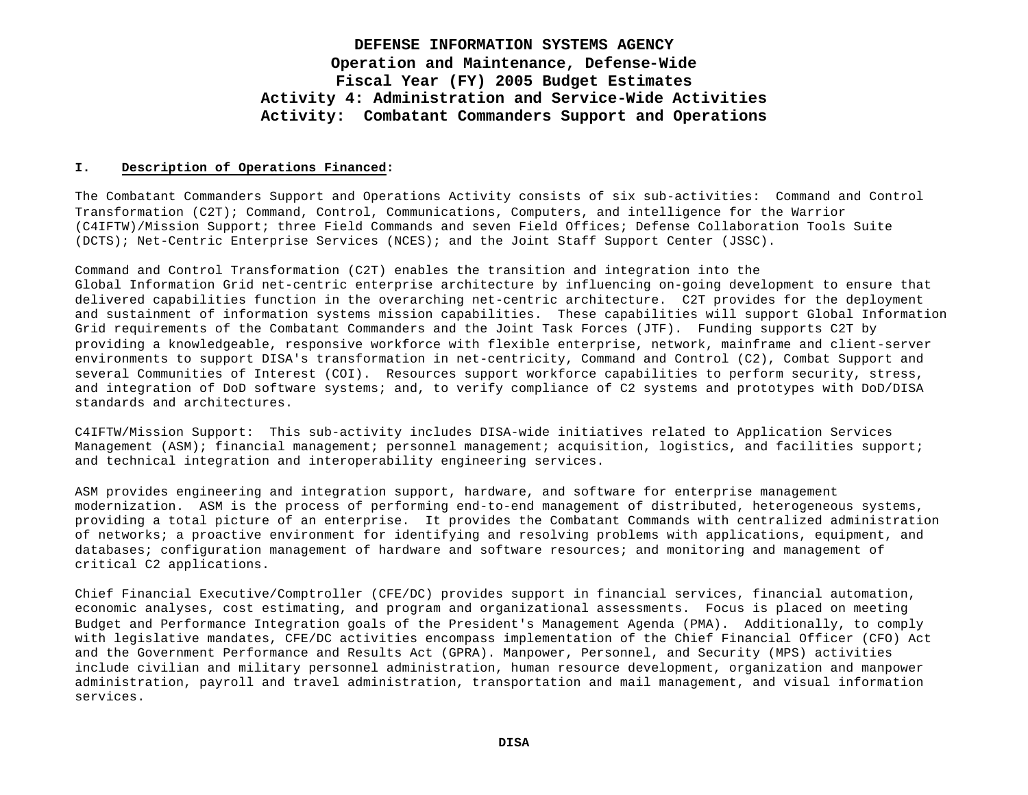# DEFENSE INFORMATION SYSTEMS AGENCY
## Operation and Maintenance, Defense-Wide
## Fiscal Year (FY) 2005 Budget Estimates
## Activity 4: Administration and Service-Wide Activities
## Activity: Combatant Commanders Support and Operations

**I. Description of Operations Financed:**

The Combatant Commanders Support and Operations Activity consists of six sub-activities: Command and Control Transformation (C2T); Command, Control, Communications, Computers, and intelligence for the Warrior (C4IFTW)/Mission Support; three Field Commands and seven Field Offices; Defense Collaboration Tools Suite (DCTS); Net-Centric Enterprise Services (NCES); and the Joint Staff Support Center (JSSC).

Command and Control Transformation (C2T) enables the transition and integration into the Global Information Grid net-centric enterprise architecture by influencing on-going development to ensure that delivered capabilities function in the overarching net-centric architecture. C2T provides for the deployment and sustainment of information systems mission capabilities. These capabilities will support Global Information Grid requirements of the Combatant Commanders and the Joint Task Forces (JTF). Funding supports C2T by providing a knowledgeable, responsive workforce with flexible enterprise, network, mainframe and client-server environments to support DISA's transformation in net-centricity, Command and Control (C2), Combat Support and several Communities of Interest (COI). Resources support workforce capabilities to perform security, stress, and integration of DoD software systems; and, to verify compliance of C2 systems and prototypes with DoD/DISA standards and architectures.

C4IFTW/Mission Support: This sub-activity includes DISA-wide initiatives related to Application Services Management (ASM); financial management; personnel management; acquisition, logistics, and facilities support; and technical integration and interoperability engineering services.

ASM provides engineering and integration support, hardware, and software for enterprise management modernization. ASM is the process of performing end-to-end management of distributed, heterogeneous systems, providing a total picture of an enterprise. It provides the Combatant Commands with centralized administration of networks; a proactive environment for identifying and resolving problems with applications, equipment, and databases; configuration management of hardware and software resources; and monitoring and management of critical C2 applications.

Chief Financial Executive/Comptroller (CFE/DC) provides support in financial services, financial automation, economic analyses, cost estimating, and program and organizational assessments. Focus is placed on meeting Budget and Performance Integration goals of the President's Management Agenda (PMA). Additionally, to comply with legislative mandates, CFE/DC activities encompass implementation of the Chief Financial Officer (CFO) Act and the Government Performance and Results Act (GPRA). Manpower, Personnel, and Security (MPS) activities include civilian and military personnel administration, human resource development, organization and manpower administration, payroll and travel administration, transportation and mail management, and visual information services.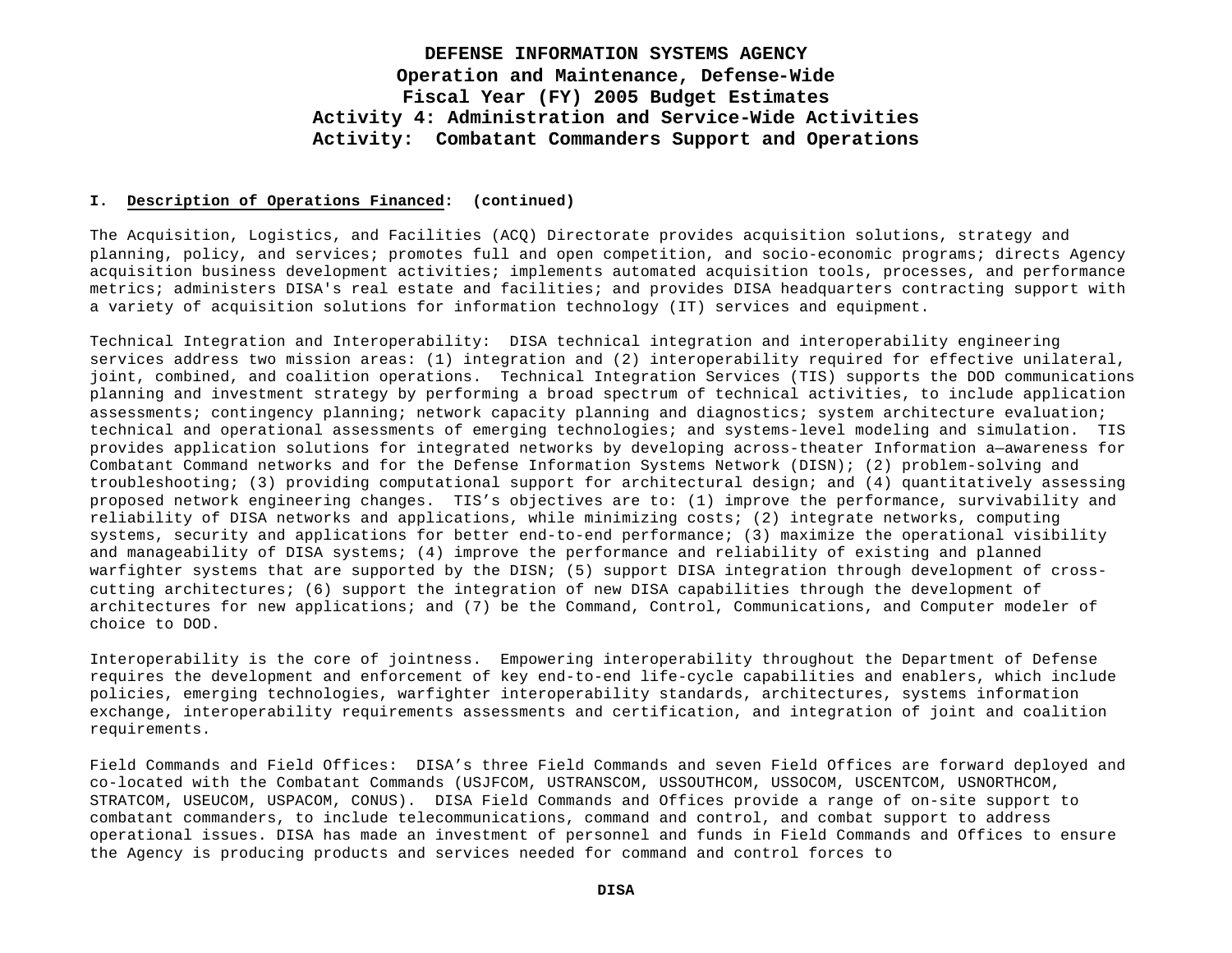# DEFENSE INFORMATION SYSTEMS AGENCY
## Operation and Maintenance, Defense-Wide
## Fiscal Year (FY) 2005 Budget Estimates
## Activity 4: Administration and Service-Wide Activities
## Activity: Combatant Commanders Support and Operations

**I. <u>Description of Operations Financed</u>: (continued)**

The Acquisition, Logistics, and Facilities (ACQ) Directorate provides acquisition solutions, strategy and planning, policy, and services; promotes full and open competition, and socio-economic programs; directs Agency acquisition business development activities; implements automated acquisition tools, processes, and performance metrics; administers DISA's real estate and facilities; and provides DISA headquarters contracting support with a variety of acquisition solutions for information technology (IT) services and equipment.

Technical Integration and Interoperability: DISA technical integration and interoperability engineering services address two mission areas: (1) integration and (2) interoperability required for effective unilateral, joint, combined, and coalition operations. Technical Integration Services (TIS) supports the DOD communications planning and investment strategy by performing a broad spectrum of technical activities, to include application assessments; contingency planning; network capacity planning and diagnostics; system architecture evaluation; technical and operational assessments of emerging technologies; and systems-level modeling and simulation. TIS provides application solutions for integrated networks by developing across-theater Information a—awareness for Combatant Command networks and for the Defense Information Systems Network (DISN); (2) problem-solving and troubleshooting; (3) providing computational support for architectural design; and (4) quantitatively assessing proposed network engineering changes. TIS's objectives are to: (1) improve the performance, survivability and reliability of DISA networks and applications, while minimizing costs; (2) integrate networks, computing systems, security and applications for better end-to-end performance; (3) maximize the operational visibility and manageability of DISA systems; (4) improve the performance and reliability of existing and planned warfighter systems that are supported by the DISN; (5) support DISA integration through development of cross-cutting architectures; (6) support the integration of new DISA capabilities through the development of architectures for new applications; and (7) be the Command, Control, Communications, and Computer modeler of choice to DOD.

Interoperability is the core of jointness. Empowering interoperability throughout the Department of Defense requires the development and enforcement of key end-to-end life-cycle capabilities and enablers, which include policies, emerging technologies, warfighter interoperability standards, architectures, systems information exchange, interoperability requirements assessments and certification, and integration of joint and coalition requirements.

Field Commands and Field Offices: DISA's three Field Commands and seven Field Offices are forward deployed and co-located with the Combatant Commands (USJFCOM, USTRANSCOM, USSOUTHCOM, USSOCOM, USCENTCOM, USNORTHCOM, STRATCOM, USEUCOM, USPACOM, CONUS). DISA Field Commands and Offices provide a range of on-site support to combatant commanders, to include telecommunications, command and control, and combat support to address operational issues. DISA has made an investment of personnel and funds in Field Commands and Offices to ensure the Agency is producing products and services needed for command and control forces to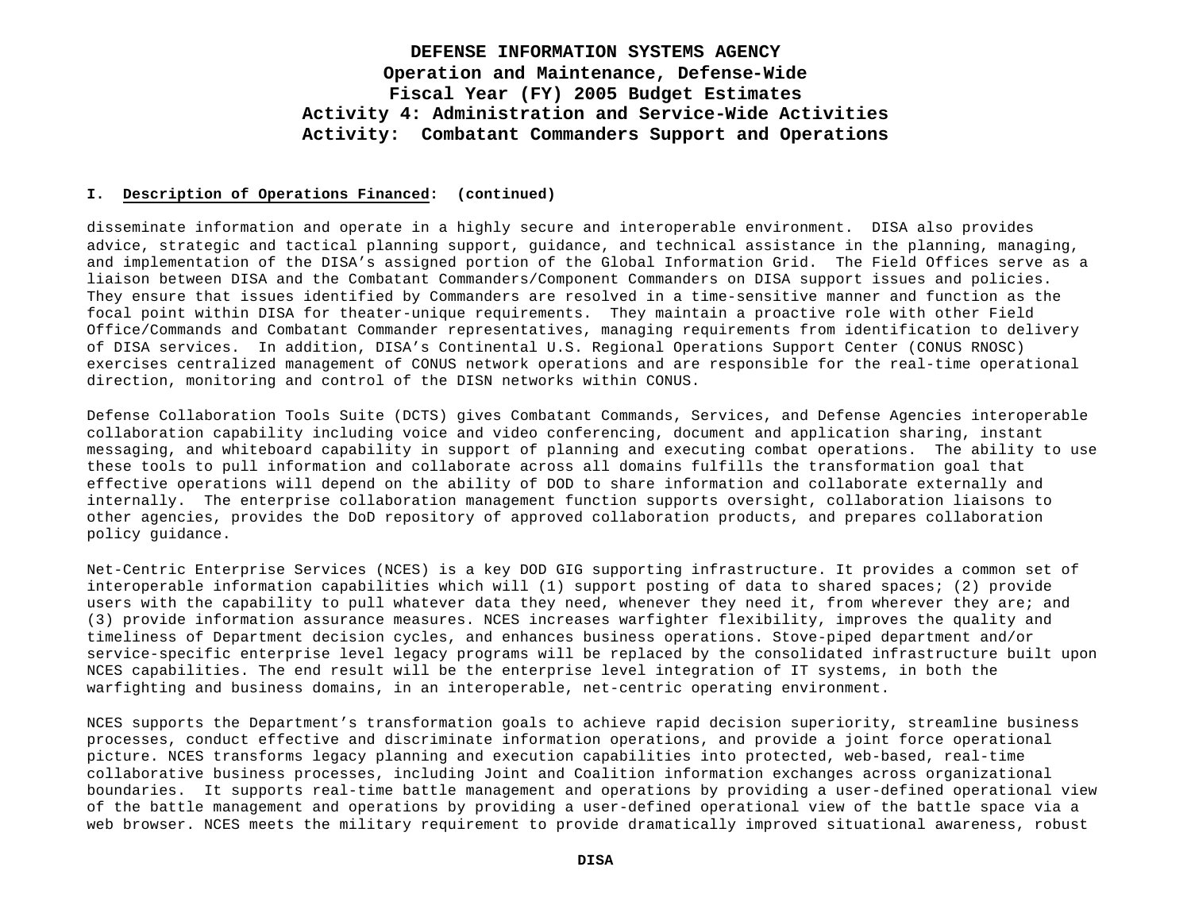## I. Description of Operations Financed: (continued)

disseminate information and operate in a highly secure and interoperable environment. DISA also provides advice, strategic and tactical planning support, guidance, and technical assistance in the planning, managing, and implementation of the DISA's assigned portion of the Global Information Grid. The Field Offices serve as a liaison between DISA and the Combatant Commanders/Component Commanders on DISA support issues and policies. They ensure that issues identified by Commanders are resolved in a time-sensitive manner and function as the focal point within DISA for theater-unique requirements. They maintain a proactive role with other Field Office/Commands and Combatant Commander representatives, managing requirements from identification to delivery of DISA services. In addition, DISA's Continental U.S. Regional Operations Support Center (CONUS RNOSC) exercises centralized management of CONUS network operations and are responsible for the real-time operational direction, monitoring and control of the DISN networks within CONUS.

Defense Collaboration Tools Suite (DCTS) gives Combatant Commands, Services, and Defense Agencies interoperable collaboration capability including voice and video conferencing, document and application sharing, instant messaging, and whiteboard capability in support of planning and executing combat operations. The ability to use these tools to pull information and collaborate across all domains fulfills the transformation goal that effective operations will depend on the ability of DOD to share information and collaborate externally and internally. The enterprise collaboration management function supports oversight, collaboration liaisons to other agencies, provides the DoD repository of approved collaboration products, and prepares collaboration policy guidance.

Net-Centric Enterprise Services (NCES) is a key DOD GIG supporting infrastructure. It provides a common set of interoperable information capabilities which will (1) support posting of data to shared spaces; (2) provide users with the capability to pull whatever data they need, whenever they need it, from wherever they are; and (3) provide information assurance measures. NCES increases warfighter flexibility, improves the quality and timeliness of Department decision cycles, and enhances business operations. Stove-piped department and/or service-specific enterprise level legacy programs will be replaced by the consolidated infrastructure built upon NCES capabilities. The end result will be the enterprise level integration of IT systems, in both the warfighting and business domains, in an interoperable, net-centric operating environment.

NCES supports the Department's transformation goals to achieve rapid decision superiority, streamline business processes, conduct effective and discriminate information operations, and provide a joint force operational picture. NCES transforms legacy planning and execution capabilities into protected, web-based, real-time collaborative business processes, including Joint and Coalition information exchanges across organizational boundaries. It supports real-time battle management and operations by providing a user-defined operational view of the battle management and operations by providing a user-defined operational view of the battle space via a web browser. NCES meets the military requirement to provide dramatically improved situational awareness, robust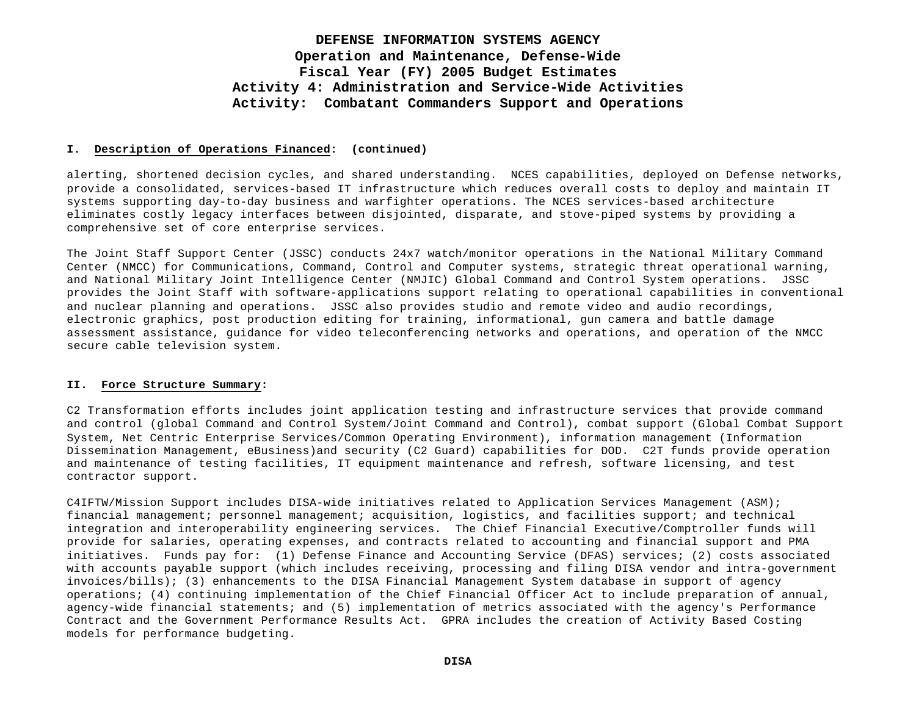# DEFENSE INFORMATION SYSTEMS AGENCY
## Operation and Maintenance, Defense-Wide
## Fiscal Year (FY) 2005 Budget Estimates
## Activity 4: Administration and Service-Wide Activities
## Activity: Combatant Commanders Support and Operations

**I. Description of Operations Financed: (continued)**

alerting, shortened decision cycles, and shared understanding. NCES capabilities, deployed on Defense networks, provide a consolidated, services-based IT infrastructure which reduces overall costs to deploy and maintain IT systems supporting day-to-day business and warfighter operations. The NCES services-based architecture eliminates costly legacy interfaces between disjointed, disparate, and stove-piped systems by providing a comprehensive set of core enterprise services.

The Joint Staff Support Center (JSSC) conducts 24x7 watch/monitor operations in the National Military Command Center (NMCC) for Communications, Command, Control and Computer systems, strategic threat operational warning, and National Military Joint Intelligence Center (NMJIC) Global Command and Control System operations. JSSC provides the Joint Staff with software-applications support relating to operational capabilities in conventional and nuclear planning and operations. JSSC also provides studio and remote video and audio recordings, electronic graphics, post production editing for training, informational, gun camera and battle damage assessment assistance, guidance for video teleconferencing networks and operations, and operation of the NMCC secure cable television system.

**II. Force Structure Summary:**

C2 Transformation efforts includes joint application testing and infrastructure services that provide command and control (global Command and Control System/Joint Command and Control), combat support (Global Combat Support System, Net Centric Enterprise Services/Common Operating Environment), information management (Information Dissemination Management, eBusiness)and security (C2 Guard) capabilities for DOD. C2T funds provide operation and maintenance of testing facilities, IT equipment maintenance and refresh, software licensing, and test contractor support.

C4IFTW/Mission Support includes DISA-wide initiatives related to Application Services Management (ASM); financial management; personnel management; acquisition, logistics, and facilities support; and technical integration and interoperability engineering services. The Chief Financial Executive/Comptroller funds will provide for salaries, operating expenses, and contracts related to accounting and financial support and PMA initiatives. Funds pay for: (1) Defense Finance and Accounting Service (DFAS) services; (2) costs associated with accounts payable support (which includes receiving, processing and filing DISA vendor and intra-government invoices/bills); (3) enhancements to the DISA Financial Management System database in support of agency operations; (4) continuing implementation of the Chief Financial Officer Act to include preparation of annual, agency-wide financial statements; and (5) implementation of metrics associated with the agency's Performance Contract and the Government Performance Results Act. GPRA includes the creation of Activity Based Costing models for performance budgeting.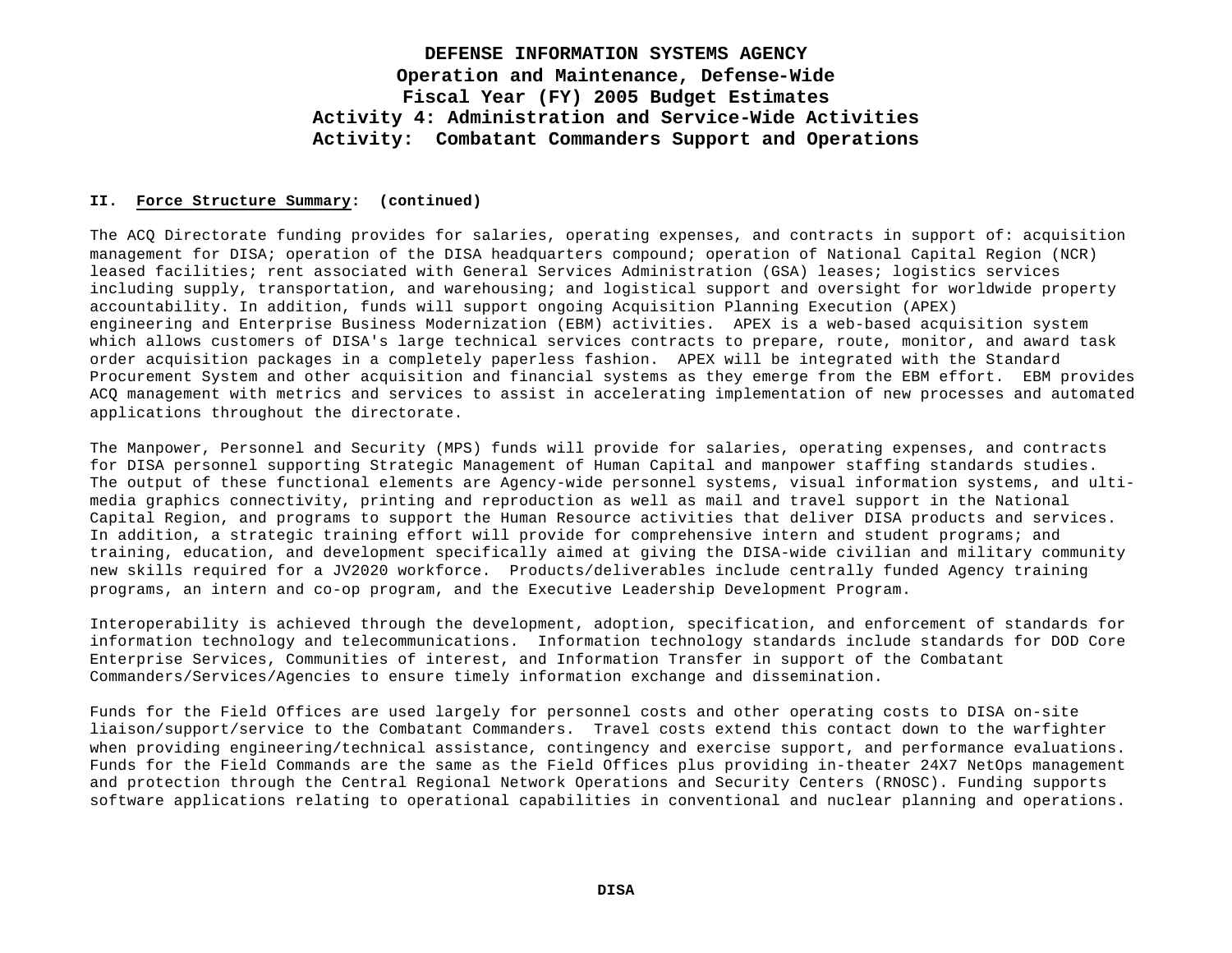# DEFENSE INFORMATION SYSTEMS AGENCY
## Operation and Maintenance, Defense-Wide
## Fiscal Year (FY) 2005 Budget Estimates
## Activity 4: Administration and Service-Wide Activities
## Activity: Combatant Commanders Support and Operations

**II. Force Structure Summary: (continued)**

The ACQ Directorate funding provides for salaries, operating expenses, and contracts in support of: acquisition management for DISA; operation of the DISA headquarters compound; operation of National Capital Region (NCR) leased facilities; rent associated with General Services Administration (GSA) leases; logistics services including supply, transportation, and warehousing; and logistical support and oversight for worldwide property accountability. In addition, funds will support ongoing Acquisition Planning Execution (APEX) engineering and Enterprise Business Modernization (EBM) activities. APEX is a web-based acquisition system which allows customers of DISA's large technical services contracts to prepare, route, monitor, and award task order acquisition packages in a completely paperless fashion. APEX will be integrated with the Standard Procurement System and other acquisition and financial systems as they emerge from the EBM effort. EBM provides ACQ management with metrics and services to assist in accelerating implementation of new processes and automated applications throughout the directorate.

The Manpower, Personnel and Security (MPS) funds will provide for salaries, operating expenses, and contracts for DISA personnel supporting Strategic Management of Human Capital and manpower staffing standards studies. The output of these functional elements are Agency-wide personnel systems, visual information systems, and ulti-media graphics connectivity, printing and reproduction as well as mail and travel support in the National Capital Region, and programs to support the Human Resource activities that deliver DISA products and services. In addition, a strategic training effort will provide for comprehensive intern and student programs; and training, education, and development specifically aimed at giving the DISA-wide civilian and military community new skills required for a JV2020 workforce. Products/deliverables include centrally funded Agency training programs, an intern and co-op program, and the Executive Leadership Development Program.

Interoperability is achieved through the development, adoption, specification, and enforcement of standards for information technology and telecommunications. Information technology standards include standards for DOD Core Enterprise Services, Communities of interest, and Information Transfer in support of the Combatant Commanders/Services/Agencies to ensure timely information exchange and dissemination.

Funds for the Field Offices are used largely for personnel costs and other operating costs to DISA on-site liaison/support/service to the Combatant Commanders. Travel costs extend this contact down to the warfighter when providing engineering/technical assistance, contingency and exercise support, and performance evaluations. Funds for the Field Commands are the same as the Field Offices plus providing in-theater 24X7 NetOps management and protection through the Central Regional Network Operations and Security Centers (RNOSC). Funding supports software applications relating to operational capabilities in conventional and nuclear planning and operations.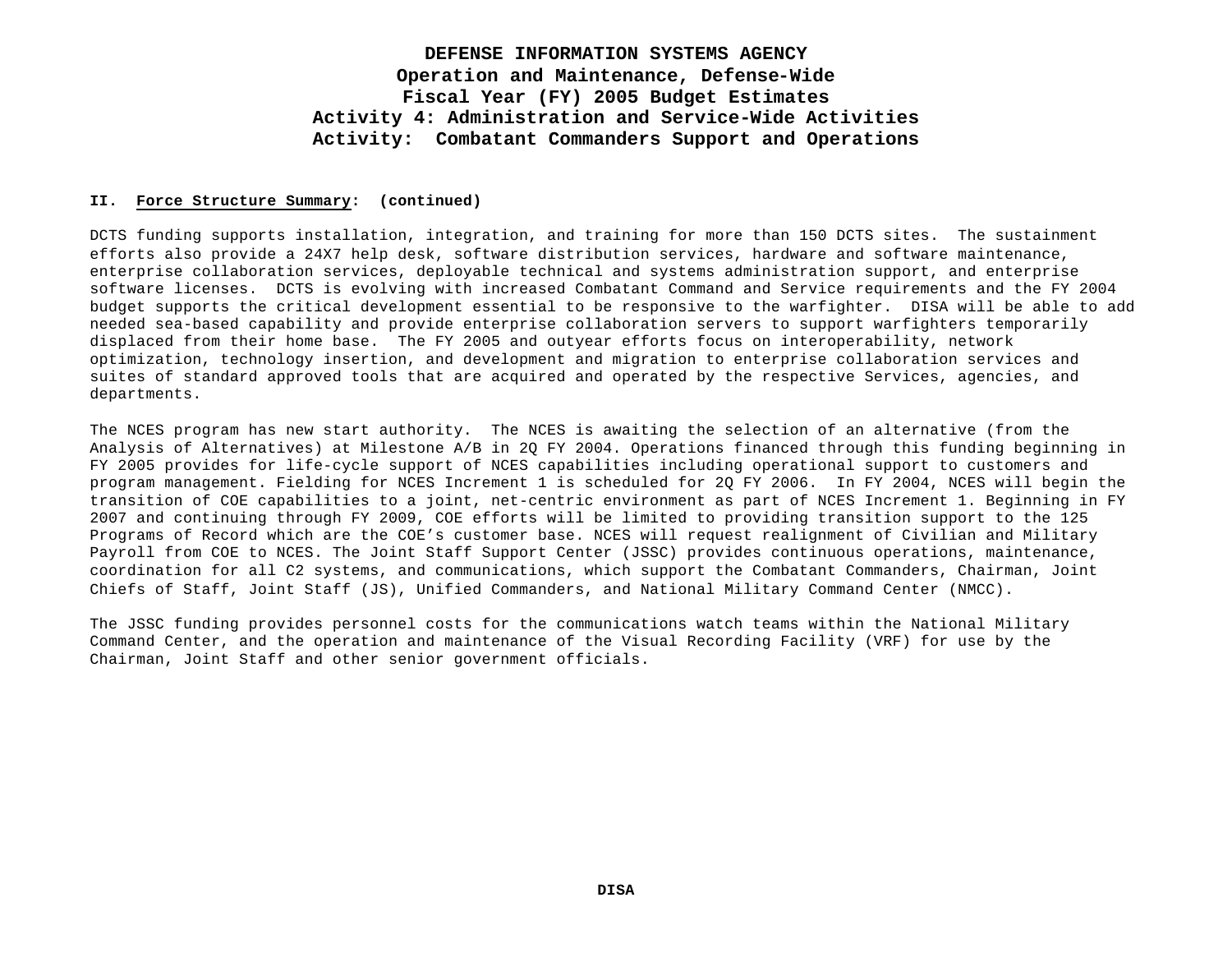**II. Force Structure Summary: (continued)**

DCTS funding supports installation, integration, and training for more than 150 DCTS sites. The sustainment efforts also provide a 24X7 help desk, software distribution services, hardware and software maintenance, enterprise collaboration services, deployable technical and systems administration support, and enterprise software licenses. DCTS is evolving with increased Combatant Command and Service requirements and the FY 2004 budget supports the critical development essential to be responsive to the warfighter. DISA will be able to add needed sea-based capability and provide enterprise collaboration servers to support warfighters temporarily displaced from their home base. The FY 2005 and outyear efforts focus on interoperability, network optimization, technology insertion, and development and migration to enterprise collaboration services and suites of standard approved tools that are acquired and operated by the respective Services, agencies, and departments.

The NCES program has new start authority. The NCES is awaiting the selection of an alternative (from the Analysis of Alternatives) at Milestone A/B in 2Q FY 2004. Operations financed through this funding beginning in FY 2005 provides for life-cycle support of NCES capabilities including operational support to customers and program management. Fielding for NCES Increment 1 is scheduled for 2Q FY 2006. In FY 2004, NCES will begin the transition of COE capabilities to a joint, net-centric environment as part of NCES Increment 1. Beginning in FY 2007 and continuing through FY 2009, COE efforts will be limited to providing transition support to the 125 Programs of Record which are the COE's customer base. NCES will request realignment of Civilian and Military Payroll from COE to NCES. The Joint Staff Support Center (JSSC) provides continuous operations, maintenance, coordination for all C2 systems, and communications, which support the Combatant Commanders, Chairman, Joint Chiefs of Staff, Joint Staff (JS), Unified Commanders, and National Military Command Center (NMCC).

The JSSC funding provides personnel costs for the communications watch teams within the National Military Command Center, and the operation and maintenance of the Visual Recording Facility (VRF) for use by the Chairman, Joint Staff and other senior government officials.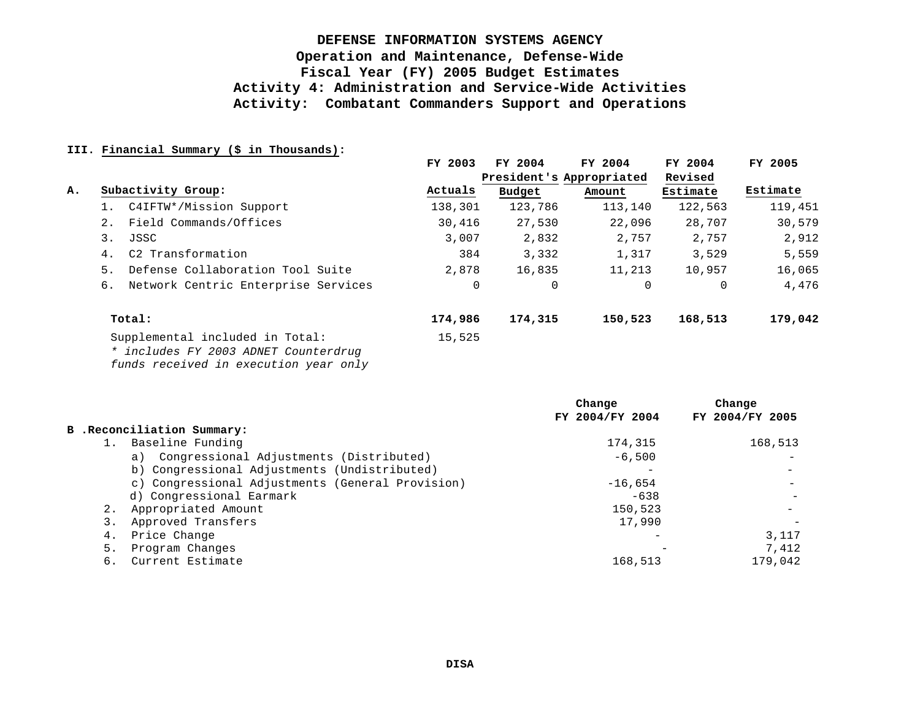# DEFENSE INFORMATION SYSTEMS AGENCY
## Operation and Maintenance, Defense-Wide
## Fiscal Year (FY) 2005 Budget Estimates
## Activity 4: Administration and Service-Wide Activities
## Activity: Combatant Commanders Support and Operations

**III. Financial Summary ($ in Thousands):**

| **A. Subactivity Group:** | **FY 2003 Actuals** | **FY 2004 President's Budget** | **FY 2004 Appropriated Amount** | **FY 2004 Revised Estimate** | **FY 2005 Estimate** |
|---|---|---|---|---|---|
| 1. C4IFTW*/Mission Support | 138,301 | 123,786 | 113,140 | 122,563 | 119,451 |
| 2. Field Commands/Offices | 30,416 | 27,530 | 22,096 | 28,707 | 30,579 |
| 3. JSSC | 3,007 | 2,832 | 2,757 | 2,757 | 2,912 |
| 4. C2 Transformation | 384 | 3,332 | 1,317 | 3,529 | 5,559 |
| 5. Defense Collaboration Tool Suite | 2,878 | 16,835 | 11,213 | 10,957 | 16,065 |
| 6. Network Centric Enterprise Services | 0 | 0 | 0 | 0 | 4,476 |
| **Total:** | **174,986** | **174,315** | **150,523** | **168,513** | **179,042** |
| Supplemental included in Total: | 15,525 | | | | |

*\* includes FY 2003 ADNET Counterdrug funds received in execution year only*

| **B. Reconciliation Summary:** | **Change FY 2004/FY 2004** | **Change FY 2004/FY 2005** |
|---|---|---|
| 1. Baseline Funding | 174,315 | 168,513 |
| a) Congressional Adjustments (Distributed) | -6,500 | - |
| b) Congressional Adjustments (Undistributed) | - | - |
| c) Congressional Adjustments (General Provision) | -16,654 | - |
| d) Congressional Earmark | -638 | - |
| 2. Appropriated Amount | 150,523 | - |
| 3. Approved Transfers | 17,990 | - |
| 4. Price Change | - | 3,117 |
| 5. Program Changes | - | 7,412 |
| 6. Current Estimate | 168,513 | 179,042 |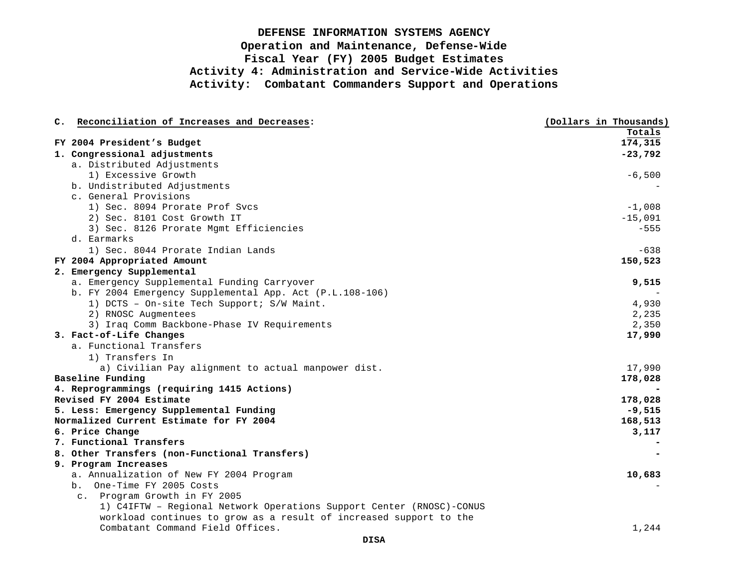# DEFENSE INFORMATION SYSTEMS AGENCY
## Operation and Maintenance, Defense-Wide
## Fiscal Year (FY) 2005 Budget Estimates
## Activity 4: Administration and Service-Wide Activities
## Activity: Combatant Commanders Support and Operations

**C. Reconciliation of Increases and Decreases:**

| | (Dollars in Thousands) |
|---|---|
| | Totals |
| **FY 2004 President's Budget** | **174,315** |
| **1. Congressional adjustments** | **-23,792** |
| a. Distributed Adjustments | |
| 1) Excessive Growth | -6,500 |
| b. Undistributed Adjustments | - |
| c. General Provisions | |
| 1) Sec. 8094 Prorate Prof Svcs | -1,008 |
| 2) Sec. 8101 Cost Growth IT | -15,091 |
| 3) Sec. 8126 Prorate Mgmt Efficiencies | -555 |
| d. Earmarks | |
| 1) Sec. 8044 Prorate Indian Lands | -638 |
| **FY 2004 Appropriated Amount** | **150,523** |
| **2. Emergency Supplemental** | |
| a. Emergency Supplemental Funding Carryover | **9,515** |
| b. FY 2004 Emergency Supplemental App. Act (P.L.108-106) | - |
| 1) DCTS – On-site Tech Support; S/W Maint. | 4,930 |
| 2) RNOSC Augmentees | 2,235 |
| 3) Iraq Comm Backbone-Phase IV Requirements | 2,350 |
| **3. Fact-of-Life Changes** | **17,990** |
| a. Functional Transfers | |
| 1) Transfers In | |
| a) Civilian Pay alignment to actual manpower dist. | 17,990 |
| **Baseline Funding** | **178,028** |
| **4. Reprogrammings (requiring 1415 Actions)** | **-** |
| **Revised FY 2004 Estimate** | **178,028** |
| **5. Less: Emergency Supplemental Funding** | **-9,515** |
| **Normalized Current Estimate for FY 2004** | **168,513** |
| **6. Price Change** | **3,117** |
| **7. Functional Transfers** | **-** |
| **8. Other Transfers (non-Functional Transfers)** | **-** |
| **9. Program Increases** | |
| a. Annualization of New FY 2004 Program | **10,683** |
| b. One-Time FY 2005 Costs | - |
| c. Program Growth in FY 2005 | |
| 1) C4IFTW – Regional Network Operations Support Center (RNOSC)-CONUS workload continues to grow as a result of increased support to the Combatant Command Field Offices. | 1,244 |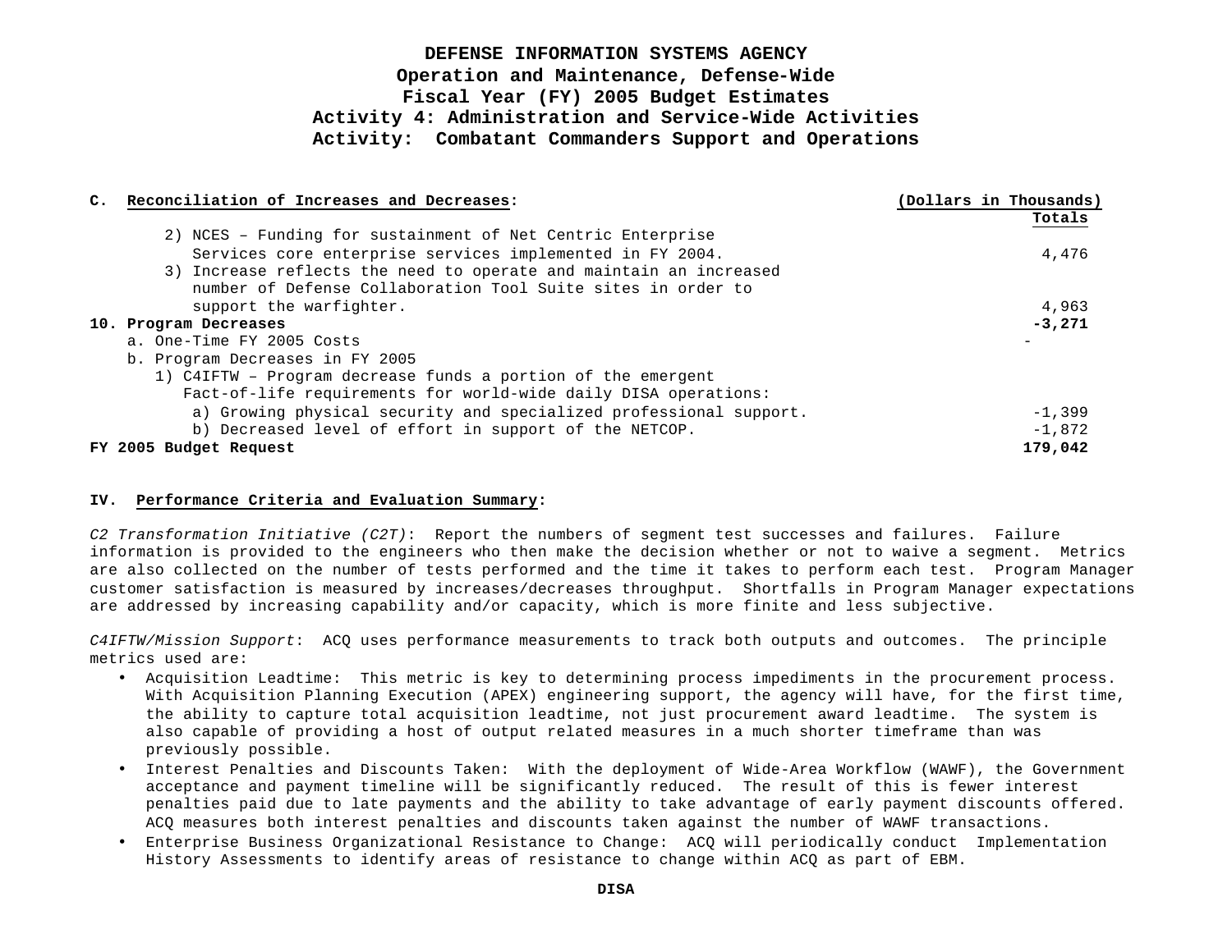# DEFENSE INFORMATION SYSTEMS AGENCY
## Operation and Maintenance, Defense-Wide
## Fiscal Year (FY) 2005 Budget Estimates
## Activity 4: Administration and Service-Wide Activities
## Activity: Combatant Commanders Support and Operations

**C. Reconciliation of Increases and Decreases:**

| | (Dollars in Thousands) Totals |
|---|---|
| 2) NCES – Funding for sustainment of Net Centric Enterprise Services core enterprise services implemented in FY 2004. | 4,476 |
| 3) Increase reflects the need to operate and maintain an increased number of Defense Collaboration Tool Suite sites in order to support the warfighter. | 4,963 |
| **10. Program Decreases** | **-3,271** |
| a. One-Time FY 2005 Costs | - |
| b. Program Decreases in FY 2005 | |
| 1) C4IFTW – Program decrease funds a portion of the emergent Fact-of-life requirements for world-wide daily DISA operations: | |
| a) Growing physical security and specialized professional support. | -1,399 |
| b) Decreased level of effort in support of the NETCOP. | -1,872 |
| **FY 2005 Budget Request** | **179,042** |

**IV. Performance Criteria and Evaluation Summary:**

*C2 Transformation Initiative (C2T)*: Report the numbers of segment test successes and failures. Failure information is provided to the engineers who then make the decision whether or not to waive a segment. Metrics are also collected on the number of tests performed and the time it takes to perform each test. Program Manager customer satisfaction is measured by increases/decreases throughput. Shortfalls in Program Manager expectations are addressed by increasing capability and/or capacity, which is more finite and less subjective.

*C4IFTW/Mission Support*: ACQ uses performance measurements to track both outputs and outcomes. The principle metrics used are:

- Acquisition Leadtime: This metric is key to determining process impediments in the procurement process. With Acquisition Planning Execution (APEX) engineering support, the agency will have, for the first time, the ability to capture total acquisition leadtime, not just procurement award leadtime. The system is also capable of providing a host of output related measures in a much shorter timeframe than was previously possible.
- Interest Penalties and Discounts Taken: With the deployment of Wide-Area Workflow (WAWF), the Government acceptance and payment timeline will be significantly reduced. The result of this is fewer interest penalties paid due to late payments and the ability to take advantage of early payment discounts offered. ACQ measures both interest penalties and discounts taken against the number of WAWF transactions.
- Enterprise Business Organizational Resistance to Change: ACQ will periodically conduct Implementation History Assessments to identify areas of resistance to change within ACQ as part of EBM.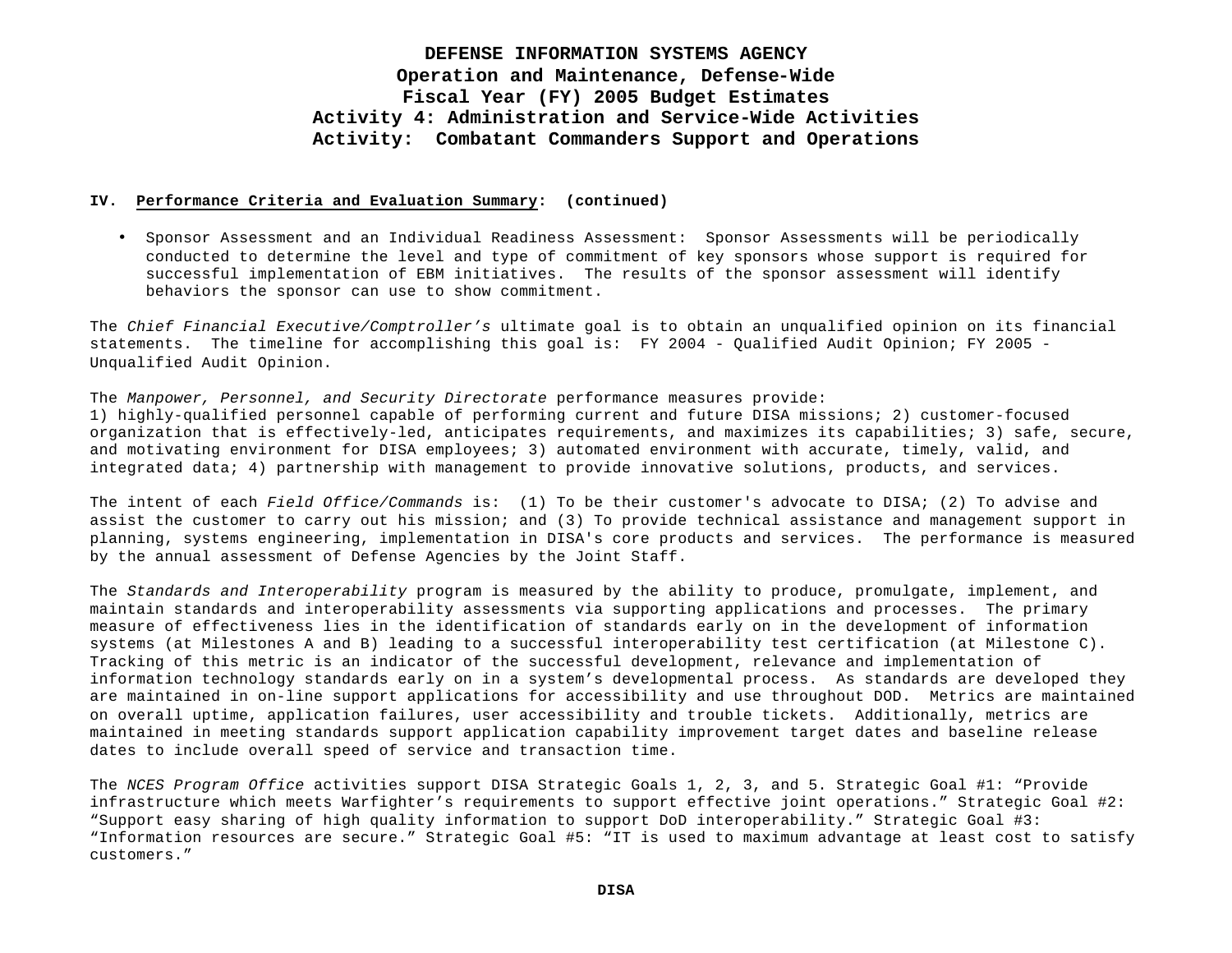**IV. Performance Criteria and Evaluation Summary: (continued)**

- Sponsor Assessment and an Individual Readiness Assessment: Sponsor Assessments will be periodically conducted to determine the level and type of commitment of key sponsors whose support is required for successful implementation of EBM initiatives. The results of the sponsor assessment will identify behaviors the sponsor can use to show commitment.

The *Chief Financial Executive/Comptroller's* ultimate goal is to obtain an unqualified opinion on its financial statements. The timeline for accomplishing this goal is: FY 2004 - Qualified Audit Opinion; FY 2005 - Unqualified Audit Opinion.

The *Manpower, Personnel, and Security Directorate* performance measures provide:
1) highly-qualified personnel capable of performing current and future DISA missions; 2) customer-focused organization that is effectively-led, anticipates requirements, and maximizes its capabilities; 3) safe, secure, and motivating environment for DISA employees; 3) automated environment with accurate, timely, valid, and integrated data; 4) partnership with management to provide innovative solutions, products, and services.

The intent of each *Field Office/Commands* is: (1) To be their customer's advocate to DISA; (2) To advise and assist the customer to carry out his mission; and (3) To provide technical assistance and management support in planning, systems engineering, implementation in DISA's core products and services. The performance is measured by the annual assessment of Defense Agencies by the Joint Staff.

The *Standards and Interoperability* program is measured by the ability to produce, promulgate, implement, and maintain standards and interoperability assessments via supporting applications and processes. The primary measure of effectiveness lies in the identification of standards early on in the development of information systems (at Milestones A and B) leading to a successful interoperability test certification (at Milestone C). Tracking of this metric is an indicator of the successful development, relevance and implementation of information technology standards early on in a system's developmental process. As standards are developed they are maintained in on-line support applications for accessibility and use throughout DOD. Metrics are maintained on overall uptime, application failures, user accessibility and trouble tickets. Additionally, metrics are maintained in meeting standards support application capability improvement target dates and baseline release dates to include overall speed of service and transaction time.

The *NCES Program Office* activities support DISA Strategic Goals 1, 2, 3, and 5. Strategic Goal #1: "Provide infrastructure which meets Warfighter's requirements to support effective joint operations." Strategic Goal #2: "Support easy sharing of high quality information to support DoD interoperability." Strategic Goal #3: "Information resources are secure." Strategic Goal #5: "IT is used to maximum advantage at least cost to satisfy customers."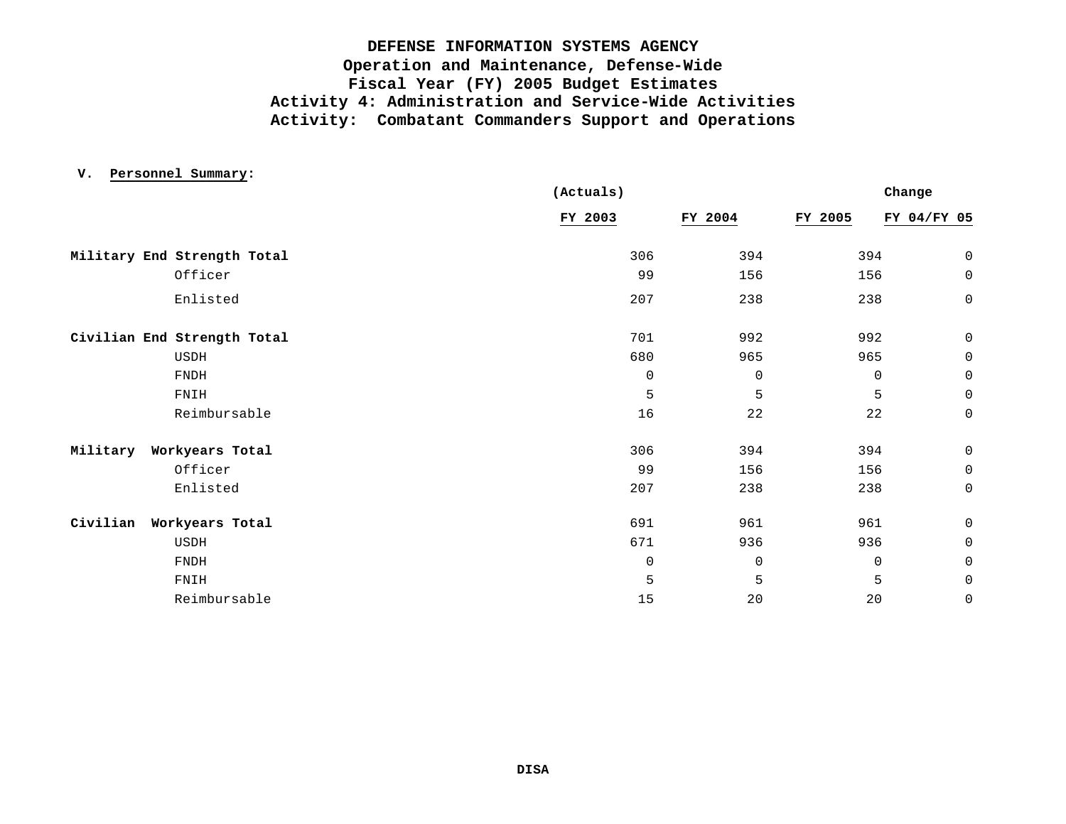**DEFENSE INFORMATION SYSTEMS AGENCY**
**Operation and Maintenance, Defense-Wide**
**Fiscal Year (FY) 2005 Budget Estimates**
**Activity 4: Administration and Service-Wide Activities**
**Activity: Combatant Commanders Support and Operations**

**V. Personnel Summary:**

| | (Actuals) FY 2003 | FY 2004 | FY 2005 | Change FY 04/FY 05 |
|---|---|---|---|---|
| **Military End Strength Total** | 306 | 394 | 394 | 0 |
| Officer | 99 | 156 | 156 | 0 |
| Enlisted | 207 | 238 | 238 | 0 |
| **Civilian End Strength Total** | 701 | 992 | 992 | 0 |
| USDH | 680 | 965 | 965 | 0 |
| FNDH | 0 | 0 | 0 | 0 |
| FNIH | 5 | 5 | 5 | 0 |
| Reimbursable | 16 | 22 | 22 | 0 |
| **Military Workyears Total** | 306 | 394 | 394 | 0 |
| Officer | 99 | 156 | 156 | 0 |
| Enlisted | 207 | 238 | 238 | 0 |
| **Civilian Workyears Total** | 691 | 961 | 961 | 0 |
| USDH | 671 | 936 | 936 | 0 |
| FNDH | 0 | 0 | 0 | 0 |
| FNIH | 5 | 5 | 5 | 0 |
| Reimbursable | 15 | 20 | 20 | 0 |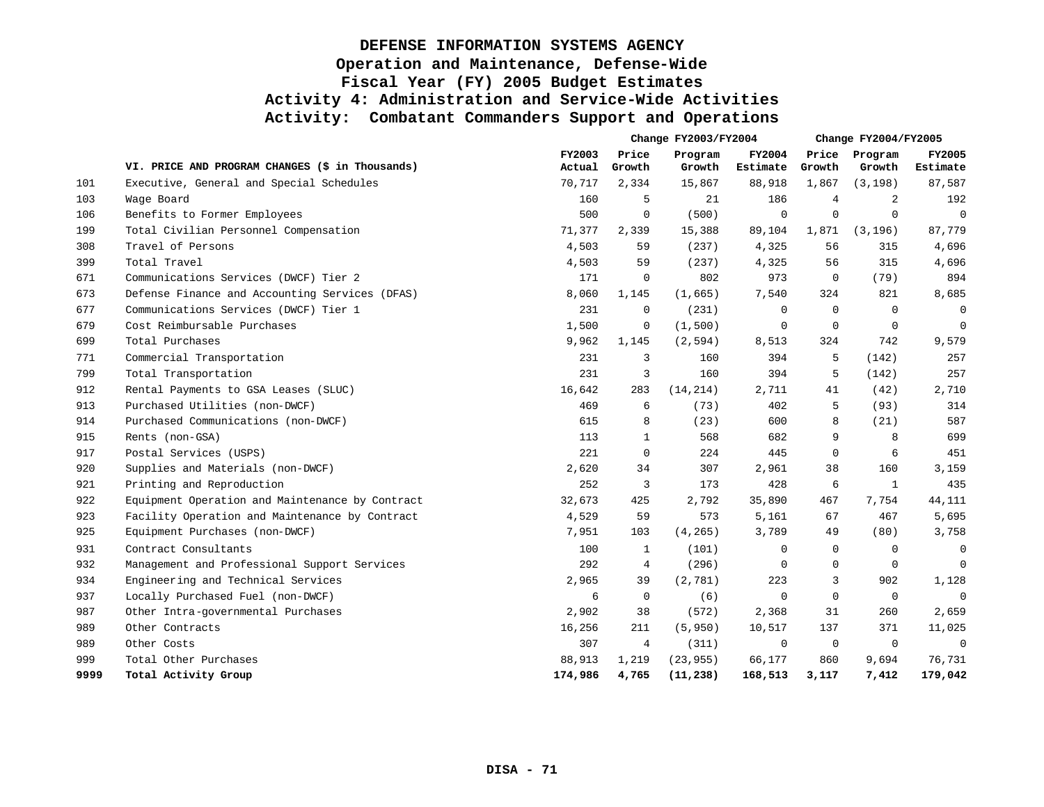# DEFENSE INFORMATION SYSTEMS AGENCY
## Operation and Maintenance, Defense-Wide
## Fiscal Year (FY) 2005 Budget Estimates
## Activity 4: Administration and Service-Wide Activities
## Activity: Combatant Commanders Support and Operations

| | | | Change FY2003/FY2004 | | | Change FY2004/FY2005 | | |
|---|---|---|---|---|---|---|---|---|
| | **VI. PRICE AND PROGRAM CHANGES ($ in Thousands)** | **FY2003 Actual** | **Price Growth** | **Program Growth** | **FY2004 Estimate** | **Price Growth** | **Program Growth** | **FY2005 Estimate** |
| 101 | Executive, General and Special Schedules | 70,717 | 2,334 | 15,867 | 88,918 | 1,867 | (3,198) | 87,587 |
| 103 | Wage Board | 160 | 5 | 21 | 186 | 4 | 2 | 192 |
| 106 | Benefits to Former Employees | 500 | 0 | (500) | 0 | 0 | 0 | 0 |
| 199 | Total Civilian Personnel Compensation | 71,377 | 2,339 | 15,388 | 89,104 | 1,871 | (3,196) | 87,779 |
| 308 | Travel of Persons | 4,503 | 59 | (237) | 4,325 | 56 | 315 | 4,696 |
| 399 | Total Travel | 4,503 | 59 | (237) | 4,325 | 56 | 315 | 4,696 |
| 671 | Communications Services (DWCF) Tier 2 | 171 | 0 | 802 | 973 | 0 | (79) | 894 |
| 673 | Defense Finance and Accounting Services (DFAS) | 8,060 | 1,145 | (1,665) | 7,540 | 324 | 821 | 8,685 |
| 677 | Communications Services (DWCF) Tier 1 | 231 | 0 | (231) | 0 | 0 | 0 | 0 |
| 679 | Cost Reimbursable Purchases | 1,500 | 0 | (1,500) | 0 | 0 | 0 | 0 |
| 699 | Total Purchases | 9,962 | 1,145 | (2,594) | 8,513 | 324 | 742 | 9,579 |
| 771 | Commercial Transportation | 231 | 3 | 160 | 394 | 5 | (142) | 257 |
| 799 | Total Transportation | 231 | 3 | 160 | 394 | 5 | (142) | 257 |
| 912 | Rental Payments to GSA Leases (SLUC) | 16,642 | 283 | (14,214) | 2,711 | 41 | (42) | 2,710 |
| 913 | Purchased Utilities (non-DWCF) | 469 | 6 | (73) | 402 | 5 | (93) | 314 |
| 914 | Purchased Communications (non-DWCF) | 615 | 8 | (23) | 600 | 8 | (21) | 587 |
| 915 | Rents (non-GSA) | 113 | 1 | 568 | 682 | 9 | 8 | 699 |
| 917 | Postal Services (USPS) | 221 | 0 | 224 | 445 | 0 | 6 | 451 |
| 920 | Supplies and Materials (non-DWCF) | 2,620 | 34 | 307 | 2,961 | 38 | 160 | 3,159 |
| 921 | Printing and Reproduction | 252 | 3 | 173 | 428 | 6 | 1 | 435 |
| 922 | Equipment Operation and Maintenance by Contract | 32,673 | 425 | 2,792 | 35,890 | 467 | 7,754 | 44,111 |
| 923 | Facility Operation and Maintenance by Contract | 4,529 | 59 | 573 | 5,161 | 67 | 467 | 5,695 |
| 925 | Equipment Purchases (non-DWCF) | 7,951 | 103 | (4,265) | 3,789 | 49 | (80) | 3,758 |
| 931 | Contract Consultants | 100 | 1 | (101) | 0 | 0 | 0 | 0 |
| 932 | Management and Professional Support Services | 292 | 4 | (296) | 0 | 0 | 0 | 0 |
| 934 | Engineering and Technical Services | 2,965 | 39 | (2,781) | 223 | 3 | 902 | 1,128 |
| 937 | Locally Purchased Fuel (non-DWCF) | 6 | 0 | (6) | 0 | 0 | 0 | 0 |
| 987 | Other Intra-governmental Purchases | 2,902 | 38 | (572) | 2,368 | 31 | 260 | 2,659 |
| 989 | Other Contracts | 16,256 | 211 | (5,950) | 10,517 | 137 | 371 | 11,025 |
| 989 | Other Costs | 307 | 4 | (311) | 0 | 0 | 0 | 0 |
| 999 | Total Other Purchases | 88,913 | 1,219 | (23,955) | 66,177 | 860 | 9,694 | 76,731 |
| **9999** | **Total Activity Group** | **174,986** | **4,765** | **(11,238)** | **168,513** | **3,117** | **7,412** | **179,042** |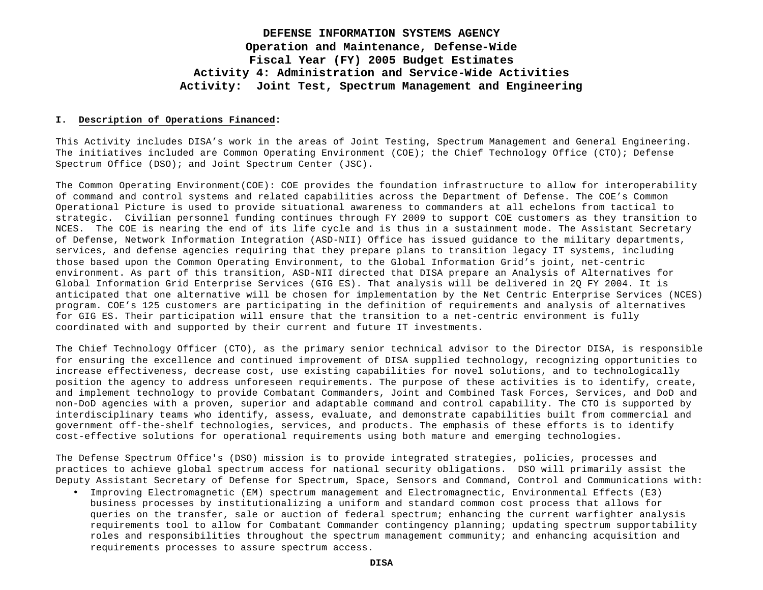# DEFENSE INFORMATION SYSTEMS AGENCY
## Operation and Maintenance, Defense-Wide
## Fiscal Year (FY) 2005 Budget Estimates
## Activity 4: Administration and Service-Wide Activities
## Activity: Joint Test, Spectrum Management and Engineering

**I. Description of Operations Financed:**

This Activity includes DISA's work in the areas of Joint Testing, Spectrum Management and General Engineering. The initiatives included are Common Operating Environment (COE); the Chief Technology Office (CTO); Defense Spectrum Office (DSO); and Joint Spectrum Center (JSC).

The Common Operating Environment(COE): COE provides the foundation infrastructure to allow for interoperability of command and control systems and related capabilities across the Department of Defense. The COE's Common Operational Picture is used to provide situational awareness to commanders at all echelons from tactical to strategic. Civilian personnel funding continues through FY 2009 to support COE customers as they transition to NCES. The COE is nearing the end of its life cycle and is thus in a sustainment mode. The Assistant Secretary of Defense, Network Information Integration (ASD-NII) Office has issued guidance to the military departments, services, and defense agencies requiring that they prepare plans to transition legacy IT systems, including those based upon the Common Operating Environment, to the Global Information Grid's joint, net-centric environment. As part of this transition, ASD-NII directed that DISA prepare an Analysis of Alternatives for Global Information Grid Enterprise Services (GIG ES). That analysis will be delivered in 2Q FY 2004. It is anticipated that one alternative will be chosen for implementation by the Net Centric Enterprise Services (NCES) program. COE's 125 customers are participating in the definition of requirements and analysis of alternatives for GIG ES. Their participation will ensure that the transition to a net-centric environment is fully coordinated with and supported by their current and future IT investments.

The Chief Technology Officer (CTO), as the primary senior technical advisor to the Director DISA, is responsible for ensuring the excellence and continued improvement of DISA supplied technology, recognizing opportunities to increase effectiveness, decrease cost, use existing capabilities for novel solutions, and to technologically position the agency to address unforeseen requirements. The purpose of these activities is to identify, create, and implement technology to provide Combatant Commanders, Joint and Combined Task Forces, Services, and DoD and non-DoD agencies with a proven, superior and adaptable command and control capability. The CTO is supported by interdisciplinary teams who identify, assess, evaluate, and demonstrate capabilities built from commercial and government off-the-shelf technologies, services, and products. The emphasis of these efforts is to identify cost-effective solutions for operational requirements using both mature and emerging technologies.

The Defense Spectrum Office's (DSO) mission is to provide integrated strategies, policies, processes and practices to achieve global spectrum access for national security obligations. DSO will primarily assist the Deputy Assistant Secretary of Defense for Spectrum, Space, Sensors and Command, Control and Communications with:

- Improving Electromagnetic (EM) spectrum management and Electromagnectic, Environmental Effects (E3) business processes by institutionalizing a uniform and standard common cost process that allows for queries on the transfer, sale or auction of federal spectrum; enhancing the current warfighter analysis requirements tool to allow for Combatant Commander contingency planning; updating spectrum supportability roles and responsibilities throughout the spectrum management community; and enhancing acquisition and requirements processes to assure spectrum access.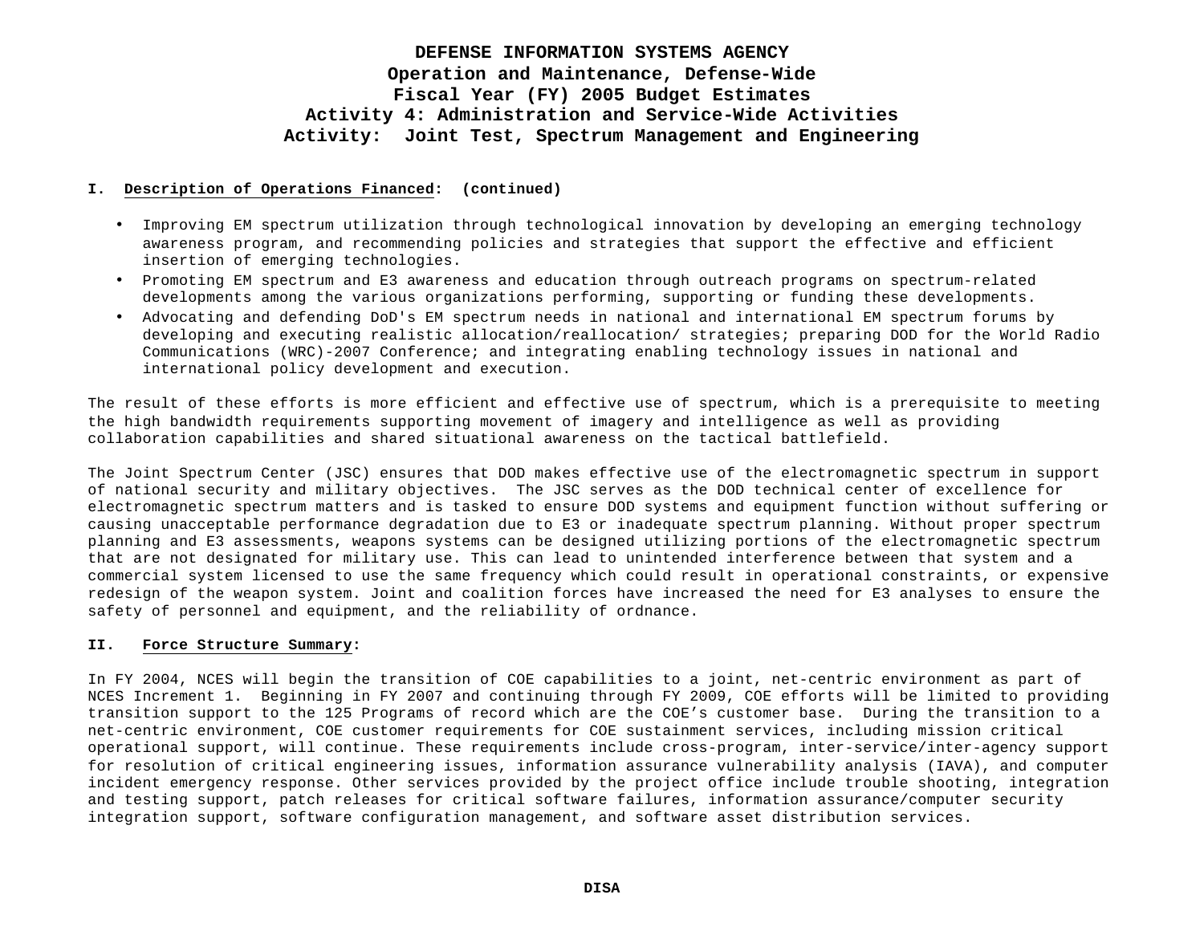# DEFENSE INFORMATION SYSTEMS AGENCY
## Operation and Maintenance, Defense-Wide
## Fiscal Year (FY) 2005 Budget Estimates
## Activity 4: Administration and Service-Wide Activities
## Activity: Joint Test, Spectrum Management and Engineering

**I. Description of Operations Financed: (continued)**

- Improving EM spectrum utilization through technological innovation by developing an emerging technology awareness program, and recommending policies and strategies that support the effective and efficient insertion of emerging technologies.
- Promoting EM spectrum and E3 awareness and education through outreach programs on spectrum-related developments among the various organizations performing, supporting or funding these developments.
- Advocating and defending DoD's EM spectrum needs in national and international EM spectrum forums by developing and executing realistic allocation/reallocation/ strategies; preparing DOD for the World Radio Communications (WRC)-2007 Conference; and integrating enabling technology issues in national and international policy development and execution.

The result of these efforts is more efficient and effective use of spectrum, which is a prerequisite to meeting the high bandwidth requirements supporting movement of imagery and intelligence as well as providing collaboration capabilities and shared situational awareness on the tactical battlefield.

The Joint Spectrum Center (JSC) ensures that DOD makes effective use of the electromagnetic spectrum in support of national security and military objectives. The JSC serves as the DOD technical center of excellence for electromagnetic spectrum matters and is tasked to ensure DOD systems and equipment function without suffering or causing unacceptable performance degradation due to E3 or inadequate spectrum planning. Without proper spectrum planning and E3 assessments, weapons systems can be designed utilizing portions of the electromagnetic spectrum that are not designated for military use. This can lead to unintended interference between that system and a commercial system licensed to use the same frequency which could result in operational constraints, or expensive redesign of the weapon system. Joint and coalition forces have increased the need for E3 analyses to ensure the safety of personnel and equipment, and the reliability of ordnance.

**II. Force Structure Summary:**

In FY 2004, NCES will begin the transition of COE capabilities to a joint, net-centric environment as part of NCES Increment 1. Beginning in FY 2007 and continuing through FY 2009, COE efforts will be limited to providing transition support to the 125 Programs of record which are the COE's customer base. During the transition to a net-centric environment, COE customer requirements for COE sustainment services, including mission critical operational support, will continue. These requirements include cross-program, inter-service/inter-agency support for resolution of critical engineering issues, information assurance vulnerability analysis (IAVA), and computer incident emergency response. Other services provided by the project office include trouble shooting, integration and testing support, patch releases for critical software failures, information assurance/computer security integration support, software configuration management, and software asset distribution services.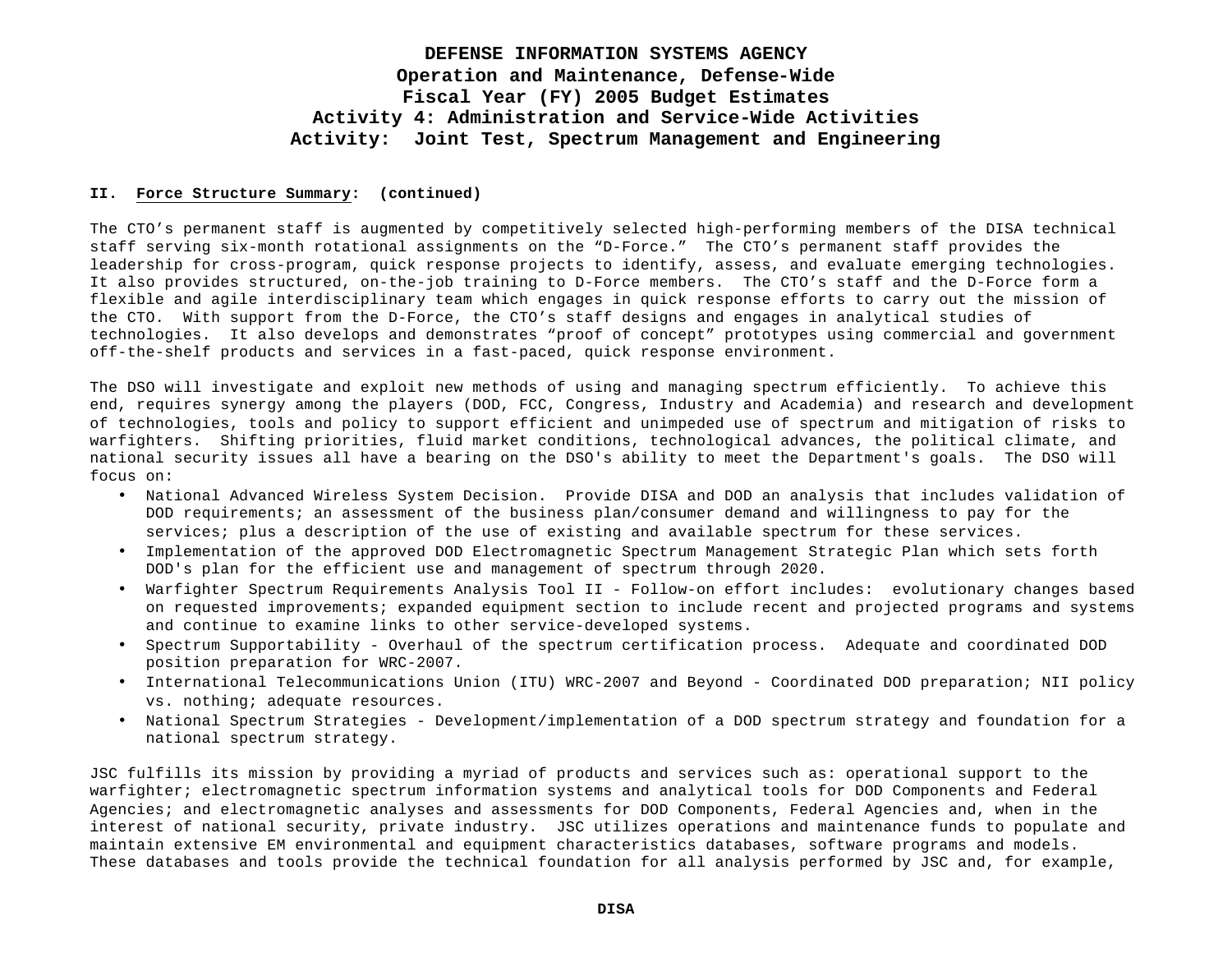**II. Force Structure Summary: (continued)**

The CTO's permanent staff is augmented by competitively selected high-performing members of the DISA technical staff serving six-month rotational assignments on the "D-Force." The CTO's permanent staff provides the leadership for cross-program, quick response projects to identify, assess, and evaluate emerging technologies. It also provides structured, on-the-job training to D-Force members. The CTO's staff and the D-Force form a flexible and agile interdisciplinary team which engages in quick response efforts to carry out the mission of the CTO. With support from the D-Force, the CTO's staff designs and engages in analytical studies of technologies. It also develops and demonstrates "proof of concept" prototypes using commercial and government off-the-shelf products and services in a fast-paced, quick response environment.

The DSO will investigate and exploit new methods of using and managing spectrum efficiently. To achieve this end, requires synergy among the players (DOD, FCC, Congress, Industry and Academia) and research and development of technologies, tools and policy to support efficient and unimpeded use of spectrum and mitigation of risks to warfighters. Shifting priorities, fluid market conditions, technological advances, the political climate, and national security issues all have a bearing on the DSO's ability to meet the Department's goals. The DSO will focus on:

- National Advanced Wireless System Decision. Provide DISA and DOD an analysis that includes validation of DOD requirements; an assessment of the business plan/consumer demand and willingness to pay for the services; plus a description of the use of existing and available spectrum for these services.
- Implementation of the approved DOD Electromagnetic Spectrum Management Strategic Plan which sets forth DOD's plan for the efficient use and management of spectrum through 2020.
- Warfighter Spectrum Requirements Analysis Tool II - Follow-on effort includes: evolutionary changes based on requested improvements; expanded equipment section to include recent and projected programs and systems and continue to examine links to other service-developed systems.
- Spectrum Supportability - Overhaul of the spectrum certification process. Adequate and coordinated DOD position preparation for WRC-2007.
- International Telecommunications Union (ITU) WRC-2007 and Beyond - Coordinated DOD preparation; NII policy vs. nothing; adequate resources.
- National Spectrum Strategies - Development/implementation of a DOD spectrum strategy and foundation for a national spectrum strategy.

JSC fulfills its mission by providing a myriad of products and services such as: operational support to the warfighter; electromagnetic spectrum information systems and analytical tools for DOD Components and Federal Agencies; and electromagnetic analyses and assessments for DOD Components, Federal Agencies and, when in the interest of national security, private industry. JSC utilizes operations and maintenance funds to populate and maintain extensive EM environmental and equipment characteristics databases, software programs and models. These databases and tools provide the technical foundation for all analysis performed by JSC and, for example,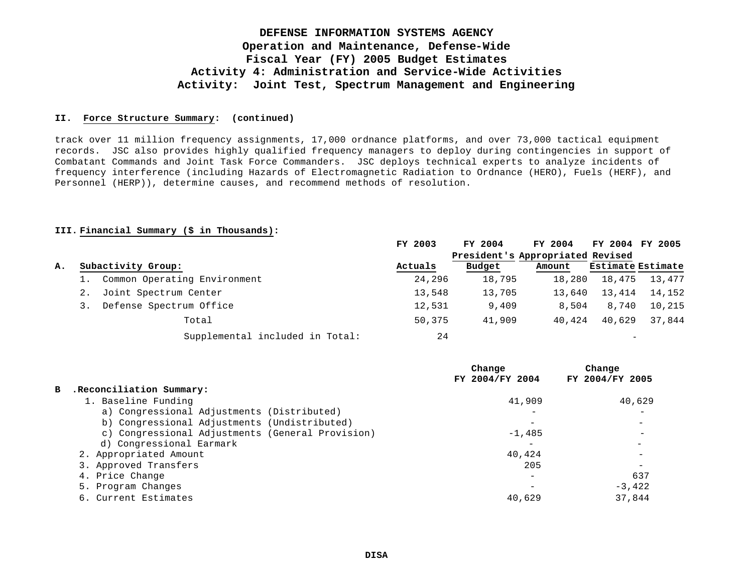# DEFENSE INFORMATION SYSTEMS AGENCY
## Operation and Maintenance, Defense-Wide
## Fiscal Year (FY) 2005 Budget Estimates
## Activity 4: Administration and Service-Wide Activities
## Activity: Joint Test, Spectrum Management and Engineering

**II. Force Structure Summary: (continued)**

track over 11 million frequency assignments, 17,000 ordnance platforms, and over 73,000 tactical equipment records. JSC also provides highly qualified frequency managers to deploy during contingencies in support of Combatant Commands and Joint Task Force Commanders. JSC deploys technical experts to analyze incidents of frequency interference (including Hazards of Electromagnetic Radiation to Ordnance (HERO), Fuels (HERF), and Personnel (HERP)), determine causes, and recommend methods of resolution.

**III. Financial Summary ($ in Thousands):**

| A. Subactivity Group: | FY 2003 Actuals | FY 2004 President's Budget | FY 2004 Appropriated Amount | FY 2004 Revised Estimate | FY 2005 Estimate |
|---|---|---|---|---|---|
| 1. Common Operating Environment | 24,296 | 18,795 | 18,280 | 18,475 | 13,477 |
| 2. Joint Spectrum Center | 13,548 | 13,705 | 13,640 | 13,414 | 14,152 |
| 3. Defense Spectrum Office | 12,531 | 9,409 | 8,504 | 8,740 | 10,215 |
| Total | 50,375 | 41,909 | 40,424 | 40,629 | 37,844 |
| Supplemental included in Total: | 24 | | | - | |

| B. Reconciliation Summary: | Change FY 2004/FY 2004 | Change FY 2004/FY 2005 |
|---|---|---|
| 1. Baseline Funding | 41,909 | 40,629 |
| a) Congressional Adjustments (Distributed) | - | - |
| b) Congressional Adjustments (Undistributed) | - | - |
| c) Congressional Adjustments (General Provision) | -1,485 | - |
| d) Congressional Earmark | - | - |
| 2. Appropriated Amount | 40,424 | - |
| 3. Approved Transfers | 205 | - |
| 4. Price Change | - | 637 |
| 5. Program Changes | - | -3,422 |
| 6. Current Estimates | 40,629 | 37,844 |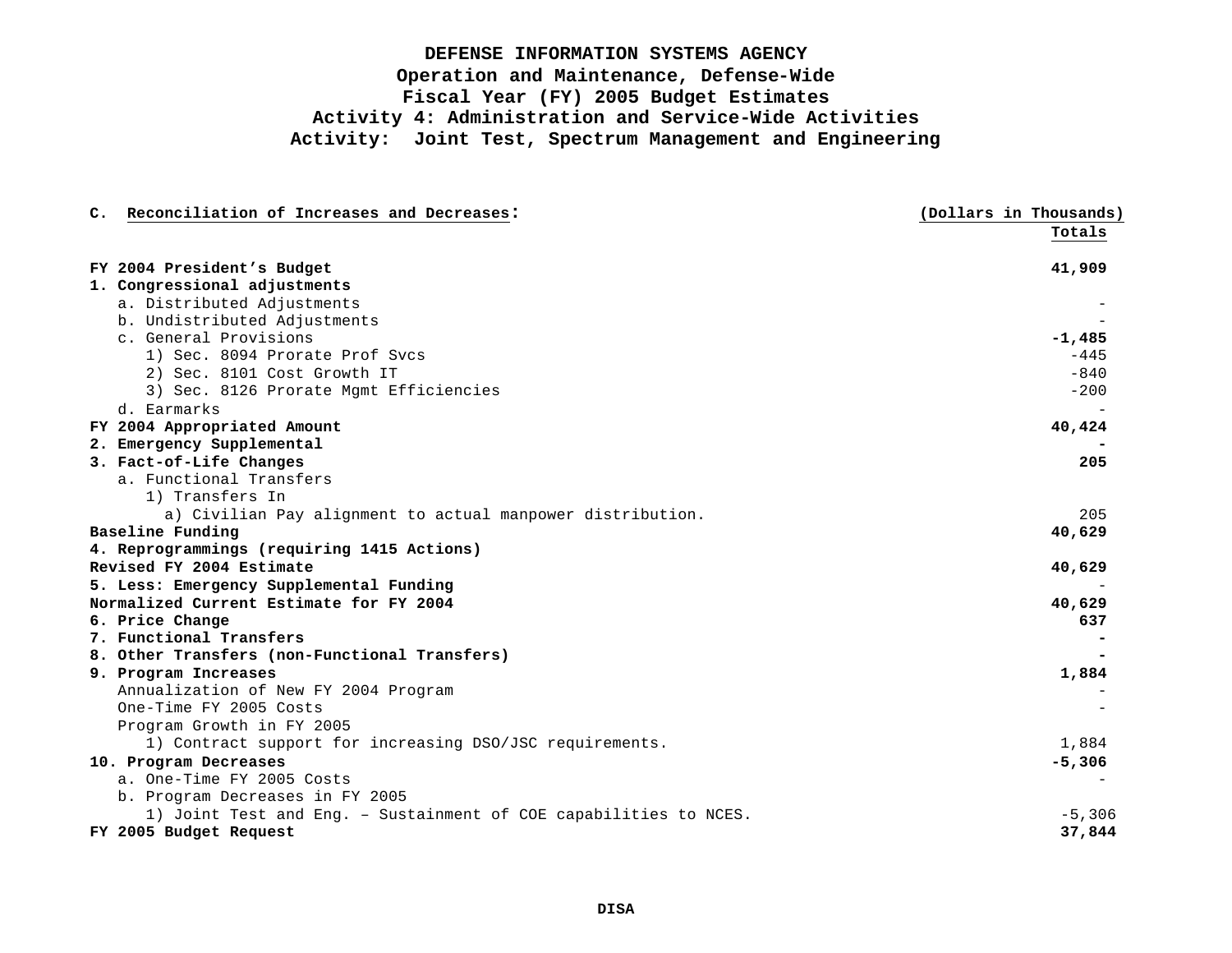# DEFENSE INFORMATION SYSTEMS AGENCY
## Operation and Maintenance, Defense-Wide
## Fiscal Year (FY) 2005 Budget Estimates
## Activity 4: Administration and Service-Wide Activities
## Activity: Joint Test, Spectrum Management and Engineering

**C. Reconciliation of Increases and Decreases:**

| | (Dollars in Thousands) Totals |
|---|---|
| **FY 2004 President's Budget** | **41,909** |
| **1. Congressional adjustments** | |
| a. Distributed Adjustments | - |
| b. Undistributed Adjustments | - |
| c. General Provisions | **-1,485** |
| 1) Sec. 8094 Prorate Prof Svcs | -445 |
| 2) Sec. 8101 Cost Growth IT | -840 |
| 3) Sec. 8126 Prorate Mgmt Efficiencies | -200 |
| d. Earmarks | - |
| **FY 2004 Appropriated Amount** | **40,424** |
| **2. Emergency Supplemental** | **-** |
| **3. Fact-of-Life Changes** | **205** |
| a. Functional Transfers | |
| 1) Transfers In | |
| a) Civilian Pay alignment to actual manpower distribution. | 205 |
| **Baseline Funding** | **40,629** |
| **4. Reprogrammings (requiring 1415 Actions)** | |
| **Revised FY 2004 Estimate** | **40,629** |
| **5. Less: Emergency Supplemental Funding** | - |
| **Normalized Current Estimate for FY 2004** | **40,629** |
| **6. Price Change** | **637** |
| **7. Functional Transfers** | **-** |
| **8. Other Transfers (non-Functional Transfers)** | **-** |
| **9. Program Increases** | **1,884** |
| Annualization of New FY 2004 Program | - |
| One-Time FY 2005 Costs | - |
| Program Growth in FY 2005 | |
| 1) Contract support for increasing DSO/JSC requirements. | 1,884 |
| **10. Program Decreases** | **-5,306** |
| a. One-Time FY 2005 Costs | - |
| b. Program Decreases in FY 2005 | |
| 1) Joint Test and Eng. – Sustainment of COE capabilities to NCES. | -5,306 |
| **FY 2005 Budget Request** | **37,844** |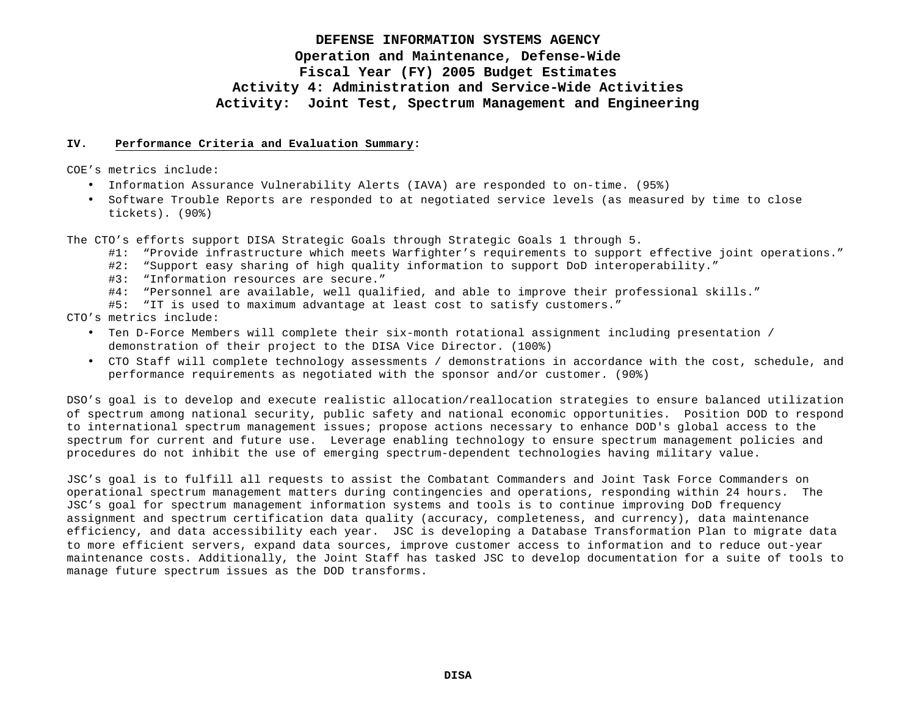# DEFENSE INFORMATION SYSTEMS AGENCY
## Operation and Maintenance, Defense-Wide
## Fiscal Year (FY) 2005 Budget Estimates
## Activity 4: Administration and Service-Wide Activities
## Activity: Joint Test, Spectrum Management and Engineering

**IV. Performance Criteria and Evaluation Summary:**

COE's metrics include:

- Information Assurance Vulnerability Alerts (IAVA) are responded to on-time. (95%)
- Software Trouble Reports are responded to at negotiated service levels (as measured by time to close tickets). (90%)

The CTO's efforts support DISA Strategic Goals through Strategic Goals 1 through 5.

#1: "Provide infrastructure which meets Warfighter's requirements to support effective joint operations."
#2: "Support easy sharing of high quality information to support DoD interoperability."
#3: "Information resources are secure."
#4: "Personnel are available, well qualified, and able to improve their professional skills."
#5: "IT is used to maximum advantage at least cost to satisfy customers."

CTO's metrics include:

- Ten D-Force Members will complete their six-month rotational assignment including presentation / demonstration of their project to the DISA Vice Director. (100%)
- CTO Staff will complete technology assessments / demonstrations in accordance with the cost, schedule, and performance requirements as negotiated with the sponsor and/or customer. (90%)

DSO's goal is to develop and execute realistic allocation/reallocation strategies to ensure balanced utilization of spectrum among national security, public safety and national economic opportunities. Position DOD to respond to international spectrum management issues; propose actions necessary to enhance DOD's global access to the spectrum for current and future use. Leverage enabling technology to ensure spectrum management policies and procedures do not inhibit the use of emerging spectrum-dependent technologies having military value.

JSC's goal is to fulfill all requests to assist the Combatant Commanders and Joint Task Force Commanders on operational spectrum management matters during contingencies and operations, responding within 24 hours. The JSC's goal for spectrum management information systems and tools is to continue improving DoD frequency assignment and spectrum certification data quality (accuracy, completeness, and currency), data maintenance efficiency, and data accessibility each year. JSC is developing a Database Transformation Plan to migrate data to more efficient servers, expand data sources, improve customer access to information and to reduce out-year maintenance costs. Additionally, the Joint Staff has tasked JSC to develop documentation for a suite of tools to manage future spectrum issues as the DOD transforms.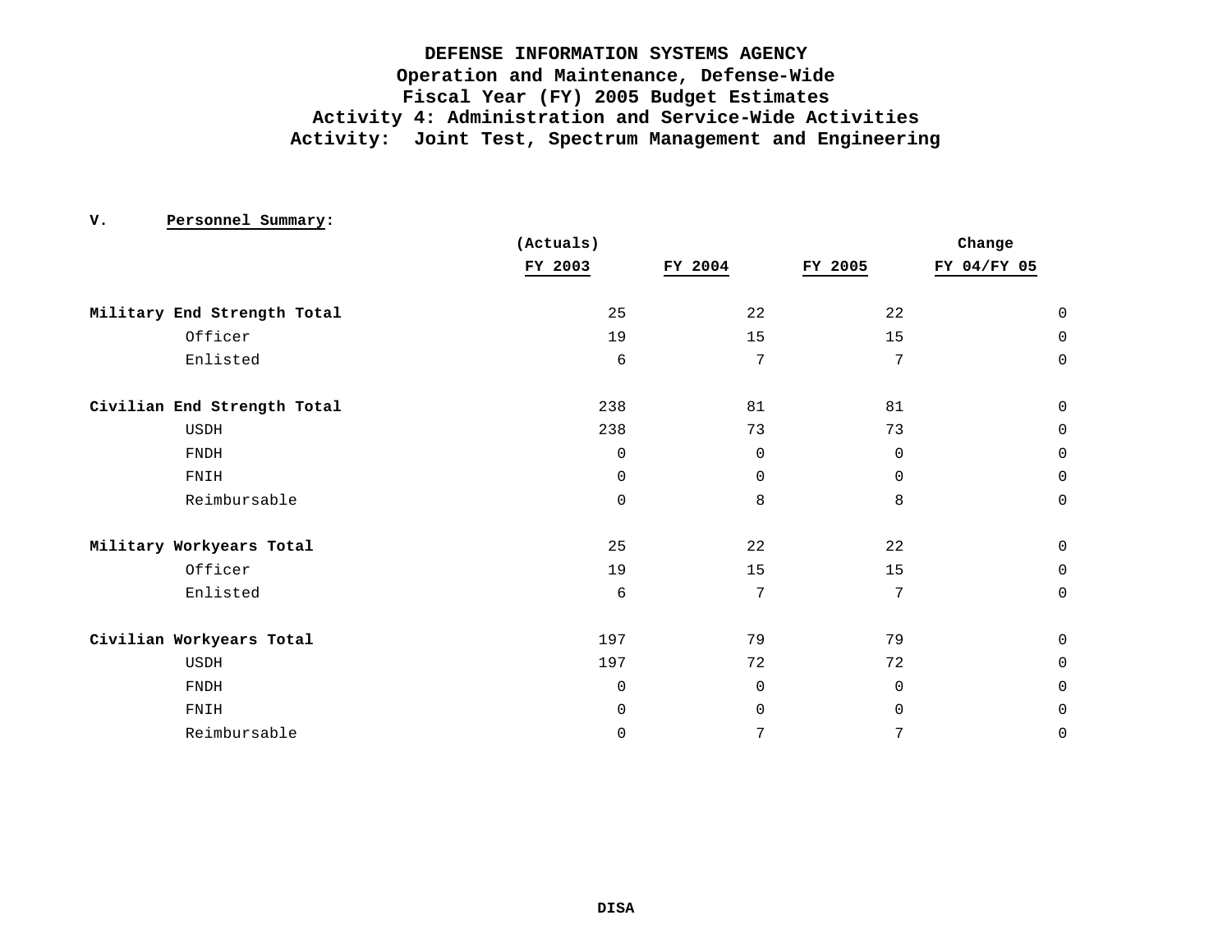**DEFENSE INFORMATION SYSTEMS AGENCY**
**Operation and Maintenance, Defense-Wide**
**Fiscal Year (FY) 2005 Budget Estimates**
**Activity 4: Administration and Service-Wide Activities**
**Activity: Joint Test, Spectrum Management and Engineering**

**V. Personnel Summary:**

| | (Actuals) FY 2003 | FY 2004 | FY 2005 | Change FY 04/FY 05 |
|---|---|---|---|---|
| **Military End Strength Total** | 25 | 22 | 22 | 0 |
| Officer | 19 | 15 | 15 | 0 |
| Enlisted | 6 | 7 | 7 | 0 |
| **Civilian End Strength Total** | 238 | 81 | 81 | 0 |
| USDH | 238 | 73 | 73 | 0 |
| FNDH | 0 | 0 | 0 | 0 |
| FNIH | 0 | 0 | 0 | 0 |
| Reimbursable | 0 | 8 | 8 | 0 |
| **Military Workyears Total** | 25 | 22 | 22 | 0 |
| Officer | 19 | 15 | 15 | 0 |
| Enlisted | 6 | 7 | 7 | 0 |
| **Civilian Workyears Total** | 197 | 79 | 79 | 0 |
| USDH | 197 | 72 | 72 | 0 |
| FNDH | 0 | 0 | 0 | 0 |
| FNIH | 0 | 0 | 0 | 0 |
| Reimbursable | 0 | 7 | 7 | 0 |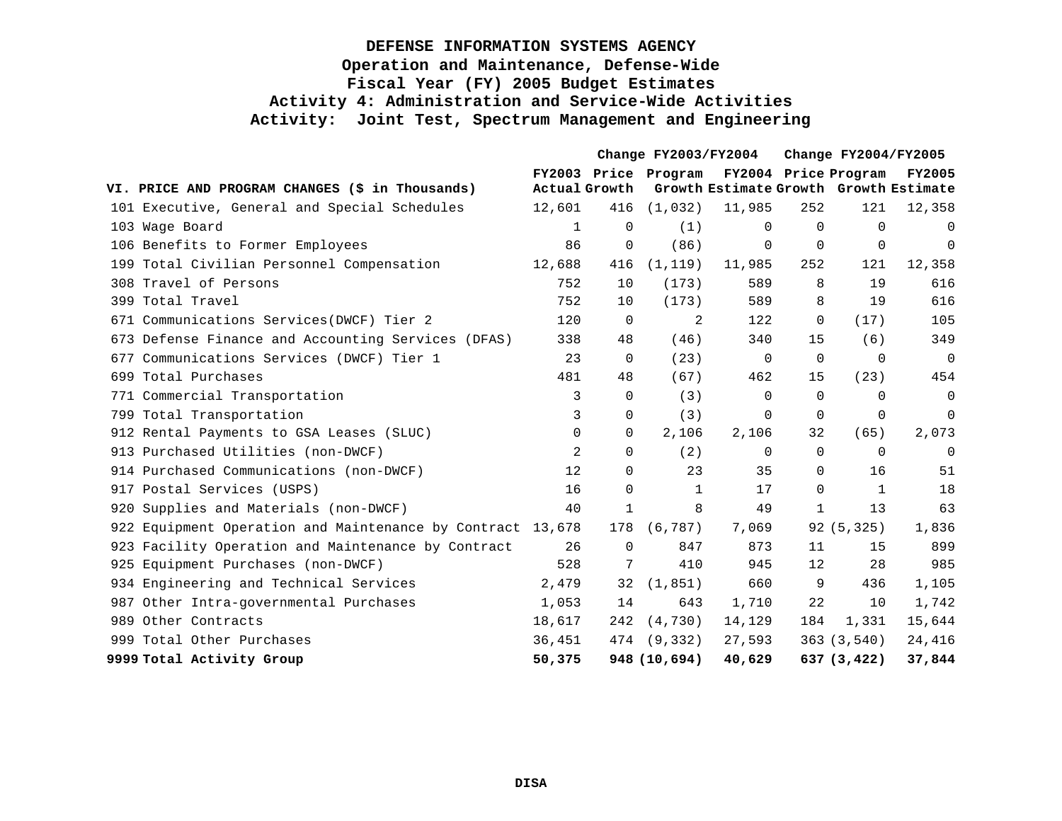# DEFENSE INFORMATION SYSTEMS AGENCY
## Operation and Maintenance, Defense-Wide
## Fiscal Year (FY) 2005 Budget Estimates
## Activity 4: Administration and Service-Wide Activities
## Activity: Joint Test, Spectrum Management and Engineering

| VI. PRICE AND PROGRAM CHANGES ($ in Thousands) | FY2003 Actual | Change FY2003/FY2004 Price Growth | Program Growth | FY2004 Estimate | Change FY2004/FY2005 Price Growth | Program Growth | FY2005 Estimate |
|---|---|---|---|---|---|---|---|
| 101 Executive, General and Special Schedules | 12,601 | 416 | (1,032) | 11,985 | 252 | 121 | 12,358 |
| 103 Wage Board | 1 | 0 | (1) | 0 | 0 | 0 | 0 |
| 106 Benefits to Former Employees | 86 | 0 | (86) | 0 | 0 | 0 | 0 |
| 199 Total Civilian Personnel Compensation | 12,688 | 416 | (1,119) | 11,985 | 252 | 121 | 12,358 |
| 308 Travel of Persons | 752 | 10 | (173) | 589 | 8 | 19 | 616 |
| 399 Total Travel | 752 | 10 | (173) | 589 | 8 | 19 | 616 |
| 671 Communications Services(DWCF) Tier 2 | 120 | 0 | 2 | 122 | 0 | (17) | 105 |
| 673 Defense Finance and Accounting Services (DFAS) | 338 | 48 | (46) | 340 | 15 | (6) | 349 |
| 677 Communications Services (DWCF) Tier 1 | 23 | 0 | (23) | 0 | 0 | 0 | 0 |
| 699 Total Purchases | 481 | 48 | (67) | 462 | 15 | (23) | 454 |
| 771 Commercial Transportation | 3 | 0 | (3) | 0 | 0 | 0 | 0 |
| 799 Total Transportation | 3 | 0 | (3) | 0 | 0 | 0 | 0 |
| 912 Rental Payments to GSA Leases (SLUC) | 0 | 0 | 2,106 | 2,106 | 32 | (65) | 2,073 |
| 913 Purchased Utilities (non-DWCF) | 2 | 0 | (2) | 0 | 0 | 0 | 0 |
| 914 Purchased Communications (non-DWCF) | 12 | 0 | 23 | 35 | 0 | 16 | 51 |
| 917 Postal Services (USPS) | 16 | 0 | 1 | 17 | 0 | 1 | 18 |
| 920 Supplies and Materials (non-DWCF) | 40 | 1 | 8 | 49 | 1 | 13 | 63 |
| 922 Equipment Operation and Maintenance by Contract | 13,678 | 178 | (6,787) | 7,069 | 92 | (5,325) | 1,836 |
| 923 Facility Operation and Maintenance by Contract | 26 | 0 | 847 | 873 | 11 | 15 | 899 |
| 925 Equipment Purchases (non-DWCF) | 528 | 7 | 410 | 945 | 12 | 28 | 985 |
| 934 Engineering and Technical Services | 2,479 | 32 | (1,851) | 660 | 9 | 436 | 1,105 |
| 987 Other Intra-governmental Purchases | 1,053 | 14 | 643 | 1,710 | 22 | 10 | 1,742 |
| 989 Other Contracts | 18,617 | 242 | (4,730) | 14,129 | 184 | 1,331 | 15,644 |
| 999 Total Other Purchases | 36,451 | 474 | (9,332) | 27,593 | 363 | (3,540) | 24,416 |
| **9999 Total Activity Group** | **50,375** | **948** | **(10,694)** | **40,629** | **637** | **(3,422)** | **37,844** |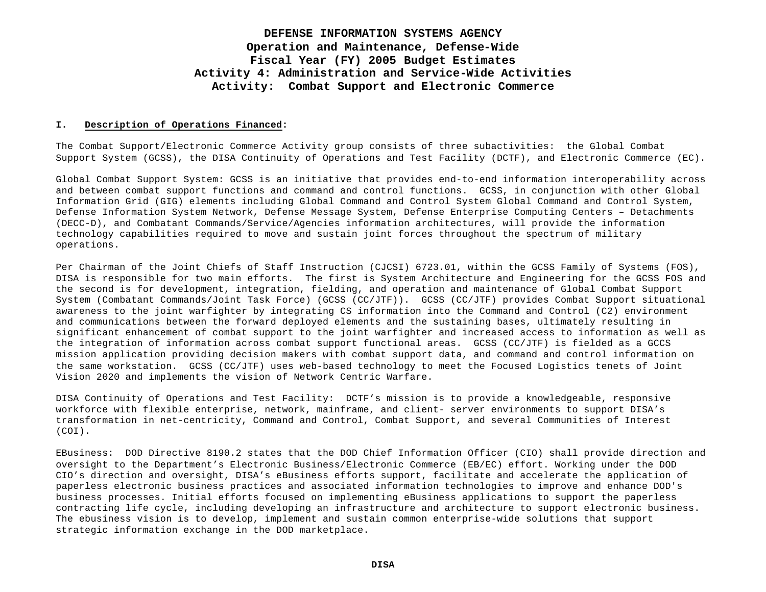# DEFENSE INFORMATION SYSTEMS AGENCY
## Operation and Maintenance, Defense-Wide
## Fiscal Year (FY) 2005 Budget Estimates
## Activity 4: Administration and Service-Wide Activities
## Activity: Combat Support and Electronic Commerce

### I. Description of Operations Financed:

The Combat Support/Electronic Commerce Activity group consists of three subactivities: the Global Combat Support System (GCSS), the DISA Continuity of Operations and Test Facility (DCTF), and Electronic Commerce (EC).

Global Combat Support System: GCSS is an initiative that provides end-to-end information interoperability across and between combat support functions and command and control functions. GCSS, in conjunction with other Global Information Grid (GIG) elements including Global Command and Control System Global Command and Control System, Defense Information System Network, Defense Message System, Defense Enterprise Computing Centers – Detachments (DECC-D), and Combatant Commands/Service/Agencies information architectures, will provide the information technology capabilities required to move and sustain joint forces throughout the spectrum of military operations.

Per Chairman of the Joint Chiefs of Staff Instruction (CJCSI) 6723.01, within the GCSS Family of Systems (FOS), DISA is responsible for two main efforts. The first is System Architecture and Engineering for the GCSS FOS and the second is for development, integration, fielding, and operation and maintenance of Global Combat Support System (Combatant Commands/Joint Task Force) (GCSS (CC/JTF)). GCSS (CC/JTF) provides Combat Support situational awareness to the joint warfighter by integrating CS information into the Command and Control (C2) environment and communications between the forward deployed elements and the sustaining bases, ultimately resulting in significant enhancement of combat support to the joint warfighter and increased access to information as well as the integration of information across combat support functional areas. GCSS (CC/JTF) is fielded as a GCCS mission application providing decision makers with combat support data, and command and control information on the same workstation. GCSS (CC/JTF) uses web-based technology to meet the Focused Logistics tenets of Joint Vision 2020 and implements the vision of Network Centric Warfare.

DISA Continuity of Operations and Test Facility: DCTF's mission is to provide a knowledgeable, responsive workforce with flexible enterprise, network, mainframe, and client- server environments to support DISA's transformation in net-centricity, Command and Control, Combat Support, and several Communities of Interest (COI).

EBusiness: DOD Directive 8190.2 states that the DOD Chief Information Officer (CIO) shall provide direction and oversight to the Department's Electronic Business/Electronic Commerce (EB/EC) effort. Working under the DOD CIO's direction and oversight, DISA's eBusiness efforts support, facilitate and accelerate the application of paperless electronic business practices and associated information technologies to improve and enhance DOD's business processes. Initial efforts focused on implementing eBusiness applications to support the paperless contracting life cycle, including developing an infrastructure and architecture to support electronic business. The ebusiness vision is to develop, implement and sustain common enterprise-wide solutions that support strategic information exchange in the DOD marketplace.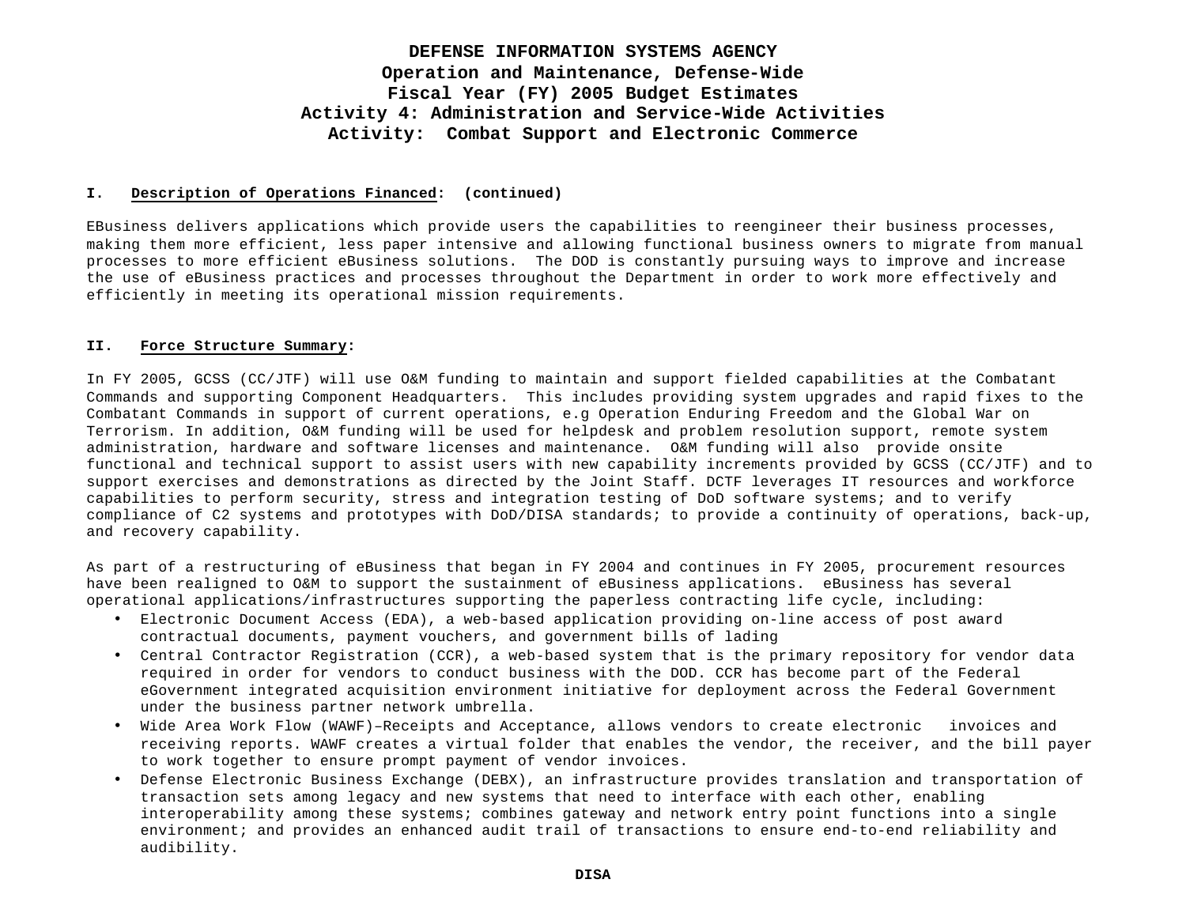**DEFENSE INFORMATION SYSTEMS AGENCY**
**Operation and Maintenance, Defense-Wide**
**Fiscal Year (FY) 2005 Budget Estimates**
**Activity 4: Administration and Service-Wide Activities**
**Activity: Combat Support and Electronic Commerce**

## I. Description of Operations Financed: (continued)

EBusiness delivers applications which provide users the capabilities to reengineer their business processes, making them more efficient, less paper intensive and allowing functional business owners to migrate from manual processes to more efficient eBusiness solutions. The DOD is constantly pursuing ways to improve and increase the use of eBusiness practices and processes throughout the Department in order to work more effectively and efficiently in meeting its operational mission requirements.

## II. Force Structure Summary:

In FY 2005, GCSS (CC/JTF) will use O&M funding to maintain and support fielded capabilities at the Combatant Commands and supporting Component Headquarters. This includes providing system upgrades and rapid fixes to the Combatant Commands in support of current operations, e.g Operation Enduring Freedom and the Global War on Terrorism. In addition, O&M funding will be used for helpdesk and problem resolution support, remote system administration, hardware and software licenses and maintenance. O&M funding will also provide onsite functional and technical support to assist users with new capability increments provided by GCSS (CC/JTF) and to support exercises and demonstrations as directed by the Joint Staff. DCTF leverages IT resources and workforce capabilities to perform security, stress and integration testing of DoD software systems; and to verify compliance of C2 systems and prototypes with DoD/DISA standards; to provide a continuity of operations, back-up, and recovery capability.

As part of a restructuring of eBusiness that began in FY 2004 and continues in FY 2005, procurement resources have been realigned to O&M to support the sustainment of eBusiness applications. eBusiness has several operational applications/infrastructures supporting the paperless contracting life cycle, including:

- Electronic Document Access (EDA), a web-based application providing on-line access of post award contractual documents, payment vouchers, and government bills of lading
- Central Contractor Registration (CCR), a web-based system that is the primary repository for vendor data required in order for vendors to conduct business with the DOD. CCR has become part of the Federal eGovernment integrated acquisition environment initiative for deployment across the Federal Government under the business partner network umbrella.
- Wide Area Work Flow (WAWF)–Receipts and Acceptance, allows vendors to create electronic invoices and receiving reports. WAWF creates a virtual folder that enables the vendor, the receiver, and the bill payer to work together to ensure prompt payment of vendor invoices.
- Defense Electronic Business Exchange (DEBX), an infrastructure provides translation and transportation of transaction sets among legacy and new systems that need to interface with each other, enabling interoperability among these systems; combines gateway and network entry point functions into a single environment; and provides an enhanced audit trail of transactions to ensure end-to-end reliability and audibility.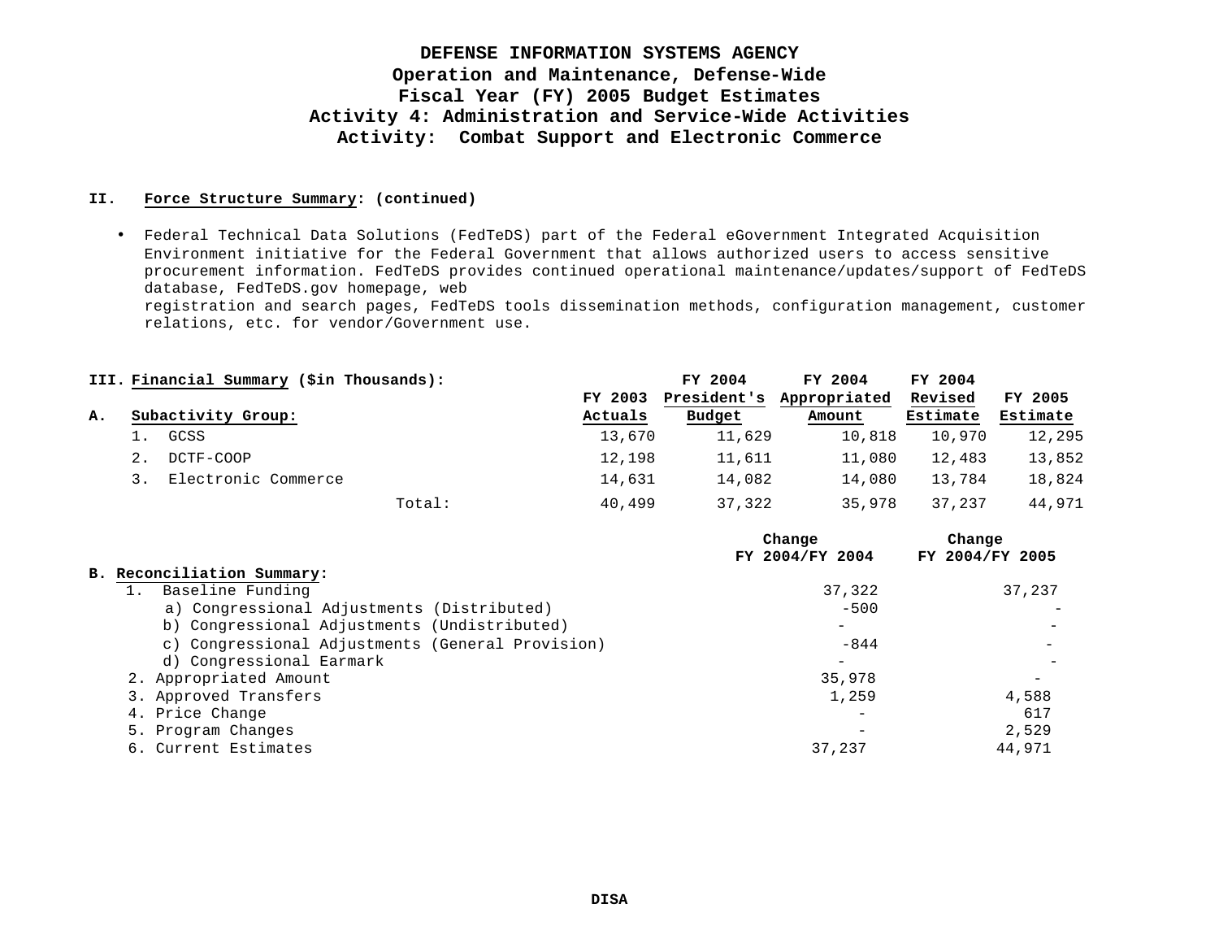# DEFENSE INFORMATION SYSTEMS AGENCY
## Operation and Maintenance, Defense-Wide
## Fiscal Year (FY) 2005 Budget Estimates
## Activity 4: Administration and Service-Wide Activities
## Activity: Combat Support and Electronic Commerce

**II. Force Structure Summary: (continued)**

- Federal Technical Data Solutions (FedTeDS) part of the Federal eGovernment Integrated Acquisition Environment initiative for the Federal Government that allows authorized users to access sensitive procurement information. FedTeDS provides continued operational maintenance/updates/support of FedTeDS database, FedTeDS.gov homepage, web registration and search pages, FedTeDS tools dissemination methods, configuration management, customer relations, etc. for vendor/Government use.

**III. Financial Summary ($in Thousands):**

| A. Subactivity Group: | FY 2003 Actuals | FY 2004 President's Budget | FY 2004 Appropriated Amount | FY 2004 Revised Estimate | FY 2005 Estimate |
|---|---|---|---|---|---|
| 1. GCSS | 13,670 | 11,629 | 10,818 | 10,970 | 12,295 |
| 2. DCTF-COOP | 12,198 | 11,611 | 11,080 | 12,483 | 13,852 |
| 3. Electronic Commerce | 14,631 | 14,082 | 14,080 | 13,784 | 18,824 |
| Total: | 40,499 | 37,322 | 35,978 | 37,237 | 44,971 |

| B. Reconciliation Summary: | Change FY 2004/FY 2004 | Change FY 2004/FY 2005 |
|---|---|---|
| 1. Baseline Funding | 37,322 | 37,237 |
| a) Congressional Adjustments (Distributed) | -500 | - |
| b) Congressional Adjustments (Undistributed) | - | - |
| c) Congressional Adjustments (General Provision) | -844 | - |
| d) Congressional Earmark | - | - |
| 2. Appropriated Amount | 35,978 | - |
| 3. Approved Transfers | 1,259 | 4,588 |
| 4. Price Change | - | 617 |
| 5. Program Changes | - | 2,529 |
| 6. Current Estimates | 37,237 | 44,971 |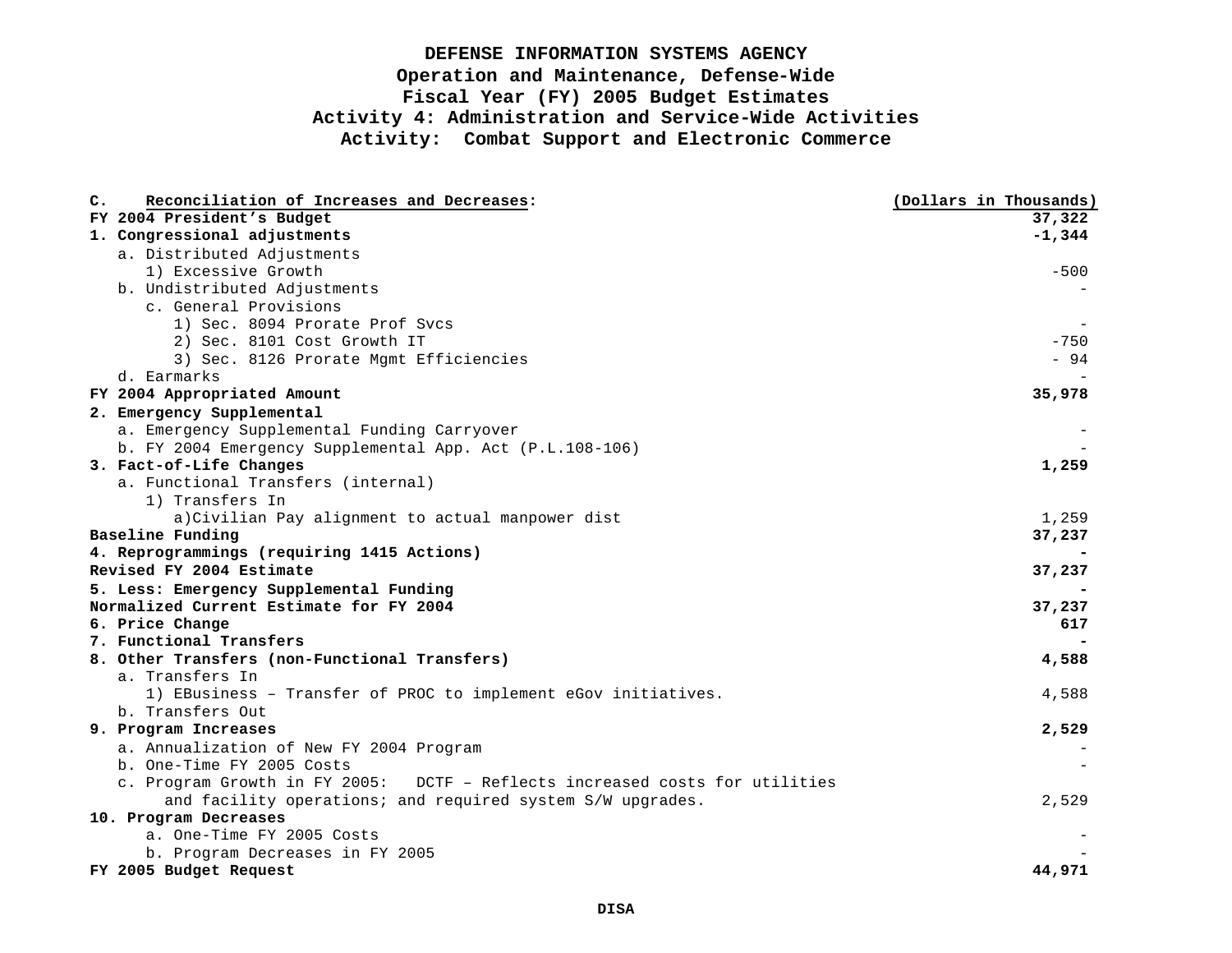# DEFENSE INFORMATION SYSTEMS AGENCY
## Operation and Maintenance, Defense-Wide
## Fiscal Year (FY) 2005 Budget Estimates
## Activity 4: Administration and Service-Wide Activities
## Activity: Combat Support and Electronic Commerce

| C. Reconciliation of Increases and Decreases: | (Dollars in Thousands) |
|---|---|
| **FY 2004 President's Budget** | **37,322** |
| **1. Congressional adjustments** | **-1,344** |
| a. Distributed Adjustments | |
| 1) Excessive Growth | -500 |
| b. Undistributed Adjustments | - |
| c. General Provisions | |
| 1) Sec. 8094 Prorate Prof Svcs | - |
| 2) Sec. 8101 Cost Growth IT | -750 |
| 3) Sec. 8126 Prorate Mgmt Efficiencies | - 94 |
| d. Earmarks | - |
| **FY 2004 Appropriated Amount** | **35,978** |
| **2. Emergency Supplemental** | |
| a. Emergency Supplemental Funding Carryover | - |
| b. FY 2004 Emergency Supplemental App. Act (P.L.108-106) | - |
| **3. Fact-of-Life Changes** | **1,259** |
| a. Functional Transfers (internal) | |
| 1) Transfers In | |
| a)Civilian Pay alignment to actual manpower dist | 1,259 |
| **Baseline Funding** | **37,237** |
| **4. Reprogrammings (requiring 1415 Actions)** | **-** |
| **Revised FY 2004 Estimate** | **37,237** |
| **5. Less: Emergency Supplemental Funding** | **-** |
| **Normalized Current Estimate for FY 2004** | **37,237** |
| **6. Price Change** | **617** |
| **7. Functional Transfers** | **-** |
| **8. Other Transfers (non-Functional Transfers)** | **4,588** |
| a. Transfers In | |
| 1) EBusiness – Transfer of PROC to implement eGov initiatives. | 4,588 |
| b. Transfers Out | |
| **9. Program Increases** | **2,529** |
| a. Annualization of New FY 2004 Program | - |
| b. One-Time FY 2005 Costs | - |
| c. Program Growth in FY 2005: DCTF – Reflects increased costs for utilities and facility operations; and required system S/W upgrades. | 2,529 |
| **10. Program Decreases** | |
| a. One-Time FY 2005 Costs | - |
| b. Program Decreases in FY 2005 | - |
| **FY 2005 Budget Request** | **44,971** |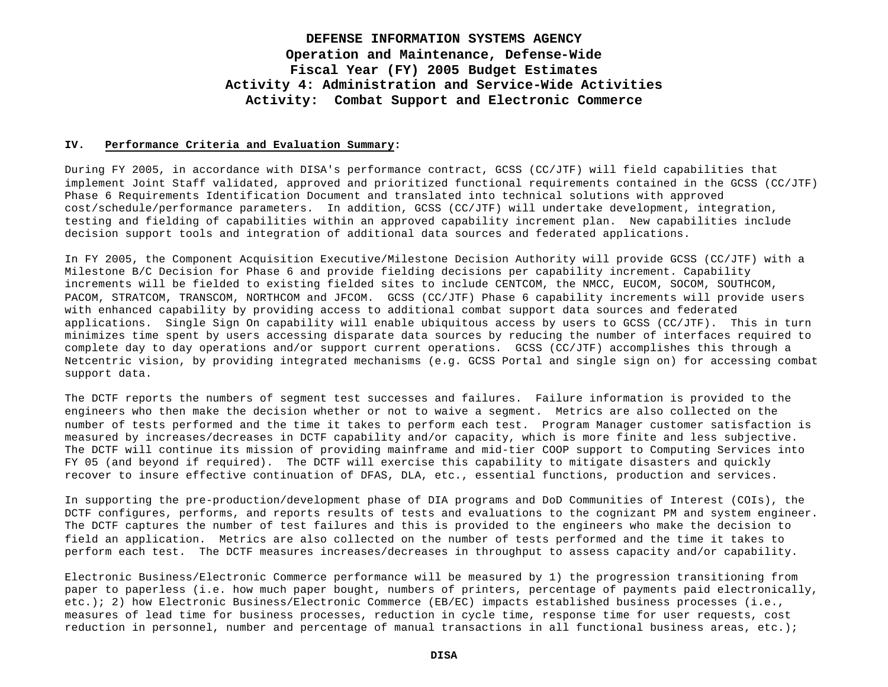# DEFENSE INFORMATION SYSTEMS AGENCY
## Operation and Maintenance, Defense-Wide
## Fiscal Year (FY) 2005 Budget Estimates
## Activity 4: Administration and Service-Wide Activities
## Activity: Combat Support and Electronic Commerce

**IV. Performance Criteria and Evaluation Summary:**

During FY 2005, in accordance with DISA's performance contract, GCSS (CC/JTF) will field capabilities that implement Joint Staff validated, approved and prioritized functional requirements contained in the GCSS (CC/JTF) Phase 6 Requirements Identification Document and translated into technical solutions with approved cost/schedule/performance parameters. In addition, GCSS (CC/JTF) will undertake development, integration, testing and fielding of capabilities within an approved capability increment plan. New capabilities include decision support tools and integration of additional data sources and federated applications.

In FY 2005, the Component Acquisition Executive/Milestone Decision Authority will provide GCSS (CC/JTF) with a Milestone B/C Decision for Phase 6 and provide fielding decisions per capability increment. Capability increments will be fielded to existing fielded sites to include CENTCOM, the NMCC, EUCOM, SOCOM, SOUTHCOM, PACOM, STRATCOM, TRANSCOM, NORTHCOM and JFCOM. GCSS (CC/JTF) Phase 6 capability increments will provide users with enhanced capability by providing access to additional combat support data sources and federated applications. Single Sign On capability will enable ubiquitous access by users to GCSS (CC/JTF). This in turn minimizes time spent by users accessing disparate data sources by reducing the number of interfaces required to complete day to day operations and/or support current operations. GCSS (CC/JTF) accomplishes this through a Netcentric vision, by providing integrated mechanisms (e.g. GCSS Portal and single sign on) for accessing combat support data.

The DCTF reports the numbers of segment test successes and failures. Failure information is provided to the engineers who then make the decision whether or not to waive a segment. Metrics are also collected on the number of tests performed and the time it takes to perform each test. Program Manager customer satisfaction is measured by increases/decreases in DCTF capability and/or capacity, which is more finite and less subjective. The DCTF will continue its mission of providing mainframe and mid-tier COOP support to Computing Services into FY 05 (and beyond if required). The DCTF will exercise this capability to mitigate disasters and quickly recover to insure effective continuation of DFAS, DLA, etc., essential functions, production and services.

In supporting the pre-production/development phase of DIA programs and DoD Communities of Interest (COIs), the DCTF configures, performs, and reports results of tests and evaluations to the cognizant PM and system engineer. The DCTF captures the number of test failures and this is provided to the engineers who make the decision to field an application. Metrics are also collected on the number of tests performed and the time it takes to perform each test. The DCTF measures increases/decreases in throughput to assess capacity and/or capability.

Electronic Business/Electronic Commerce performance will be measured by 1) the progression transitioning from paper to paperless (i.e. how much paper bought, numbers of printers, percentage of payments paid electronically, etc.); 2) how Electronic Business/Electronic Commerce (EB/EC) impacts established business processes (i.e., measures of lead time for business processes, reduction in cycle time, response time for user requests, cost reduction in personnel, number and percentage of manual transactions in all functional business areas, etc.);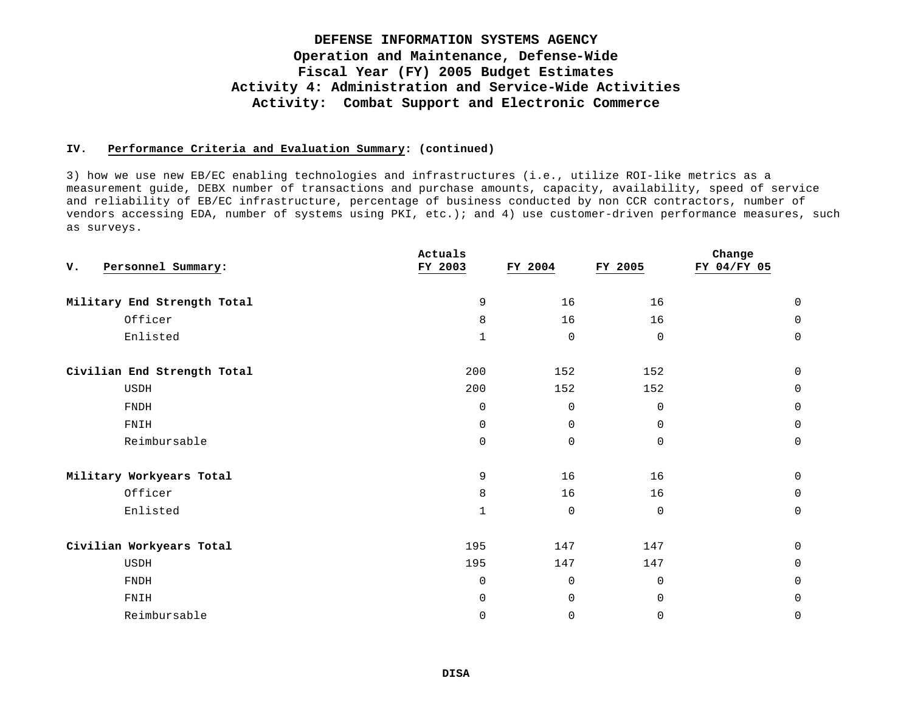# DEFENSE INFORMATION SYSTEMS AGENCY
## Operation and Maintenance, Defense-Wide
## Fiscal Year (FY) 2005 Budget Estimates
## Activity 4: Administration and Service-Wide Activities
## Activity: Combat Support and Electronic Commerce

**IV. Performance Criteria and Evaluation Summary: (continued)**

3) how we use new EB/EC enabling technologies and infrastructures (i.e., utilize ROI-like metrics as a measurement guide, DEBX number of transactions and purchase amounts, capacity, availability, speed of service and reliability of EB/EC infrastructure, percentage of business conducted by non CCR contractors, number of vendors accessing EDA, number of systems using PKI, etc.); and 4) use customer-driven performance measures, such as surveys.

**V. Personnel Summary:**

| | Actuals FY 2003 | FY 2004 | FY 2005 | Change FY 04/FY 05 |
|---|---|---|---|---|
| **Military End Strength Total** | 9 | 16 | 16 | 0 |
| Officer | 8 | 16 | 16 | 0 |
| Enlisted | 1 | 0 | 0 | 0 |
| **Civilian End Strength Total** | 200 | 152 | 152 | 0 |
| USDH | 200 | 152 | 152 | 0 |
| FNDH | 0 | 0 | 0 | 0 |
| FNIH | 0 | 0 | 0 | 0 |
| Reimbursable | 0 | 0 | 0 | 0 |
| **Military Workyears Total** | 9 | 16 | 16 | 0 |
| Officer | 8 | 16 | 16 | 0 |
| Enlisted | 1 | 0 | 0 | 0 |
| **Civilian Workyears Total** | 195 | 147 | 147 | 0 |
| USDH | 195 | 147 | 147 | 0 |
| FNDH | 0 | 0 | 0 | 0 |
| FNIH | 0 | 0 | 0 | 0 |
| Reimbursable | 0 | 0 | 0 | 0 |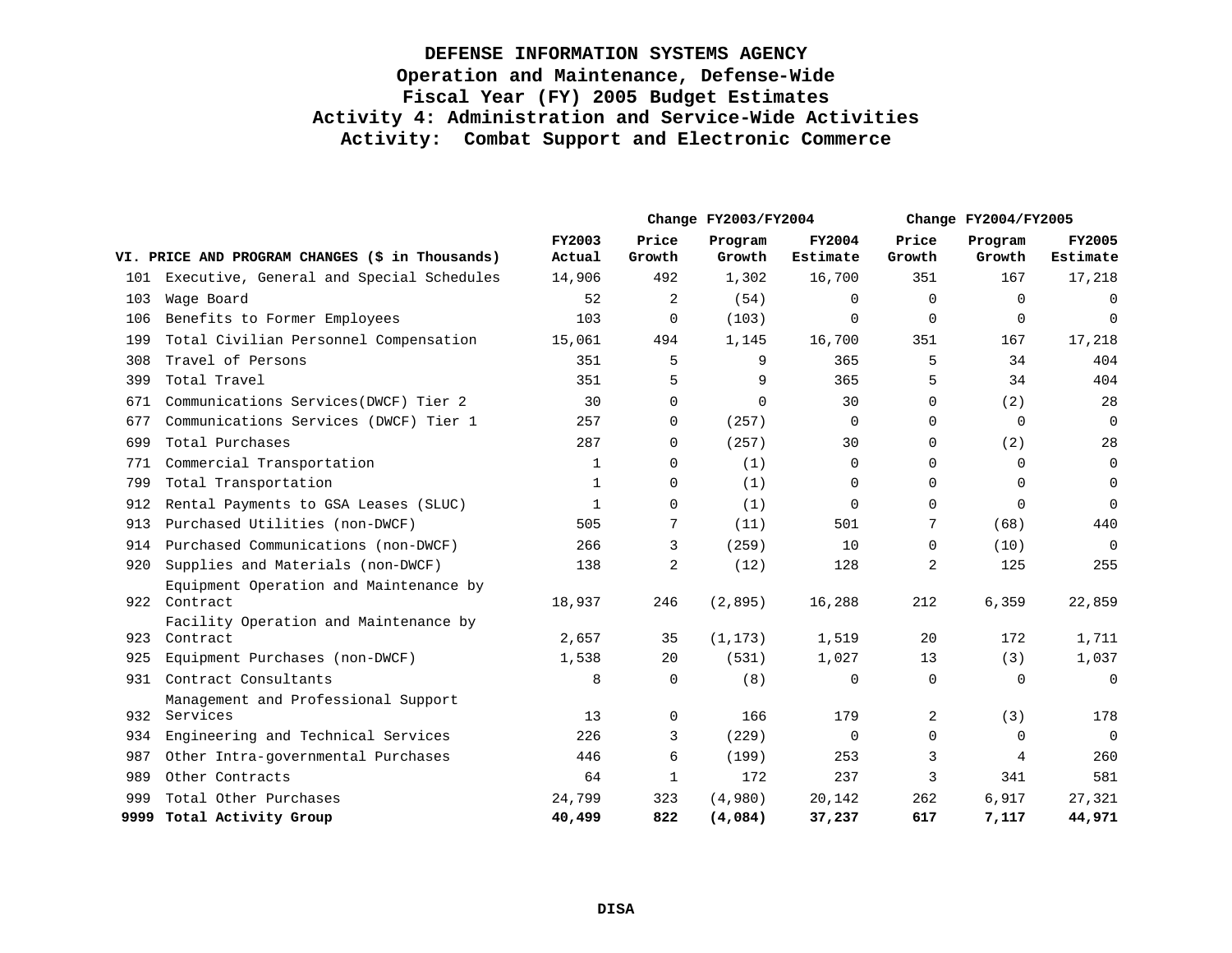# DEFENSE INFORMATION SYSTEMS AGENCY
## Operation and Maintenance, Defense-Wide
## Fiscal Year (FY) 2005 Budget Estimates
## Activity 4: Administration and Service-Wide Activities
## Activity: Combat Support and Electronic Commerce

| | VI. PRICE AND PROGRAM CHANGES ($ in Thousands) | FY2003 Actual | Change FY2003/FY2004 Price Growth | Change FY2003/FY2004 Program Growth | FY2004 Estimate | Change FY2004/FY2005 Price Growth | Change FY2004/FY2005 Program Growth | FY2005 Estimate |
|---|---|---|---|---|---|---|---|---|
| 101 | Executive, General and Special Schedules | 14,906 | 492 | 1,302 | 16,700 | 351 | 167 | 17,218 |
| 103 | Wage Board | 52 | 2 | (54) | 0 | 0 | 0 | 0 |
| 106 | Benefits to Former Employees | 103 | 0 | (103) | 0 | 0 | 0 | 0 |
| 199 | Total Civilian Personnel Compensation | 15,061 | 494 | 1,145 | 16,700 | 351 | 167 | 17,218 |
| 308 | Travel of Persons | 351 | 5 | 9 | 365 | 5 | 34 | 404 |
| 399 | Total Travel | 351 | 5 | 9 | 365 | 5 | 34 | 404 |
| 671 | Communications Services(DWCF) Tier 2 | 30 | 0 | 0 | 30 | 0 | (2) | 28 |
| 677 | Communications Services (DWCF) Tier 1 | 257 | 0 | (257) | 0 | 0 | 0 | 0 |
| 699 | Total Purchases | 287 | 0 | (257) | 30 | 0 | (2) | 28 |
| 771 | Commercial Transportation | 1 | 0 | (1) | 0 | 0 | 0 | 0 |
| 799 | Total Transportation | 1 | 0 | (1) | 0 | 0 | 0 | 0 |
| 912 | Rental Payments to GSA Leases (SLUC) | 1 | 0 | (1) | 0 | 0 | 0 | 0 |
| 913 | Purchased Utilities (non-DWCF) | 505 | 7 | (11) | 501 | 7 | (68) | 440 |
| 914 | Purchased Communications (non-DWCF) | 266 | 3 | (259) | 10 | 0 | (10) | 0 |
| 920 | Supplies and Materials (non-DWCF) | 138 | 2 | (12) | 128 | 2 | 125 | 255 |
| 922 | Equipment Operation and Maintenance by Contract | 18,937 | 246 | (2,895) | 16,288 | 212 | 6,359 | 22,859 |
| 923 | Facility Operation and Maintenance by Contract | 2,657 | 35 | (1,173) | 1,519 | 20 | 172 | 1,711 |
| 925 | Equipment Purchases (non-DWCF) | 1,538 | 20 | (531) | 1,027 | 13 | (3) | 1,037 |
| 931 | Contract Consultants | 8 | 0 | (8) | 0 | 0 | 0 | 0 |
| 932 | Management and Professional Support Services | 13 | 0 | 166 | 179 | 2 | (3) | 178 |
| 934 | Engineering and Technical Services | 226 | 3 | (229) | 0 | 0 | 0 | 0 |
| 987 | Other Intra-governmental Purchases | 446 | 6 | (199) | 253 | 3 | 4 | 260 |
| 989 | Other Contracts | 64 | 1 | 172 | 237 | 3 | 341 | 581 |
| 999 | Total Other Purchases | 24,799 | 323 | (4,980) | 20,142 | 262 | 6,917 | 27,321 |
| **9999** | **Total Activity Group** | **40,499** | **822** | **(4,084)** | **37,237** | **617** | **7,117** | **44,971** |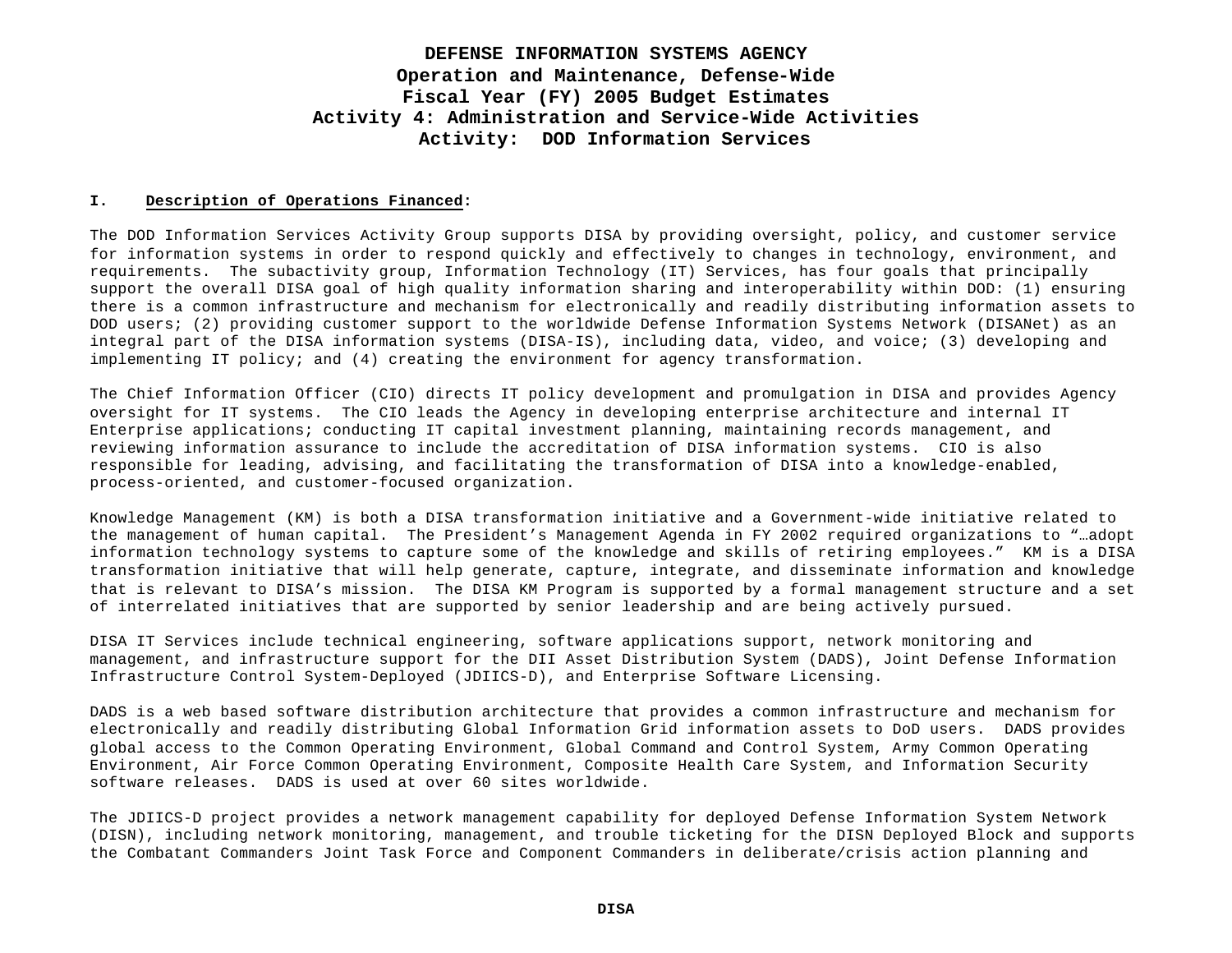# DEFENSE INFORMATION SYSTEMS AGENCY
## Operation and Maintenance, Defense-Wide
## Fiscal Year (FY) 2005 Budget Estimates
## Activity 4: Administration and Service-Wide Activities
## Activity: DOD Information Services

**I. Description of Operations Financed:**

The DOD Information Services Activity Group supports DISA by providing oversight, policy, and customer service for information systems in order to respond quickly and effectively to changes in technology, environment, and requirements. The subactivity group, Information Technology (IT) Services, has four goals that principally support the overall DISA goal of high quality information sharing and interoperability within DOD: (1) ensuring there is a common infrastructure and mechanism for electronically and readily distributing information assets to DOD users; (2) providing customer support to the worldwide Defense Information Systems Network (DISANet) as an integral part of the DISA information systems (DISA-IS), including data, video, and voice; (3) developing and implementing IT policy; and (4) creating the environment for agency transformation.

The Chief Information Officer (CIO) directs IT policy development and promulgation in DISA and provides Agency oversight for IT systems. The CIO leads the Agency in developing enterprise architecture and internal IT Enterprise applications; conducting IT capital investment planning, maintaining records management, and reviewing information assurance to include the accreditation of DISA information systems. CIO is also responsible for leading, advising, and facilitating the transformation of DISA into a knowledge-enabled, process-oriented, and customer-focused organization.

Knowledge Management (KM) is both a DISA transformation initiative and a Government-wide initiative related to the management of human capital. The President's Management Agenda in FY 2002 required organizations to "…adopt information technology systems to capture some of the knowledge and skills of retiring employees." KM is a DISA transformation initiative that will help generate, capture, integrate, and disseminate information and knowledge that is relevant to DISA's mission. The DISA KM Program is supported by a formal management structure and a set of interrelated initiatives that are supported by senior leadership and are being actively pursued.

DISA IT Services include technical engineering, software applications support, network monitoring and management, and infrastructure support for the DII Asset Distribution System (DADS), Joint Defense Information Infrastructure Control System-Deployed (JDIICS-D), and Enterprise Software Licensing.

DADS is a web based software distribution architecture that provides a common infrastructure and mechanism for electronically and readily distributing Global Information Grid information assets to DoD users. DADS provides global access to the Common Operating Environment, Global Command and Control System, Army Common Operating Environment, Air Force Common Operating Environment, Composite Health Care System, and Information Security software releases. DADS is used at over 60 sites worldwide.

The JDIICS-D project provides a network management capability for deployed Defense Information System Network (DISN), including network monitoring, management, and trouble ticketing for the DISN Deployed Block and supports the Combatant Commanders Joint Task Force and Component Commanders in deliberate/crisis action planning and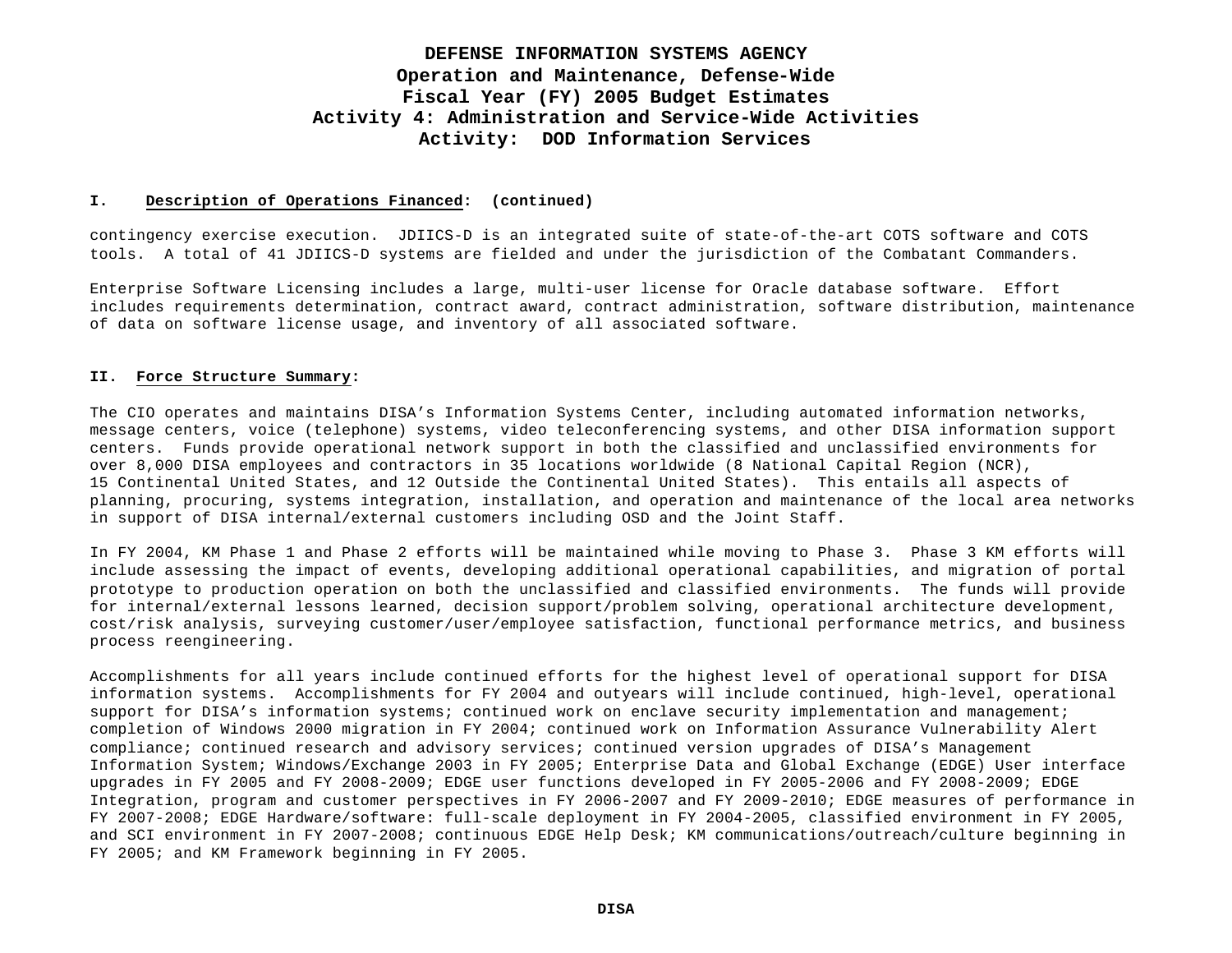### I. Description of Operations Financed: (continued)

contingency exercise execution. JDIICS-D is an integrated suite of state-of-the-art COTS software and COTS tools. A total of 41 JDIICS-D systems are fielded and under the jurisdiction of the Combatant Commanders.

Enterprise Software Licensing includes a large, multi-user license for Oracle database software. Effort includes requirements determination, contract award, contract administration, software distribution, maintenance of data on software license usage, and inventory of all associated software.

### II. Force Structure Summary:

The CIO operates and maintains DISA's Information Systems Center, including automated information networks, message centers, voice (telephone) systems, video teleconferencing systems, and other DISA information support centers. Funds provide operational network support in both the classified and unclassified environments for over 8,000 DISA employees and contractors in 35 locations worldwide (8 National Capital Region (NCR), 15 Continental United States, and 12 Outside the Continental United States). This entails all aspects of planning, procuring, systems integration, installation, and operation and maintenance of the local area networks in support of DISA internal/external customers including OSD and the Joint Staff.

In FY 2004, KM Phase 1 and Phase 2 efforts will be maintained while moving to Phase 3. Phase 3 KM efforts will include assessing the impact of events, developing additional operational capabilities, and migration of portal prototype to production operation on both the unclassified and classified environments. The funds will provide for internal/external lessons learned, decision support/problem solving, operational architecture development, cost/risk analysis, surveying customer/user/employee satisfaction, functional performance metrics, and business process reengineering.

Accomplishments for all years include continued efforts for the highest level of operational support for DISA information systems. Accomplishments for FY 2004 and outyears will include continued, high-level, operational support for DISA's information systems; continued work on enclave security implementation and management; completion of Windows 2000 migration in FY 2004; continued work on Information Assurance Vulnerability Alert compliance; continued research and advisory services; continued version upgrades of DISA's Management Information System; Windows/Exchange 2003 in FY 2005; Enterprise Data and Global Exchange (EDGE) User interface upgrades in FY 2005 and FY 2008-2009; EDGE user functions developed in FY 2005-2006 and FY 2008-2009; EDGE Integration, program and customer perspectives in FY 2006-2007 and FY 2009-2010; EDGE measures of performance in FY 2007-2008; EDGE Hardware/software: full-scale deployment in FY 2004-2005, classified environment in FY 2005, and SCI environment in FY 2007-2008; continuous EDGE Help Desk; KM communications/outreach/culture beginning in FY 2005; and KM Framework beginning in FY 2005.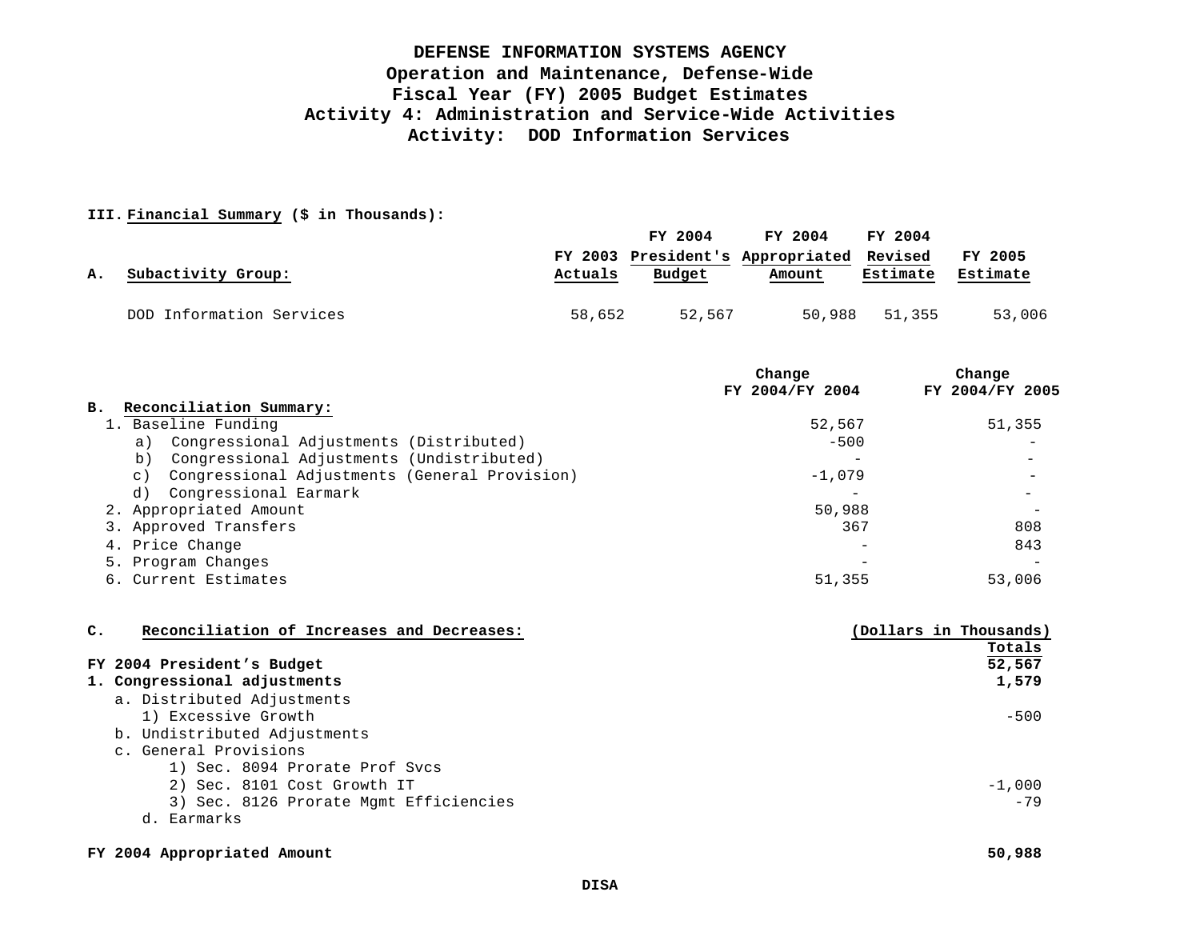# DEFENSE INFORMATION SYSTEMS AGENCY
## Operation and Maintenance, Defense-Wide
## Fiscal Year (FY) 2005 Budget Estimates
## Activity 4: Administration and Service-Wide Activities
## Activity: DOD Information Services

**III. Financial Summary ($ in Thousands):**

| A. Subactivity Group: | FY 2003 Actuals | FY 2004 President's Budget | FY 2004 Appropriated Amount | FY 2004 Revised Estimate | FY 2005 Estimate |
|---|---|---|---|---|---|
| DOD Information Services | 58,652 | 52,567 | 50,988 | 51,355 | 53,006 |

| B. Reconciliation Summary: | Change FY 2004/FY 2004 | Change FY 2004/FY 2005 |
|---|---|---|
| 1. Baseline Funding | 52,567 | 51,355 |
| a) Congressional Adjustments (Distributed) | -500 | - |
| b) Congressional Adjustments (Undistributed) | - | - |
| c) Congressional Adjustments (General Provision) | -1,079 | - |
| d) Congressional Earmark | - | - |
| 2. Appropriated Amount | 50,988 | - |
| 3. Approved Transfers | 367 | 808 |
| 4. Price Change | - | 843 |
| 5. Program Changes | - | - |
| 6. Current Estimates | 51,355 | 53,006 |

| C. Reconciliation of Increases and Decreases: | (Dollars in Thousands) Totals |
|---|---|
| **FY 2004 President's Budget** | **52,567** |
| **1. Congressional adjustments** | **1,579** |
| a. Distributed Adjustments | |
| 1) Excessive Growth | -500 |
| b. Undistributed Adjustments | |
| c. General Provisions | |
| 1) Sec. 8094 Prorate Prof Svcs | |
| 2) Sec. 8101 Cost Growth IT | -1,000 |
| 3) Sec. 8126 Prorate Mgmt Efficiencies | -79 |
| d. Earmarks | |
| **FY 2004 Appropriated Amount** | **50,988** |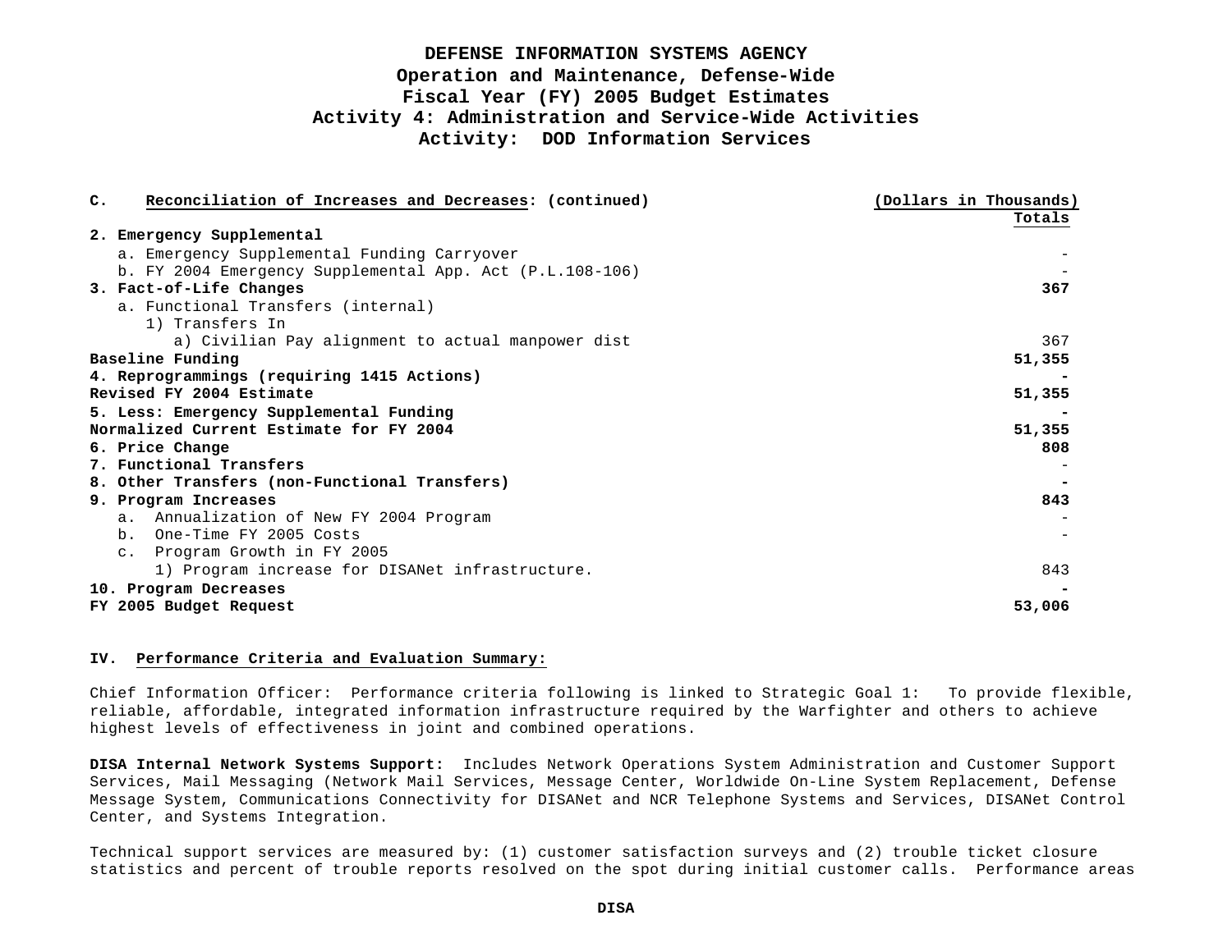# DEFENSE INFORMATION SYSTEMS AGENCY
## Operation and Maintenance, Defense-Wide
## Fiscal Year (FY) 2005 Budget Estimates
## Activity 4: Administration and Service-Wide Activities
## Activity: DOD Information Services

| C. Reconciliation of Increases and Decreases: (continued) | (Dollars in Thousands) Totals |
|---|---|
| **2. Emergency Supplemental** | |
| a. Emergency Supplemental Funding Carryover | - |
| b. FY 2004 Emergency Supplemental App. Act (P.L.108-106) | - |
| **3. Fact-of-Life Changes** | **367** |
| a. Functional Transfers (internal) | |
| 1) Transfers In | |
| a) Civilian Pay alignment to actual manpower dist | 367 |
| **Baseline Funding** | **51,355** |
| **4. Reprogrammings (requiring 1415 Actions)** | **-** |
| **Revised FY 2004 Estimate** | **51,355** |
| **5. Less: Emergency Supplemental Funding** | **-** |
| **Normalized Current Estimate for FY 2004** | **51,355** |
| **6. Price Change** | **808** |
| **7. Functional Transfers** | - |
| **8. Other Transfers (non-Functional Transfers)** | **-** |
| **9. Program Increases** | **843** |
| a. Annualization of New FY 2004 Program | - |
| b. One-Time FY 2005 Costs | - |
| c. Program Growth in FY 2005 | |
| 1) Program increase for DISANet infrastructure. | 843 |
| **10. Program Decreases** | **-** |
| **FY 2005 Budget Request** | **53,006** |

**IV. Performance Criteria and Evaluation Summary:**

Chief Information Officer: Performance criteria following is linked to Strategic Goal 1: To provide flexible, reliable, affordable, integrated information infrastructure required by the Warfighter and others to achieve highest levels of effectiveness in joint and combined operations.

**DISA Internal Network Systems Support:** Includes Network Operations System Administration and Customer Support Services, Mail Messaging (Network Mail Services, Message Center, Worldwide On-Line System Replacement, Defense Message System, Communications Connectivity for DISANet and NCR Telephone Systems and Services, DISANet Control Center, and Systems Integration.

Technical support services are measured by: (1) customer satisfaction surveys and (2) trouble ticket closure statistics and percent of trouble reports resolved on the spot during initial customer calls. Performance areas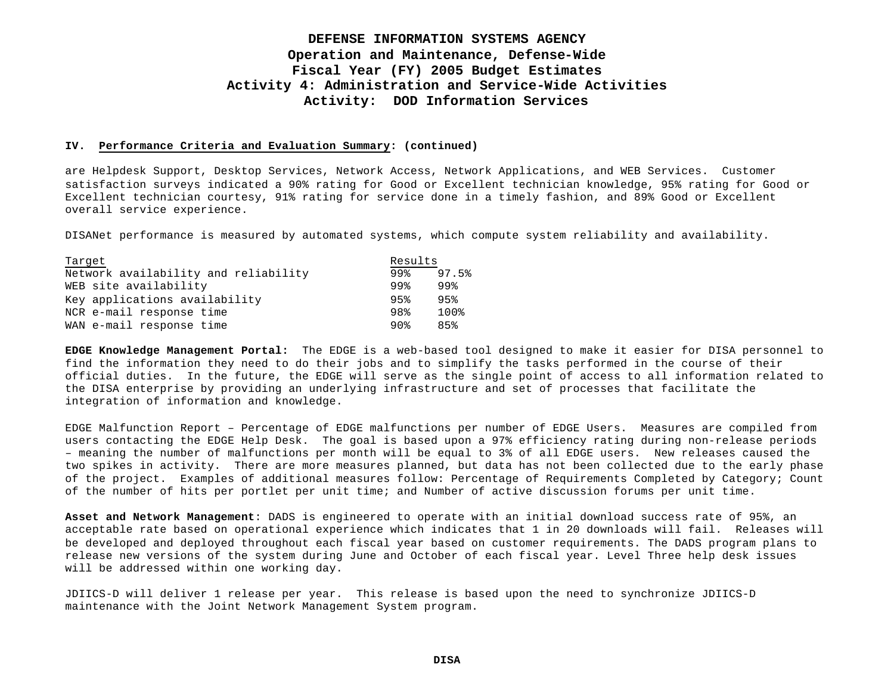**IV. Performance Criteria and Evaluation Summary: (continued)**

are Helpdesk Support, Desktop Services, Network Access, Network Applications, and WEB Services. Customer satisfaction surveys indicated a 90% rating for Good or Excellent technician knowledge, 95% rating for Good or Excellent technician courtesy, 91% rating for service done in a timely fashion, and 89% Good or Excellent overall service experience.

DISANet performance is measured by automated systems, which compute system reliability and availability.

| Target | Results | |
|---|---|---|
| Network availability and reliability | 99% | 97.5% |
| WEB site availability | 99% | 99% |
| Key applications availability | 95% | 95% |
| NCR e-mail response time | 98% | 100% |
| WAN e-mail response time | 90% | 85% |

**EDGE Knowledge Management Portal:** The EDGE is a web-based tool designed to make it easier for DISA personnel to find the information they need to do their jobs and to simplify the tasks performed in the course of their official duties. In the future, the EDGE will serve as the single point of access to all information related to the DISA enterprise by providing an underlying infrastructure and set of processes that facilitate the integration of information and knowledge.

EDGE Malfunction Report – Percentage of EDGE malfunctions per number of EDGE Users. Measures are compiled from users contacting the EDGE Help Desk. The goal is based upon a 97% efficiency rating during non-release periods – meaning the number of malfunctions per month will be equal to 3% of all EDGE users. New releases caused the two spikes in activity. There are more measures planned, but data has not been collected due to the early phase of the project. Examples of additional measures follow: Percentage of Requirements Completed by Category; Count of the number of hits per portlet per unit time; and Number of active discussion forums per unit time.

**Asset and Network Management**: DADS is engineered to operate with an initial download success rate of 95%, an acceptable rate based on operational experience which indicates that 1 in 20 downloads will fail. Releases will be developed and deployed throughout each fiscal year based on customer requirements. The DADS program plans to release new versions of the system during June and October of each fiscal year. Level Three help desk issues will be addressed within one working day.

JDIICS-D will deliver 1 release per year. This release is based upon the need to synchronize JDIICS-D maintenance with the Joint Network Management System program.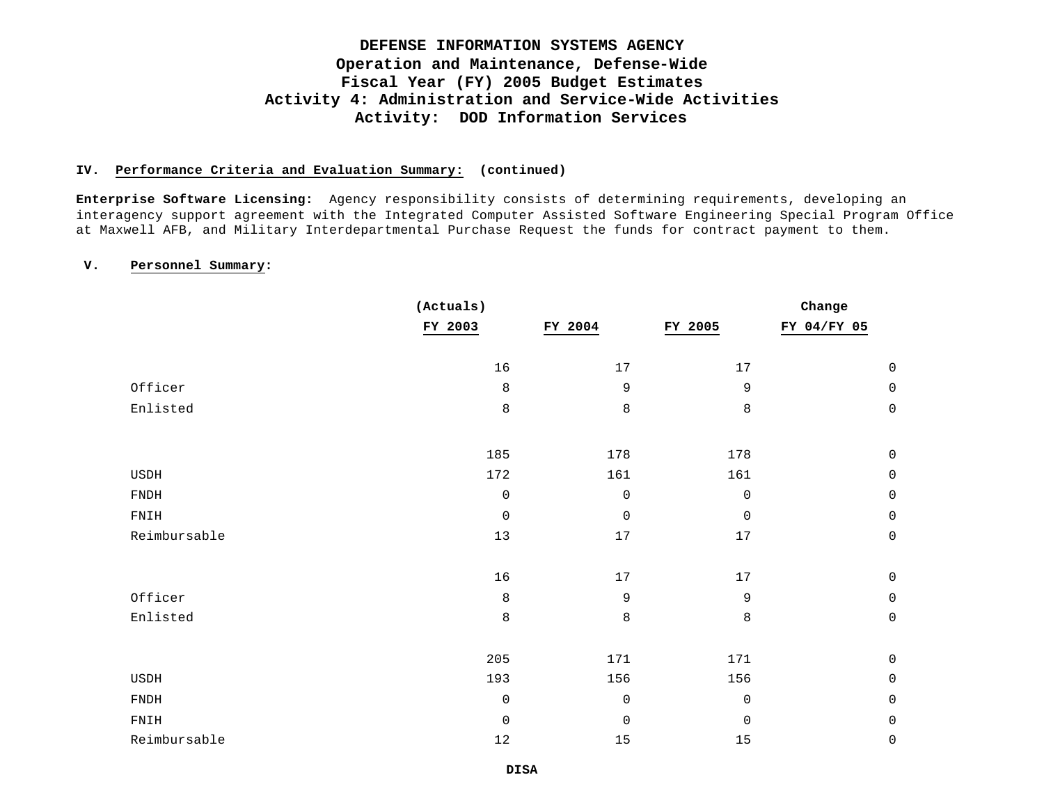**DEFENSE INFORMATION SYSTEMS AGENCY**
**Operation and Maintenance, Defense-Wide**
**Fiscal Year (FY) 2005 Budget Estimates**
**Activity 4: Administration and Service-Wide Activities**
**Activity: DOD Information Services**

**IV. Performance Criteria and Evaluation Summary: (continued)**

**Enterprise Software Licensing:** Agency responsibility consists of determining requirements, developing an interagency support agreement with the Integrated Computer Assisted Software Engineering Special Program Office at Maxwell AFB, and Military Interdepartmental Purchase Request the funds for contract payment to them.

**V. Personnel Summary:**

| | (Actuals) FY 2003 | FY 2004 | FY 2005 | Change FY 04/FY 05 |
|---|---|---|---|---|
| | 16 | 17 | 17 | 0 |
| Officer | 8 | 9 | 9 | 0 |
| Enlisted | 8 | 8 | 8 | 0 |
| | | | | |
| | 185 | 178 | 178 | 0 |
| USDH | 172 | 161 | 161 | 0 |
| FNDH | 0 | 0 | 0 | 0 |
| FNIH | 0 | 0 | 0 | 0 |
| Reimbursable | 13 | 17 | 17 | 0 |
| | | | | |
| | 16 | 17 | 17 | 0 |
| Officer | 8 | 9 | 9 | 0 |
| Enlisted | 8 | 8 | 8 | 0 |
| | | | | |
| | 205 | 171 | 171 | 0 |
| USDH | 193 | 156 | 156 | 0 |
| FNDH | 0 | 0 | 0 | 0 |
| FNIH | 0 | 0 | 0 | 0 |
| Reimbursable | 12 | 15 | 15 | 0 |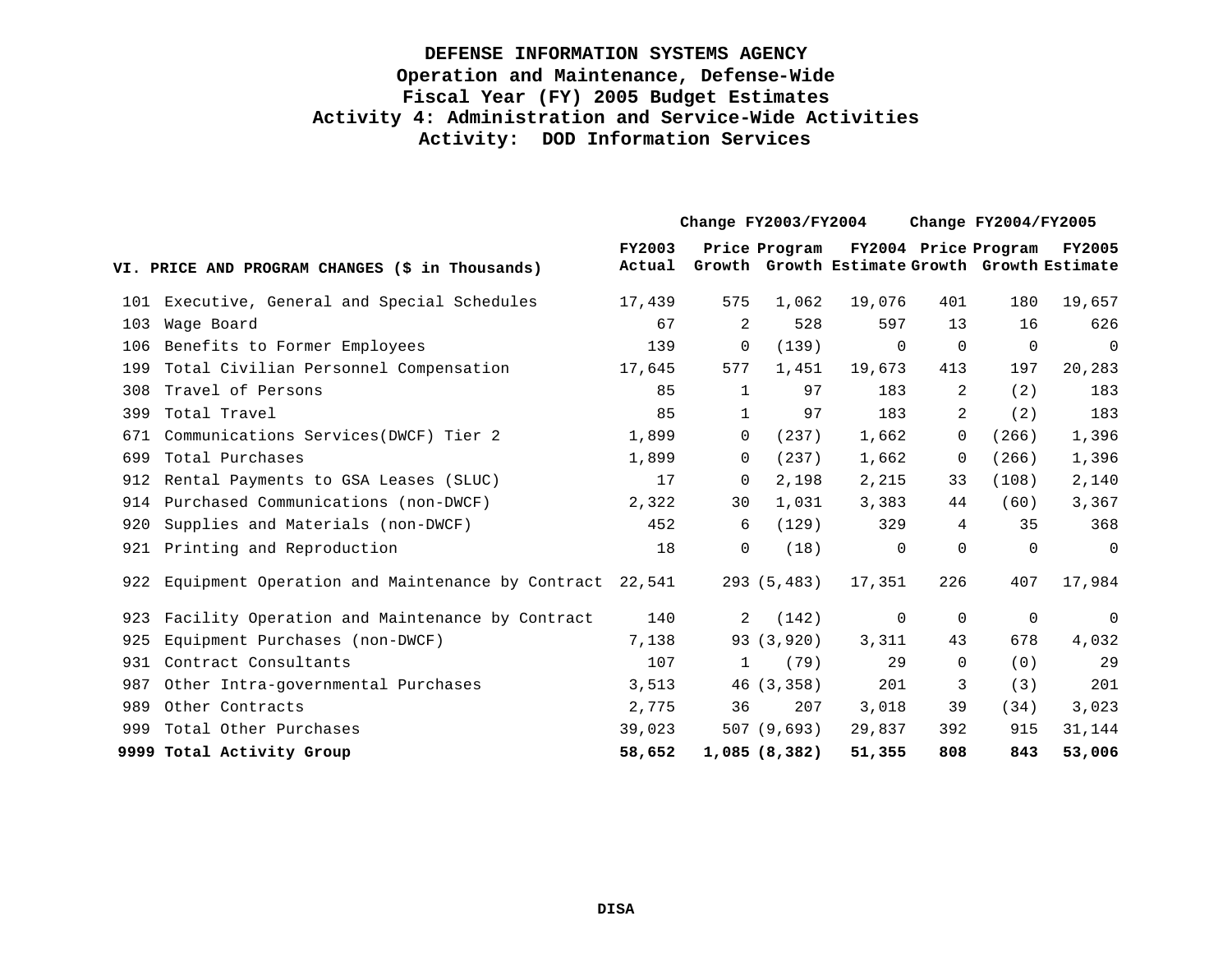# DEFENSE INFORMATION SYSTEMS AGENCY
## Operation and Maintenance, Defense-Wide
## Fiscal Year (FY) 2005 Budget Estimates
## Activity 4: Administration and Service-Wide Activities
## Activity: DOD Information Services

| VI. PRICE AND PROGRAM CHANGES ($ in Thousands) | | FY2003 Actual | Change FY2003/FY2004 Price Growth | Change FY2003/FY2004 Program Growth | FY2004 Estimate | Change FY2004/FY2005 Price Growth | Change FY2004/FY2005 Program Growth | FY2005 Estimate |
|---|---|---|---|---|---|---|---|---|
| 101 | Executive, General and Special Schedules | 17,439 | 575 | 1,062 | 19,076 | 401 | 180 | 19,657 |
| 103 | Wage Board | 67 | 2 | 528 | 597 | 13 | 16 | 626 |
| 106 | Benefits to Former Employees | 139 | 0 | (139) | 0 | 0 | 0 | 0 |
| 199 | Total Civilian Personnel Compensation | 17,645 | 577 | 1,451 | 19,673 | 413 | 197 | 20,283 |
| 308 | Travel of Persons | 85 | 1 | 97 | 183 | 2 | (2) | 183 |
| 399 | Total Travel | 85 | 1 | 97 | 183 | 2 | (2) | 183 |
| 671 | Communications Services(DWCF) Tier 2 | 1,899 | 0 | (237) | 1,662 | 0 | (266) | 1,396 |
| 699 | Total Purchases | 1,899 | 0 | (237) | 1,662 | 0 | (266) | 1,396 |
| 912 | Rental Payments to GSA Leases (SLUC) | 17 | 0 | 2,198 | 2,215 | 33 | (108) | 2,140 |
| 914 | Purchased Communications (non-DWCF) | 2,322 | 30 | 1,031 | 3,383 | 44 | (60) | 3,367 |
| 920 | Supplies and Materials (non-DWCF) | 452 | 6 | (129) | 329 | 4 | 35 | 368 |
| 921 | Printing and Reproduction | 18 | 0 | (18) | 0 | 0 | 0 | 0 |
| 922 | Equipment Operation and Maintenance by Contract | 22,541 | 293 | (5,483) | 17,351 | 226 | 407 | 17,984 |
| 923 | Facility Operation and Maintenance by Contract | 140 | 2 | (142) | 0 | 0 | 0 | 0 |
| 925 | Equipment Purchases (non-DWCF) | 7,138 | 93 | (3,920) | 3,311 | 43 | 678 | 4,032 |
| 931 | Contract Consultants | 107 | 1 | (79) | 29 | 0 | (0) | 29 |
| 987 | Other Intra-governmental Purchases | 3,513 | 46 | (3,358) | 201 | 3 | (3) | 201 |
| 989 | Other Contracts | 2,775 | 36 | 207 | 3,018 | 39 | (34) | 3,023 |
| 999 | Total Other Purchases | 39,023 | 507 | (9,693) | 29,837 | 392 | 915 | 31,144 |
| **9999** | **Total Activity Group** | **58,652** | **1,085** | **(8,382)** | **51,355** | **808** | **843** | **53,006** |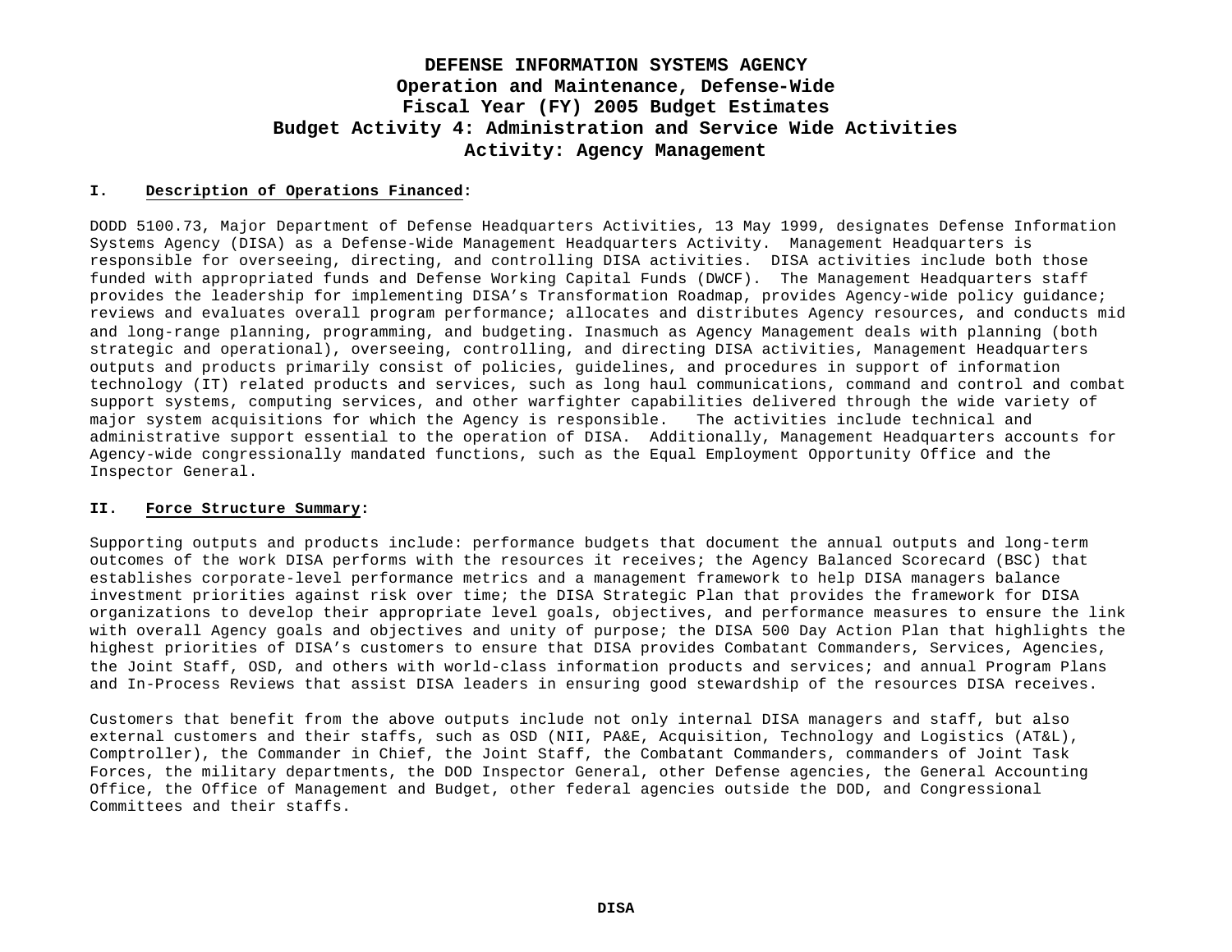**DEFENSE INFORMATION SYSTEMS AGENCY**
**Operation and Maintenance, Defense-Wide**
**Fiscal Year (FY) 2005 Budget Estimates**
**Budget Activity 4: Administration and Service Wide Activities**
**Activity: Agency Management**

## I. Description of Operations Financed:

DODD 5100.73, Major Department of Defense Headquarters Activities, 13 May 1999, designates Defense Information Systems Agency (DISA) as a Defense-Wide Management Headquarters Activity. Management Headquarters is responsible for overseeing, directing, and controlling DISA activities. DISA activities include both those funded with appropriated funds and Defense Working Capital Funds (DWCF). The Management Headquarters staff provides the leadership for implementing DISA's Transformation Roadmap, provides Agency-wide policy guidance; reviews and evaluates overall program performance; allocates and distributes Agency resources, and conducts mid and long-range planning, programming, and budgeting. Inasmuch as Agency Management deals with planning (both strategic and operational), overseeing, controlling, and directing DISA activities, Management Headquarters outputs and products primarily consist of policies, guidelines, and procedures in support of information technology (IT) related products and services, such as long haul communications, command and control and combat support systems, computing services, and other warfighter capabilities delivered through the wide variety of major system acquisitions for which the Agency is responsible. The activities include technical and administrative support essential to the operation of DISA. Additionally, Management Headquarters accounts for Agency-wide congressionally mandated functions, such as the Equal Employment Opportunity Office and the Inspector General.

## II. Force Structure Summary:

Supporting outputs and products include: performance budgets that document the annual outputs and long-term outcomes of the work DISA performs with the resources it receives; the Agency Balanced Scorecard (BSC) that establishes corporate-level performance metrics and a management framework to help DISA managers balance investment priorities against risk over time; the DISA Strategic Plan that provides the framework for DISA organizations to develop their appropriate level goals, objectives, and performance measures to ensure the link with overall Agency goals and objectives and unity of purpose; the DISA 500 Day Action Plan that highlights the highest priorities of DISA's customers to ensure that DISA provides Combatant Commanders, Services, Agencies, the Joint Staff, OSD, and others with world-class information products and services; and annual Program Plans and In-Process Reviews that assist DISA leaders in ensuring good stewardship of the resources DISA receives.

Customers that benefit from the above outputs include not only internal DISA managers and staff, but also external customers and their staffs, such as OSD (NII, PA&E, Acquisition, Technology and Logistics (AT&L), Comptroller), the Commander in Chief, the Joint Staff, the Combatant Commanders, commanders of Joint Task Forces, the military departments, the DOD Inspector General, other Defense agencies, the General Accounting Office, the Office of Management and Budget, other federal agencies outside the DOD, and Congressional Committees and their staffs.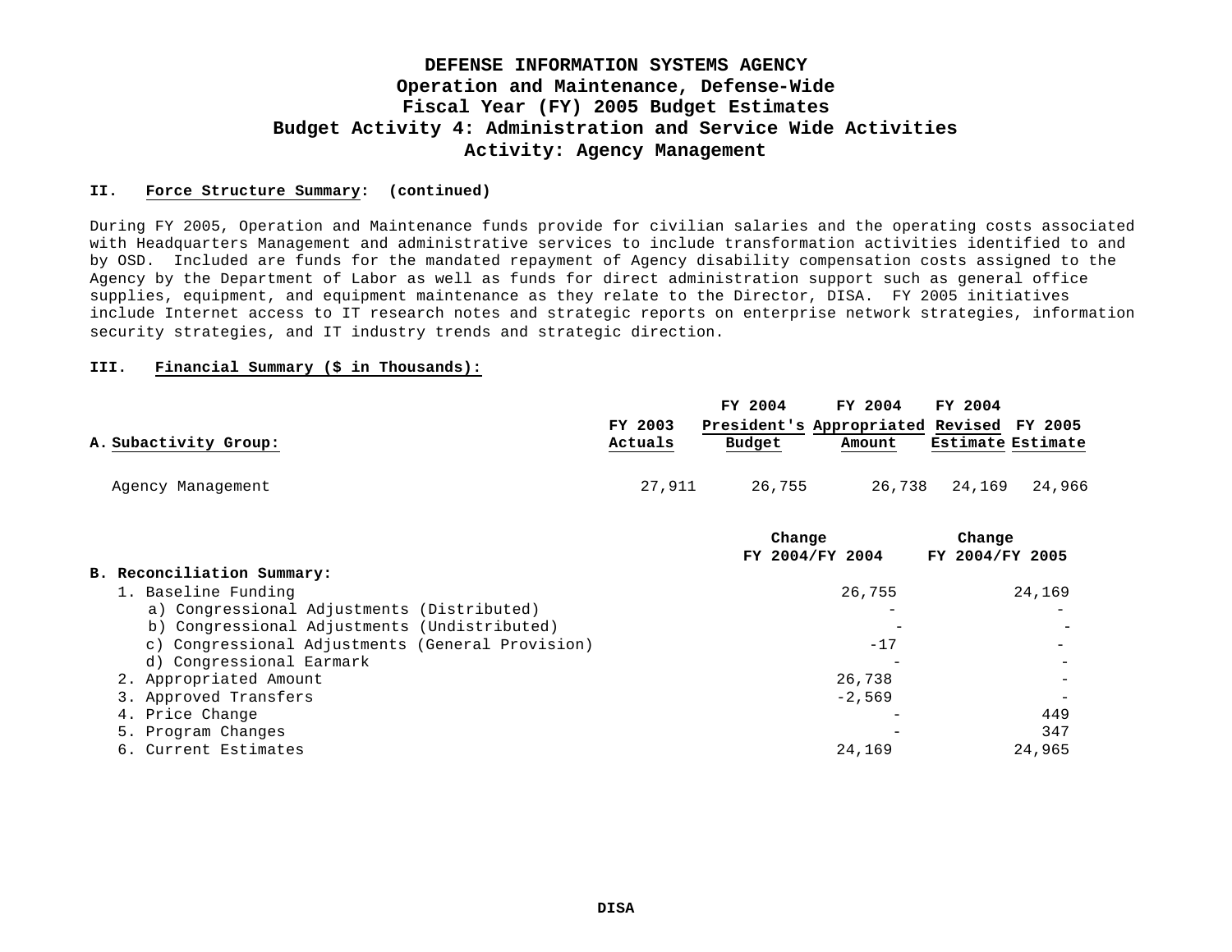# DEFENSE INFORMATION SYSTEMS AGENCY
## Operation and Maintenance, Defense-Wide
## Fiscal Year (FY) 2005 Budget Estimates
## Budget Activity 4: Administration and Service Wide Activities
## Activity: Agency Management

**II. Force Structure Summary: (continued)**

During FY 2005, Operation and Maintenance funds provide for civilian salaries and the operating costs associated with Headquarters Management and administrative services to include transformation activities identified to and by OSD. Included are funds for the mandated repayment of Agency disability compensation costs assigned to the Agency by the Department of Labor as well as funds for direct administration support such as general office supplies, equipment, and equipment maintenance as they relate to the Director, DISA. FY 2005 initiatives include Internet access to IT research notes and strategic reports on enterprise network strategies, information security strategies, and IT industry trends and strategic direction.

**III. Financial Summary ($ in Thousands):**

| A. Subactivity Group: | FY 2003 Actuals | FY 2004 President's Budget | FY 2004 Appropriated Amount | FY 2004 Revised Estimate | FY 2005 Estimate |
|---|---|---|---|---|---|
| Agency Management | 27,911 | 26,755 | 26,738 | 24,169 | 24,966 |

| B. Reconciliation Summary: | Change FY 2004/FY 2004 | Change FY 2004/FY 2005 |
|---|---|---|
| 1. Baseline Funding | 26,755 | 24,169 |
| a) Congressional Adjustments (Distributed) | - | - |
| b) Congressional Adjustments (Undistributed) | - | - |
| c) Congressional Adjustments (General Provision) | -17 | - |
| d) Congressional Earmark | - | - |
| 2. Appropriated Amount | 26,738 | - |
| 3. Approved Transfers | -2,569 | - |
| 4. Price Change | - | 449 |
| 5. Program Changes | - | 347 |
| 6. Current Estimates | 24,169 | 24,965 |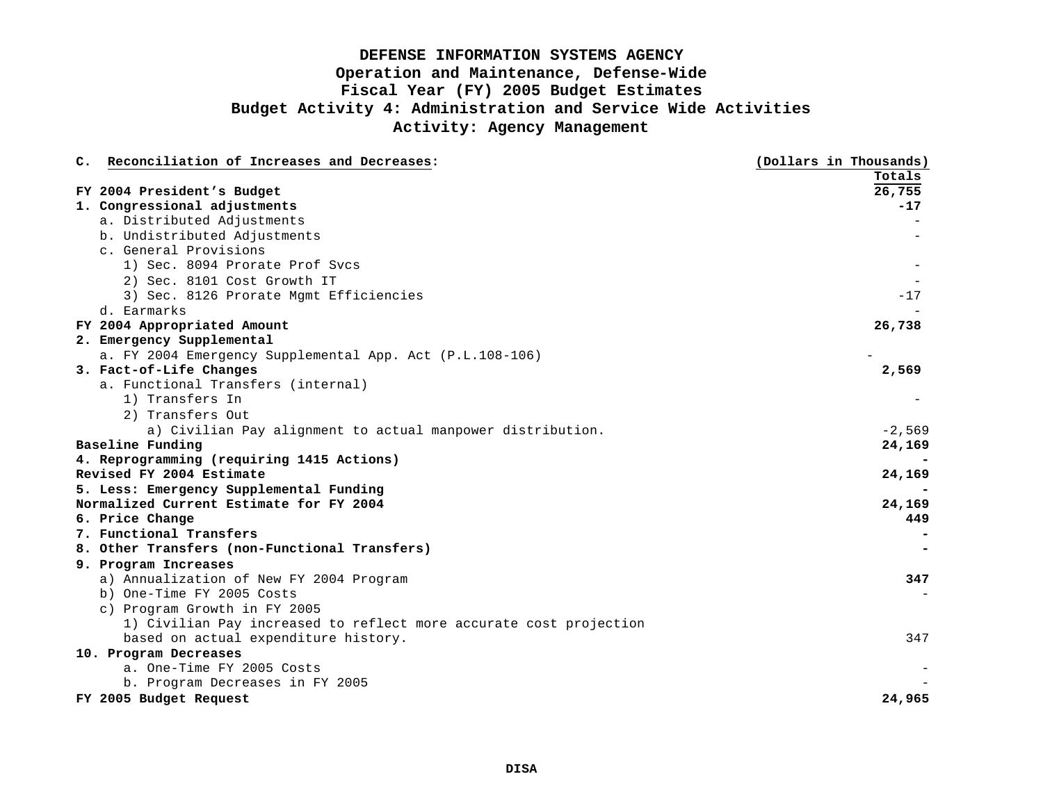# DEFENSE INFORMATION SYSTEMS AGENCY
## Operation and Maintenance, Defense-Wide
## Fiscal Year (FY) 2005 Budget Estimates
## Budget Activity 4: Administration and Service Wide Activities
## Activity: Agency Management

**C. Reconciliation of Increases and Decreases:**

| | (Dollars in Thousands) Totals |
|---|---|
| **FY 2004 President's Budget** | **26,755** |
| **1. Congressional adjustments** | **-17** |
| a. Distributed Adjustments | - |
| b. Undistributed Adjustments | - |
| c. General Provisions | |
| 1) Sec. 8094 Prorate Prof Svcs | - |
| 2) Sec. 8101 Cost Growth IT | - |
| 3) Sec. 8126 Prorate Mgmt Efficiencies | -17 |
| d. Earmarks | - |
| **FY 2004 Appropriated Amount** | **26,738** |
| **2. Emergency Supplemental** | |
| a. FY 2004 Emergency Supplemental App. Act (P.L.108-106) | - |
| **3. Fact-of-Life Changes** | **2,569** |
| a. Functional Transfers (internal) | |
| 1) Transfers In | - |
| 2) Transfers Out | |
| a) Civilian Pay alignment to actual manpower distribution. | -2,569 |
| **Baseline Funding** | **24,169** |
| **4. Reprogramming (requiring 1415 Actions)** | **-** |
| **Revised FY 2004 Estimate** | **24,169** |
| **5. Less: Emergency Supplemental Funding** | **-** |
| **Normalized Current Estimate for FY 2004** | **24,169** |
| **6. Price Change** | **449** |
| **7. Functional Transfers** | **-** |
| **8. Other Transfers (non-Functional Transfers)** | **-** |
| **9. Program Increases** | |
| a) Annualization of New FY 2004 Program | **347** |
| b) One-Time FY 2005 Costs | - |
| c) Program Growth in FY 2005 | |
| 1) Civilian Pay increased to reflect more accurate cost projection based on actual expenditure history. | 347 |
| **10. Program Decreases** | |
| a. One-Time FY 2005 Costs | - |
| b. Program Decreases in FY 2005 | - |
| **FY 2005 Budget Request** | **24,965** |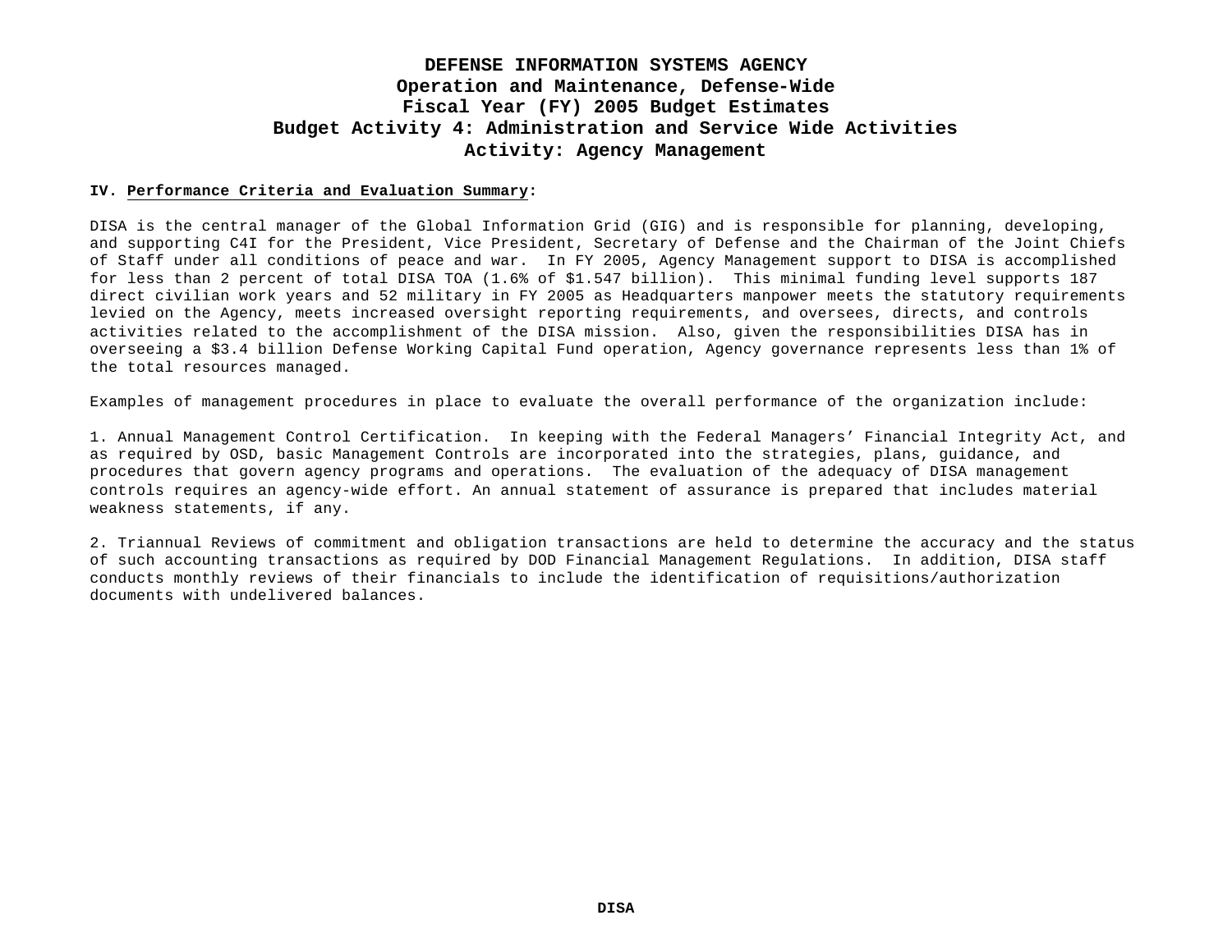# DEFENSE INFORMATION SYSTEMS AGENCY
## Operation and Maintenance, Defense-Wide
## Fiscal Year (FY) 2005 Budget Estimates
## Budget Activity 4: Administration and Service Wide Activities
## Activity: Agency Management

**IV. Performance Criteria and Evaluation Summary:**

DISA is the central manager of the Global Information Grid (GIG) and is responsible for planning, developing, and supporting C4I for the President, Vice President, Secretary of Defense and the Chairman of the Joint Chiefs of Staff under all conditions of peace and war. In FY 2005, Agency Management support to DISA is accomplished for less than 2 percent of total DISA TOA (1.6% of $1.547 billion). This minimal funding level supports 187 direct civilian work years and 52 military in FY 2005 as Headquarters manpower meets the statutory requirements levied on the Agency, meets increased oversight reporting requirements, and oversees, directs, and controls activities related to the accomplishment of the DISA mission. Also, given the responsibilities DISA has in overseeing a $3.4 billion Defense Working Capital Fund operation, Agency governance represents less than 1% of the total resources managed.

Examples of management procedures in place to evaluate the overall performance of the organization include:

1. Annual Management Control Certification. In keeping with the Federal Managers' Financial Integrity Act, and as required by OSD, basic Management Controls are incorporated into the strategies, plans, guidance, and procedures that govern agency programs and operations. The evaluation of the adequacy of DISA management controls requires an agency-wide effort. An annual statement of assurance is prepared that includes material weakness statements, if any.

2. Triannual Reviews of commitment and obligation transactions are held to determine the accuracy and the status of such accounting transactions as required by DOD Financial Management Regulations. In addition, DISA staff conducts monthly reviews of their financials to include the identification of requisitions/authorization documents with undelivered balances.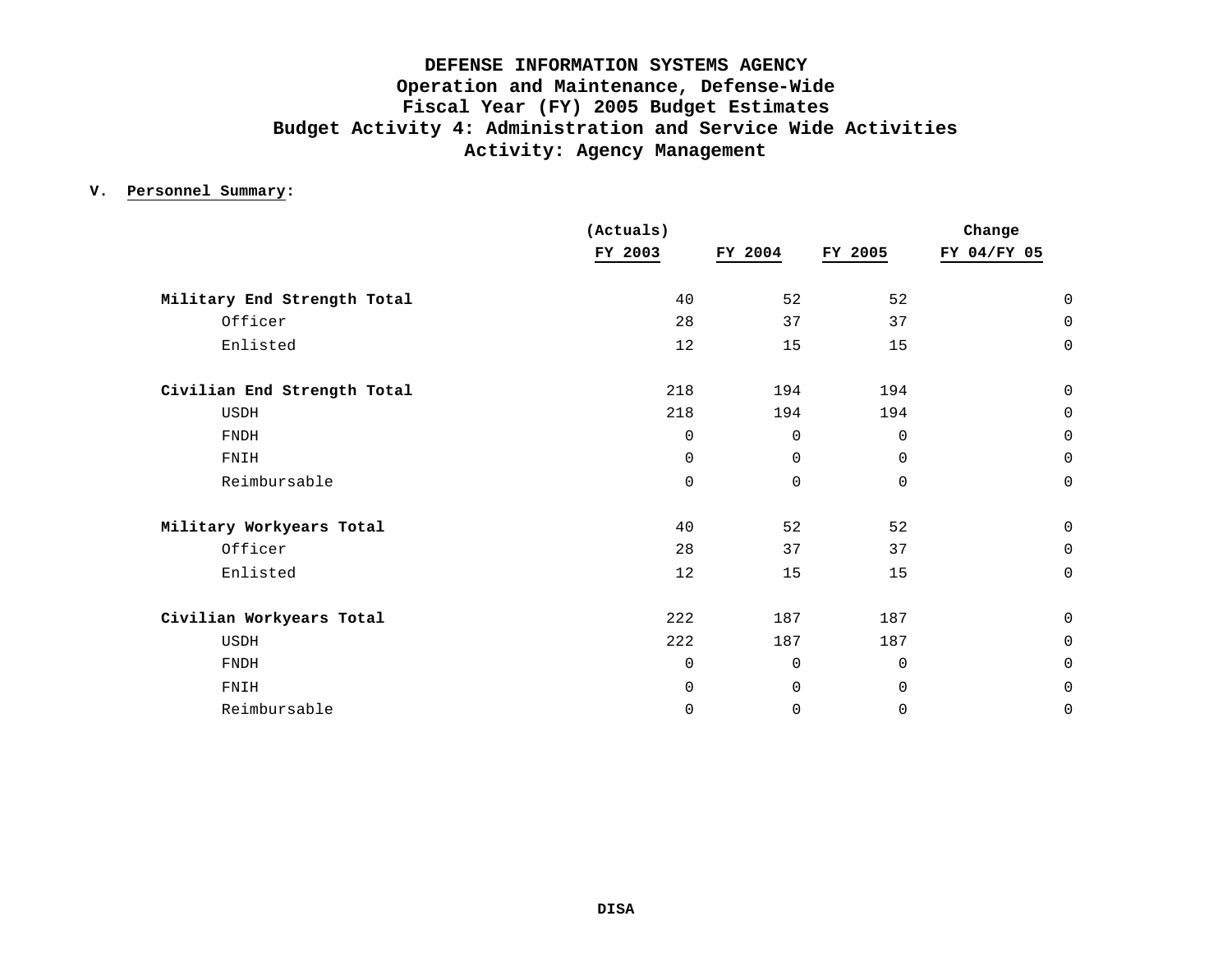# DEFENSE INFORMATION SYSTEMS AGENCY
## Operation and Maintenance, Defense-Wide
## Fiscal Year (FY) 2005 Budget Estimates
## Budget Activity 4: Administration and Service Wide Activities
## Activity: Agency Management

**V. Personnel Summary:**

| | (Actuals) FY 2003 | FY 2004 | FY 2005 | Change FY 04/FY 05 |
|---|---|---|---|---|
| **Military End Strength Total** | 40 | 52 | 52 | 0 |
| Officer | 28 | 37 | 37 | 0 |
| Enlisted | 12 | 15 | 15 | 0 |
| **Civilian End Strength Total** | 218 | 194 | 194 | 0 |
| USDH | 218 | 194 | 194 | 0 |
| FNDH | 0 | 0 | 0 | 0 |
| FNIH | 0 | 0 | 0 | 0 |
| Reimbursable | 0 | 0 | 0 | 0 |
| **Military Workyears Total** | 40 | 52 | 52 | 0 |
| Officer | 28 | 37 | 37 | 0 |
| Enlisted | 12 | 15 | 15 | 0 |
| **Civilian Workyears Total** | 222 | 187 | 187 | 0 |
| USDH | 222 | 187 | 187 | 0 |
| FNDH | 0 | 0 | 0 | 0 |
| FNIH | 0 | 0 | 0 | 0 |
| Reimbursable | 0 | 0 | 0 | 0 |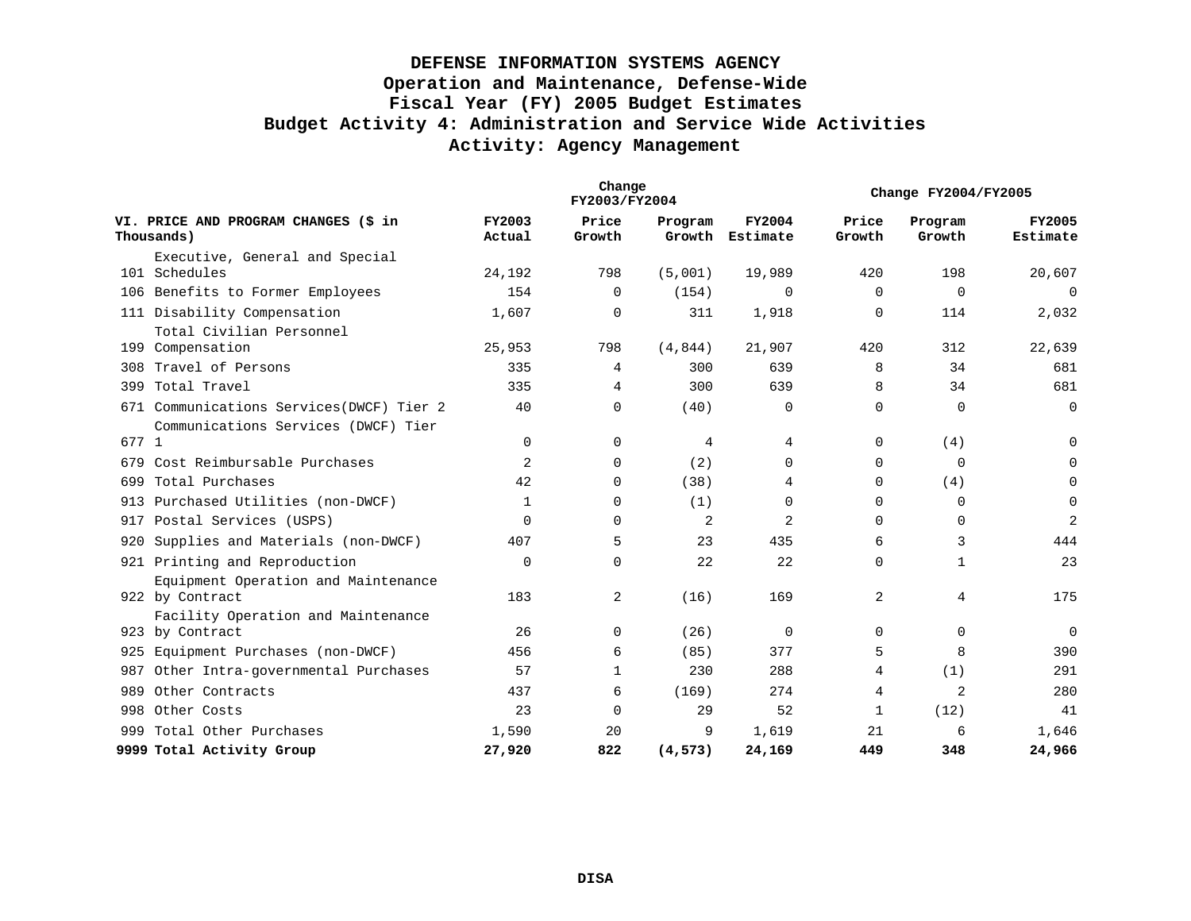# DEFENSE INFORMATION SYSTEMS AGENCY
## Operation and Maintenance, Defense-Wide
## Fiscal Year (FY) 2005 Budget Estimates
## Budget Activity 4: Administration and Service Wide Activities
## Activity: Agency Management

| VI. PRICE AND PROGRAM CHANGES ($ in Thousands) | FY2003 Actual | Change FY2003/FY2004 Price Growth | Change FY2003/FY2004 Program Growth | FY2004 Estimate | Change FY2004/FY2005 Price Growth | Change FY2004/FY2005 Program Growth | FY2005 Estimate |
|---|---|---|---|---|---|---|---|
| 101 Executive, General and Special Schedules | 24,192 | 798 | (5,001) | 19,989 | 420 | 198 | 20,607 |
| 106 Benefits to Former Employees | 154 | 0 | (154) | 0 | 0 | 0 | 0 |
| 111 Disability Compensation | 1,607 | 0 | 311 | 1,918 | 0 | 114 | 2,032 |
| 199 Total Civilian Personnel Compensation | 25,953 | 798 | (4,844) | 21,907 | 420 | 312 | 22,639 |
| 308 Travel of Persons | 335 | 4 | 300 | 639 | 8 | 34 | 681 |
| 399 Total Travel | 335 | 4 | 300 | 639 | 8 | 34 | 681 |
| 671 Communications Services(DWCF) Tier 2 | 40 | 0 | (40) | 0 | 0 | 0 | 0 |
| 677 Communications Services (DWCF) Tier 1 | 0 | 0 | 4 | 4 | 0 | (4) | 0 |
| 679 Cost Reimbursable Purchases | 2 | 0 | (2) | 0 | 0 | 0 | 0 |
| 699 Total Purchases | 42 | 0 | (38) | 4 | 0 | (4) | 0 |
| 913 Purchased Utilities (non-DWCF) | 1 | 0 | (1) | 0 | 0 | 0 | 0 |
| 917 Postal Services (USPS) | 0 | 0 | 2 | 2 | 0 | 0 | 2 |
| 920 Supplies and Materials (non-DWCF) | 407 | 5 | 23 | 435 | 6 | 3 | 444 |
| 921 Printing and Reproduction | 0 | 0 | 22 | 22 | 0 | 1 | 23 |
| 922 Equipment Operation and Maintenance by Contract | 183 | 2 | (16) | 169 | 2 | 4 | 175 |
| 923 Facility Operation and Maintenance by Contract | 26 | 0 | (26) | 0 | 0 | 0 | 0 |
| 925 Equipment Purchases (non-DWCF) | 456 | 6 | (85) | 377 | 5 | 8 | 390 |
| 987 Other Intra-governmental Purchases | 57 | 1 | 230 | 288 | 4 | (1) | 291 |
| 989 Other Contracts | 437 | 6 | (169) | 274 | 4 | 2 | 280 |
| 998 Other Costs | 23 | 0 | 29 | 52 | 1 | (12) | 41 |
| 999 Total Other Purchases | 1,590 | 20 | 9 | 1,619 | 21 | 6 | 1,646 |
| **9999 Total Activity Group** | **27,920** | **822** | **(4,573)** | **24,169** | **449** | **348** | **24,966** |